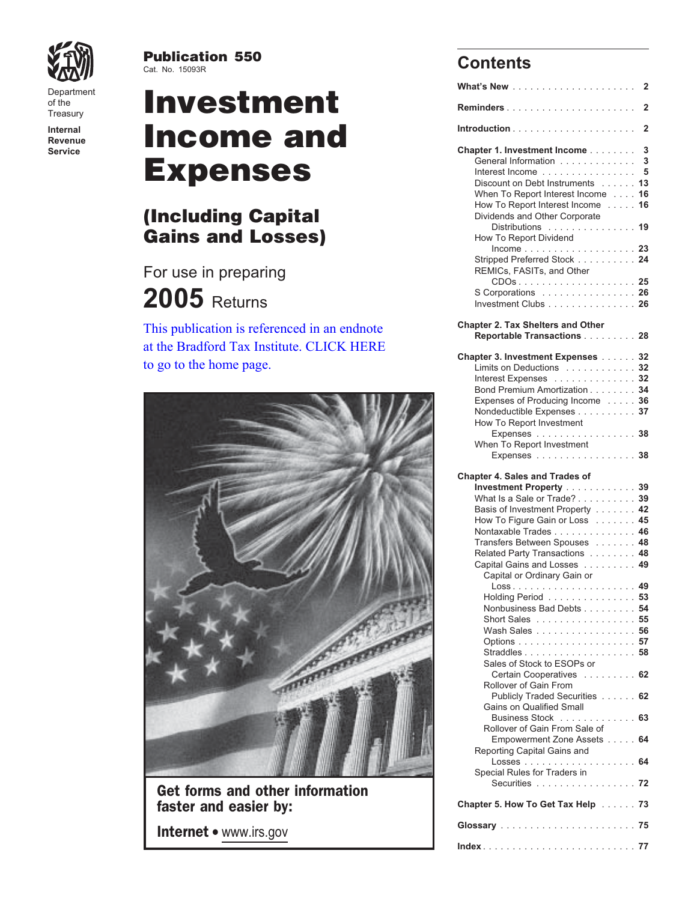Department of the Treasury
**Internal Revenue Service**

**Publication 550**
Cat. No. 15093R

# Investment Income and Expenses

## (Including Capital Gains and Losses)

For use in preparing

**2005** Returns

This publication is referenced in an endnote at the Bradford Tax Institute. CLICK HERE to go to the home page.

**Get forms and other information faster and easier by:**

**Internet** • www.irs.gov

## Contents

| | |
|---|---|
| **What's New** | **2** |
| **Reminders** | **2** |
| **Introduction** | **2** |
| **Chapter 1. Investment Income** | **3** |
| General Information | **3** |
| Interest Income | **5** |
| Discount on Debt Instruments | **13** |
| When To Report Interest Income | **16** |
| How To Report Interest Income | **16** |
| Dividends and Other Corporate Distributions | **19** |
| How To Report Dividend Income | **23** |
| Stripped Preferred Stock | **24** |
| REMICs, FASITs, and Other CDOs | **25** |
| S Corporations | **26** |
| Investment Clubs | **26** |
| **Chapter 2. Tax Shelters and Other Reportable Transactions** | **28** |
| **Chapter 3. Investment Expenses** | **32** |
| Limits on Deductions | **32** |
| Interest Expenses | **32** |
| Bond Premium Amortization | **34** |
| Expenses of Producing Income | **36** |
| Nondeductible Expenses | **37** |
| How To Report Investment Expenses | **38** |
| When To Report Investment Expenses | **38** |
| **Chapter 4. Sales and Trades of Investment Property** | **39** |
| What Is a Sale or Trade? | **39** |
| Basis of Investment Property | **42** |
| How To Figure Gain or Loss | **45** |
| Nontaxable Trades | **46** |
| Transfers Between Spouses | **48** |
| Related Party Transactions | **48** |
| Capital Gains and Losses | **49** |
| Capital or Ordinary Gain or Loss | **49** |
| Holding Period | **53** |
| Nonbusiness Bad Debts | **54** |
| Short Sales | **55** |
| Wash Sales | **56** |
| Options | **57** |
| Straddles | **58** |
| Sales of Stock to ESOPs or Certain Cooperatives | **62** |
| Rollover of Gain From Publicly Traded Securities | **62** |
| Gains on Qualified Small Business Stock | **63** |
| Rollover of Gain From Sale of Empowerment Zone Assets | **64** |
| Reporting Capital Gains and Losses | **64** |
| Special Rules for Traders in Securities | **72** |
| **Chapter 5. How To Get Tax Help** | **73** |
| **Glossary** | **75** |
| **Index** | **77** |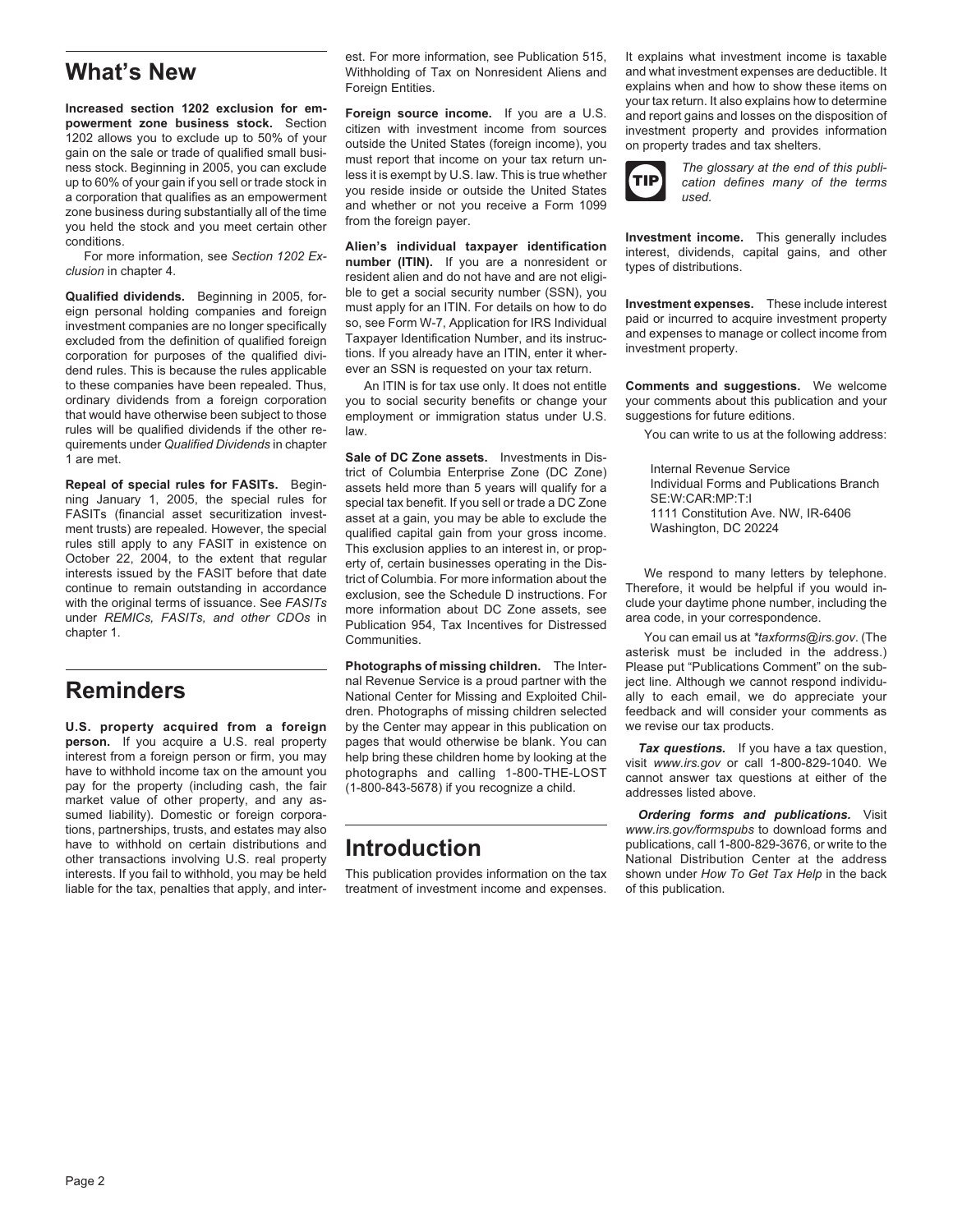## What's New

**Increased section 1202 exclusion for empowerment zone business stock.** Section 1202 allows you to exclude up to 50% of your gain on the sale or trade of qualified small business stock. Beginning in 2005, you can exclude up to 60% of your gain if you sell or trade stock in a corporation that qualifies as an empowerment zone business during substantially all of the time you held the stock and you meet certain other conditions.

For more information, see *Section 1202 Exclusion* in chapter 4.

**Qualified dividends.** Beginning in 2005, foreign personal holding companies and foreign investment companies are no longer specifically excluded from the definition of qualified foreign corporation for purposes of the qualified dividend rules. This is because the rules applicable to these companies have been repealed. Thus, ordinary dividends from a foreign corporation that would have otherwise been subject to those rules will be qualified dividends if the other requirements under *Qualified Dividends* in chapter 1 are met.

**Repeal of special rules for FASITs.** Beginning January 1, 2005, the special rules for FASITs (financial asset securitization investment trusts) are repealed. However, the special rules still apply to any FASIT in existence on October 22, 2004, to the extent that regular interests issued by the FASIT before that date continue to remain outstanding in accordance with the original terms of issuance. See *FASITs* under *REMICs, FASITs, and other CDOs* in chapter 1.

## Reminders

**U.S. property acquired from a foreign person.** If you acquire a U.S. real property interest from a foreign person or firm, you may have to withhold income tax on the amount you pay for the property (including cash, the fair market value of other property, and any assumed liability). Domestic or foreign corporations, partnerships, trusts, and estates may also have to withhold on certain distributions and other transactions involving U.S. real property interests. If you fail to withhold, you may be held liable for the tax, penalties that apply, and interest. For more information, see Publication 515, Withholding of Tax on Nonresident Aliens and Foreign Entities.

**Foreign source income.** If you are a U.S. citizen with investment income from sources outside the United States (foreign income), you must report that income on your tax return unless it is exempt by U.S. law. This is true whether you reside inside or outside the United States and whether or not you receive a Form 1099 from the foreign payer.

**Alien's individual taxpayer identification number (ITIN).** If you are a nonresident or resident alien and do not have and are not eligible to get a social security number (SSN), you must apply for an ITIN. For details on how to do so, see Form W-7, Application for IRS Individual Taxpayer Identification Number, and its instructions. If you already have an ITIN, enter it wherever an SSN is requested on your tax return.

An ITIN is for tax use only. It does not entitle you to social security benefits or change your employment or immigration status under U.S. law.

**Sale of DC Zone assets.** Investments in District of Columbia Enterprise Zone (DC Zone) assets held more than 5 years will qualify for a special tax benefit. If you sell or trade a DC Zone asset at a gain, you may be able to exclude the qualified capital gain from your gross income. This exclusion applies to an interest in, or property of, certain businesses operating in the District of Columbia. For more information about the exclusion, see the Schedule D instructions. For more information about DC Zone assets, see Publication 954, Tax Incentives for Distressed Communities.

**Photographs of missing children.** The Internal Revenue Service is a proud partner with the National Center for Missing and Exploited Children. Photographs of missing children selected by the Center may appear in this publication on pages that would otherwise be blank. You can help bring these children home by looking at the photographs and calling 1-800-THE-LOST (1-800-843-5678) if you recognize a child.

## Introduction

This publication provides information on the tax treatment of investment income and expenses. It explains what investment income is taxable and what investment expenses are deductible. It explains when and how to show these items on your tax return. It also explains how to determine and report gains and losses on the disposition of investment property and provides information on property trades and tax shelters.

**TIP** *The glossary at the end of this publication defines many of the terms used.*

**Investment income.** This generally includes interest, dividends, capital gains, and other types of distributions.

**Investment expenses.** These include interest paid or incurred to acquire investment property and expenses to manage or collect income from investment property.

**Comments and suggestions.** We welcome your comments about this publication and your suggestions for future editions.

You can write to us at the following address:

Internal Revenue Service
Individual Forms and Publications Branch
SE:W:CAR:MP:T:I
1111 Constitution Ave. NW, IR-6406
Washington, DC 20224

We respond to many letters by telephone. Therefore, it would be helpful if you would include your daytime phone number, including the area code, in your correspondence.

You can email us at **taxforms@irs.gov*. (The asterisk must be included in the address.) Please put "Publications Comment" on the subject line. Although we cannot respond individually to each email, we do appreciate your feedback and will consider your comments as we revise our tax products.

***Tax questions.*** If you have a tax question, visit *www.irs.gov* or call 1-800-829-1040. We cannot answer tax questions at either of the addresses listed above.

***Ordering forms and publications.*** Visit *www.irs.gov/formspubs* to download forms and publications, call 1-800-829-3676, or write to the National Distribution Center at the address shown under *How To Get Tax Help* in the back of this publication.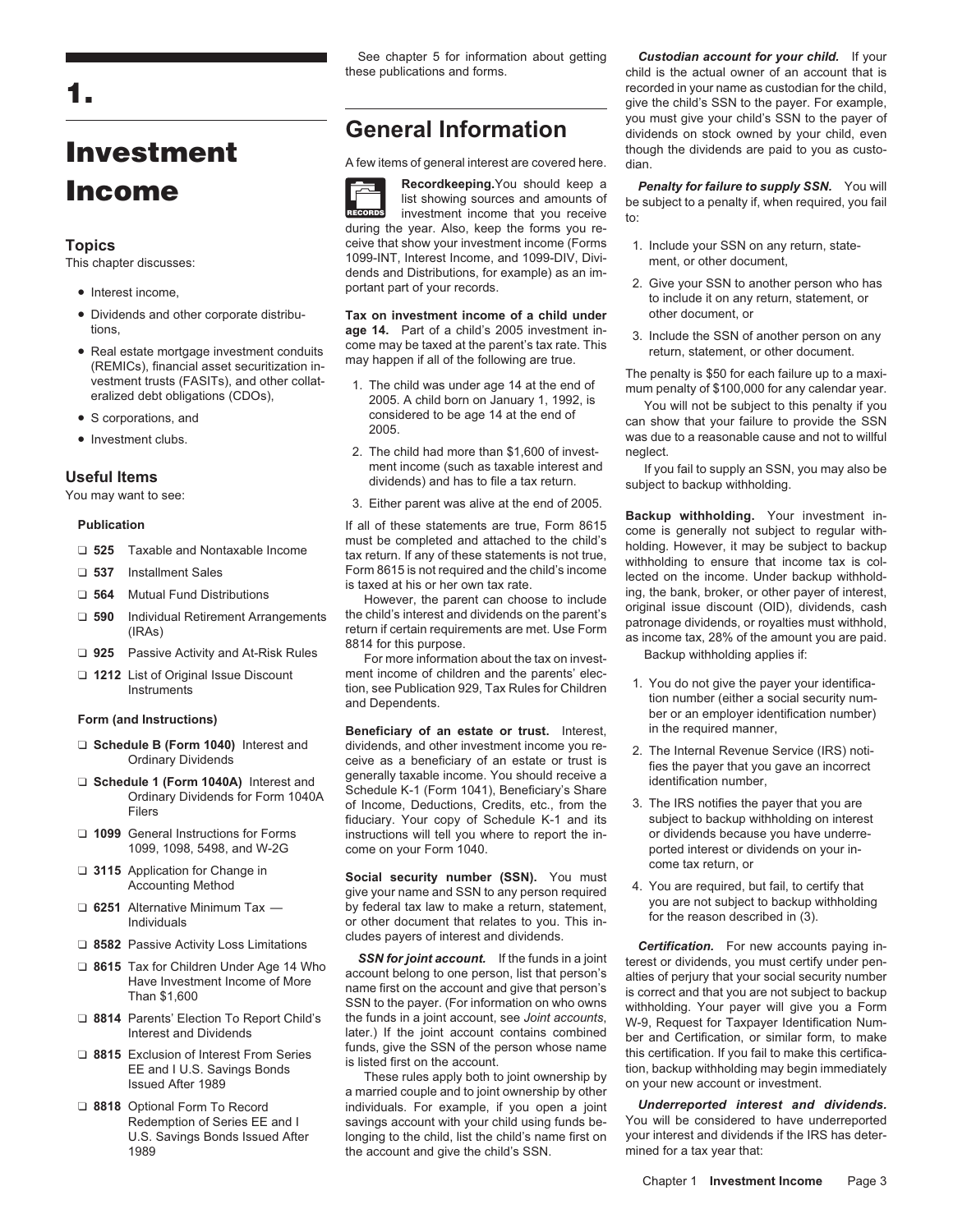# 1.

# Investment Income

## Topics

This chapter discusses:

- Interest income,
- Dividends and other corporate distributions,
- Real estate mortgage investment conduits (REMICs), financial asset securitization investment trusts (FASITs), and other collateralized debt obligations (CDOs),
- S corporations, and
- Investment clubs.

## Useful Items

You may want to see:

**Publication**

- ❑ **525** Taxable and Nontaxable Income
- ❑ **537** Installment Sales
- ❑ **564** Mutual Fund Distributions
- ❑ **590** Individual Retirement Arrangements (IRAs)
- ❑ **925** Passive Activity and At-Risk Rules
- ❑ **1212** List of Original Issue Discount Instruments

**Form (and Instructions)**

- ❑ **Schedule B (Form 1040)** Interest and Ordinary Dividends
- ❑ **Schedule 1 (Form 1040A)** Interest and Ordinary Dividends for Form 1040A Filers
- ❑ **1099** General Instructions for Forms 1099, 1098, 5498, and W-2G
- ❑ **3115** Application for Change in Accounting Method
- ❑ **6251** Alternative Minimum Tax — Individuals
- ❑ **8582** Passive Activity Loss Limitations
- ❑ **8615** Tax for Children Under Age 14 Who Have Investment Income of More Than $1,600
- ❑ **8814** Parents' Election To Report Child's Interest and Dividends
- ❑ **8815** Exclusion of Interest From Series EE and I U.S. Savings Bonds Issued After 1989
- ❑ **8818** Optional Form To Record Redemption of Series EE and I U.S. Savings Bonds Issued After 1989

See chapter 5 for information about getting these publications and forms.

## General Information

A few items of general interest are covered here.

**Recordkeeping.** You should keep a list showing sources and amounts of investment income that you receive during the year. Also, keep the forms you receive that show your investment income (Forms 1099-INT, Interest Income, and 1099-DIV, Dividends and Distributions, for example) as an important part of your records.

**Tax on investment income of a child under age 14.** Part of a child's 2005 investment income may be taxed at the parent's tax rate. This may happen if all of the following are true.

1. The child was under age 14 at the end of 2005. A child born on January 1, 1992, is considered to be age 14 at the end of 2005.
2. The child had more than $1,600 of investment income (such as taxable interest and dividends) and has to file a tax return.
3. Either parent was alive at the end of 2005.

If all of these statements are true, Form 8615 must be completed and attached to the child's tax return. If any of these statements is not true, Form 8615 is not required and the child's income is taxed at his or her own tax rate.

However, the parent can choose to include the child's interest and dividends on the parent's return if certain requirements are met. Use Form 8814 for this purpose.

For more information about the tax on investment income of children and the parents' election, see Publication 929, Tax Rules for Children and Dependents.

**Beneficiary of an estate or trust.** Interest, dividends, and other investment income you receive as a beneficiary of an estate or trust is generally taxable income. You should receive a Schedule K-1 (Form 1041), Beneficiary's Share of Income, Deductions, Credits, etc., from the fiduciary. Your copy of Schedule K-1 and its instructions will tell you where to report the income on your Form 1040.

**Social security number (SSN).** You must give your name and SSN to any person required by federal tax law to make a return, statement, or other document that relates to you. This includes payers of interest and dividends.

***SSN for joint account.*** If the funds in a joint account belong to one person, list that person's name first on the account and give that person's SSN to the payer. (For information on who owns the funds in a joint account, see *Joint accounts*, later.) If the joint account contains combined funds, give the SSN of the person whose name is listed first on the account.

These rules apply both to joint ownership by a married couple and to joint ownership by other individuals. For example, if you open a joint savings account with your child using funds belonging to the child, list the child's name first on the account and give the child's SSN.

***Custodian account for your child.*** If your child is the actual owner of an account that is recorded in your name as custodian for the child, give the child's SSN to the payer. For example, you must give your child's SSN to the payer of dividends on stock owned by your child, even though the dividends are paid to you as custodian.

***Penalty for failure to supply SSN.*** You will be subject to a penalty if, when required, you fail to:

1. Include your SSN on any return, statement, or other document,
2. Give your SSN to another person who has to include it on any return, statement, or other document, or
3. Include the SSN of another person on any return, statement, or other document.

The penalty is $50 for each failure up to a maximum penalty of $100,000 for any calendar year.

You will not be subject to this penalty if you can show that your failure to provide the SSN was due to a reasonable cause and not to willful neglect.

If you fail to supply an SSN, you may also be subject to backup withholding.

**Backup withholding.** Your investment income is generally not subject to regular withholding. However, it may be subject to backup withholding to ensure that income tax is collected on the income. Under backup withholding, the bank, broker, or other payer of interest, original issue discount (OID), dividends, cash patronage dividends, or royalties must withhold, as income tax, 28% of the amount you are paid.

Backup withholding applies if:

1. You do not give the payer your identification number (either a social security number or an employer identification number) in the required manner,
2. The Internal Revenue Service (IRS) notifies the payer that you gave an incorrect identification number,
3. The IRS notifies the payer that you are subject to backup withholding on interest or dividends because you have underreported interest or dividends on your income tax return, or
4. You are required, but fail, to certify that you are not subject to backup withholding for the reason described in (3).

***Certification.*** For new accounts paying interest or dividends, you must certify under penalties of perjury that your social security number is correct and that you are not subject to backup withholding. Your payer will give you a Form W-9, Request for Taxpayer Identification Number and Certification, or similar form, to make this certification. If you fail to make this certification, backup withholding may begin immediately on your new account or investment.

***Underreported interest and dividends.*** You will be considered to have underreported your interest and dividends if the IRS has determined for a tax year that: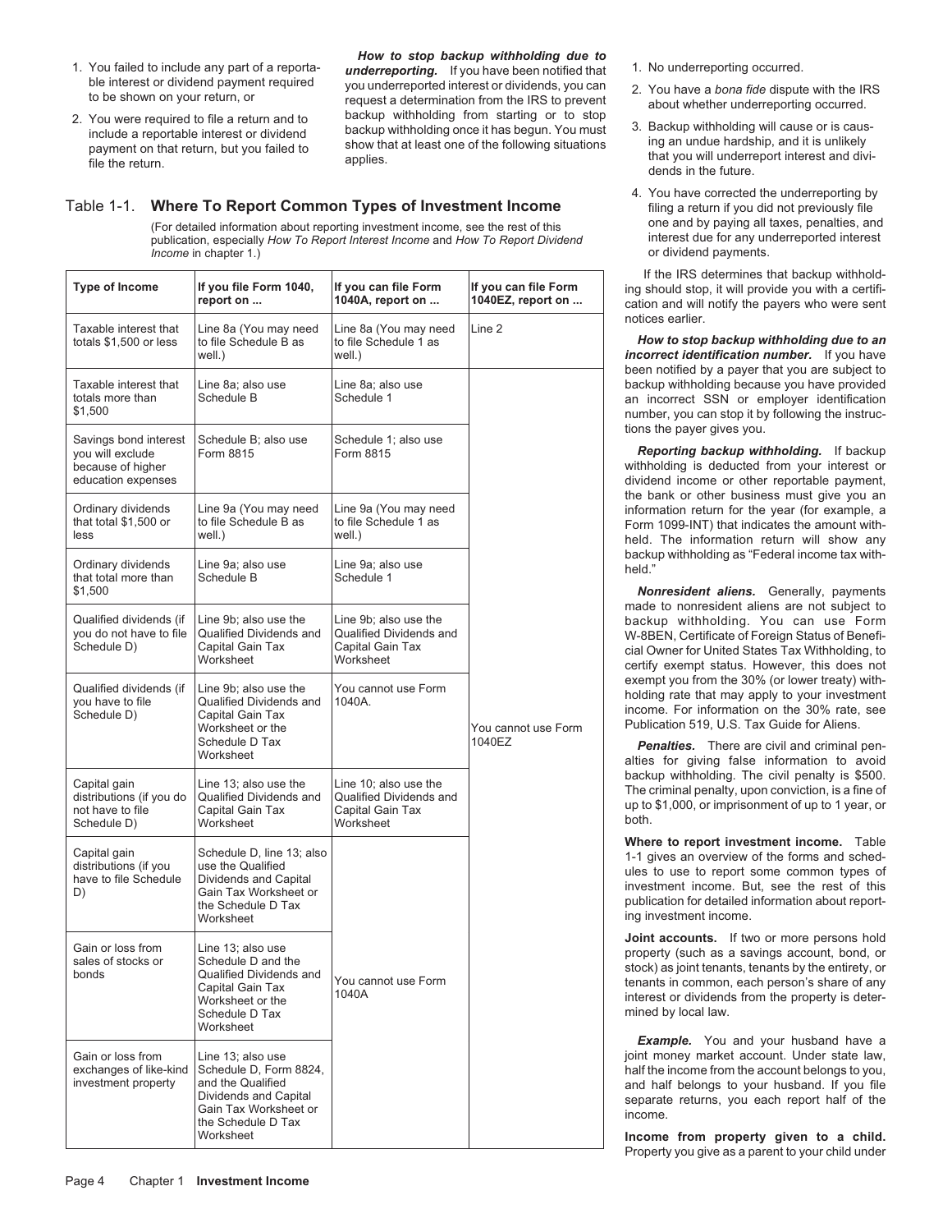1. You failed to include any part of a reportable interest or dividend payment required to be shown on your return, or
2. You were required to file a return and to include a reportable interest or dividend payment on that return, but you failed to file the return.

***How to stop backup withholding due to underreporting.*** If you have been notified that you underreported interest or dividends, you can request a determination from the IRS to prevent backup withholding from starting or to stop backup withholding once it has begun. You must show that at least one of the following situations applies.

1. No underreporting occurred.
2. You have a *bona fide* dispute with the IRS about whether underreporting occurred.
3. Backup withholding will cause or is causing an undue hardship, and it is unlikely that you will underreport interest and dividends in the future.
4. You have corrected the underreporting by filing a return if you did not previously file one and by paying all taxes, penalties, and interest due for any underreported interest or dividend payments.

If the IRS determines that backup withholding should stop, it will provide you with a certification and will notify the payers who were sent notices earlier.

***How to stop backup withholding due to an incorrect identification number.*** If you have been notified by a payer that you are subject to backup withholding because you have provided an incorrect SSN or employer identification number, you can stop it by following the instructions the payer gives you.

***Reporting backup withholding.*** If backup withholding is deducted from your interest or dividend income or other reportable payment, the bank or other business must give you an information return for the year (for example, a Form 1099-INT) that indicates the amount withheld. The information return will show any backup withholding as "Federal income tax withheld."

***Nonresident aliens.*** Generally, payments made to nonresident aliens are not subject to backup withholding. You can use Form W-8BEN, Certificate of Foreign Status of Beneficial Owner for United States Tax Withholding, to certify exempt status. However, this does not exempt you from the 30% (or lower treaty) withholding rate that may apply to your investment income. For information on the 30% rate, see Publication 519, U.S. Tax Guide for Aliens.

***Penalties.*** There are civil and criminal penalties for giving false information to avoid backup withholding. The civil penalty is $500. The criminal penalty, upon conviction, is a fine of up to $1,000, or imprisonment of up to 1 year, or both.

**Where to report investment income.** Table 1-1 gives an overview of the forms and schedules to use to report some common types of investment income. But, see the rest of this publication for detailed information about reporting investment income.

**Joint accounts.** If two or more persons hold property (such as a savings account, bond, or stock) as joint tenants, tenants by the entirety, or tenants in common, each person's share of any interest or dividends from the property is determined by local law.

***Example.*** You and your husband have a joint money market account. Under state law, half the income from the account belongs to you, and half belongs to your husband. If you file separate returns, you each report half of the income.

**Income from property given to a child.** Property you give as a parent to your child under

### Table 1-1. Where To Report Common Types of Investment Income

(For detailed information about reporting investment income, see the rest of this publication, especially *How To Report Interest Income* and *How To Report Dividend Income* in chapter 1.)

| Type of Income | If you file Form 1040, report on ... | If you can file Form 1040A, report on ... | If you can file Form 1040EZ, report on ... |
|---|---|---|---|
| Taxable interest that totals $1,500 or less | Line 8a (You may need to file Schedule B as well.) | Line 8a (You may need to file Schedule 1 as well.) | Line 2 |
| Taxable interest that totals more than $1,500 | Line 8a; also use Schedule B | Line 8a; also use Schedule 1 | You cannot use Form 1040EZ |
| Savings bond interest you will exclude because of higher education expenses | Schedule B; also use Form 8815 | Schedule 1; also use Form 8815 | |
| Ordinary dividends that total $1,500 or less | Line 9a (You may need to file Schedule B as well.) | Line 9a (You may need to file Schedule 1 as well.) | |
| Ordinary dividends that total more than $1,500 | Line 9a; also use Schedule B | Line 9a; also use Schedule 1 | |
| Qualified dividends (if you do not have to file Schedule D) | Line 9b; also use the Qualified Dividends and Capital Gain Tax Worksheet | Line 9b; also use the Qualified Dividends and Capital Gain Tax Worksheet | |
| Qualified dividends (if you have to file Schedule D) | Line 9b; also use the Qualified Dividends and Capital Gain Tax Worksheet or the Schedule D Tax Worksheet | You cannot use Form 1040A. | |
| Capital gain distributions (if you do not have to file Schedule D) | Line 13; also use the Qualified Dividends and Capital Gain Tax Worksheet | Line 10; also use the Qualified Dividends and Capital Gain Tax Worksheet | |
| Capital gain distributions (if you have to file Schedule D) | Schedule D, line 13; also use the Qualified Dividends and Capital Gain Tax Worksheet or the Schedule D Tax Worksheet | You cannot use Form 1040A | |
| Gain or loss from sales of stocks or bonds | Line 13; also use Schedule D and the Qualified Dividends and Capital Gain Tax Worksheet or the Schedule D Tax Worksheet | | |
| Gain or loss from exchanges of like-kind investment property | Line 13; also use Schedule D, Form 8824, and the Qualified Dividends and Capital Gain Tax Worksheet or the Schedule D Tax Worksheet | | |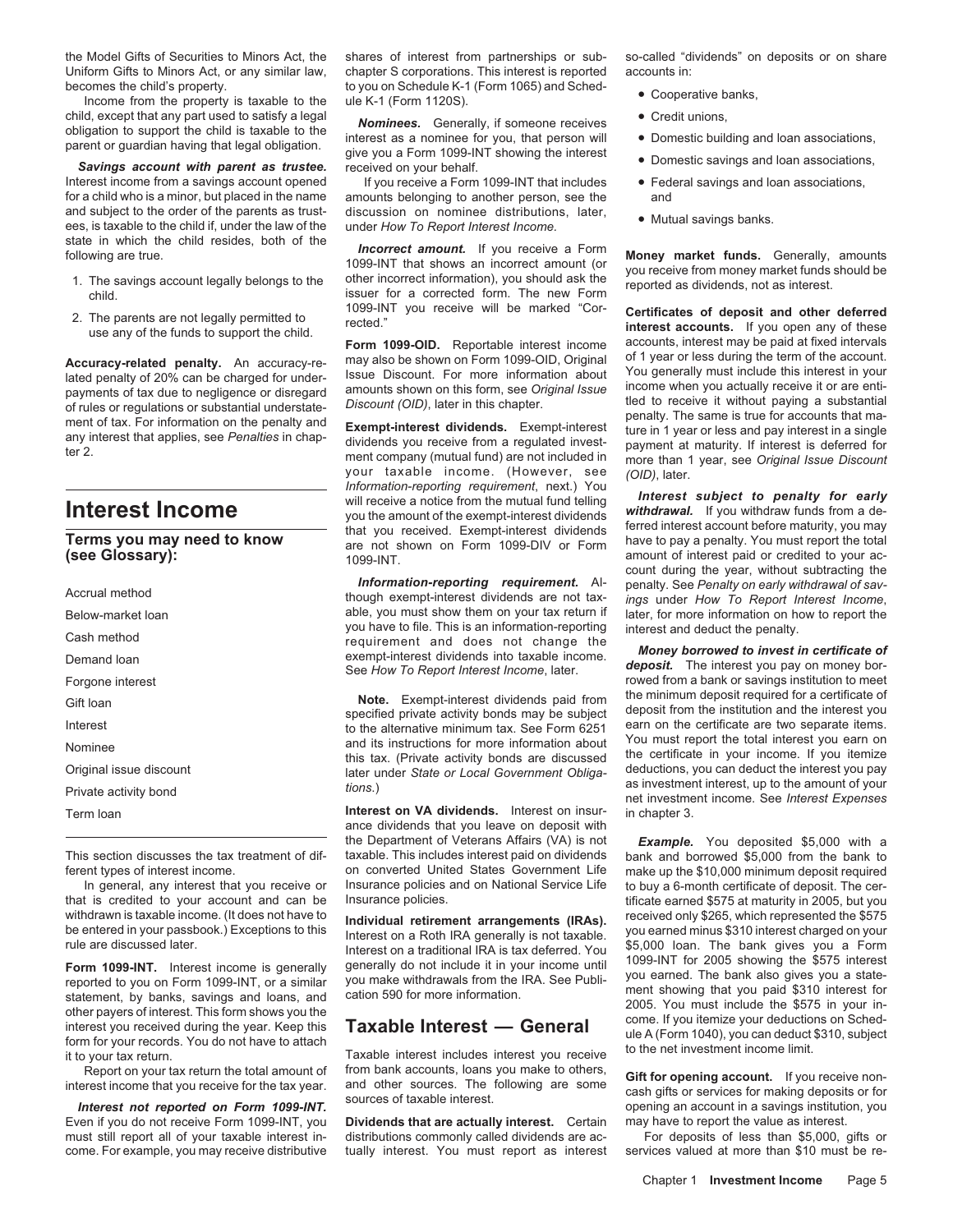the Model Gifts of Securities to Minors Act, the Uniform Gifts to Minors Act, or any similar law, becomes the child's property.

Income from the property is taxable to the child, except that any part used to satisfy a legal obligation to support the child is taxable to the parent or guardian having that legal obligation.

***Savings account with parent as trustee.*** Interest income from a savings account opened for a child who is a minor, but placed in the name and subject to the order of the parents as trustees, is taxable to the child if, under the law of the state in which the child resides, both of the following are true.

1. The savings account legally belongs to the child.
2. The parents are not legally permitted to use any of the funds to support the child.

**Accuracy-related penalty.** An accuracy-related penalty of 20% can be charged for underpayments of tax due to negligence or disregard of rules or regulations or substantial understatement of tax. For information on the penalty and any interest that applies, see *Penalties* in chapter 2.

# Interest Income

## Terms you may need to know (see Glossary):

Accrual method

Below-market loan

Cash method

Demand loan

Forgone interest

Gift loan

Interest

Nominee

Original issue discount

Private activity bond

Term loan

This section discusses the tax treatment of different types of interest income.

In general, any interest that you receive or that is credited to your account and can be withdrawn is taxable income. (It does not have to be entered in your passbook.) Exceptions to this rule are discussed later.

**Form 1099-INT.** Interest income is generally reported to you on Form 1099-INT, or a similar statement, by banks, savings and loans, and other payers of interest. This form shows you the interest you received during the year. Keep this form for your records. You do not have to attach it to your tax return.

Report on your tax return the total amount of interest income that you receive for the tax year.

***Interest not reported on Form 1099-INT.*** Even if you do not receive Form 1099-INT, you must still report all of your taxable interest income. For example, you may receive distributive shares of interest from partnerships or subchapter S corporations. This interest is reported to you on Schedule K-1 (Form 1065) and Schedule K-1 (Form 1120S).

***Nominees.*** Generally, if someone receives interest as a nominee for you, that person will give you a Form 1099-INT showing the interest received on your behalf.

If you receive a Form 1099-INT that includes amounts belonging to another person, see the discussion on nominee distributions, later, under *How To Report Interest Income.*

***Incorrect amount.*** If you receive a Form 1099-INT that shows an incorrect amount (or other incorrect information), you should ask the issuer for a corrected form. The new Form 1099-INT you receive will be marked "Corrected."

**Form 1099-OID.** Reportable interest income may also be shown on Form 1099-OID, Original Issue Discount. For more information about amounts shown on this form, see *Original Issue Discount (OID)*, later in this chapter.

**Exempt-interest dividends.** Exempt-interest dividends you receive from a regulated investment company (mutual fund) are not included in your taxable income. (However, see *Information-reporting requirement*, next.) You will receive a notice from the mutual fund telling you the amount of the exempt-interest dividends that you received. Exempt-interest dividends are not shown on Form 1099-DIV or Form 1099-INT.

***Information-reporting requirement.*** Although exempt-interest dividends are not taxable, you must show them on your tax return if you have to file. This is an information-reporting requirement and does not change the exempt-interest dividends into taxable income. See *How To Report Interest Income*, later.

**Note.** Exempt-interest dividends paid from specified private activity bonds may be subject to the alternative minimum tax. See Form 6251 and its instructions for more information about this tax. (Private activity bonds are discussed later under *State or Local Government Obligations.*)

**Interest on VA dividends.** Interest on insurance dividends that you leave on deposit with the Department of Veterans Affairs (VA) is not taxable. This includes interest paid on dividends on converted United States Government Life Insurance policies and on National Service Life Insurance policies.

**Individual retirement arrangements (IRAs).** Interest on a Roth IRA generally is not taxable. Interest on a traditional IRA is tax deferred. You generally do not include it in your income until you make withdrawals from the IRA. See Publication 590 for more information.

# Taxable Interest — General

Taxable interest includes interest you receive from bank accounts, loans you make to others, and other sources. The following are some sources of taxable interest.

**Dividends that are actually interest.** Certain distributions commonly called dividends are actually interest. You must report as interest so-called "dividends" on deposits or on share accounts in:

- Cooperative banks,
- Credit unions,
- Domestic building and loan associations,
- Domestic savings and loan associations,
- Federal savings and loan associations, and
- Mutual savings banks.

**Money market funds.** Generally, amounts you receive from money market funds should be reported as dividends, not as interest.

**Certificates of deposit and other deferred interest accounts.** If you open any of these accounts, interest may be paid at fixed intervals of 1 year or less during the term of the account. You generally must include this interest in your income when you actually receive it or are entitled to receive it without paying a substantial penalty. The same is true for accounts that mature in 1 year or less and pay interest in a single payment at maturity. If interest is deferred for more than 1 year, see *Original Issue Discount (OID)*, later.

***Interest subject to penalty for early withdrawal.*** If you withdraw funds from a deferred interest account before maturity, you may have to pay a penalty. You must report the total amount of interest paid or credited to your account during the year, without subtracting the penalty. See *Penalty on early withdrawal of savings* under *How To Report Interest Income*, later, for more information on how to report the interest and deduct the penalty.

***Money borrowed to invest in certificate of deposit.*** The interest you pay on money borrowed from a bank or savings institution to meet the minimum deposit required for a certificate of deposit from the institution and the interest you earn on the certificate are two separate items. You must report the total interest you earn on the certificate in your income. If you itemize deductions, you can deduct the interest you pay as investment interest, up to the amount of your net investment income. See *Interest Expenses* in chapter 3.

***Example.*** You deposited $5,000 with a bank and borrowed $5,000 from the bank to make up the $10,000 minimum deposit required to buy a 6-month certificate of deposit. The certificate earned $575 at maturity in 2005, but you received only $265, which represented the $575 you earned minus $310 interest charged on your $5,000 loan. The bank gives you a Form 1099-INT for 2005 showing the $575 interest you earned. The bank also gives you a statement showing that you paid $310 interest for 2005. You must include the $575 in your income. If you itemize your deductions on Schedule A (Form 1040), you can deduct $310, subject to the net investment income limit.

**Gift for opening account.** If you receive noncash gifts or services for making deposits or for opening an account in a savings institution, you may have to report the value as interest.

For deposits of less than $5,000, gifts or services valued at more than $10 must be re-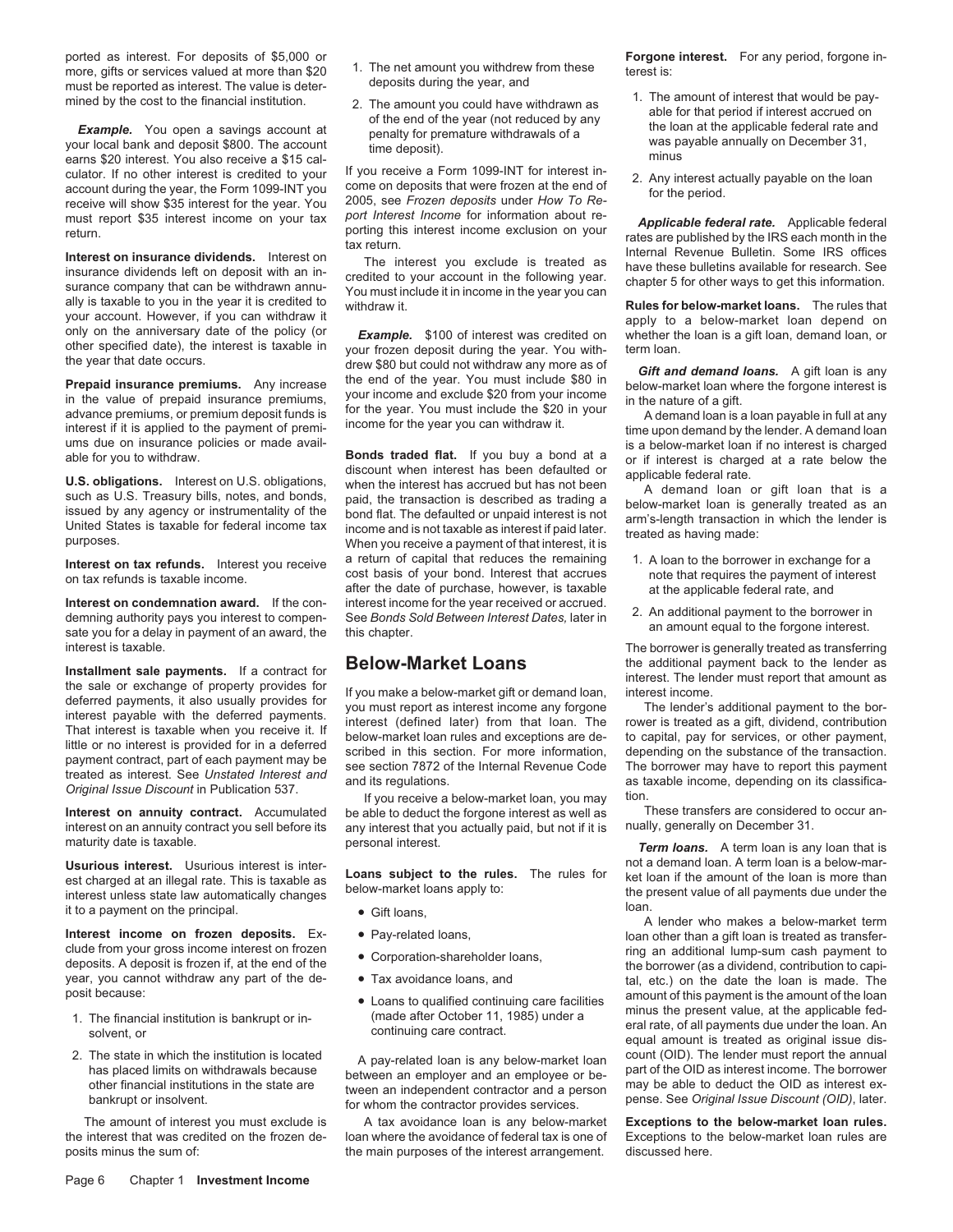ported as interest. For deposits of $5,000 or more, gifts or services valued at more than $20 must be reported as interest. The value is determined by the cost to the financial institution.

***Example.*** You open a savings account at your local bank and deposit $800. The account earns $20 interest. You also receive a $15 calculator. If no other interest is credited to your account during the year, the Form 1099-INT you receive will show $35 interest for the year. You must report $35 interest income on your tax return.

**Interest on insurance dividends.** Interest on insurance dividends left on deposit with an insurance company that can be withdrawn annually is taxable to you in the year it is credited to your account. However, if you can withdraw it only on the anniversary date of the policy (or other specified date), the interest is taxable in the year that date occurs.

**Prepaid insurance premiums.** Any increase in the value of prepaid insurance premiums, advance premiums, or premium deposit funds is interest if it is applied to the payment of premiums due on insurance policies or made available for you to withdraw.

**U.S. obligations.** Interest on U.S. obligations, such as U.S. Treasury bills, notes, and bonds, issued by any agency or instrumentality of the United States is taxable for federal income tax purposes.

**Interest on tax refunds.** Interest you receive on tax refunds is taxable income.

**Interest on condemnation award.** If the condemning authority pays you interest to compensate you for a delay in payment of an award, the interest is taxable.

**Installment sale payments.** If a contract for the sale or exchange of property provides for deferred payments, it also usually provides for interest payable with the deferred payments. That interest is taxable when you receive it. If little or no interest is provided for in a deferred payment contract, part of each payment may be treated as interest. See *Unstated Interest and Original Issue Discount* in Publication 537.

**Interest on annuity contract.** Accumulated interest on an annuity contract you sell before its maturity date is taxable.

**Usurious interest.** Usurious interest is interest charged at an illegal rate. This is taxable as interest unless state law automatically changes it to a payment on the principal.

**Interest income on frozen deposits.** Exclude from your gross income interest on frozen deposits. A deposit is frozen if, at the end of the year, you cannot withdraw any part of the deposit because:

1. The financial institution is bankrupt or insolvent, or
2. The state in which the institution is located has placed limits on withdrawals because other financial institutions in the state are bankrupt or insolvent.

The amount of interest you must exclude is the interest that was credited on the frozen deposits minus the sum of:

1. The net amount you withdrew from these deposits during the year, and
2. The amount you could have withdrawn as of the end of the year (not reduced by any penalty for premature withdrawals of a time deposit).

If you receive a Form 1099-INT for interest income on deposits that were frozen at the end of 2005, see *Frozen deposits* under *How To Report Interest Income* for information about reporting this interest income exclusion on your tax return.

The interest you exclude is treated as credited to your account in the following year. You must include it in income in the year you can withdraw it.

***Example.*** $100 of interest was credited on your frozen deposit during the year. You withdrew $80 but could not withdraw any more as of the end of the year. You must include $80 in your income and exclude $20 from your income for the year. You must include the $20 in your income for the year you can withdraw it.

**Bonds traded flat.** If you buy a bond at a discount when interest has been defaulted or when the interest has accrued but has not been paid, the transaction is described as trading a bond flat. The defaulted or unpaid interest is not income and is not taxable as interest if paid later. When you receive a payment of that interest, it is a return of capital that reduces the remaining cost basis of your bond. Interest that accrues after the date of purchase, however, is taxable interest income for the year received or accrued. See *Bonds Sold Between Interest Dates,* later in this chapter.

## Below-Market Loans

If you make a below-market gift or demand loan, you must report as interest income any forgone interest (defined later) from that loan. The below-market loan rules and exceptions are described in this section. For more information, see section 7872 of the Internal Revenue Code and its regulations.

If you receive a below-market loan, you may be able to deduct the forgone interest as well as any interest that you actually paid, but not if it is personal interest.

**Loans subject to the rules.** The rules for below-market loans apply to:

- Gift loans,
- Pay-related loans,
- Corporation-shareholder loans,
- Tax avoidance loans, and
- Loans to qualified continuing care facilities (made after October 11, 1985) under a continuing care contract.

A pay-related loan is any below-market loan between an employer and an employee or between an independent contractor and a person for whom the contractor provides services.

A tax avoidance loan is any below-market loan where the avoidance of federal tax is one of the main purposes of the interest arrangement.

**Forgone interest.** For any period, forgone interest is:

1. The amount of interest that would be payable for that period if interest accrued on the loan at the applicable federal rate and was payable annually on December 31, minus
2. Any interest actually payable on the loan for the period.

***Applicable federal rate.*** Applicable federal rates are published by the IRS each month in the Internal Revenue Bulletin. Some IRS offices have these bulletins available for research. See chapter 5 for other ways to get this information.

**Rules for below-market loans.** The rules that apply to a below-market loan depend on whether the loan is a gift loan, demand loan, or term loan.

***Gift and demand loans.*** A gift loan is any below-market loan where the forgone interest is in the nature of a gift.

A demand loan is a loan payable in full at any time upon demand by the lender. A demand loan is a below-market loan if no interest is charged or if interest is charged at a rate below the applicable federal rate.

A demand loan or gift loan that is a below-market loan is generally treated as an arm's-length transaction in which the lender is treated as having made:

1. A loan to the borrower in exchange for a note that requires the payment of interest at the applicable federal rate, and
2. An additional payment to the borrower in an amount equal to the forgone interest.

The borrower is generally treated as transferring the additional payment back to the lender as interest. The lender must report that amount as interest income.

The lender's additional payment to the borrower is treated as a gift, dividend, contribution to capital, pay for services, or other payment, depending on the substance of the transaction. The borrower may have to report this payment as taxable income, depending on its classification.

These transfers are considered to occur annually, generally on December 31.

***Term loans.*** A term loan is any loan that is not a demand loan. A term loan is a below-market loan if the amount of the loan is more than the present value of all payments due under the loan.

A lender who makes a below-market term loan other than a gift loan is treated as transferring an additional lump-sum cash payment to the borrower (as a dividend, contribution to capital, etc.) on the date the loan is made. The amount of this payment is the amount of the loan minus the present value, at the applicable federal rate, of all payments due under the loan. An equal amount is treated as original issue discount (OID). The lender must report the annual part of the OID as interest income. The borrower may be able to deduct the OID as interest expense. See *Original Issue Discount (OID)*, later.

**Exceptions to the below-market loan rules.** Exceptions to the below-market loan rules are discussed here.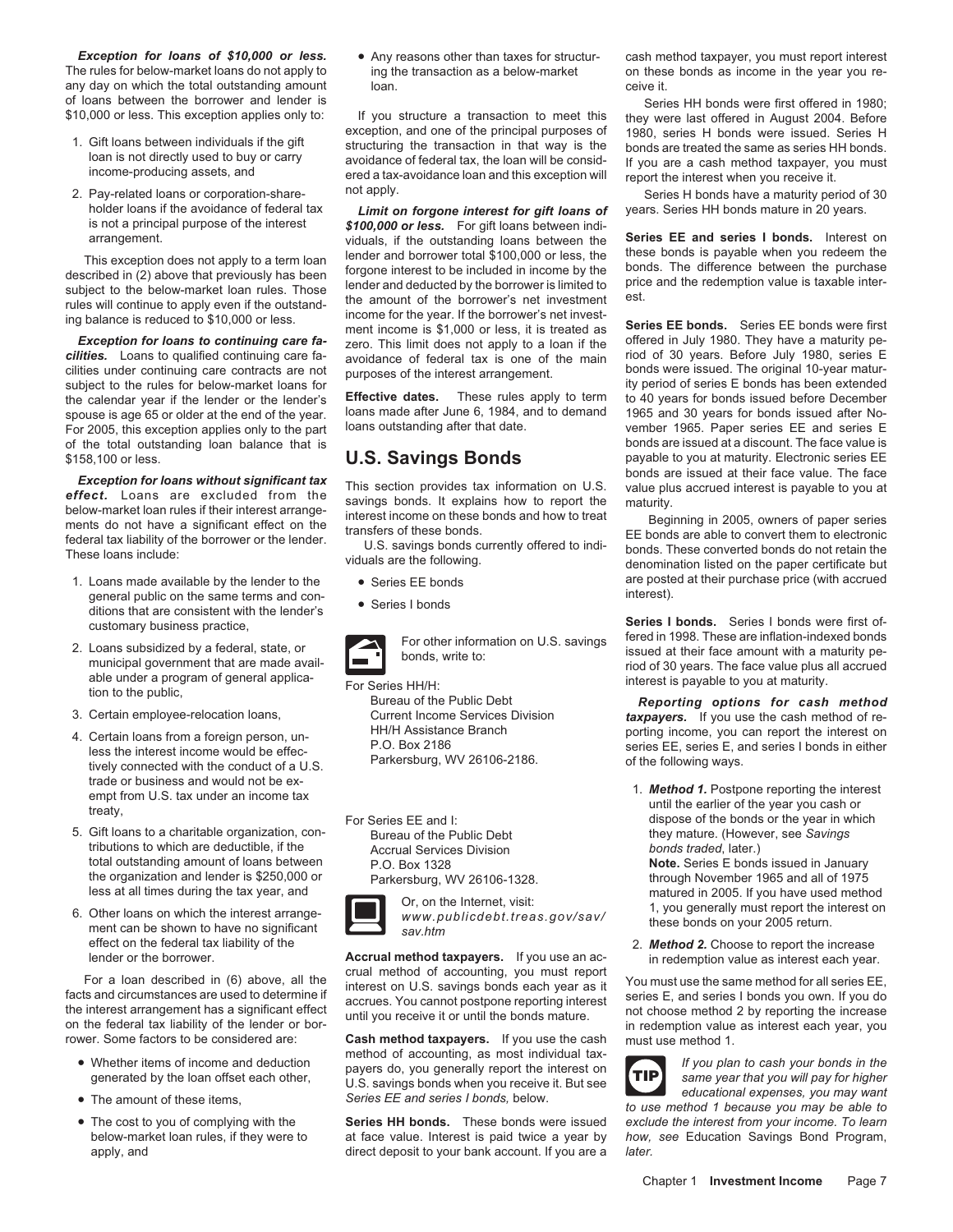***Exception for loans of $10,000 or less.*** The rules for below-market loans do not apply to any day on which the total outstanding amount of loans between the borrower and lender is $10,000 or less. This exception applies only to:

1. Gift loans between individuals if the gift loan is not directly used to buy or carry income-producing assets, and
2. Pay-related loans or corporation-shareholder loans if the avoidance of federal tax is not a principal purpose of the interest arrangement.

This exception does not apply to a term loan described in (2) above that previously has been subject to the below-market loan rules. Those rules will continue to apply even if the outstanding balance is reduced to $10,000 or less.

***Exception for loans to continuing care facilities.*** Loans to qualified continuing care facilities under continuing care contracts are not subject to the rules for below-market loans for the calendar year if the lender or the lender's spouse is age 65 or older at the end of the year. For 2005, this exception applies only to the part of the total outstanding loan balance that is $158,100 or less.

***Exception for loans without significant tax effect.*** Loans are excluded from the below-market loan rules if their interest arrangements do not have a significant effect on the federal tax liability of the borrower or the lender. These loans include:

1. Loans made available by the lender to the general public on the same terms and conditions that are consistent with the lender's customary business practice,
2. Loans subsidized by a federal, state, or municipal government that are made available under a program of general application to the public,
3. Certain employee-relocation loans,
4. Certain loans from a foreign person, unless the interest income would be effectively connected with the conduct of a U.S. trade or business and would not be exempt from U.S. tax under an income tax treaty,
5. Gift loans to a charitable organization, contributions to which are deductible, if the total outstanding amount of loans between the organization and lender is $250,000 or less at all times during the tax year, and
6. Other loans on which the interest arrangement can be shown to have no significant effect on the federal tax liability of the lender or the borrower.

For a loan described in (6) above, all the facts and circumstances are used to determine if the interest arrangement has a significant effect on the federal tax liability of the lender or borrower. Some factors to be considered are:

- Whether items of income and deduction generated by the loan offset each other,
- The amount of these items,
- The cost to you of complying with the below-market loan rules, if they were to apply, and
- Any reasons other than taxes for structuring the transaction as a below-market loan.

If you structure a transaction to meet this exception, and one of the principal purposes of structuring the transaction in that way is the avoidance of federal tax, the loan will be considered a tax-avoidance loan and this exception will not apply.

***Limit on forgone interest for gift loans of $100,000 or less.*** For gift loans between individuals, if the outstanding loans between the lender and borrower total $100,000 or less, the forgone interest to be included in income by the lender and deducted by the borrower is limited to the amount of the borrower's net investment income for the year. If the borrower's net investment income is $1,000 or less, it is treated as zero. This limit does not apply to a loan if the avoidance of federal tax is one of the main purposes of the interest arrangement.

**Effective dates.** These rules apply to term loans made after June 6, 1984, and to demand loans outstanding after that date.

## U.S. Savings Bonds

This section provides tax information on U.S. savings bonds. It explains how to report the interest income on these bonds and how to treat transfers of these bonds.

U.S. savings bonds currently offered to individuals are the following.

- Series EE bonds
- Series I bonds

For other information on U.S. savings bonds, write to:

For Series HH/H:
Bureau of the Public Debt
Current Income Services Division
HH/H Assistance Branch
P.O. Box 2186
Parkersburg, WV 26106-2186.

For Series EE and I:
Bureau of the Public Debt
Accrual Services Division
P.O. Box 1328
Parkersburg, WV 26106-1328.

Or, on the Internet, visit: *www.publicdebt.treas.gov/sav/sav.htm*

**Accrual method taxpayers.** If you use an accrual method of accounting, you must report interest on U.S. savings bonds each year as it accrues. You cannot postpone reporting interest until you receive it or until the bonds mature.

**Cash method taxpayers.** If you use the cash method of accounting, as most individual taxpayers do, you generally report the interest on U.S. savings bonds when you receive it. But see *Series EE and series I bonds,* below.

**Series HH bonds.** These bonds were issued at face value. Interest is paid twice a year by direct deposit to your bank account. If you are a cash method taxpayer, you must report interest on these bonds as income in the year you receive it.

Series HH bonds were first offered in 1980; they were last offered in August 2004. Before 1980, series H bonds were issued. Series H bonds are treated the same as series HH bonds. If you are a cash method taxpayer, you must report the interest when you receive it.

Series H bonds have a maturity period of 30 years. Series HH bonds mature in 20 years.

**Series EE and series I bonds.** Interest on these bonds is payable when you redeem the bonds. The difference between the purchase price and the redemption value is taxable interest.

**Series EE bonds.** Series EE bonds were first offered in July 1980. They have a maturity period of 30 years. Before July 1980, series E bonds were issued. The original 10-year maturity period of series E bonds has been extended to 40 years for bonds issued before December 1965 and 30 years for bonds issued after November 1965. Paper series EE and series E bonds are issued at a discount. The face value is payable to you at maturity. Electronic series EE bonds are issued at their face value. The face value plus accrued interest is payable to you at maturity.

Beginning in 2005, owners of paper series EE bonds are able to convert them to electronic bonds. These converted bonds do not retain the denomination listed on the paper certificate but are posted at their purchase price (with accrued interest).

**Series I bonds.** Series I bonds were first offered in 1998. These are inflation-indexed bonds issued at their face amount with a maturity period of 30 years. The face value plus all accrued interest is payable to you at maturity.

***Reporting options for cash method taxpayers.*** If you use the cash method of reporting income, you can report the interest on series EE, series E, and series I bonds in either of the following ways.

1. ***Method 1.*** Postpone reporting the interest until the earlier of the year you cash or dispose of the bonds or the year in which they mature. (However, see *Savings bonds traded,* later.)
   **Note.** Series E bonds issued in January through November 1965 and all of 1975 matured in 2005. If you have used method 1, you generally must report the interest on these bonds on your 2005 return.
2. ***Method 2.*** Choose to report the increase in redemption value as interest each year.

You must use the same method for all series EE, series E, and series I bonds you own. If you do not choose method 2 by reporting the increase in redemption value as interest each year, you must use method 1.

TIP: *If you plan to cash your bonds in the same year that you will pay for higher educational expenses, you may want to use method 1 because you may be able to exclude the interest from your income. To learn how, see* Education Savings Bond Program, *later.*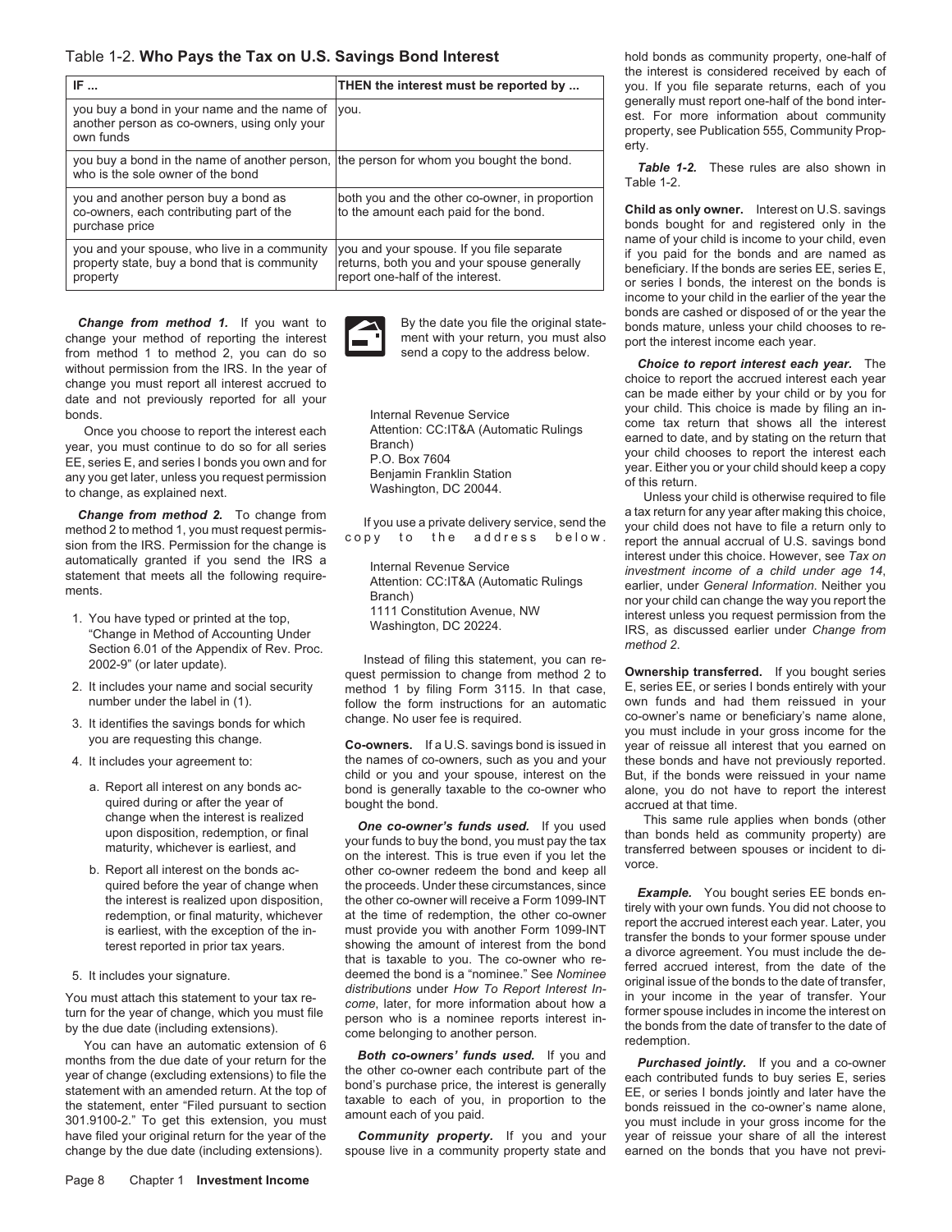Table 1-2. **Who Pays the Tax on U.S. Savings Bond Interest**

| IF ... | THEN the interest must be reported by ... |
| --- | --- |
| you buy a bond in your name and the name of another person as co-owners, using only your own funds | you. |
| you buy a bond in the name of another person, who is the sole owner of the bond | the person for whom you bought the bond. |
| you and another person buy a bond as co-owners, each contributing part of the purchase price | both you and the other co-owner, in proportion to the amount each paid for the bond. |
| you and your spouse, who live in a community property state, buy a bond that is community property | you and your spouse. If you file separate returns, both you and your spouse generally report one-half of the interest. |

***Change from method 1.*** If you want to change your method of reporting the interest from method 1 to method 2, you can do so without permission from the IRS. In the year of change you must report all interest accrued to date and not previously reported for all your bonds.

Once you choose to report the interest each year, you must continue to do so for all series EE, series E, and series I bonds you own and for any you get later, unless you request permission to change, as explained next.

***Change from method 2.*** To change from method 2 to method 1, you must request permission from the IRS. Permission for the change is automatically granted if you send the IRS a statement that meets all the following requirements.

1. You have typed or printed at the top, "Change in Method of Accounting Under Section 6.01 of the Appendix of Rev. Proc. 2002-9" (or later update).
2. It includes your name and social security number under the label in (1).
3. It identifies the savings bonds for which you are requesting this change.
4. It includes your agreement to:
   a. Report all interest on any bonds acquired during or after the year of change when the interest is realized upon disposition, redemption, or final maturity, whichever is earliest, and
   b. Report all interest on the bonds acquired before the year of change when the interest is realized upon disposition, redemption, or final maturity, whichever is earliest, with the exception of the interest reported in prior tax years.
5. It includes your signature.

You must attach this statement to your tax return for the year of change, which you must file by the due date (including extensions).

You can have an automatic extension of 6 months from the due date of your return for the year of change (excluding extensions) to file the statement with an amended return. At the top of the statement, enter "Filed pursuant to section 301.9100-2." To get this extension, you must have filed your original return for the year of the change by the due date (including extensions).

By the date you file the original statement with your return, you must also send a copy to the address below.

Internal Revenue Service
Attention: CC:IT&A (Automatic Rulings Branch)
P.O. Box 7604
Benjamin Franklin Station
Washington, DC 20044.

If you use a private delivery service, send the copy to the address below.

Internal Revenue Service
Attention: CC:IT&A (Automatic Rulings Branch)
1111 Constitution Avenue, NW
Washington, DC 20224.

Instead of filing this statement, you can request permission to change from method 2 to method 1 by filing Form 3115. In that case, follow the form instructions for an automatic change. No user fee is required.

**Co-owners.** If a U.S. savings bond is issued in the names of co-owners, such as you and your child or you and your spouse, interest on the bond is generally taxable to the co-owner who bought the bond.

***One co-owner's funds used.*** If you used your funds to buy the bond, you must pay the tax on the interest. This is true even if you let the other co-owner redeem the bond and keep all the proceeds. Under these circumstances, since the other co-owner will receive a Form 1099-INT at the time of redemption, the other co-owner must provide you with another Form 1099-INT showing the amount of interest from the bond that is taxable to you. The co-owner who redeemed the bond is a "nominee." See *Nominee distributions* under *How To Report Interest Income*, later, for more information about how a person who is a nominee reports interest income belonging to another person.

***Both co-owners' funds used.*** If you and the other co-owner each contribute part of the bond's purchase price, the interest is generally taxable to each of you, in proportion to the amount each of you paid.

***Community property.*** If you and your spouse live in a community property state and hold bonds as community property, one-half of the interest is considered received by each of you. If you file separate returns, each of you generally must report one-half of the bond interest. For more information about community property, see Publication 555, Community Property.

***Table 1-2.*** These rules are also shown in Table 1-2.

**Child as only owner.** Interest on U.S. savings bonds bought for and registered only in the name of your child is income to your child, even if you paid for the bonds and are named as beneficiary. If the bonds are series EE, series E, or series I bonds, the interest on the bonds is income to your child in the earlier of the year the bonds are cashed or disposed of or the year the bonds mature, unless your child chooses to report the interest income each year.

***Choice to report interest each year.*** The choice to report the accrued interest each year can be made either by your child or by you for your child. This choice is made by filing an income tax return that shows all the interest earned to date, and by stating on the return that your child chooses to report the interest each year. Either you or your child should keep a copy of this return.

Unless your child is otherwise required to file a tax return for any year after making this choice, your child does not have to file a return only to report the annual accrual of U.S. savings bond interest under this choice. However, see *Tax on investment income of a child under age 14*, earlier, under *General Information*. Neither you nor your child can change the way you report the interest unless you request permission from the IRS, as discussed earlier under *Change from method 2*.

**Ownership transferred.** If you bought series E, series EE, or series I bonds entirely with your own funds and had them reissued in your co-owner's or beneficiary's name alone, you must include in your gross income for the year of reissue all interest that you earned on these bonds and have not previously reported. But, if the bonds were reissued in your name alone, you do not have to report the interest accrued at that time.

This same rule applies when bonds (other than bonds held as community property) are transferred between spouses or incident to divorce.

***Example.*** You bought series EE bonds entirely with your own funds. You did not choose to report the accrued interest each year. Later, you transfer the bonds to your former spouse under a divorce agreement. You must include the deferred accrued interest, from the date of the original issue of the bonds to the date of transfer, in your income in the year of transfer. Your former spouse includes in income the interest on the bonds from the date of transfer to the date of redemption.

***Purchased jointly.*** If you and a co-owner each contributed funds to buy series E, series EE, or series I bonds jointly and later have the bonds reissued in the co-owner's name alone, you must include in your gross income for the year of reissue your share of all the interest earned on the bonds that you have not previ-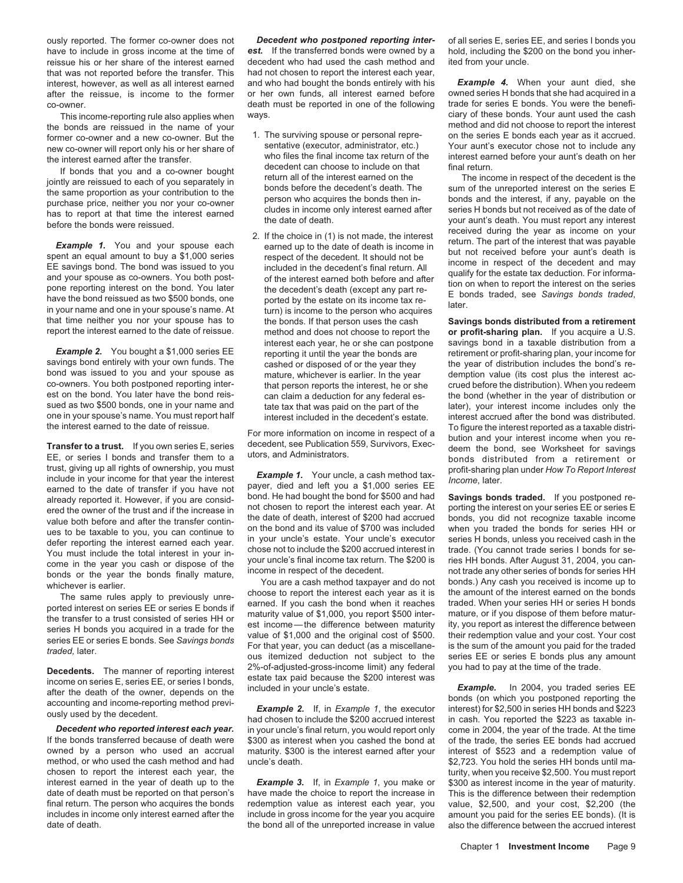ously reported. The former co-owner does not have to include in gross income at the time of reissue his or her share of the interest earned that was not reported before the transfer. This interest, however, as well as all interest earned after the reissue, is income to the former co-owner.

This income-reporting rule also applies when the bonds are reissued in the name of your former co-owner and a new co-owner. But the new co-owner will report only his or her share of the interest earned after the transfer.

If bonds that you and a co-owner bought jointly are reissued to each of you separately in the same proportion as your contribution to the purchase price, neither you nor your co-owner has to report at that time the interest earned before the bonds were reissued.

***Example 1.*** You and your spouse each spent an equal amount to buy a $1,000 series EE savings bond. The bond was issued to you and your spouse as co-owners. You both postpone reporting interest on the bond. You later have the bond reissued as two $500 bonds, one in your name and one in your spouse's name. At that time neither you nor your spouse has to report the interest earned to the date of reissue.

***Example 2.*** You bought a $1,000 series EE savings bond entirely with your own funds. The bond was issued to you and your spouse as co-owners. You both postponed reporting interest on the bond. You later have the bond reissued as two $500 bonds, one in your name and one in your spouse's name. You must report half the interest earned to the date of reissue.

**Transfer to a trust.** If you own series E, series EE, or series I bonds and transfer them to a trust, giving up all rights of ownership, you must include in your income for that year the interest earned to the date of transfer if you have not already reported it. However, if you are considered the owner of the trust and if the increase in value both before and after the transfer continues to be taxable to you, you can continue to defer reporting the interest earned each year. You must include the total interest in your income in the year you cash or dispose of the bonds or the year the bonds finally mature, whichever is earlier.

The same rules apply to previously unreported interest on series EE or series E bonds if the transfer to a trust consisted of series HH or series H bonds you acquired in a trade for the series EE or series E bonds. See *Savings bonds traded,* later.

**Decedents.** The manner of reporting interest income on series E, series EE, or series I bonds, after the death of the owner, depends on the accounting and income-reporting method previously used by the decedent.

***Decedent who reported interest each year.*** If the bonds transferred because of death were owned by a person who used an accrual method, or who used the cash method and had chosen to report the interest each year, the interest earned in the year of death up to the date of death must be reported on that person's final return. The person who acquires the bonds includes in income only interest earned after the date of death.

***Decedent who postponed reporting interest.*** If the transferred bonds were owned by a decedent who had used the cash method and had not chosen to report the interest each year, and who had bought the bonds entirely with his or her own funds, all interest earned before death must be reported in one of the following ways.

1. The surviving spouse or personal representative (executor, administrator, etc.) who files the final income tax return of the decedent can choose to include on that return all of the interest earned on the bonds before the decedent's death. The person who acquires the bonds then includes in income only interest earned after the date of death.
2. If the choice in (1) is not made, the interest earned up to the date of death is income in respect of the decedent. It should not be included in the decedent's final return. All of the interest earned both before and after the decedent's death (except any part reported by the estate on its income tax return) is income to the person who acquires the bonds. If that person uses the cash method and does not choose to report the interest each year, he or she can postpone reporting it until the year the bonds are cashed or disposed of or the year they mature, whichever is earlier. In the year that person reports the interest, he or she can claim a deduction for any federal estate tax that was paid on the part of the interest included in the decedent's estate.

For more information on income in respect of a decedent, see Publication 559, Survivors, Executors, and Administrators.

***Example 1.*** Your uncle, a cash method taxpayer, died and left you a $1,000 series EE bond. He had bought the bond for $500 and had not chosen to report the interest each year. At the date of death, interest of $200 had accrued on the bond and its value of $700 was included in your uncle's estate. Your uncle's executor chose not to include the $200 accrued interest in your uncle's final income tax return. The $200 is income in respect of the decedent.

You are a cash method taxpayer and do not choose to report the interest each year as it is earned. If you cash the bond when it reaches maturity value of $1,000, you report $500 interest income — the difference between maturity value of $1,000 and the original cost of $500. For that year, you can deduct (as a miscellaneous itemized deduction not subject to the 2%-of-adjusted-gross-income limit) any federal estate tax paid because the $200 interest was included in your uncle's estate.

***Example 2.*** If, in *Example 1*, the executor had chosen to include the $200 accrued interest in your uncle's final return, you would report only $300 as interest when you cashed the bond at maturity. $300 is the interest earned after your uncle's death.

***Example 3.*** If, in *Example 1*, you make or have made the choice to report the increase in redemption value as interest each year, you include in gross income for the year you acquire the bond all of the unreported increase in value of all series E, series EE, and series I bonds you hold, including the $200 on the bond you inherited from your uncle.

***Example 4.*** When your aunt died, she owned series H bonds that she had acquired in a trade for series E bonds. You were the beneficiary of these bonds. Your aunt used the cash method and did not choose to report the interest on the series E bonds each year as it accrued. Your aunt's executor chose not to include any interest earned before your aunt's death on her final return.

The income in respect of the decedent is the sum of the unreported interest on the series E bonds and the interest, if any, payable on the series H bonds but not received as of the date of your aunt's death. You must report any interest received during the year as income on your return. The part of the interest that was payable but not received before your aunt's death is income in respect of the decedent and may qualify for the estate tax deduction. For information on when to report the interest on the series E bonds traded, see *Savings bonds traded*, later.

**Savings bonds distributed from a retirement or profit-sharing plan.** If you acquire a U.S. savings bond in a taxable distribution from a retirement or profit-sharing plan, your income for the year of distribution includes the bond's redemption value (its cost plus the interest accrued before the distribution). When you redeem the bond (whether in the year of distribution or later), your interest income includes only the interest accrued after the bond was distributed. To figure the interest reported as a taxable distribution and your interest income when you redeem the bond, see Worksheet for savings bonds distributed from a retirement or profit-sharing plan under *How To Report Interest Income*, later.

**Savings bonds traded.** If you postponed reporting the interest on your series EE or series E bonds, you did not recognize taxable income when you traded the bonds for series HH or series H bonds, unless you received cash in the trade. (You cannot trade series I bonds for series HH bonds. After August 31, 2004, you cannot trade any other series of bonds for series HH bonds.) Any cash you received is income up to the amount of the interest earned on the bonds traded. When your series HH or series H bonds mature, or if you dispose of them before maturity, you report as interest the difference between their redemption value and your cost. Your cost is the sum of the amount you paid for the traded series EE or series E bonds plus any amount you had to pay at the time of the trade.

***Example.*** In 2004, you traded series EE bonds (on which you postponed reporting the interest) for $2,500 in series HH bonds and $223 in cash. You reported the $223 as taxable income in 2004, the year of the trade. At the time of the trade, the series EE bonds had accrued interest of $523 and a redemption value of $2,723. You hold the series HH bonds until maturity, when you receive $2,500. You must report $300 as interest income in the year of maturity. This is the difference between their redemption value, $2,500, and your cost, $2,200 (the amount you paid for the series EE bonds). (It is also the difference between the accrued interest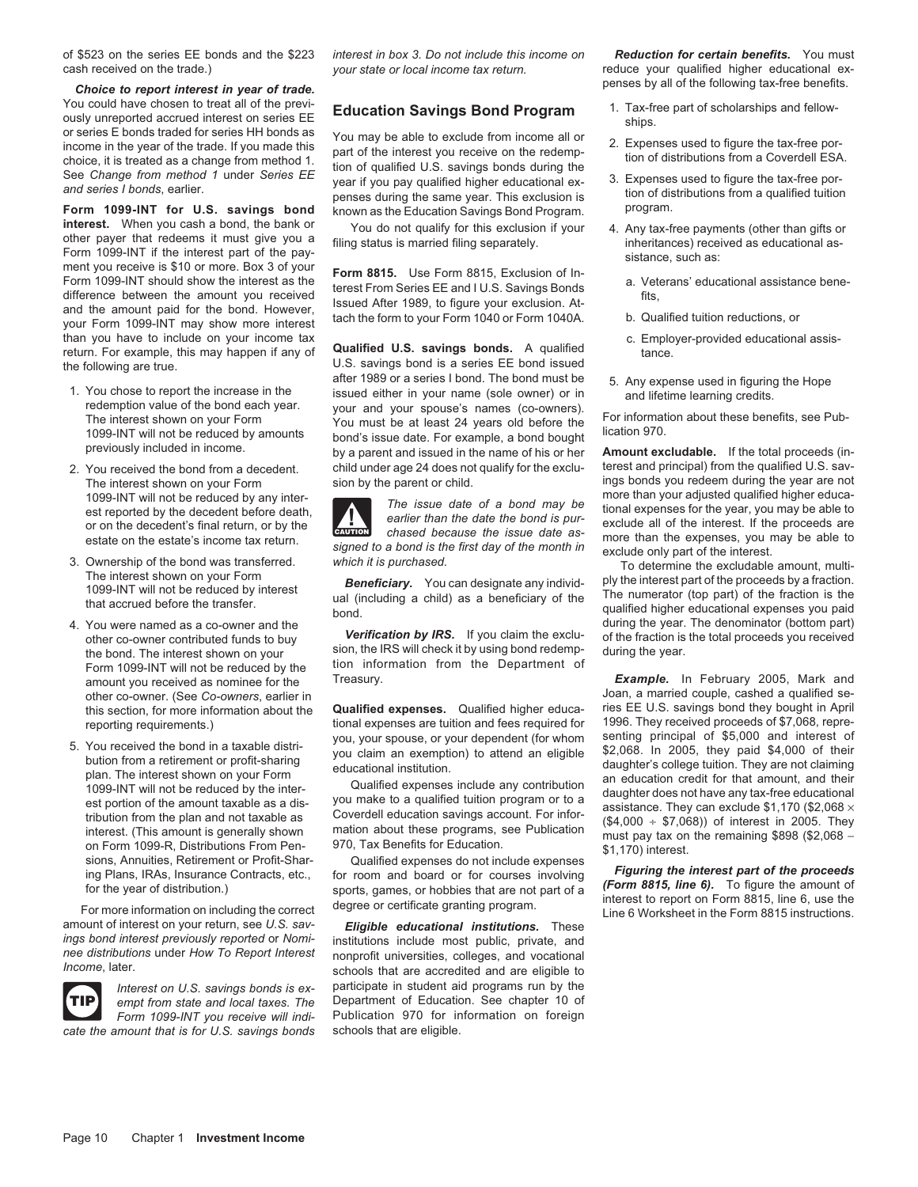of $523 on the series EE bonds and the $223 cash received on the trade.)

***Choice to report interest in year of trade.*** You could have chosen to treat all of the previously unreported accrued interest on series EE or series E bonds traded for series HH bonds as income in the year of the trade. If you made this choice, it is treated as a change from method 1. See *Change from method 1* under *Series EE and series I bonds*, earlier.

**Form 1099-INT for U.S. savings bond interest.** When you cash a bond, the bank or other payer that redeems it must give you a Form 1099-INT if the interest part of the payment you receive is $10 or more. Box 3 of your Form 1099-INT should show the interest as the difference between the amount you received and the amount paid for the bond. However, your Form 1099-INT may show more interest than you have to include on your income tax return. For example, this may happen if any of the following are true.

1. You chose to report the increase in the redemption value of the bond each year. The interest shown on your Form 1099-INT will not be reduced by amounts previously included in income.
2. You received the bond from a decedent. The interest shown on your Form 1099-INT will not be reduced by any interest reported by the decedent before death, or on the decedent's final return, or by the estate on the estate's income tax return.
3. Ownership of the bond was transferred. The interest shown on your Form 1099-INT will not be reduced by interest that accrued before the transfer.
4. You were named as a co-owner and the other co-owner contributed funds to buy the bond. The interest shown on your Form 1099-INT will not be reduced by the amount you received as nominee for the other co-owner. (See *Co-owners*, earlier in this section, for more information about the reporting requirements.)
5. You received the bond in a taxable distribution from a retirement or profit-sharing plan. The interest shown on your Form 1099-INT will not be reduced by the interest portion of the amount taxable as a distribution from the plan and not taxable as interest. (This amount is generally shown on Form 1099-R, Distributions From Pensions, Annuities, Retirement or Profit-Sharing Plans, IRAs, Insurance Contracts, etc., for the year of distribution.)

For more information on including the correct amount of interest on your return, see *U.S. savings bond interest previously reported* or *Nominee distributions* under *How To Report Interest Income*, later.

TIP *Interest on U.S. savings bonds is exempt from state and local taxes. The Form 1099-INT you receive will indicate the amount that is for U.S. savings bonds interest in box 3. Do not include this income on your state or local income tax return.*

## Education Savings Bond Program

You may be able to exclude from income all or part of the interest you receive on the redemption of qualified U.S. savings bonds during the year if you pay qualified higher educational expenses during the same year. This exclusion is known as the Education Savings Bond Program.

You do not qualify for this exclusion if your filing status is married filing separately.

**Form 8815.** Use Form 8815, Exclusion of Interest From Series EE and I U.S. Savings Bonds Issued After 1989, to figure your exclusion. Attach the form to your Form 1040 or Form 1040A.

**Qualified U.S. savings bonds.** A qualified U.S. savings bond is a series EE bond issued after 1989 or a series I bond. The bond must be issued either in your name (sole owner) or in your and your spouse's names (co-owners). You must be at least 24 years old before the bond's issue date. For example, a bond bought by a parent and issued in the name of his or her child under age 24 does not qualify for the exclusion by the parent or child.

CAUTION *The issue date of a bond may be earlier than the date the bond is purchased because the issue date assigned to a bond is the first day of the month in which it is purchased.*

***Beneficiary.*** You can designate any individual (including a child) as a beneficiary of the bond.

***Verification by IRS.*** If you claim the exclusion, the IRS will check it by using bond redemption information from the Department of Treasury.

**Qualified expenses.** Qualified higher educational expenses are tuition and fees required for you, your spouse, or your dependent (for whom you claim an exemption) to attend an eligible educational institution.

Qualified expenses include any contribution you make to a qualified tuition program or to a Coverdell education savings account. For information about these programs, see Publication 970, Tax Benefits for Education.

Qualified expenses do not include expenses for room and board or for courses involving sports, games, or hobbies that are not part of a degree or certificate granting program.

***Eligible educational institutions.*** These institutions include most public, private, and nonprofit universities, colleges, and vocational schools that are accredited and are eligible to participate in student aid programs run by the Department of Education. See chapter 10 of Publication 970 for information on foreign schools that are eligible.

***Reduction for certain benefits.*** You must reduce your qualified higher educational expenses by all of the following tax-free benefits.

1. Tax-free part of scholarships and fellowships.
2. Expenses used to figure the tax-free portion of distributions from a Coverdell ESA.
3. Expenses used to figure the tax-free portion of distributions from a qualified tuition program.
4. Any tax-free payments (other than gifts or inheritances) received as educational assistance, such as:
   a. Veterans' educational assistance benefits,
   b. Qualified tuition reductions, or
   c. Employer-provided educational assistance.
5. Any expense used in figuring the Hope and lifetime learning credits.

For information about these benefits, see Publication 970.

**Amount excludable.** If the total proceeds (interest and principal) from the qualified U.S. savings bonds you redeem during the year are not more than your adjusted qualified higher educational expenses for the year, you may be able to exclude all of the interest. If the proceeds are more than the expenses, you may be able to exclude only part of the interest.

To determine the excludable amount, multiply the interest part of the proceeds by a fraction. The numerator (top part) of the fraction is the qualified higher educational expenses you paid during the year. The denominator (bottom part) of the fraction is the total proceeds you received during the year.

***Example.*** In February 2005, Mark and Joan, a married couple, cashed a qualified series EE U.S. savings bond they bought in April 1996. They received proceeds of $7,068, representing principal of $5,000 and interest of $2,068. In 2005, they paid $4,000 of their daughter's college tuition. They are not claiming an education credit for that amount, and their daughter does not have any tax-free educational assistance. They can exclude $1,170 ($2,068 × ($4,000 ÷ $7,068)) of interest in 2005. They must pay tax on the remaining $898 ($2,068 − $1,170) interest.

***Figuring the interest part of the proceeds (Form 8815, line 6).*** To figure the amount of interest to report on Form 8815, line 6, use the Line 6 Worksheet in the Form 8815 instructions.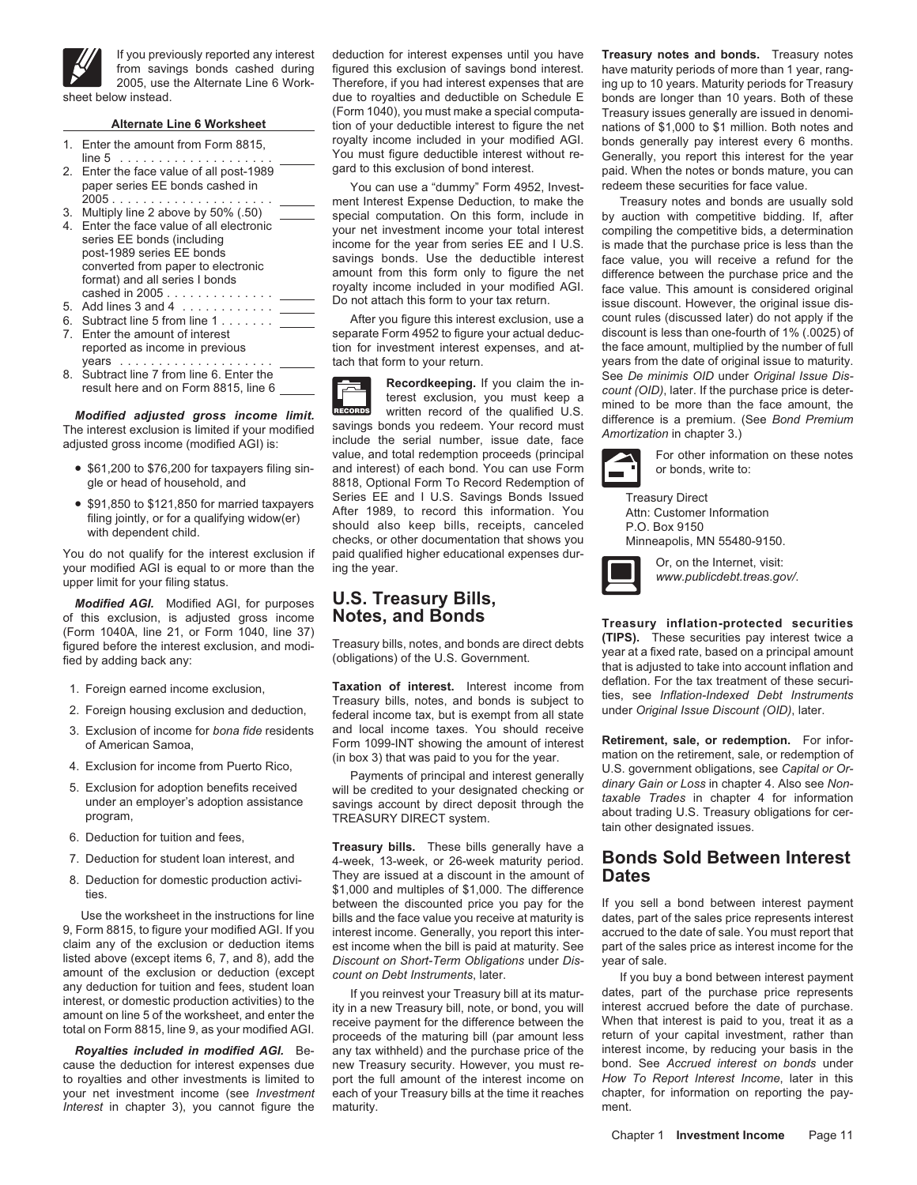If you previously reported any interest from savings bonds cashed during 2005, use the Alternate Line 6 Worksheet below instead.

**Alternate Line 6 Worksheet**

1. Enter the amount from Form 8815, line 5 . . . . . . . . . . . . . . . . . . . . \_\_\_\_\_
2. Enter the face value of all post-1989 paper series EE bonds cashed in 2005 . . . . . . . . . . . . . . . . . . . . \_\_\_\_\_
3. Multiply line 2 above by 50% (.50) \_\_\_\_\_
4. Enter the face value of all electronic series EE bonds (including post-1989 series EE bonds converted from paper to electronic format) and all series I bonds cashed in 2005 . . . . . . . . . . . . . \_\_\_\_\_
5. Add lines 3 and 4 . . . . . . . . . . . \_\_\_\_\_
6. Subtract line 5 from line 1 . . . . . . . \_\_\_\_\_
7. Enter the amount of interest reported as income in previous years . . . . . . . . . . . . . . . . . . . . \_\_\_\_\_
8. Subtract line 7 from line 6. Enter the result here and on Form 8815, line 6 \_\_\_\_\_

***Modified adjusted gross income limit.*** The interest exclusion is limited if your modified adjusted gross income (modified AGI) is:

- $61,200 to $76,200 for taxpayers filing single or head of household, and
- $91,850 to $121,850 for married taxpayers filing jointly, or for a qualifying widow(er) with dependent child.

You do not qualify for the interest exclusion if your modified AGI is equal to or more than the upper limit for your filing status.

***Modified AGI.*** Modified AGI, for purposes of this exclusion, is adjusted gross income (Form 1040A, line 21, or Form 1040, line 37) figured before the interest exclusion, and modified by adding back any:

1. Foreign earned income exclusion,
2. Foreign housing exclusion and deduction,
3. Exclusion of income for *bona fide* residents of American Samoa,
4. Exclusion for income from Puerto Rico,
5. Exclusion for adoption benefits received under an employer's adoption assistance program,
6. Deduction for tuition and fees,
7. Deduction for student loan interest, and
8. Deduction for domestic production activities.

Use the worksheet in the instructions for line 9, Form 8815, to figure your modified AGI. If you claim any of the exclusion or deduction items listed above (except items 6, 7, and 8), add the amount of the exclusion or deduction (except any deduction for tuition and fees, student loan interest, or domestic production activities) to the amount on line 5 of the worksheet, and enter the total on Form 8815, line 9, as your modified AGI.

***Royalties included in modified AGI.*** Because the deduction for interest expenses due to royalties and other investments is limited to your net investment income (see *Investment Interest* in chapter 3), you cannot figure the deduction for interest expenses until you have figured this exclusion of savings bond interest. Therefore, if you had interest expenses that are due to royalties and deductible on Schedule E (Form 1040), you must make a special computation of your deductible interest to figure the net royalty income included in your modified AGI. You must figure deductible interest without regard to this exclusion of bond interest.

You can use a "dummy" Form 4952, Investment Interest Expense Deduction, to make the special computation. On this form, include in your net investment income your total interest income for the year from series EE and I U.S. savings bonds. Use the deductible interest amount from this form only to figure the net royalty income included in your modified AGI. Do not attach this form to your tax return.

After you figure this interest exclusion, use a separate Form 4952 to figure your actual deduction for investment interest expenses, and attach that form to your return.

**Recordkeeping.** If you claim the interest exclusion, you must keep a written record of the qualified U.S. savings bonds you redeem. Your record must include the serial number, issue date, face value, and total redemption proceeds (principal and interest) of each bond. You can use Form 8818, Optional Form To Record Redemption of Series EE and I U.S. Savings Bonds Issued After 1989, to record this information. You should also keep bills, receipts, canceled checks, or other documentation that shows you paid qualified higher educational expenses during the year.

## U.S. Treasury Bills, Notes, and Bonds

Treasury bills, notes, and bonds are direct debts (obligations) of the U.S. Government.

**Taxation of interest.** Interest income from Treasury bills, notes, and bonds is subject to federal income tax, but is exempt from all state and local income taxes. You should receive Form 1099-INT showing the amount of interest (in box 3) that was paid to you for the year.

Payments of principal and interest generally will be credited to your designated checking or savings account by direct deposit through the TREASURY DIRECT system.

**Treasury bills.** These bills generally have a 4-week, 13-week, or 26-week maturity period. They are issued at a discount in the amount of $1,000 and multiples of $1,000. The difference between the discounted price you pay for the bills and the face value you receive at maturity is interest income. Generally, you report this interest income when the bill is paid at maturity. See *Discount on Short-Term Obligations* under *Discount on Debt Instruments*, later.

If you reinvest your Treasury bill at its maturity in a new Treasury bill, note, or bond, you will receive payment for the difference between the proceeds of the maturing bill (par amount less any tax withheld) and the purchase price of the new Treasury security. However, you must report the full amount of the interest income on each of your Treasury bills at the time it reaches maturity.

**Treasury notes and bonds.** Treasury notes have maturity periods of more than 1 year, ranging up to 10 years. Maturity periods for Treasury bonds are longer than 10 years. Both of these Treasury issues generally are issued in denominations of $1,000 to $1 million. Both notes and bonds generally pay interest every 6 months. Generally, you report this interest for the year paid. When the notes or bonds mature, you can redeem these securities for face value.

Treasury notes and bonds are usually sold by auction with competitive bidding. If, after compiling the competitive bids, a determination is made that the purchase price is less than the face value, you will receive a refund for the difference between the purchase price and the face value. This amount is considered original issue discount. However, the original issue discount rules (discussed later) do not apply if the discount is less than one-fourth of 1% (.0025) of the face amount, multiplied by the number of full years from the date of original issue to maturity. See *De minimis OID* under *Original Issue Discount (OID)*, later. If the purchase price is determined to be more than the face amount, the difference is a premium. (See *Bond Premium Amortization* in chapter 3.)

For other information on these notes or bonds, write to:

Treasury Direct
Attn: Customer Information
P.O. Box 9150
Minneapolis, MN 55480-9150.

Or, on the Internet, visit:
*www.publicdebt.treas.gov/*.

**Treasury inflation-protected securities (TIPS).** These securities pay interest twice a year at a fixed rate, based on a principal amount that is adjusted to take into account inflation and deflation. For the tax treatment of these securities, see *Inflation-Indexed Debt Instruments* under *Original Issue Discount (OID)*, later.

**Retirement, sale, or redemption.** For information on the retirement, sale, or redemption of U.S. government obligations, see *Capital or Ordinary Gain or Loss* in chapter 4. Also see *Nontaxable Trades* in chapter 4 for information about trading U.S. Treasury obligations for certain other designated issues.

## Bonds Sold Between Interest Dates

If you sell a bond between interest payment dates, part of the sales price represents interest accrued to the date of sale. You must report that part of the sales price as interest income for the year of sale.

If you buy a bond between interest payment dates, part of the purchase price represents interest accrued before the date of purchase. When that interest is paid to you, treat it as a return of your capital investment, rather than interest income, by reducing your basis in the bond. See *Accrued interest on bonds* under *How To Report Interest Income*, later in this chapter, for information on reporting the payment.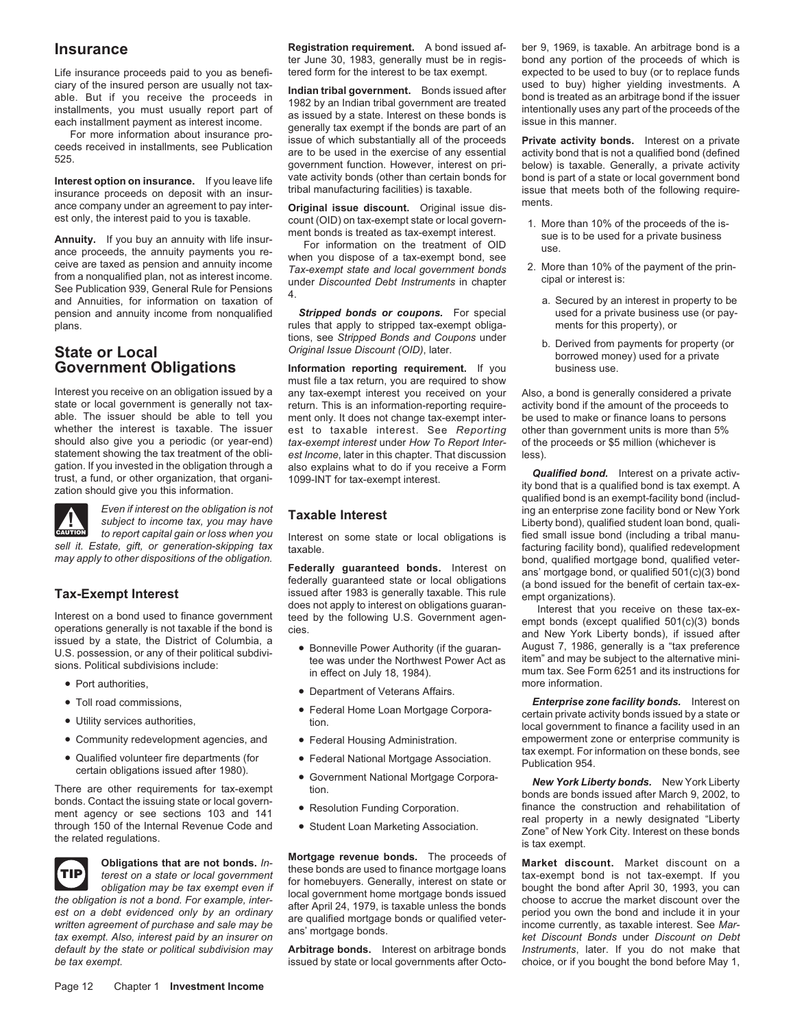## Insurance

Life insurance proceeds paid to you as beneficiary of the insured person are usually not taxable. But if you receive the proceeds in installments, you must usually report part of each installment payment as interest income.

For more information about insurance proceeds received in installments, see Publication 525.

**Interest option on insurance.** If you leave life insurance proceeds on deposit with an insurance company under an agreement to pay interest only, the interest paid to you is taxable.

**Annuity.** If you buy an annuity with life insurance proceeds, the annuity payments you receive are taxed as pension and annuity income from a nonqualified plan, not as interest income. See Publication 939, General Rule for Pensions and Annuities, for information on taxation of pension and annuity income from nonqualified plans.

## State or Local Government Obligations

Interest you receive on an obligation issued by a state or local government is generally not taxable. The issuer should be able to tell you whether the interest is taxable. The issuer should also give you a periodic (or year-end) statement showing the tax treatment of the obligation. If you invested in the obligation through a trust, a fund, or other organization, that organization should give you this information.

**CAUTION** *Even if interest on the obligation is not subject to income tax, you may have to report capital gain or loss when you sell it. Estate, gift, or generation-skipping tax may apply to other dispositions of the obligation.*

### Tax-Exempt Interest

Interest on a bond used to finance government operations generally is not taxable if the bond is issued by a state, the District of Columbia, a U.S. possession, or any of their political subdivisions. Political subdivisions include:

- Port authorities,
- Toll road commissions,
- Utility services authorities,
- Community redevelopment agencies, and
- Qualified volunteer fire departments (for certain obligations issued after 1980).

There are other requirements for tax-exempt bonds. Contact the issuing state or local government agency or see sections 103 and 141 through 150 of the Internal Revenue Code and the related regulations.

**TIP** ***Obligations that are not bonds.*** *Interest on a state or local government obligation may be tax exempt even if the obligation is not a bond. For example, interest on a debt evidenced only by an ordinary written agreement of purchase and sale may be tax exempt. Also, interest paid by an insurer on default by the state or political subdivision may be tax exempt.*

**Registration requirement.** A bond issued after June 30, 1983, generally must be in registered form for the interest to be tax exempt.

**Indian tribal government.** Bonds issued after 1982 by an Indian tribal government are treated as issued by a state. Interest on these bonds is generally tax exempt if the bonds are part of an issue of which substantially all of the proceeds are to be used in the exercise of any essential government function. However, interest on private activity bonds (other than certain bonds for tribal manufacturing facilities) is taxable.

**Original issue discount.** Original issue discount (OID) on tax-exempt state or local government bonds is treated as tax-exempt interest.

For information on the treatment of OID when you dispose of a tax-exempt bond, see *Tax-exempt state and local government bonds* under *Discounted Debt Instruments* in chapter 4.

***Stripped bonds or coupons.*** For special rules that apply to stripped tax-exempt obligations, see *Stripped Bonds and Coupons* under *Original Issue Discount (OID)*, later.

**Information reporting requirement.** If you must file a tax return, you are required to show any tax-exempt interest you received on your return. This is an information-reporting requirement only. It does not change tax-exempt interest to taxable interest. See *Reporting tax-exempt interest* under *How To Report Interest Income*, later in this chapter. That discussion also explains what to do if you receive a Form 1099-INT for tax-exempt interest.

### Taxable Interest

Interest on some state or local obligations is taxable.

**Federally guaranteed bonds.** Interest on federally guaranteed state or local obligations issued after 1983 is generally taxable. This rule does not apply to interest on obligations guaranteed by the following U.S. Government agencies.

- Bonneville Power Authority (if the guarantee was under the Northwest Power Act as in effect on July 18, 1984).
- Department of Veterans Affairs.
- Federal Home Loan Mortgage Corporation.
- Federal Housing Administration.
- Federal National Mortgage Association.
- Government National Mortgage Corporation.
- Resolution Funding Corporation.
- Student Loan Marketing Association.

**Mortgage revenue bonds.** The proceeds of these bonds are used to finance mortgage loans for homebuyers. Generally, interest on state or local government home mortgage bonds issued after April 24, 1979, is taxable unless the bonds are qualified mortgage bonds or qualified veterans' mortgage bonds.

**Arbitrage bonds.** Interest on arbitrage bonds issued by state or local governments after October 9, 1969, is taxable. An arbitrage bond is a bond any portion of the proceeds of which is expected to be used to buy (or to replace funds used to buy) higher yielding investments. A bond is treated as an arbitrage bond if the issuer intentionally uses any part of the proceeds of the issue in this manner.

**Private activity bonds.** Interest on a private activity bond that is not a qualified bond (defined below) is taxable. Generally, a private activity bond is part of a state or local government bond issue that meets both of the following requirements.

1. More than 10% of the proceeds of the issue is to be used for a private business use.
2. More than 10% of the payment of the principal or interest is:
   a. Secured by an interest in property to be used for a private business use (or payments for this property), or
   b. Derived from payments for property (or borrowed money) used for a private business use.

Also, a bond is generally considered a private activity bond if the amount of the proceeds to be used to make or finance loans to persons other than government units is more than 5% of the proceeds or $5 million (whichever is less).

***Qualified bond.*** Interest on a private activity bond that is a qualified bond is tax exempt. A qualified bond is an exempt-facility bond (including an enterprise zone facility bond or New York Liberty bond), qualified student loan bond, qualified small issue bond (including a tribal manufacturing facility bond), qualified redevelopment bond, qualified mortgage bond, qualified veterans' mortgage bond, or qualified 501(c)(3) bond (a bond issued for the benefit of certain tax-exempt organizations).

Interest that you receive on these tax-exempt bonds (except qualified 501(c)(3) bonds and New York Liberty bonds), if issued after August 7, 1986, generally is a "tax preference item" and may be subject to the alternative minimum tax. See Form 6251 and its instructions for more information.

***Enterprise zone facility bonds.*** Interest on certain private activity bonds issued by a state or local government to finance a facility used in an empowerment zone or enterprise community is tax exempt. For information on these bonds, see Publication 954.

***New York Liberty bonds.*** New York Liberty bonds are bonds issued after March 9, 2002, to finance the construction and rehabilitation of real property in a newly designated "Liberty Zone" of New York City. Interest on these bonds is tax exempt.

**Market discount.** Market discount on a tax-exempt bond is not tax-exempt. If you bought the bond after April 30, 1993, you can choose to accrue the market discount over the period you own the bond and include it in your income currently, as taxable interest. See *Market Discount Bonds* under *Discount on Debt Instruments*, later. If you do not make that choice, or if you bought the bond before May 1,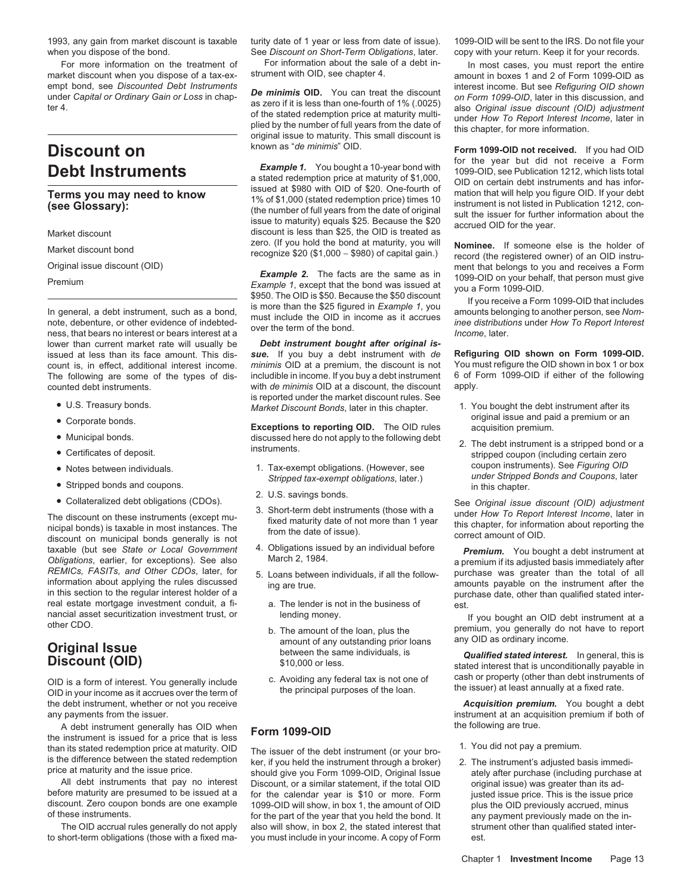1993, any gain from market discount is taxable when you dispose of the bond.

For more information on the treatment of market discount when you dispose of a tax-exempt bond, see *Discounted Debt Instruments* under *Capital or Ordinary Gain or Loss* in chapter 4.

# Discount on Debt Instruments

**Terms you may need to know (see Glossary):**

Market discount

Market discount bond

Original issue discount (OID)

Premium

In general, a debt instrument, such as a bond, note, debenture, or other evidence of indebtedness, that bears no interest or bears interest at a lower than current market rate will usually be issued at less than its face amount. This discount is, in effect, additional interest income. The following are some of the types of discounted debt instruments.

- U.S. Treasury bonds.
- Corporate bonds.
- Municipal bonds.
- Certificates of deposit.
- Notes between individuals.
- Stripped bonds and coupons.
- Collateralized debt obligations (CDOs).

The discount on these instruments (except municipal bonds) is taxable in most instances. The discount on municipal bonds generally is not taxable (but see *State or Local Government Obligations*, earlier, for exceptions). See also *REMICs, FASITs, and Other CDOs*, later, for information about applying the rules discussed in this section to the regular interest holder of a real estate mortgage investment conduit, a financial asset securitization investment trust, or other CDO.

## Original Issue Discount (OID)

OID is a form of interest. You generally include OID in your income as it accrues over the term of the debt instrument, whether or not you receive any payments from the issuer.

A debt instrument generally has OID when the instrument is issued for a price that is less than its stated redemption price at maturity. OID is the difference between the stated redemption price at maturity and the issue price.

All debt instruments that pay no interest before maturity are presumed to be issued at a discount. Zero coupon bonds are one example of these instruments.

The OID accrual rules generally do not apply to short-term obligations (those with a fixed maturity date of 1 year or less from date of issue). See *Discount on Short-Term Obligations*, later.

For information about the sale of a debt instrument with OID, see chapter 4.

***De minimis* OID.** You can treat the discount as zero if it is less than one-fourth of 1% (.0025) of the stated redemption price at maturity multiplied by the number of full years from the date of original issue to maturity. This small discount is known as "*de minimis*" OID.

***Example 1.*** You bought a 10-year bond with a stated redemption price at maturity of $1,000, issued at $980 with OID of $20. One-fourth of 1% of $1,000 (stated redemption price) times 10 (the number of full years from the date of original issue to maturity) equals $25. Because the $20 discount is less than $25, the OID is treated as zero. (If you hold the bond at maturity, you will recognize $20 ($1,000 − $980) of capital gain.)

***Example 2.*** The facts are the same as in *Example 1*, except that the bond was issued at $950. The OID is $50. Because the $50 discount is more than the $25 figured in *Example 1*, you must include the OID in income as it accrues over the term of the bond.

***Debt instrument bought after original issue.*** If you buy a debt instrument with *de minimis* OID at a premium, the discount is not includible in income. If you buy a debt instrument with *de minimis* OID at a discount, the discount is reported under the market discount rules. See *Market Discount Bonds*, later in this chapter.

**Exceptions to reporting OID.** The OID rules discussed here do not apply to the following debt instruments.

1. Tax-exempt obligations. (However, see *Stripped tax-exempt obligations*, later.)
2. U.S. savings bonds.
3. Short-term debt instruments (those with a fixed maturity date of not more than 1 year from the date of issue).
4. Obligations issued by an individual before March 2, 1984.
5. Loans between individuals, if all the following are true.
   a. The lender is not in the business of lending money.
   b. The amount of the loan, plus the amount of any outstanding prior loans between the same individuals, is $10,000 or less.
   c. Avoiding any federal tax is not one of the principal purposes of the loan.

## Form 1099-OID

The issuer of the debt instrument (or your broker, if you held the instrument through a broker) should give you Form 1099-OID, Original Issue Discount, or a similar statement, if the total OID for the calendar year is $10 or more. Form 1099-OID will show, in box 1, the amount of OID for the part of the year that you held the bond. It also will show, in box 2, the stated interest that you must include in your income. A copy of Form 1099-OID will be sent to the IRS. Do not file your copy with your return. Keep it for your records.

In most cases, you must report the entire amount in boxes 1 and 2 of Form 1099-OID as interest income. But see *Refiguring OID shown on Form 1099-OID*, later in this discussion, and also *Original issue discount (OID) adjustment* under *How To Report Interest Income*, later in this chapter, for more information.

**Form 1099-OID not received.** If you had OID for the year but did not receive a Form 1099-OID, see Publication 1212, which lists total OID on certain debt instruments and has information that will help you figure OID. If your debt instrument is not listed in Publication 1212, consult the issuer for further information about the accrued OID for the year.

**Nominee.** If someone else is the holder of record (the registered owner) of an OID instrument that belongs to you and receives a Form 1099-OID on your behalf, that person must give you a Form 1099-OID.

If you receive a Form 1099-OID that includes amounts belonging to another person, see *Nominee distributions* under *How To Report Interest Income*, later.

**Refiguring OID shown on Form 1099-OID.** You must refigure the OID shown in box 1 or box 6 of Form 1099-OID if either of the following apply.

1. You bought the debt instrument after its original issue and paid a premium or an acquisition premium.
2. The debt instrument is a stripped bond or a stripped coupon (including certain zero coupon instruments). See *Figuring OID under Stripped Bonds and Coupons*, later in this chapter.

See *Original issue discount (OID) adjustment* under *How To Report Interest Income*, later in this chapter, for information about reporting the correct amount of OID.

***Premium.*** You bought a debt instrument at a premium if its adjusted basis immediately after purchase was greater than the total of all amounts payable on the instrument after the purchase date, other than qualified stated interest.

If you bought an OID debt instrument at a premium, you generally do not have to report any OID as ordinary income.

***Qualified stated interest.*** In general, this is stated interest that is unconditionally payable in cash or property (other than debt instruments of the issuer) at least annually at a fixed rate.

***Acquisition premium.*** You bought a debt instrument at an acquisition premium if both of the following are true.

1. You did not pay a premium.
2. The instrument's adjusted basis immediately after purchase (including purchase at original issue) was greater than its adjusted issue price. This is the issue price plus the OID previously accrued, minus any payment previously made on the instrument other than qualified stated interest.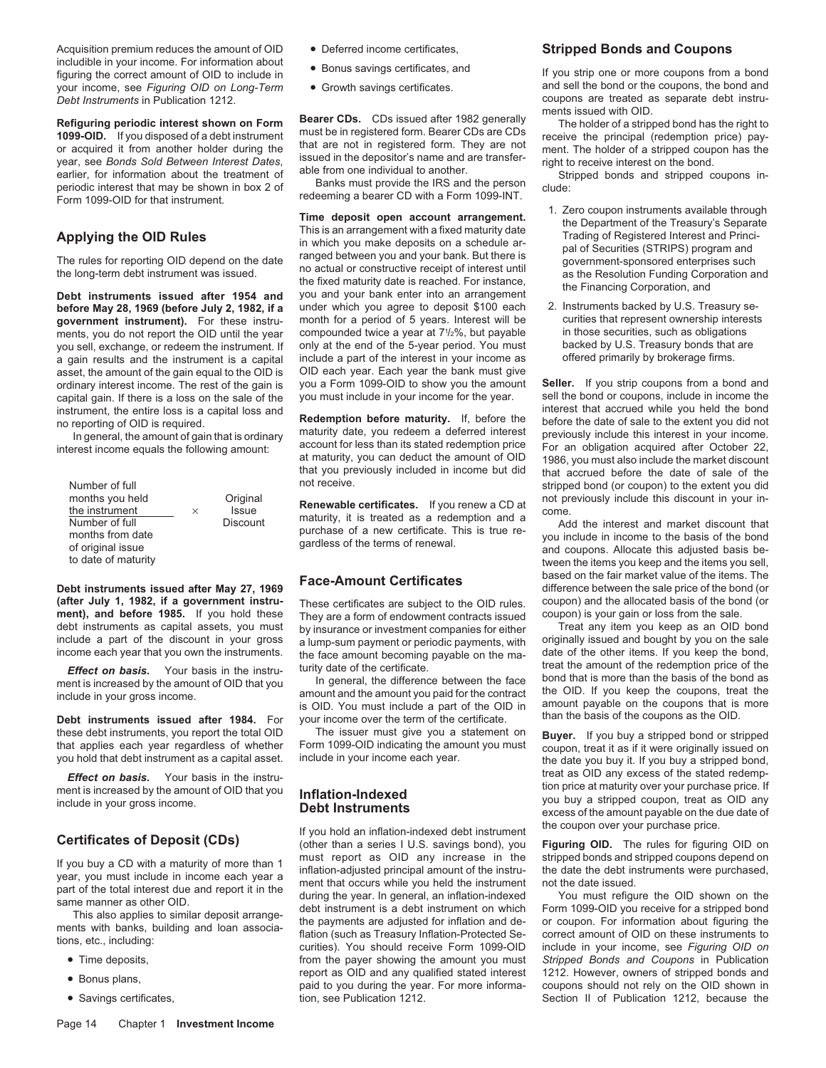Acquisition premium reduces the amount of OID includible in your income. For information about figuring the correct amount of OID to include in your income, see *Figuring OID on Long-Term Debt Instruments* in Publication 1212.

**Refiguring periodic interest shown on Form 1099-OID.** If you disposed of a debt instrument or acquired it from another holder during the year, see *Bonds Sold Between Interest Dates*, earlier, for information about the treatment of periodic interest that may be shown in box 2 of Form 1099-OID for that instrument.

## Applying the OID Rules

The rules for reporting OID depend on the date the long-term debt instrument was issued.

**Debt instruments issued after 1954 and before May 28, 1969 (before July 2, 1982, if a government instrument).** For these instruments, you do not report the OID until the year you sell, exchange, or redeem the instrument. If a gain results and the instrument is a capital asset, the amount of the gain equal to the OID is ordinary interest income. The rest of the gain is capital gain. If there is a loss on the sale of the instrument, the entire loss is a capital loss and no reporting of OID is required.

In general, the amount of gain that is ordinary interest income equals the following amount:

$$\frac{\text{Number of full months you held the instrument}}{\text{Number of full months from date of original issue to date of maturity}} \times \text{Original Issue Discount}$$

**Debt instruments issued after May 27, 1969 (after July 1, 1982, if a government instrument), and before 1985.** If you hold these debt instruments as capital assets, you must include a part of the discount in your gross income each year that you own the instruments.

***Effect on basis.*** Your basis in the instrument is increased by the amount of OID that you include in your gross income.

**Debt instruments issued after 1984.** For these debt instruments, you report the total OID that applies each year regardless of whether you hold that debt instrument as a capital asset.

***Effect on basis.*** Your basis in the instrument is increased by the amount of OID that you include in your gross income.

## Certificates of Deposit (CDs)

If you buy a CD with a maturity of more than 1 year, you must include in income each year a part of the total interest due and report it in the same manner as other OID.

This also applies to similar deposit arrangements with banks, building and loan associations, etc., including:

- Time deposits,
- Bonus plans,
- Savings certificates,
- Deferred income certificates,
- Bonus savings certificates, and
- Growth savings certificates.

**Bearer CDs.** CDs issued after 1982 generally must be in registered form. Bearer CDs are CDs that are not in registered form. They are not issued in the depositor's name and are transferable from one individual to another.

Banks must provide the IRS and the person redeeming a bearer CD with a Form 1099-INT.

**Time deposit open account arrangement.** This is an arrangement with a fixed maturity date in which you make deposits on a schedule arranged between you and your bank. But there is no actual or constructive receipt of interest until the fixed maturity date is reached. For instance, you and your bank enter into an arrangement under which you agree to deposit $100 each month for a period of 5 years. Interest will be compounded twice a year at 7½%, but payable only at the end of the 5-year period. You must include a part of the interest in your income as OID each year. Each year the bank must give you a Form 1099-OID to show you the amount you must include in your income for the year.

**Redemption before maturity.** If, before the maturity date, you redeem a deferred interest account for less than its stated redemption price at maturity, you can deduct the amount of OID that you previously included in income but did not receive.

**Renewable certificates.** If you renew a CD at maturity, it is treated as a redemption and a purchase of a new certificate. This is true regardless of the terms of renewal.

## Face-Amount Certificates

These certificates are subject to the OID rules. They are a form of endowment contracts issued by insurance or investment companies for either a lump-sum payment or periodic payments, with the face amount becoming payable on the maturity date of the certificate.

In general, the difference between the face amount and the amount you paid for the contract is OID. You must include a part of the OID in your income over the term of the certificate.

The issuer must give you a statement on Form 1099-OID indicating the amount you must include in your income each year.

## Inflation-Indexed Debt Instruments

If you hold an inflation-indexed debt instrument (other than a series I U.S. savings bond), you must report as OID any increase in the inflation-adjusted principal amount of the instrument that occurs while you held the instrument during the year. In general, an inflation-indexed debt instrument is a debt instrument on which the payments are adjusted for inflation and deflation (such as Treasury Inflation-Protected Securities). You should receive Form 1099-OID from the payer showing the amount you must report as OID and any qualified stated interest paid to you during the year. For more information, see Publication 1212.

## Stripped Bonds and Coupons

If you strip one or more coupons from a bond and sell the bond or the coupons, the bond and coupons are treated as separate debt instruments issued with OID.

The holder of a stripped bond has the right to receive the principal (redemption price) payment. The holder of a stripped coupon has the right to receive interest on the bond.

Stripped bonds and stripped coupons include:

1. Zero coupon instruments available through the Department of the Treasury's Separate Trading of Registered Interest and Principal of Securities (STRIPS) program and government-sponsored enterprises such as the Resolution Funding Corporation and the Financing Corporation, and
2. Instruments backed by U.S. Treasury securities that represent ownership interests in those securities, such as obligations backed by U.S. Treasury bonds that are offered primarily by brokerage firms.

**Seller.** If you strip coupons from a bond and sell the bond or coupons, include in income the interest that accrued while you held the bond before the date of sale to the extent you did not previously include this interest in your income. For an obligation acquired after October 22, 1986, you must also include the market discount that accrued before the date of sale of the stripped bond (or coupon) to the extent you did not previously include this discount in your income.

Add the interest and market discount that you include in income to the basis of the bond and coupons. Allocate this adjusted basis between the items you keep and the items you sell, based on the fair market value of the items. The difference between the sale price of the bond (or coupon) and the allocated basis of the bond (or coupon) is your gain or loss from the sale.

Treat any item you keep as an OID bond originally issued and bought by you on the sale date of the other items. If you keep the bond, treat the amount of the redemption price of the bond that is more than the basis of the bond as the OID. If you keep the coupons, treat the amount payable on the coupons that is more than the basis of the coupons as the OID.

**Buyer.** If you buy a stripped bond or stripped coupon, treat it as if it were originally issued on the date you buy it. If you buy a stripped bond, treat as OID any excess of the stated redemption price at maturity over your purchase price. If you buy a stripped coupon, treat as OID any excess of the amount payable on the due date of the coupon over your purchase price.

**Figuring OID.** The rules for figuring OID on stripped bonds and stripped coupons depend on the date the debt instruments were purchased, not the date issued.

You must refigure the OID shown on the Form 1099-OID you receive for a stripped bond or coupon. For information about figuring the correct amount of OID on these instruments to include in your income, see *Figuring OID on Stripped Bonds and Coupons* in Publication 1212. However, owners of stripped bonds and coupons should not rely on the OID shown in Section II of Publication 1212, because the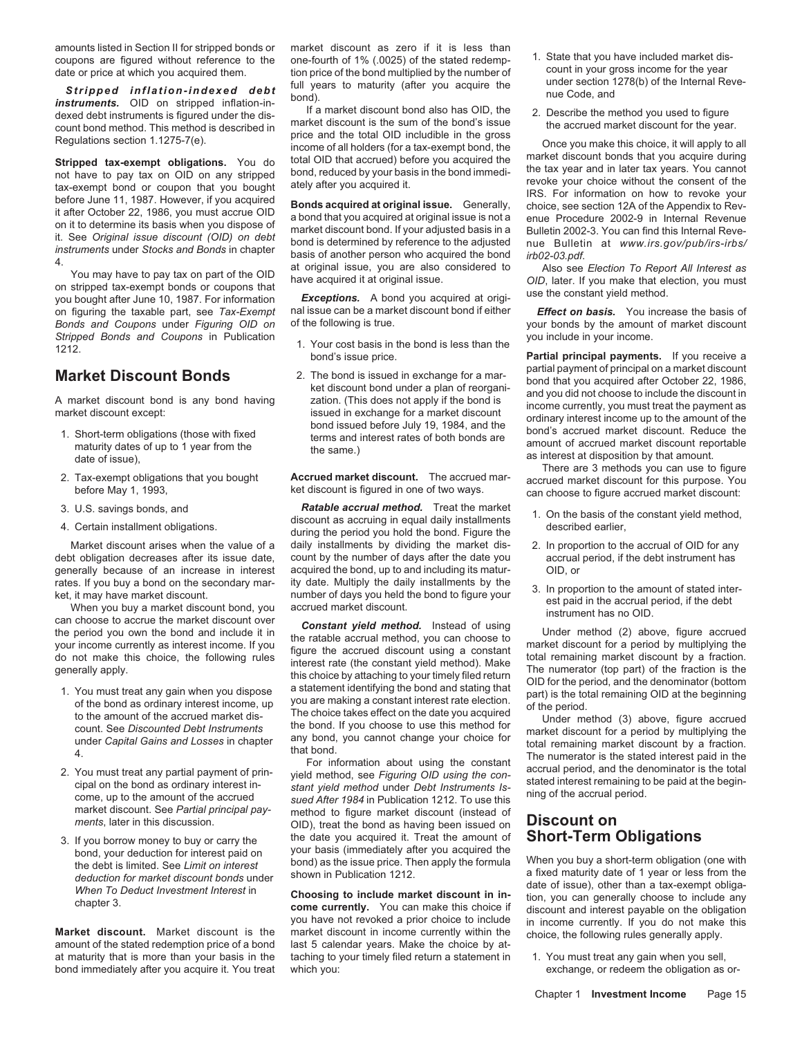amounts listed in Section II for stripped bonds or coupons are figured without reference to the date or price at which you acquired them.

***Stripped inflation-indexed debt instruments.*** OID on stripped inflation-indexed debt instruments is figured under the discount bond method. This method is described in Regulations section 1.1275-7(e).

**Stripped tax-exempt obligations.** You do not have to pay tax on OID on any stripped tax-exempt bond or coupon that you bought before June 11, 1987. However, if you acquired it after October 22, 1986, you must accrue OID on it to determine its basis when you dispose of it. See *Original issue discount (OID) on debt instruments* under *Stocks and Bonds* in chapter 4.

You may have to pay tax on part of the OID on stripped tax-exempt bonds or coupons that you bought after June 10, 1987. For information on figuring the taxable part, see *Tax-Exempt Bonds and Coupons* under *Figuring OID on Stripped Bonds and Coupons* in Publication 1212.

## Market Discount Bonds

A market discount bond is any bond having market discount except:

1. Short-term obligations (those with fixed maturity dates of up to 1 year from the date of issue),
2. Tax-exempt obligations that you bought before May 1, 1993,
3. U.S. savings bonds, and
4. Certain installment obligations.

Market discount arises when the value of a debt obligation decreases after its issue date, generally because of an increase in interest rates. If you buy a bond on the secondary market, it may have market discount.

When you buy a market discount bond, you can choose to accrue the market discount over the period you own the bond and include it in your income currently as interest income. If you do not make this choice, the following rules generally apply.

1. You must treat any gain when you dispose of the bond as ordinary interest income, up to the amount of the accrued market discount. See *Discounted Debt Instruments* under *Capital Gains and Losses* in chapter 4.
2. You must treat any partial payment of principal on the bond as ordinary interest income, up to the amount of the accrued market discount. See *Partial principal payments*, later in this discussion.
3. If you borrow money to buy or carry the bond, your deduction for interest paid on the debt is limited. See *Limit on interest deduction for market discount bonds* under *When To Deduct Investment Interest* in chapter 3.

**Market discount.** Market discount is the amount of the stated redemption price of a bond at maturity that is more than your basis in the bond immediately after you acquire it. You treat market discount as zero if it is less than one-fourth of 1% (.0025) of the stated redemption price of the bond multiplied by the number of full years to maturity (after you acquire the bond).

If a market discount bond also has OID, the market discount is the sum of the bond's issue price and the total OID includible in the gross income of all holders (for a tax-exempt bond, the total OID that accrued) before you acquired the bond, reduced by your basis in the bond immediately after you acquired it.

**Bonds acquired at original issue.** Generally, a bond that you acquired at original issue is not a market discount bond. If your adjusted basis in a bond is determined by reference to the adjusted basis of another person who acquired the bond at original issue, you are also considered to have acquired it at original issue.

***Exceptions.*** A bond you acquired at original issue can be a market discount bond if either of the following is true.

1. Your cost basis in the bond is less than the bond's issue price.
2. The bond is issued in exchange for a market discount bond under a plan of reorganization. (This does not apply if the bond is issued in exchange for a market discount bond issued before July 19, 1984, and the terms and interest rates of both bonds are the same.)

**Accrued market discount.** The accrued market discount is figured in one of two ways.

***Ratable accrual method.*** Treat the market discount as accruing in equal daily installments during the period you hold the bond. Figure the daily installments by dividing the market discount by the number of days after the date you acquired the bond, up to and including its maturity date. Multiply the daily installments by the number of days you held the bond to figure your accrued market discount.

***Constant yield method.*** Instead of using the ratable accrual method, you can choose to figure the accrued discount using a constant interest rate (the constant yield method). Make this choice by attaching to your timely filed return a statement identifying the bond and stating that you are making a constant interest rate election. The choice takes effect on the date you acquired the bond. If you choose to use this method for any bond, you cannot change your choice for that bond.

For information about using the constant yield method, see *Figuring OID using the constant yield method* under *Debt Instruments Issued After 1984* in Publication 1212. To use this method to figure market discount (instead of OID), treat the bond as having been issued on the date you acquired it. Treat the amount of your basis (immediately after you acquired the bond) as the issue price. Then apply the formula shown in Publication 1212.

**Choosing to include market discount in income currently.** You can make this choice if you have not revoked a prior choice to include market discount in income currently within the last 5 calendar years. Make the choice by attaching to your timely filed return a statement in which you:

1. State that you have included market discount in your gross income for the year under section 1278(b) of the Internal Revenue Code, and
2. Describe the method you used to figure the accrued market discount for the year.

Once you make this choice, it will apply to all market discount bonds that you acquire during the tax year and in later tax years. You cannot revoke your choice without the consent of the IRS. For information on how to revoke your choice, see section 12A of the Appendix to Revenue Procedure 2002-9 in Internal Revenue Bulletin 2002-3. You can find this Internal Revenue Bulletin at *www.irs.gov/pub/irs-irbs/irb02-03.pdf.*

Also see *Election To Report All Interest as OID*, later. If you make that election, you must use the constant yield method.

***Effect on basis.*** You increase the basis of your bonds by the amount of market discount you include in your income.

**Partial principal payments.** If you receive a partial payment of principal on a market discount bond that you acquired after October 22, 1986, and you did not choose to include the discount in income currently, you must treat the payment as ordinary interest income up to the amount of the bond's accrued market discount. Reduce the amount of accrued market discount reportable as interest at disposition by that amount.

There are 3 methods you can use to figure accrued market discount for this purpose. You can choose to figure accrued market discount:

1. On the basis of the constant yield method, described earlier,
2. In proportion to the accrual of OID for any accrual period, if the debt instrument has OID, or
3. In proportion to the amount of stated interest paid in the accrual period, if the debt instrument has no OID.

Under method (2) above, figure accrued market discount for a period by multiplying the total remaining market discount by a fraction. The numerator (top part) of the fraction is the OID for the period, and the denominator (bottom part) is the total remaining OID at the beginning of the period.

Under method (3) above, figure accrued market discount for a period by multiplying the total remaining market discount by a fraction. The numerator is the stated interest paid in the accrual period, and the denominator is the total stated interest remaining to be paid at the beginning of the accrual period.

## Discount on Short-Term Obligations

When you buy a short-term obligation (one with a fixed maturity date of 1 year or less from the date of issue), other than a tax-exempt obligation, you can generally choose to include any discount and interest payable on the obligation in income currently. If you do not make this choice, the following rules generally apply.

1. You must treat any gain when you sell, exchange, or redeem the obligation as or-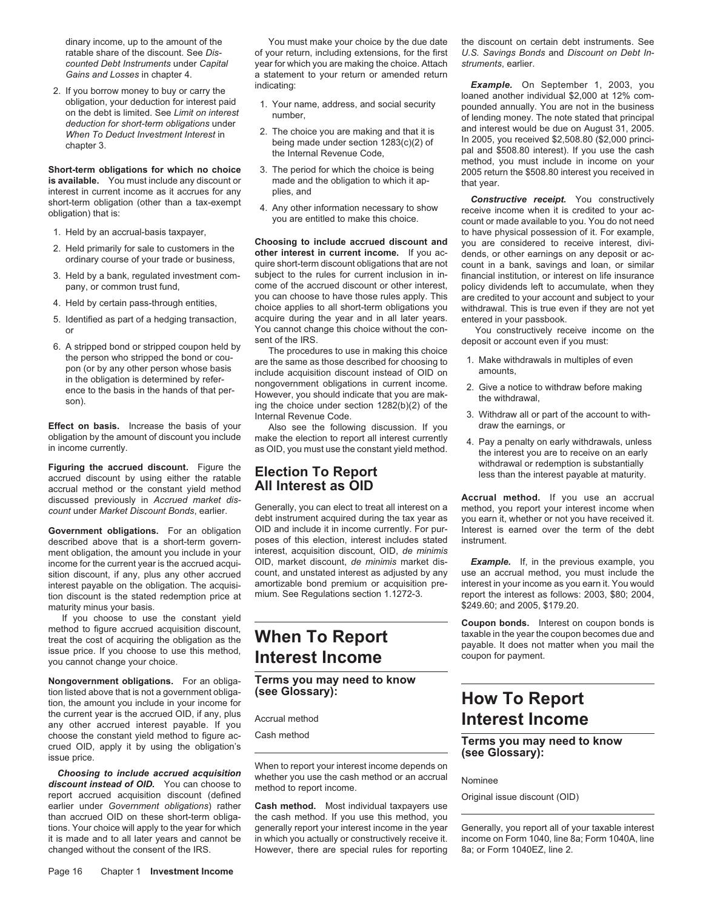dinary income, up to the amount of the ratable share of the discount. See *Discounted Debt Instruments* under *Capital Gains and Losses* in chapter 4.

2. If you borrow money to buy or carry the obligation, your deduction for interest paid on the debt is limited. See *Limit on interest deduction for short-term obligations* under *When To Deduct Investment Interest* in chapter 3.

**Short-term obligations for which no choice is available.** You must include any discount or interest in current income as it accrues for any short-term obligation (other than a tax-exempt obligation) that is:

1. Held by an accrual-basis taxpayer,
2. Held primarily for sale to customers in the ordinary course of your trade or business,
3. Held by a bank, regulated investment company, or common trust fund,
4. Held by certain pass-through entities,
5. Identified as part of a hedging transaction, or
6. A stripped bond or stripped coupon held by the person who stripped the bond or coupon (or by any other person whose basis in the obligation is determined by reference to the basis in the hands of that person).

**Effect on basis.** Increase the basis of your obligation by the amount of discount you include in income currently.

**Figuring the accrued discount.** Figure the accrued discount by using either the ratable accrual method or the constant yield method discussed previously in *Accrued market discount* under *Market Discount Bonds*, earlier.

**Government obligations.** For an obligation described above that is a short-term government obligation, the amount you include in your income for the current year is the accrued acquisition discount, if any, plus any other accrued interest payable on the obligation. The acquisition discount is the stated redemption price at maturity minus your basis.

If you choose to use the constant yield method to figure accrued acquisition discount, treat the cost of acquiring the obligation as the issue price. If you choose to use this method, you cannot change your choice.

**Nongovernment obligations.** For an obligation listed above that is not a government obligation, the amount you include in your income for the current year is the accrued OID, if any, plus any other accrued interest payable. If you choose the constant yield method to figure accrued OID, apply it by using the obligation's issue price.

***Choosing to include accrued acquisition discount instead of OID.*** You can choose to report accrued acquisition discount (defined earlier under *Government obligations*) rather than accrued OID on these short-term obligations. Your choice will apply to the year for which it is made and to all later years and cannot be changed without the consent of the IRS.

You must make your choice by the due date of your return, including extensions, for the first year for which you are making the choice. Attach a statement to your return or amended return indicating:

1. Your name, address, and social security number,
2. The choice you are making and that it is being made under section 1283(c)(2) of the Internal Revenue Code,
3. The period for which the choice is being made and the obligation to which it applies, and
4. Any other information necessary to show you are entitled to make this choice.

**Choosing to include accrued discount and other interest in current income.** If you acquire short-term discount obligations that are not subject to the rules for current inclusion in income of the accrued discount or other interest, you can choose to have those rules apply. This choice applies to all short-term obligations you acquire during the year and in all later years. You cannot change this choice without the consent of the IRS.

The procedures to use in making this choice are the same as those described for choosing to include acquisition discount instead of OID on nongovernment obligations in current income. However, you should indicate that you are making the choice under section 1282(b)(2) of the Internal Revenue Code.

Also see the following discussion. If you make the election to report all interest currently as OID, you must use the constant yield method.

## Election To Report All Interest as OID

Generally, you can elect to treat all interest on a debt instrument acquired during the tax year as OID and include it in income currently. For purposes of this election, interest includes stated interest, acquisition discount, OID, *de minimis* OID, market discount, *de minimis* market discount, and unstated interest as adjusted by any amortizable bond premium or acquisition premium. See Regulations section 1.1272-3.

# When To Report Interest Income

**Terms you may need to know (see Glossary):**

Accrual method

Cash method

When to report your interest income depends on whether you use the cash method or an accrual method to report income.

**Cash method.** Most individual taxpayers use the cash method. If you use this method, you generally report your interest income in the year in which you actually or constructively receive it. However, there are special rules for reporting the discount on certain debt instruments. See *U.S. Savings Bonds* and *Discount on Debt Instruments*, earlier.

***Example.*** On September 1, 2003, you loaned another individual $2,000 at 12% compounded annually. You are not in the business of lending money. The note stated that principal and interest would be due on August 31, 2005. In 2005, you received $2,508.80 ($2,000 principal and $508.80 interest). If you use the cash method, you must include in income on your 2005 return the $508.80 interest you received in that year.

***Constructive receipt.*** You constructively receive income when it is credited to your account or made available to you. You do not need to have physical possession of it. For example, you are considered to receive interest, dividends, or other earnings on any deposit or account in a bank, savings and loan, or similar financial institution, or interest on life insurance policy dividends left to accumulate, when they are credited to your account and subject to your withdrawal. This is true even if they are not yet entered in your passbook.

You constructively receive income on the deposit or account even if you must:

1. Make withdrawals in multiples of even amounts,
2. Give a notice to withdraw before making the withdrawal,
3. Withdraw all or part of the account to withdraw the earnings, or
4. Pay a penalty on early withdrawals, unless the interest you are to receive on an early withdrawal or redemption is substantially less than the interest payable at maturity.

**Accrual method.** If you use an accrual method, you report your interest income when you earn it, whether or not you have received it. Interest is earned over the term of the debt instrument.

***Example.*** If, in the previous example, you use an accrual method, you must include the interest in your income as you earn it. You would report the interest as follows: 2003, $80; 2004, $249.60; and 2005, $179.20.

**Coupon bonds.** Interest on coupon bonds is taxable in the year the coupon becomes due and payable. It does not matter when you mail the coupon for payment.

# How To Report Interest Income

**Terms you may need to know (see Glossary):**

Nominee

Original issue discount (OID)

Generally, you report all of your taxable interest income on Form 1040, line 8a; Form 1040A, line 8a; or Form 1040EZ, line 2.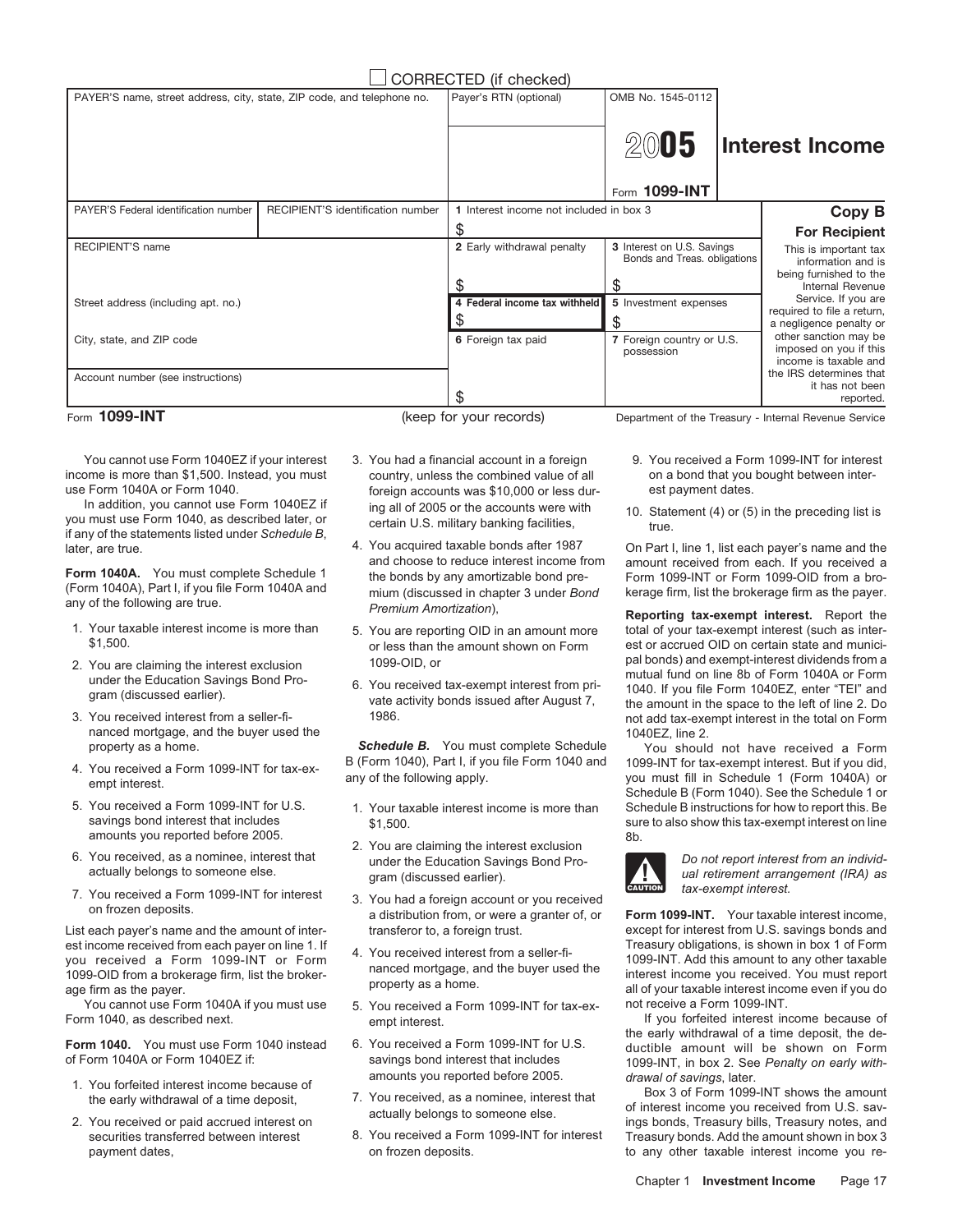CORRECTED (if checked)

| | | | | |
|---|---|---|---|---|
| PAYER'S name, street address, city, state, ZIP code, and telephone no. | | Payer's RTN (optional) | OMB No. 1545-0112<br><br>2005<br><br>Form **1099-INT** | **Interest Income** |
| PAYER'S Federal identification number | RECIPIENT'S identification number | **1** Interest income not included in box 3<br>$ | | **Copy B**<br>**For Recipient** |
| RECIPIENT'S name | | **2** Early withdrawal penalty<br>$ | **3** Interest on U.S. Savings Bonds and Treas. obligations<br>$ | This is important tax information and is being furnished to the Internal Revenue Service. If you are required to file a return, a negligence penalty or other sanction may be imposed on you if this income is taxable and the IRS determines that it has not been reported. |
| Street address (including apt. no.) | | **4 Federal income tax withheld**<br>$ | **5** Investment expenses<br>$ | |
| City, state, and ZIP code | | **6** Foreign tax paid | **7** Foreign country or U.S. possession | |
| Account number (see instructions) | | $ | | |

Form **1099-INT** (keep for your records) Department of the Treasury - Internal Revenue Service

You cannot use Form 1040EZ if your interest income is more than $1,500. Instead, you must use Form 1040A or Form 1040.

In addition, you cannot use Form 1040EZ if you must use Form 1040, as described later, or if any of the statements listed under *Schedule B*, later, are true.

**Form 1040A.** You must complete Schedule 1 (Form 1040A), Part I, if you file Form 1040A and any of the following are true.

1. Your taxable interest income is more than $1,500.
2. You are claiming the interest exclusion under the Education Savings Bond Program (discussed earlier).
3. You received interest from a seller-financed mortgage, and the buyer used the property as a home.
4. You received a Form 1099-INT for tax-exempt interest.
5. You received a Form 1099-INT for U.S. savings bond interest that includes amounts you reported before 2005.
6. You received, as a nominee, interest that actually belongs to someone else.
7. You received a Form 1099-INT for interest on frozen deposits.

List each payer's name and the amount of interest income received from each payer on line 1. If you received a Form 1099-INT or Form 1099-OID from a brokerage firm, list the brokerage firm as the payer.

You cannot use Form 1040A if you must use Form 1040, as described next.

**Form 1040.** You must use Form 1040 instead of Form 1040A or Form 1040EZ if:

1. You forfeited interest income because of the early withdrawal of a time deposit,
2. You received or paid accrued interest on securities transferred between interest payment dates,
3. You had a financial account in a foreign country, unless the combined value of all foreign accounts was $10,000 or less during all of 2005 or the accounts were with certain U.S. military banking facilities,
4. You acquired taxable bonds after 1987 and choose to reduce interest income from the bonds by any amortizable bond premium (discussed in chapter 3 under *Bond Premium Amortization*),
5. You are reporting OID in an amount more or less than the amount shown on Form 1099-OID, or
6. You received tax-exempt interest from private activity bonds issued after August 7, 1986.

***Schedule B.*** You must complete Schedule B (Form 1040), Part I, if you file Form 1040 and any of the following apply.

1. Your taxable interest income is more than $1,500.
2. You are claiming the interest exclusion under the Education Savings Bond Program (discussed earlier).
3. You had a foreign account or you received a distribution from, or were a granter of, or transferor to, a foreign trust.
4. You received interest from a seller-financed mortgage, and the buyer used the property as a home.
5. You received a Form 1099-INT for tax-exempt interest.
6. You received a Form 1099-INT for U.S. savings bond interest that includes amounts you reported before 2005.
7. You received, as a nominee, interest that actually belongs to someone else.
8. You received a Form 1099-INT for interest on frozen deposits.
9. You received a Form 1099-INT for interest on a bond that you bought between interest payment dates.
10. Statement (4) or (5) in the preceding list is true.

On Part I, line 1, list each payer's name and the amount received from each. If you received a Form 1099-INT or Form 1099-OID from a brokerage firm, list the brokerage firm as the payer.

**Reporting tax-exempt interest.** Report the total of your tax-exempt interest (such as interest or accrued OID on certain state and municipal bonds) and exempt-interest dividends from a mutual fund on line 8b of Form 1040A or Form 1040. If you file Form 1040EZ, enter "TEI" and the amount in the space to the left of line 2. Do not add tax-exempt interest in the total on Form 1040EZ, line 2.

You should not have received a Form 1099-INT for tax-exempt interest. But if you did, you must fill in Schedule 1 (Form 1040A) or Schedule B (Form 1040). See the Schedule 1 or Schedule B instructions for how to report this. Be sure to also show this tax-exempt interest on line 8b.

CAUTION: *Do not report interest from an individual retirement arrangement (IRA) as tax-exempt interest.*

**Form 1099-INT.** Your taxable interest income, except for interest from U.S. savings bonds and Treasury obligations, is shown in box 1 of Form 1099-INT. Add this amount to any other taxable interest income you received. You must report all of your taxable interest income even if you do not receive a Form 1099-INT.

If you forfeited interest income because of the early withdrawal of a time deposit, the deductible amount will be shown on Form 1099-INT, in box 2. See *Penalty on early withdrawal of savings*, later.

Box 3 of Form 1099-INT shows the amount of interest income you received from U.S. savings bonds, Treasury bills, Treasury notes, and Treasury bonds. Add the amount shown in box 3 to any other taxable interest income you re-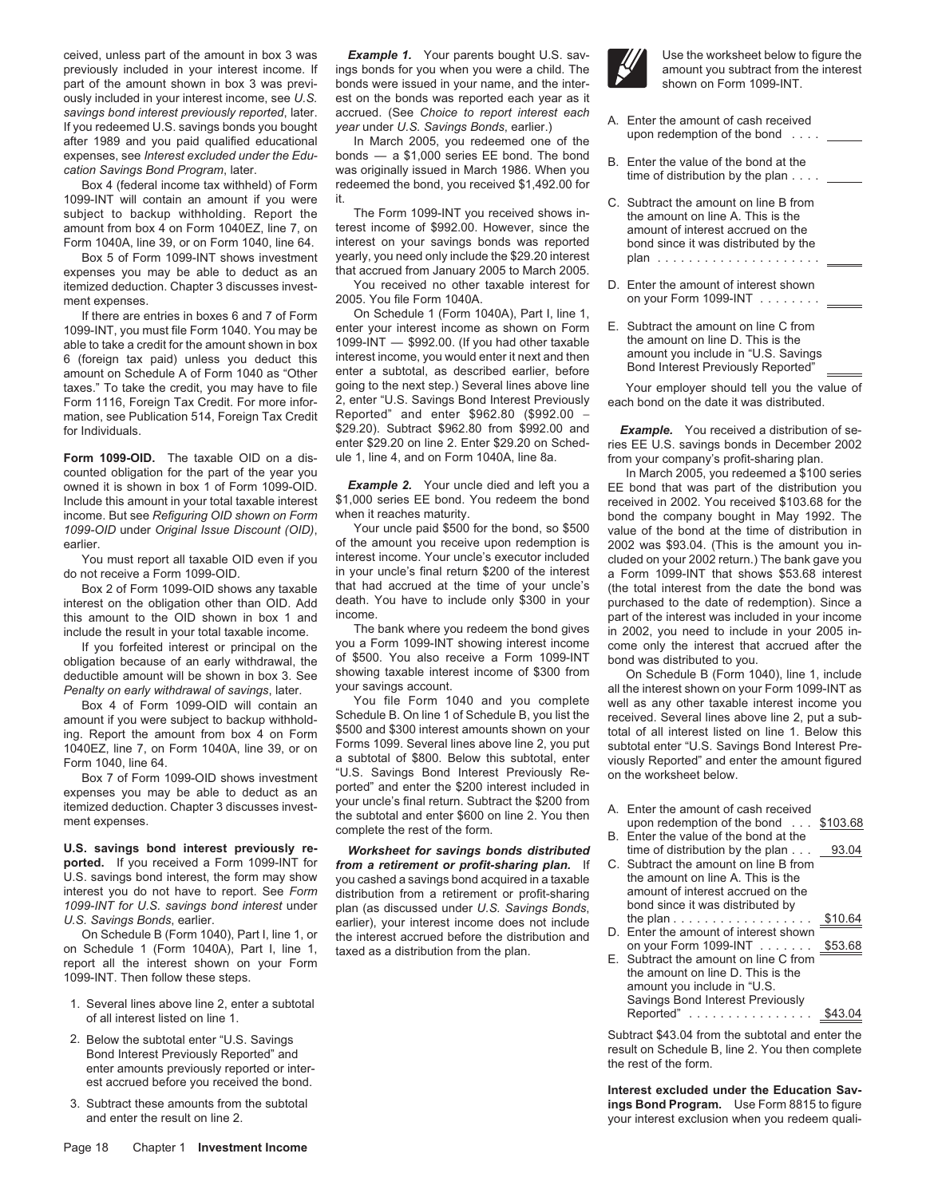ceived, unless part of the amount in box 3 was previously included in your interest income. If part of the amount shown in box 3 was previously included in your interest income, see *U.S. savings bond interest previously reported*, later. If you redeemed U.S. savings bonds you bought after 1989 and you paid qualified educational expenses, see *Interest excluded under the Education Savings Bond Program*, later.

Box 4 (federal income tax withheld) of Form 1099-INT will contain an amount if you were subject to backup withholding. Report the amount from box 4 on Form 1040EZ, line 7, on Form 1040A, line 39, or on Form 1040, line 64.

Box 5 of Form 1099-INT shows investment expenses you may be able to deduct as an itemized deduction. Chapter 3 discusses investment expenses.

If there are entries in boxes 6 and 7 of Form 1099-INT, you must file Form 1040. You may be able to take a credit for the amount shown in box 6 (foreign tax paid) unless you deduct this amount on Schedule A of Form 1040 as "Other taxes." To take the credit, you may have to file Form 1116, Foreign Tax Credit. For more information, see Publication 514, Foreign Tax Credit for Individuals.

**Form 1099-OID.** The taxable OID on a discounted obligation for the part of the year you owned it is shown in box 1 of Form 1099-OID. Include this amount in your total taxable interest income. But see *Refiguring OID shown on Form 1099-OID* under *Original Issue Discount (OID)*, earlier.

You must report all taxable OID even if you do not receive a Form 1099-OID.

Box 2 of Form 1099-OID shows any taxable interest on the obligation other than OID. Add this amount to the OID shown in box 1 and include the result in your total taxable income.

If you forfeited interest or principal on the obligation because of an early withdrawal, the deductible amount will be shown in box 3. See *Penalty on early withdrawal of savings*, later.

Box 4 of Form 1099-OID will contain an amount if you were subject to backup withholding. Report the amount from box 4 on Form 1040EZ, line 7, on Form 1040A, line 39, or on Form 1040, line 64.

Box 7 of Form 1099-OID shows investment expenses you may be able to deduct as an itemized deduction. Chapter 3 discusses investment expenses.

**U.S. savings bond interest previously reported.** If you received a Form 1099-INT for U.S. savings bond interest, the form may show interest you do not have to report. See *Form 1099-INT for U.S. savings bond interest* under *U.S. Savings Bonds*, earlier.

On Schedule B (Form 1040), Part I, line 1, or on Schedule 1 (Form 1040A), Part I, line 1, report all the interest shown on your Form 1099-INT. Then follow these steps.

1. Several lines above line 2, enter a subtotal of all interest listed on line 1.
2. Below the subtotal enter "U.S. Savings Bond Interest Previously Reported" and enter amounts previously reported or interest accrued before you received the bond.
3. Subtract these amounts from the subtotal and enter the result on line 2.

***Example 1.*** Your parents bought U.S. savings bonds for you when you were a child. The bonds were issued in your name, and the interest on the bonds was reported each year as it accrued. (See *Choice to report interest each year* under *U.S. Savings Bonds*, earlier.)

In March 2005, you redeemed one of the bonds — a $1,000 series EE bond. The bond was originally issued in March 1986. When you redeemed the bond, you received $1,492.00 for it.

The Form 1099-INT you received shows interest income of $992.00. However, since the interest on your savings bonds was reported yearly, you need only include the $29.20 interest that accrued from January 2005 to March 2005.

You received no other taxable interest for 2005. You file Form 1040A.

On Schedule 1 (Form 1040A), Part I, line 1, enter your interest income as shown on Form 1099-INT — $992.00. (If you had other taxable interest income, you would enter it next and then enter a subtotal, as described earlier, before going to the next step.) Several lines above line 2, enter "U.S. Savings Bond Interest Previously Reported" and enter $962.80 ($992.00 − $29.20). Subtract $962.80 from $992.00 and enter $29.20 on line 2. Enter $29.20 on Schedule 1, line 4, and on Form 1040A, line 8a.

***Example 2.*** Your uncle died and left you a $1,000 series EE bond. You redeem the bond when it reaches maturity.

Your uncle paid $500 for the bond, so $500 of the amount you receive upon redemption is interest income. Your uncle's executor included in your uncle's final return $200 of the interest that had accrued at the time of your uncle's death. You have to include only $300 in your income.

The bank where you redeem the bond gives you a Form 1099-INT showing interest income of $500. You also receive a Form 1099-INT showing taxable interest income of $300 from your savings account.

You file Form 1040 and you complete Schedule B. On line 1 of Schedule B, you list the $500 and $300 interest amounts shown on your Forms 1099. Several lines above line 2, you put a subtotal of $800. Below this subtotal, enter "U.S. Savings Bond Interest Previously Reported" and enter the $200 interest included in your uncle's final return. Subtract the $200 from the subtotal and enter $600 on line 2. You then complete the rest of the form.

***Worksheet for savings bonds distributed from a retirement or profit-sharing plan.*** If you cashed a savings bond acquired in a taxable distribution from a retirement or profit-sharing plan (as discussed under *U.S. Savings Bonds*, earlier), your interest income does not include the interest accrued before the distribution and taxed as a distribution from the plan.

Use the worksheet below to figure the amount you subtract from the interest shown on Form 1099-INT.

A. Enter the amount of cash received upon redemption of the bond . . . . ______
B. Enter the value of the bond at the time of distribution by the plan . . . . ______
C. Subtract the amount on line B from the amount on line A. This is the amount of interest accrued on the bond since it was distributed by the plan . . . . . . . . . . . . . . . . . . . . ______
D. Enter the amount of interest shown on your Form 1099-INT . . . . . . . . ______
E. Subtract the amount on line C from the amount on line D. This is the amount you include in "U.S. Savings Bond Interest Previously Reported" ______

Your employer should tell you the value of each bond on the date it was distributed.

***Example.*** You received a distribution of series EE U.S. savings bonds in December 2002 from your company's profit-sharing plan.

In March 2005, you redeemed a $100 series EE bond that was part of the distribution you received in 2002. You received $103.68 for the bond the company bought in May 1992. The value of the bond at the time of distribution in 2002 was $93.04. (This is the amount you included on your 2002 return.) The bank gave you a Form 1099-INT that shows $53.68 interest (the total interest from the date the bond was purchased to the date of redemption). Since a part of the interest was included in your income in 2002, you need to include in your 2005 income only the interest that accrued after the bond was distributed to you.

On Schedule B (Form 1040), line 1, include all the interest shown on your Form 1099-INT as well as any other taxable interest income you received. Several lines above line 2, put a subtotal of all interest listed on line 1. Below this subtotal enter "U.S. Savings Bond Interest Previously Reported" and enter the amount figured on the worksheet below.

A. Enter the amount of cash received upon redemption of the bond . . . $103.68
B. Enter the value of the bond at the time of distribution by the plan . . . 93.04
C. Subtract the amount on line B from the amount on line A. This is the amount of interest accrued on the bond since it was distributed by the plan . . . . . . . . . . . . . . . . . . $10.64
D. Enter the amount of interest shown on your Form 1099-INT . . . . . . . $53.68
E. Subtract the amount on line C from the amount on line D. This is the amount you include in "U.S. Savings Bond Interest Previously Reported" . . . . . . . . . . . . . . . . $43.04

Subtract $43.04 from the subtotal and enter the result on Schedule B, line 2. You then complete the rest of the form.

**Interest excluded under the Education Savings Bond Program.** Use Form 8815 to figure your interest exclusion when you redeem quali-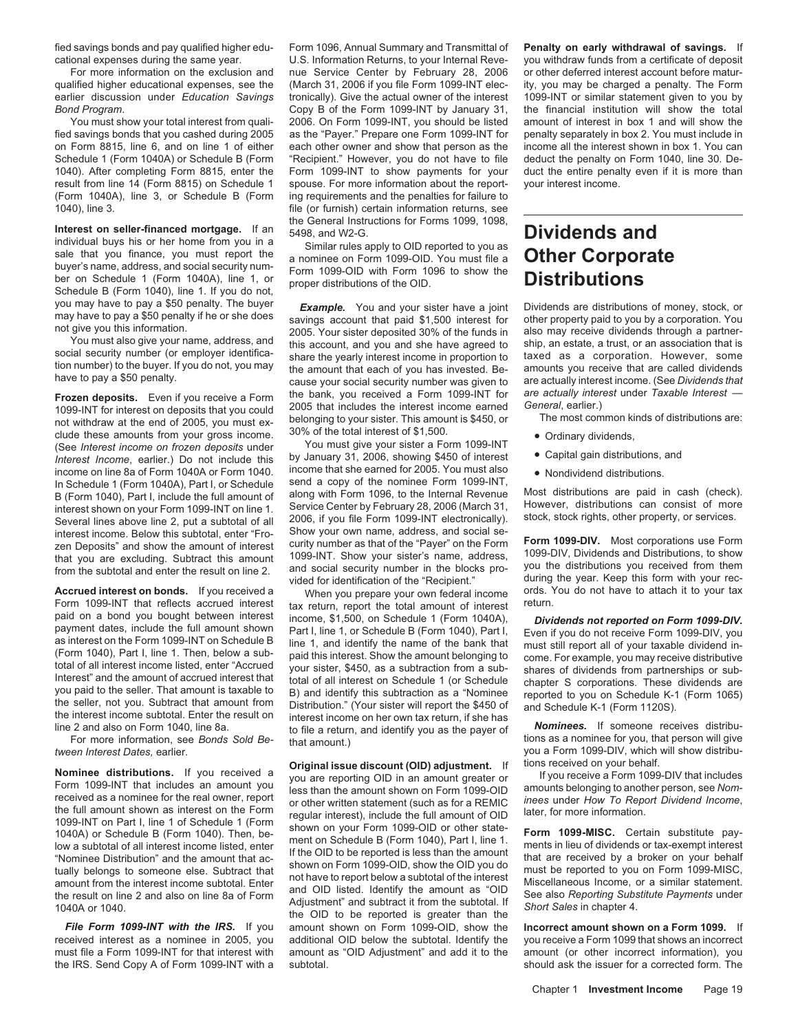fied savings bonds and pay qualified higher educational expenses during the same year.

For more information on the exclusion and qualified higher educational expenses, see the earlier discussion under *Education Savings Bond Program*.

You must show your total interest from qualified savings bonds that you cashed during 2005 on Form 8815, line 6, and on line 1 of either Schedule 1 (Form 1040A) or Schedule B (Form 1040). After completing Form 8815, enter the result from line 14 (Form 8815) on Schedule 1 (Form 1040A), line 3, or Schedule B (Form 1040), line 3.

**Interest on seller-financed mortgage.** If an individual buys his or her home from you in a sale that you finance, you must report the buyer's name, address, and social security number on Schedule 1 (Form 1040A), line 1, or Schedule B (Form 1040), line 1. If you do not, you may have to pay a $50 penalty. The buyer may have to pay a $50 penalty if he or she does not give you this information.

You must also give your name, address, and social security number (or employer identification number) to the buyer. If you do not, you may have to pay a $50 penalty.

**Frozen deposits.** Even if you receive a Form 1099-INT for interest on deposits that you could not withdraw at the end of 2005, you must exclude these amounts from your gross income. (See *Interest income on frozen deposits* under *Interest Income*, earlier.) Do not include this income on line 8a of Form 1040A or Form 1040. In Schedule 1 (Form 1040A), Part I, or Schedule B (Form 1040), Part I, include the full amount of interest shown on your Form 1099-INT on line 1. Several lines above line 2, put a subtotal of all interest income. Below this subtotal, enter "Frozen Deposits" and show the amount of interest that you are excluding. Subtract this amount from the subtotal and enter the result on line 2.

**Accrued interest on bonds.** If you received a Form 1099-INT that reflects accrued interest paid on a bond you bought between interest payment dates, include the full amount shown as interest on the Form 1099-INT on Schedule B (Form 1040), Part I, line 1. Then, below a subtotal of all interest income listed, enter "Accrued Interest" and the amount of accrued interest that you paid to the seller. That amount is taxable to the seller, not you. Subtract that amount from the interest income subtotal. Enter the result on line 2 and also on Form 1040, line 8a.

For more information, see *Bonds Sold Between Interest Dates*, earlier.

**Nominee distributions.** If you received a Form 1099-INT that includes an amount you received as a nominee for the real owner, report the full amount shown as interest on the Form 1099-INT on Part I, line 1 of Schedule 1 (Form 1040A) or Schedule B (Form 1040). Then, below a subtotal of all interest income listed, enter "Nominee Distribution" and the amount that actually belongs to someone else. Subtract that amount from the interest income subtotal. Enter the result on line 2 and also on line 8a of Form 1040A or 1040.

***File Form 1099-INT with the IRS.*** If you received interest as a nominee in 2005, you must file a Form 1099-INT for that interest with the IRS. Send Copy A of Form 1099-INT with a Form 1096, Annual Summary and Transmittal of U.S. Information Returns, to your Internal Revenue Service Center by February 28, 2006 (March 31, 2006 if you file Form 1099-INT electronically). Give the actual owner of the interest Copy B of the Form 1099-INT by January 31, 2006. On Form 1099-INT, you should be listed as the "Payer." Prepare one Form 1099-INT for each other owner and show that person as the "Recipient." However, you do not have to file Form 1099-INT to show payments for your spouse. For more information about the reporting requirements and the penalties for failure to file (or furnish) certain information returns, see the General Instructions for Forms 1099, 1098, 5498, and W2-G.

Similar rules apply to OID reported to you as a nominee on Form 1099-OID. You must file a Form 1099-OID with Form 1096 to show the proper distributions of the OID.

***Example.*** You and your sister have a joint savings account that paid $1,500 interest for 2005. Your sister deposited 30% of the funds in this account, and you and she have agreed to share the yearly interest income in proportion to the amount that each of you has invested. Because your social security number was given to the bank, you received a Form 1099-INT for 2005 that includes the interest income earned belonging to your sister. This amount is $450, or 30% of the total interest of $1,500.

You must give your sister a Form 1099-INT by January 31, 2006, showing $450 of interest income that she earned for 2005. You must also send a copy of the nominee Form 1099-INT, along with Form 1096, to the Internal Revenue Service Center by February 28, 2006 (March 31, 2006, if you file Form 1099-INT electronically). Show your own name, address, and social security number as that of the "Payer" on the Form 1099-INT. Show your sister's name, address, and social security number in the blocks provided for identification of the "Recipient."

When you prepare your own federal income tax return, report the total amount of interest income, $1,500, on Schedule 1 (Form 1040A), Part I, line 1, or Schedule B (Form 1040), Part I, line 1, and identify the name of the bank that paid this interest. Show the amount belonging to your sister, $450, as a subtraction from a subtotal of all interest on Schedule 1 (or Schedule B) and identify this subtraction as a "Nominee Distribution." (Your sister will report the $450 of interest income on her own tax return, if she has to file a return, and identify you as the payer of that amount.)

**Original issue discount (OID) adjustment.** If you are reporting OID in an amount greater or less than the amount shown on Form 1099-OID or other written statement (such as for a REMIC regular interest), include the full amount of OID shown on your Form 1099-OID or other statement on Schedule B (Form 1040), Part I, line 1. If the OID to be reported is less than the amount shown on Form 1099-OID, show the OID you do not have to report below a subtotal of the interest and OID listed. Identify the amount as "OID Adjustment" and subtract it from the subtotal. If the OID to be reported is greater than the amount shown on Form 1099-OID, show the additional OID below the subtotal. Identify the amount as "OID Adjustment" and add it to the subtotal.

**Penalty on early withdrawal of savings.** If you withdraw funds from a certificate of deposit or other deferred interest account before maturity, you may be charged a penalty. The Form 1099-INT or similar statement given to you by the financial institution will show the total amount of interest in box 1 and will show the penalty separately in box 2. You must include in income all the interest shown in box 1. You can deduct the penalty on Form 1040, line 30. Deduct the entire penalty even if it is more than your interest income.

# Dividends and Other Corporate Distributions

Dividends are distributions of money, stock, or other property paid to you by a corporation. You also may receive dividends through a partnership, an estate, a trust, or an association that is taxed as a corporation. However, some amounts you receive that are called dividends are actually interest income. (See *Dividends that are actually interest* under *Taxable Interest — General*, earlier.)

The most common kinds of distributions are:

- Ordinary dividends,
- Capital gain distributions, and
- Nondividend distributions.

Most distributions are paid in cash (check). However, distributions can consist of more stock, stock rights, other property, or services.

**Form 1099-DIV.** Most corporations use Form 1099-DIV, Dividends and Distributions, to show you the distributions you received from them during the year. Keep this form with your records. You do not have to attach it to your tax return.

***Dividends not reported on Form 1099-DIV.*** Even if you do not receive Form 1099-DIV, you must still report all of your taxable dividend income. For example, you may receive distributive shares of dividends from partnerships or subchapter S corporations. These dividends are reported to you on Schedule K-1 (Form 1065) and Schedule K-1 (Form 1120S).

***Nominees.*** If someone receives distributions as a nominee for you, that person will give you a Form 1099-DIV, which will show distributions received on your behalf.

If you receive a Form 1099-DIV that includes amounts belonging to another person, see *Nominees* under *How To Report Dividend Income*, later, for more information.

**Form 1099-MISC.** Certain substitute payments in lieu of dividends or tax-exempt interest that are received by a broker on your behalf must be reported to you on Form 1099-MISC, Miscellaneous Income, or a similar statement. See also *Reporting Substitute Payments* under *Short Sales* in chapter 4.

**Incorrect amount shown on a Form 1099.** If you receive a Form 1099 that shows an incorrect amount (or other incorrect information), you should ask the issuer for a corrected form. The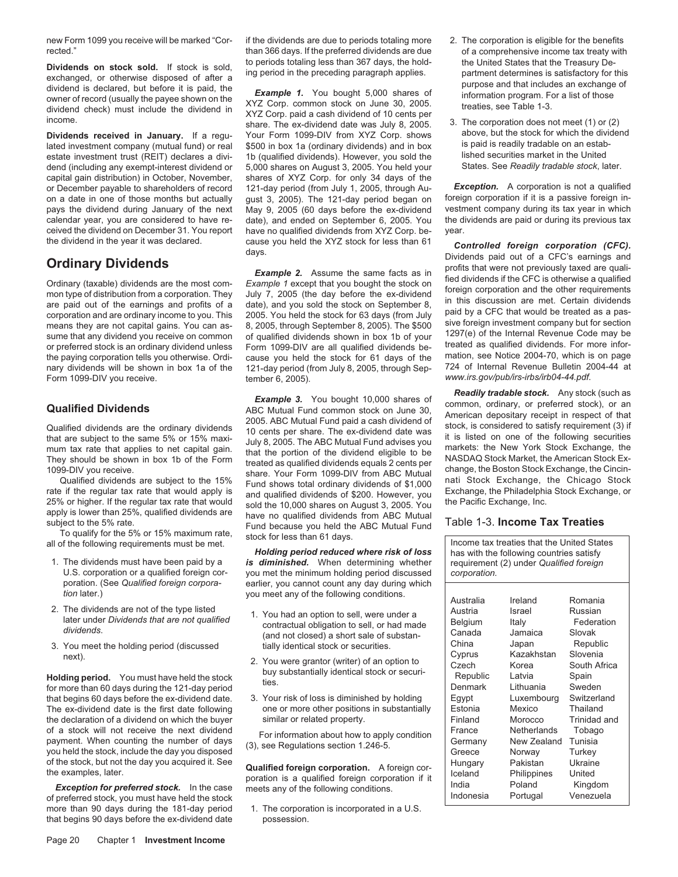new Form 1099 you receive will be marked "Corrected."

**Dividends on stock sold.** If stock is sold, exchanged, or otherwise disposed of after a dividend is declared, but before it is paid, the owner of record (usually the payee shown on the dividend check) must include the dividend in income.

**Dividends received in January.** If a regulated investment company (mutual fund) or real estate investment trust (REIT) declares a dividend (including any exempt-interest dividend or capital gain distribution) in October, November, or December payable to shareholders of record on a date in one of those months but actually pays the dividend during January of the next calendar year, you are considered to have received the dividend on December 31. You report the dividend in the year it was declared.

## Ordinary Dividends

Ordinary (taxable) dividends are the most common type of distribution from a corporation. They are paid out of the earnings and profits of a corporation and are ordinary income to you. This means they are not capital gains. You can assume that any dividend you receive on common or preferred stock is an ordinary dividend unless the paying corporation tells you otherwise. Ordinary dividends will be shown in box 1a of the Form 1099-DIV you receive.

## Qualified Dividends

Qualified dividends are the ordinary dividends that are subject to the same 5% or 15% maximum tax rate that applies to net capital gain. They should be shown in box 1b of the Form 1099-DIV you receive.

Qualified dividends are subject to the 15% rate if the regular tax rate that would apply is 25% or higher. If the regular tax rate that would apply is lower than 25%, qualified dividends are subject to the 5% rate.

To qualify for the 5% or 15% maximum rate, all of the following requirements must be met.

1. The dividends must have been paid by a U.S. corporation or a qualified foreign corporation. (See *Qualified foreign corporation* later.)
2. The dividends are not of the type listed later under *Dividends that are not qualified dividends*.
3. You meet the holding period (discussed next).

**Holding period.** You must have held the stock for more than 60 days during the 121-day period that begins 60 days before the ex-dividend date. The ex-dividend date is the first date following the declaration of a dividend on which the buyer of a stock will not receive the next dividend payment. When counting the number of days you held the stock, include the day you disposed of the stock, but not the day you acquired it. See the examples, later.

***Exception for preferred stock.*** In the case of preferred stock, you must have held the stock more than 90 days during the 181-day period that begins 90 days before the ex-dividend date if the dividends are due to periods totaling more than 366 days. If the preferred dividends are due to periods totaling less than 367 days, the holding period in the preceding paragraph applies.

***Example 1.*** You bought 5,000 shares of XYZ Corp. common stock on June 30, 2005. XYZ Corp. paid a cash dividend of 10 cents per share. The ex-dividend date was July 8, 2005. Your Form 1099-DIV from XYZ Corp. shows $500 in box 1a (ordinary dividends) and in box 1b (qualified dividends). However, you sold the 5,000 shares on August 3, 2005. You held your shares of XYZ Corp. for only 34 days of the 121-day period (from July 1, 2005, through August 3, 2005). The 121-day period began on May 9, 2005 (60 days before the ex-dividend date), and ended on September 6, 2005. You have no qualified dividends from XYZ Corp. because you held the XYZ stock for less than 61 days.

***Example 2.*** Assume the same facts as in *Example 1* except that you bought the stock on July 7, 2005 (the day before the ex-dividend date), and you sold the stock on September 8, 2005. You held the stock for 63 days (from July 8, 2005, through September 8, 2005). The $500 of qualified dividends shown in box 1b of your Form 1099-DIV are all qualified dividends because you held the stock for 61 days of the 121-day period (from July 8, 2005, through September 6, 2005).

***Example 3.*** You bought 10,000 shares of ABC Mutual Fund common stock on June 30, 2005. ABC Mutual Fund paid a cash dividend of 10 cents per share. The ex-dividend date was July 8, 2005. The ABC Mutual Fund advises you that the portion of the dividend eligible to be treated as qualified dividends equals 2 cents per share. Your Form 1099-DIV from ABC Mutual Fund shows total ordinary dividends of $1,000 and qualified dividends of $200. However, you sold the 10,000 shares on August 3, 2005. You have no qualified dividends from ABC Mutual Fund because you held the ABC Mutual Fund stock for less than 61 days.

***Holding period reduced where risk of loss is diminished.*** When determining whether you met the minimum holding period discussed earlier, you cannot count any day during which you meet any of the following conditions.

1. You had an option to sell, were under a contractual obligation to sell, or had made (and not closed) a short sale of substantially identical stock or securities.
2. You were grantor (writer) of an option to buy substantially identical stock or securities.
3. Your risk of loss is diminished by holding one or more other positions in substantially similar or related property.

For information about how to apply condition (3), see Regulations section 1.246-5.

**Qualified foreign corporation.** A foreign corporation is a qualified foreign corporation if it meets any of the following conditions.

1. The corporation is incorporated in a U.S. possession.
2. The corporation is eligible for the benefits of a comprehensive income tax treaty with the United States that the Treasury Department determines is satisfactory for this purpose and that includes an exchange of information program. For a list of those treaties, see Table 1-3.
3. The corporation does not meet (1) or (2) above, but the stock for which the dividend is paid is readily tradable on an established securities market in the United States. See *Readily tradable stock*, later.

***Exception.*** A corporation is not a qualified foreign corporation if it is a passive foreign investment company during its tax year in which the dividends are paid or during its previous tax year.

***Controlled foreign corporation (CFC).*** Dividends paid out of a CFC's earnings and profits that were not previously taxed are qualified dividends if the CFC is otherwise a qualified foreign corporation and the other requirements in this discussion are met. Certain dividends paid by a CFC that would be treated as a passive foreign investment company but for section 1297(e) of the Internal Revenue Code may be treated as qualified dividends. For more information, see Notice 2004-70, which is on page 724 of Internal Revenue Bulletin 2004-44 at *www.irs.gov/pub/irs-irbs/irb04-44.pdf*.

***Readily tradable stock.*** Any stock (such as common, ordinary, or preferred stock), or an American depositary receipt in respect of that stock, is considered to satisfy requirement (3) if it is listed on one of the following securities markets: the New York Stock Exchange, the NASDAQ Stock Market, the American Stock Exchange, the Boston Stock Exchange, the Cincinnati Stock Exchange, the Chicago Stock Exchange, the Philadelphia Stock Exchange, or the Pacific Exchange, Inc.

### Table 1-3. Income Tax Treaties

Income tax treaties that the United States has with the following countries satisfy requirement (2) under *Qualified foreign corporation*.

| | | |
|---|---|---|
| Australia | Ireland | Romania |
| Austria | Israel | Russian Federation |
| Belgium | Italy | Slovak Republic |
| Canada | Jamaica | Slovenia |
| China | Japan | South Africa |
| Cyprus | Kazakhstan | Spain |
| Czech Republic | Korea | Sweden |
| Denmark | Latvia | Switzerland |
| Egypt | Lithuania | Thailand |
| Estonia | Luxembourg | Trinidad and Tobago |
| Finland | Mexico | Tunisia |
| France | Morocco | Turkey |
| Germany | Netherlands | Ukraine |
| Greece | New Zealand | United Kingdom |
| Hungary | Norway | Venezuela |
| Iceland | Pakistan | |
| India | Philippines | |
| Indonesia | Poland | |
| | Portugal | |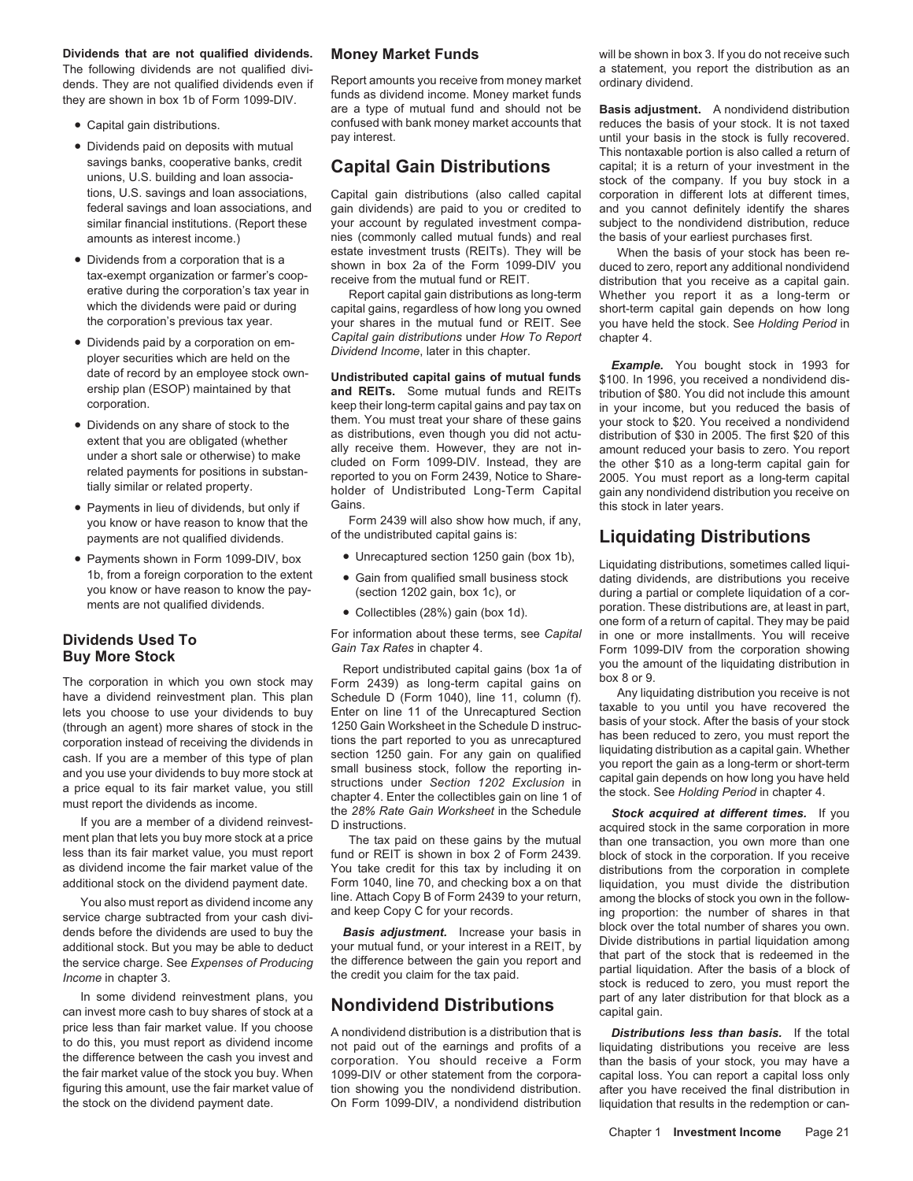**Dividends that are not qualified dividends.** The following dividends are not qualified dividends. They are not qualified dividends even if they are shown in box 1b of Form 1099-DIV.

- Capital gain distributions.
- Dividends paid on deposits with mutual savings banks, cooperative banks, credit unions, U.S. building and loan associations, U.S. savings and loan associations, federal savings and loan associations, and similar financial institutions. (Report these amounts as interest income.)
- Dividends from a corporation that is a tax-exempt organization or farmer's cooperative during the corporation's tax year in which the dividends were paid or during the corporation's previous tax year.
- Dividends paid by a corporation on employer securities which are held on the date of record by an employee stock ownership plan (ESOP) maintained by that corporation.
- Dividends on any share of stock to the extent that you are obligated (whether under a short sale or otherwise) to make related payments for positions in substantially similar or related property.
- Payments in lieu of dividends, but only if you know or have reason to know that the payments are not qualified dividends.
- Payments shown in Form 1099-DIV, box 1b, from a foreign corporation to the extent you know or have reason to know the payments are not qualified dividends.

## Dividends Used To Buy More Stock

The corporation in which you own stock may have a dividend reinvestment plan. This plan lets you choose to use your dividends to buy (through an agent) more shares of stock in the corporation instead of receiving the dividends in cash. If you are a member of this type of plan and you use your dividends to buy more stock at a price equal to its fair market value, you still must report the dividends as income.

If you are a member of a dividend reinvestment plan that lets you buy more stock at a price less than its fair market value, you must report as dividend income the fair market value of the additional stock on the dividend payment date.

You also must report as dividend income any service charge subtracted from your cash dividends before the dividends are used to buy the additional stock. But you may be able to deduct the service charge. See *Expenses of Producing Income* in chapter 3.

In some dividend reinvestment plans, you can invest more cash to buy shares of stock at a price less than fair market value. If you choose to do this, you must report as dividend income the difference between the cash you invest and the fair market value of the stock you buy. When figuring this amount, use the fair market value of the stock on the dividend payment date.

## Money Market Funds

Report amounts you receive from money market funds as dividend income. Money market funds are a type of mutual fund and should not be confused with bank money market accounts that pay interest.

## Capital Gain Distributions

Capital gain distributions (also called capital gain dividends) are paid to you or credited to your account by regulated investment companies (commonly called mutual funds) and real estate investment trusts (REITs). They will be shown in box 2a of the Form 1099-DIV you receive from the mutual fund or REIT.

Report capital gain distributions as long-term capital gains, regardless of how long you owned your shares in the mutual fund or REIT. See *Capital gain distributions* under *How To Report Dividend Income*, later in this chapter.

**Undistributed capital gains of mutual funds and REITs.** Some mutual funds and REITs keep their long-term capital gains and pay tax on them. You must treat your share of these gains as distributions, even though you did not actually receive them. However, they are not included on Form 1099-DIV. Instead, they are reported to you on Form 2439, Notice to Shareholder of Undistributed Long-Term Capital Gains.

Form 2439 will also show how much, if any, of the undistributed capital gains is:

- Unrecaptured section 1250 gain (box 1b),
- Gain from qualified small business stock (section 1202 gain, box 1c), or
- Collectibles (28%) gain (box 1d).

For information about these terms, see *Capital Gain Tax Rates* in chapter 4.

Report undistributed capital gains (box 1a of Form 2439) as long-term capital gains on Schedule D (Form 1040), line 11, column (f). Enter on line 11 of the Unrecaptured Section 1250 Gain Worksheet in the Schedule D instructions the part reported to you as unrecaptured section 1250 gain. For any gain on qualified small business stock, follow the reporting instructions under *Section 1202 Exclusion* in chapter 4. Enter the collectibles gain on line 1 of the *28% Rate Gain Worksheet* in the Schedule D instructions.

The tax paid on these gains by the mutual fund or REIT is shown in box 2 of Form 2439. You take credit for this tax by including it on Form 1040, line 70, and checking box a on that line. Attach Copy B of Form 2439 to your return, and keep Copy C for your records.

***Basis adjustment.*** Increase your basis in your mutual fund, or your interest in a REIT, by the difference between the gain you report and the credit you claim for the tax paid.

## Nondividend Distributions

A nondividend distribution is a distribution that is not paid out of the earnings and profits of a corporation. You should receive a Form 1099-DIV or other statement from the corporation showing you the nondividend distribution. On Form 1099-DIV, a nondividend distribution will be shown in box 3. If you do not receive such a statement, you report the distribution as an ordinary dividend.

**Basis adjustment.** A nondividend distribution reduces the basis of your stock. It is not taxed until your basis in the stock is fully recovered. This nontaxable portion is also called a return of capital; it is a return of your investment in the stock of the company. If you buy stock in a corporation in different lots at different times, and you cannot definitely identify the shares subject to the nondividend distribution, reduce the basis of your earliest purchases first.

When the basis of your stock has been reduced to zero, report any additional nondividend distribution that you receive as a capital gain. Whether you report it as a long-term or short-term capital gain depends on how long you have held the stock. See *Holding Period* in chapter 4.

***Example.*** You bought stock in 1993 for $100. In 1996, you received a nondividend distribution of $80. You did not include this amount in your income, but you reduced the basis of your stock to $20. You received a nondividend distribution of $30 in 2005. The first $20 of this amount reduced your basis to zero. You report the other $10 as a long-term capital gain for 2005. You must report as a long-term capital gain any nondividend distribution you receive on this stock in later years.

## Liquidating Distributions

Liquidating distributions, sometimes called liquidating dividends, are distributions you receive during a partial or complete liquidation of a corporation. These distributions are, at least in part, one form of a return of capital. They may be paid in one or more installments. You will receive Form 1099-DIV from the corporation showing you the amount of the liquidating distribution in box 8 or 9.

Any liquidating distribution you receive is not taxable to you until you have recovered the basis of your stock. After the basis of your stock has been reduced to zero, you must report the liquidating distribution as a capital gain. Whether you report the gain as a long-term or short-term capital gain depends on how long you have held the stock. See *Holding Period* in chapter 4.

***Stock acquired at different times.*** If you acquired stock in the same corporation in more than one transaction, you own more than one block of stock in the corporation. If you receive distributions from the corporation in complete liquidation, you must divide the distribution among the blocks of stock you own in the following proportion: the number of shares in that block over the total number of shares you own. Divide distributions in partial liquidation among that part of the stock that is redeemed in the partial liquidation. After the basis of a block of stock is reduced to zero, you must report the part of any later distribution for that block as a capital gain.

***Distributions less than basis.*** If the total liquidating distributions you receive are less than the basis of your stock, you may have a capital loss. You can report a capital loss only after you have received the final distribution in liquidation that results in the redemption or can-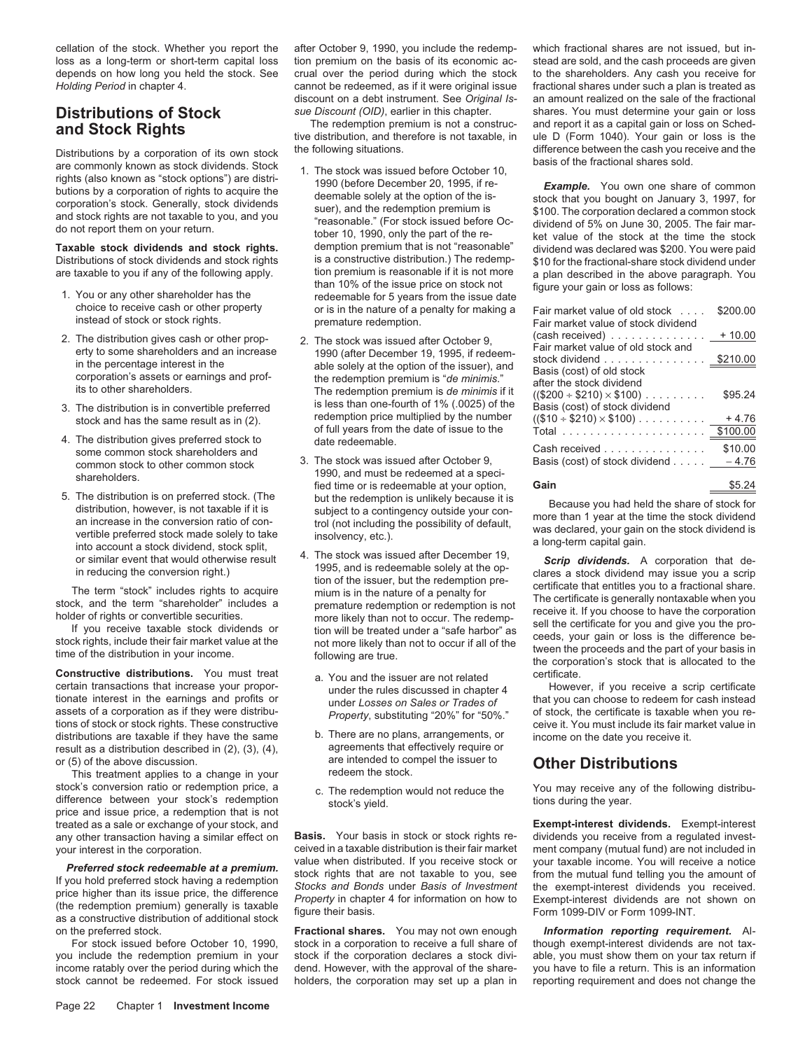cellation of the stock. Whether you report the loss as a long-term or short-term capital loss depends on how long you held the stock. See *Holding Period* in chapter 4.

## Distributions of Stock and Stock Rights

Distributions by a corporation of its own stock are commonly known as stock dividends. Stock rights (also known as "stock options") are distributions by a corporation of rights to acquire the corporation's stock. Generally, stock dividends and stock rights are not taxable to you, and you do not report them on your return.

**Taxable stock dividends and stock rights.** Distributions of stock dividends and stock rights are taxable to you if any of the following apply.

1. You or any other shareholder has the choice to receive cash or other property instead of stock or stock rights.
2. The distribution gives cash or other property to some shareholders and an increase in the percentage interest in the corporation's assets or earnings and profits to other shareholders.
3. The distribution is in convertible preferred stock and has the same result as in (2).
4. The distribution gives preferred stock to some common stock shareholders and common stock to other common stock shareholders.
5. The distribution is on preferred stock. (The distribution, however, is not taxable if it is an increase in the conversion ratio of convertible preferred stock made solely to take into account a stock dividend, stock split, or similar event that would otherwise result in reducing the conversion right.)

The term "stock" includes rights to acquire stock, and the term "shareholder" includes a holder of rights or convertible securities.

If you receive taxable stock dividends or stock rights, include their fair market value at the time of the distribution in your income.

**Constructive distributions.** You must treat certain transactions that increase your proportionate interest in the earnings and profits or assets of a corporation as if they were distributions of stock or stock rights. These constructive distributions are taxable if they have the same result as a distribution described in (2), (3), (4), or (5) of the above discussion.

This treatment applies to a change in your stock's conversion ratio or redemption price, a difference between your stock's redemption price and issue price, a redemption that is not treated as a sale or exchange of your stock, and any other transaction having a similar effect on your interest in the corporation.

***Preferred stock redeemable at a premium.*** If you hold preferred stock having a redemption price higher than its issue price, the difference (the redemption premium) generally is taxable as a constructive distribution of additional stock on the preferred stock.

For stock issued before October 10, 1990, you include the redemption premium in your income ratably over the period during which the stock cannot be redeemed. For stock issued after October 9, 1990, you include the redemption premium on the basis of its economic accrual over the period during which the stock cannot be redeemed, as if it were original issue discount on a debt instrument. See *Original Issue Discount (OID)*, earlier in this chapter.

The redemption premium is not a constructive distribution, and therefore is not taxable, in the following situations.

1. The stock was issued before October 10, 1990 (before December 20, 1995, if redeemable solely at the option of the issuer), and the redemption premium is "reasonable." (For stock issued before October 10, 1990, only the part of the redemption premium that is not "reasonable" is a constructive distribution.) The redemption premium is reasonable if it is not more than 10% of the issue price on stock not redeemable for 5 years from the issue date or is in the nature of a penalty for making a premature redemption.
2. The stock was issued after October 9, 1990 (after December 19, 1995, if redeemable solely at the option of the issuer), and the redemption premium is "*de minimis*." The redemption premium is *de minimis* if it is less than one-fourth of 1% (.0025) of the redemption price multiplied by the number of full years from the date of issue to the date redeemable.
3. The stock was issued after October 9, 1990, and must be redeemed at a specified time or is redeemable at your option, but the redemption is unlikely because it is subject to a contingency outside your control (not including the possibility of default, insolvency, etc.).
4. The stock was issued after December 19, 1995, and is redeemable solely at the option of the issuer, but the redemption premium is in the nature of a penalty for premature redemption or redemption is not more likely than not to occur. The redemption will be treated under a "safe harbor" as not more likely than not to occur if all of the following are true.
   a. You and the issuer are not related under the rules discussed in chapter 4 under *Losses on Sales or Trades of Property*, substituting "20%" for "50%."
   b. There are no plans, arrangements, or agreements that effectively require or are intended to compel the issuer to redeem the stock.
   c. The redemption would not reduce the stock's yield.

**Basis.** Your basis in stock or stock rights received in a taxable distribution is their fair market value when distributed. If you receive stock or stock rights that are not taxable to you, see *Stocks and Bonds* under *Basis of Investment Property* in chapter 4 for information on how to figure their basis.

**Fractional shares.** You may not own enough stock in a corporation to receive a full share of stock if the corporation declares a stock dividend. However, with the approval of the shareholders, the corporation may set up a plan in which fractional shares are not issued, but instead are sold, and the cash proceeds are given to the shareholders. Any cash you receive for fractional shares under such a plan is treated as an amount realized on the sale of the fractional shares. You must determine your gain or loss and report it as a capital gain or loss on Schedule D (Form 1040). Your gain or loss is the difference between the cash you receive and the basis of the fractional shares sold.

***Example.*** You own one share of common stock that you bought on January 3, 1997, for $100. The corporation declared a common stock dividend of 5% on June 30, 2005. The fair market value of the stock at the time the stock dividend was declared was $200. You were paid $10 for the fractional-share stock dividend under a plan described in the above paragraph. You figure your gain or loss as follows:

| | |
|---|---|
| Fair market value of old stock | $200.00 |
| Fair market value of stock dividend (cash received) | + 10.00 |
| Fair market value of old stock and stock dividend | $210.00 |
| Basis (cost) of old stock after the stock dividend (($200 ÷ $210) × $100) | $95.24 |
| Basis (cost) of stock dividend (($10 ÷ $210) × $100) | + 4.76 |
| Total | $100.00 |
| Cash received | $10.00 |
| Basis (cost) of stock dividend | − 4.76 |
| **Gain** | $5.24 |

Because you had held the share of stock for more than 1 year at the time the stock dividend was declared, your gain on the stock dividend is a long-term capital gain.

***Scrip dividends.*** A corporation that declares a stock dividend may issue you a scrip certificate that entitles you to a fractional share. The certificate is generally nontaxable when you receive it. If you choose to have the corporation sell the certificate for you and give you the proceeds, your gain or loss is the difference between the proceeds and the part of your basis in the corporation's stock that is allocated to the certificate.

However, if you receive a scrip certificate that you can choose to redeem for cash instead of stock, the certificate is taxable when you receive it. You must include its fair market value in income on the date you receive it.

## Other Distributions

You may receive any of the following distributions during the year.

**Exempt-interest dividends.** Exempt-interest dividends you receive from a regulated investment company (mutual fund) are not included in your taxable income. You will receive a notice from the mutual fund telling you the amount of the exempt-interest dividends you received. Exempt-interest dividends are not shown on Form 1099-DIV or Form 1099-INT.

***Information reporting requirement.*** Although exempt-interest dividends are not taxable, you must show them on your tax return if you have to file a return. This is an information reporting requirement and does not change the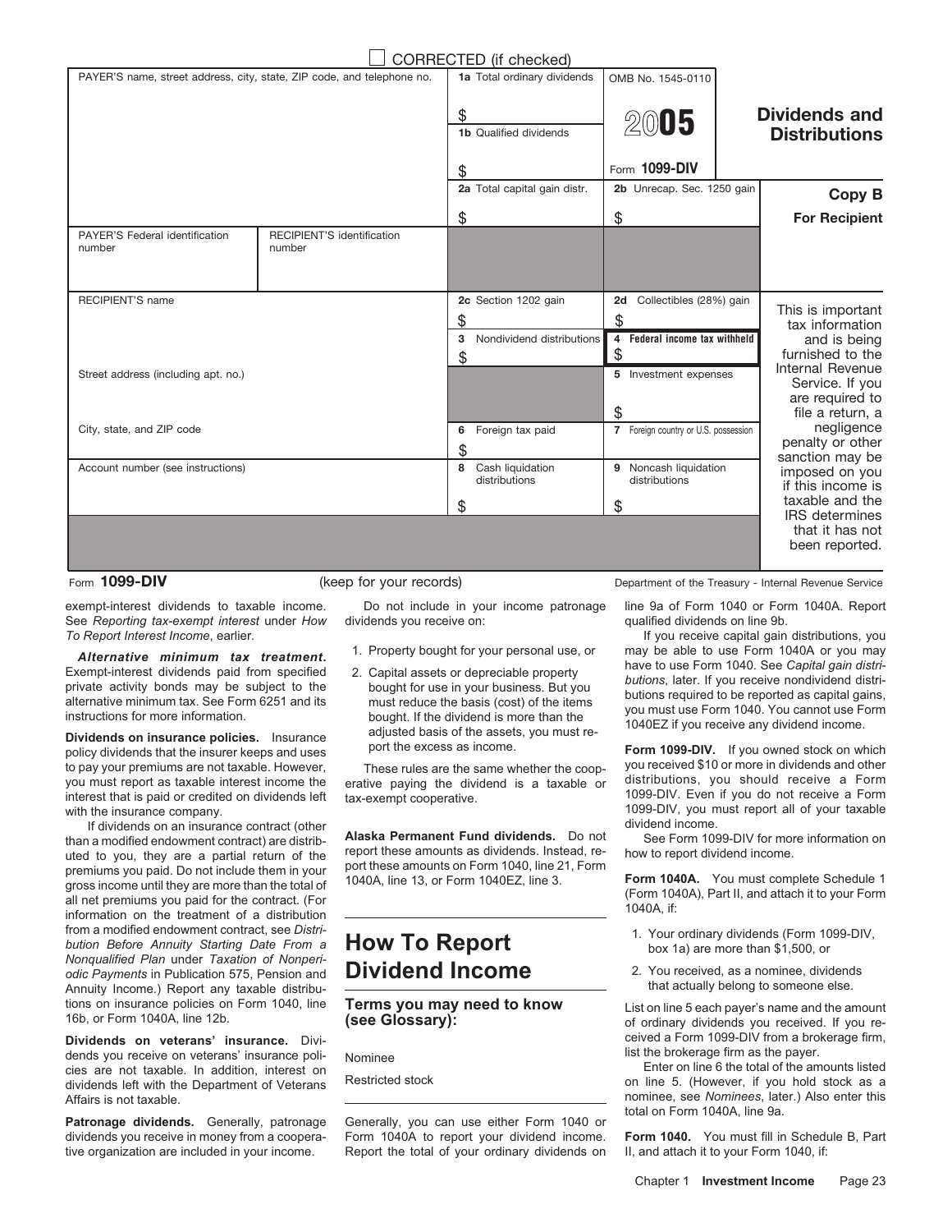CORRECTED (if checked)

| PAYER'S name, street address, city, state, ZIP code, and telephone no. | | 1a Total ordinary dividends $ | OMB No. 1545-0110 | Dividends and Distributions |
|---|---|---|---|---|
| | | 1b Qualified dividends $ | 2005 Form 1099-DIV | |
| | | 2a Total capital gain distr. $ | 2b Unrecap. Sec. 1250 gain $ | Copy B For Recipient |
| PAYER'S Federal identification number | RECIPIENT'S identification number | | | |
| RECIPIENT'S name | | 2c Section 1202 gain $ | 2d Collectibles (28%) gain $ | This is important tax information and is being furnished to the Internal Revenue Service. If you are required to file a return, a negligence penalty or other sanction may be imposed on you if this income is taxable and the IRS determines that it has not been reported. |
| | | 3 Nondividend distributions $ | 4 Federal income tax withheld $ | |
| Street address (including apt. no.) | | | 5 Investment expenses $ | |
| City, state, and ZIP code | | 6 Foreign tax paid $ | 7 Foreign country or U.S. possession | |
| Account number (see instructions) | | 8 Cash liquidation distributions $ | 9 Noncash liquidation distributions $ | |

Form **1099-DIV** (keep for your records) Department of the Treasury - Internal Revenue Service

exempt-interest dividends to taxable income. See *Reporting tax-exempt interest* under *How To Report Interest Income*, earlier.

***Alternative minimum tax treatment.*** Exempt-interest dividends paid from specified private activity bonds may be subject to the alternative minimum tax. See Form 6251 and its instructions for more information.

**Dividends on insurance policies.** Insurance policy dividends that the insurer keeps and uses to pay your premiums are not taxable. However, you must report as taxable interest income the interest that is paid or credited on dividends left with the insurance company.

If dividends on an insurance contract (other than a modified endowment contract) are distributed to you, they are a partial return of the premiums you paid. Do not include them in your gross income until they are more than the total of all net premiums you paid for the contract. (For information on the treatment of a distribution from a modified endowment contract, see *Distribution Before Annuity Starting Date From a Nonqualified Plan* under *Taxation of Nonperiodic Payments* in Publication 575, Pension and Annuity Income.) Report any taxable distributions on insurance policies on Form 1040, line 16b, or Form 1040A, line 12b.

**Dividends on veterans' insurance.** Dividends you receive on veterans' insurance policies are not taxable. In addition, interest on dividends left with the Department of Veterans Affairs is not taxable.

**Patronage dividends.** Generally, patronage dividends you receive in money from a cooperative organization are included in your income.

Do not include in your income patronage dividends you receive on:

1. Property bought for your personal use, or
2. Capital assets or depreciable property bought for use in your business. But you must reduce the basis (cost) of the items bought. If the dividend is more than the adjusted basis of the assets, you must report the excess as income.

These rules are the same whether the cooperative paying the dividend is a taxable or tax-exempt cooperative.

**Alaska Permanent Fund dividends.** Do not report these amounts as dividends. Instead, report these amounts on Form 1040, line 21, Form 1040A, line 13, or Form 1040EZ, line 3.

# How To Report Dividend Income

**Terms you may need to know (see Glossary):**

Nominee

Restricted stock

Generally, you can use either Form 1040 or Form 1040A to report your dividend income. Report the total of your ordinary dividends on line 9a of Form 1040 or Form 1040A. Report qualified dividends on line 9b.

If you receive capital gain distributions, you may be able to use Form 1040A or you may have to use Form 1040. See *Capital gain distributions*, later. If you receive nondividend distributions required to be reported as capital gains, you must use Form 1040. You cannot use Form 1040EZ if you receive any dividend income.

**Form 1099-DIV.** If you owned stock on which you received $10 or more in dividends and other distributions, you should receive a Form 1099-DIV. Even if you do not receive a Form 1099-DIV, you must report all of your taxable dividend income.

See Form 1099-DIV for more information on how to report dividend income.

**Form 1040A.** You must complete Schedule 1 (Form 1040A), Part II, and attach it to your Form 1040A, if:

1. Your ordinary dividends (Form 1099-DIV, box 1a) are more than $1,500, or
2. You received, as a nominee, dividends that actually belong to someone else.

List on line 5 each payer's name and the amount of ordinary dividends you received. If you received a Form 1099-DIV from a brokerage firm, list the brokerage firm as the payer.

Enter on line 6 the total of the amounts listed on line 5. (However, if you hold stock as a nominee, see *Nominees*, later.) Also enter this total on Form 1040A, line 9a.

**Form 1040.** You must fill in Schedule B, Part II, and attach it to your Form 1040, if: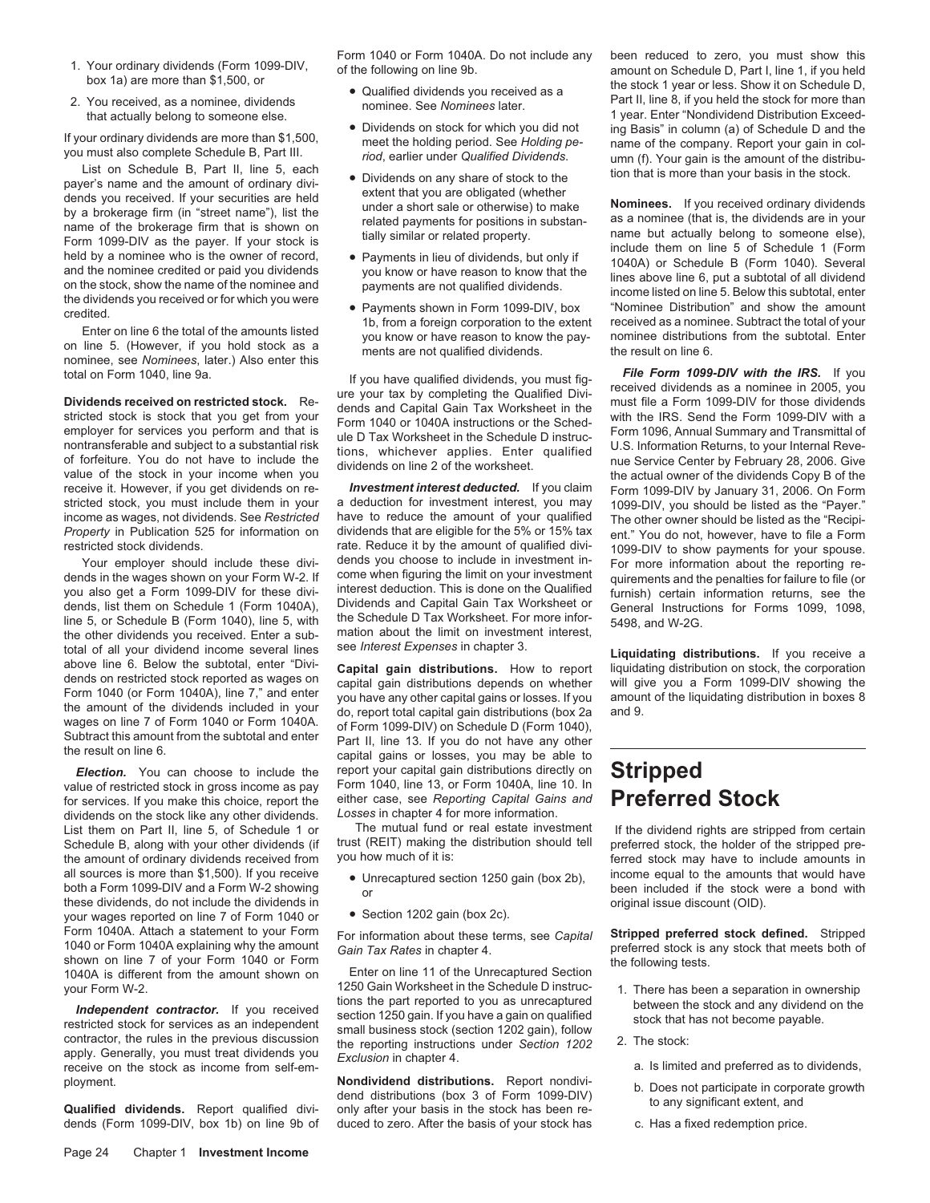1. Your ordinary dividends (Form 1099-DIV, box 1a) are more than $1,500, or
2. You received, as a nominee, dividends that actually belong to someone else.

If your ordinary dividends are more than $1,500, you must also complete Schedule B, Part III.

List on Schedule B, Part II, line 5, each payer's name and the amount of ordinary dividends you received. If your securities are held by a brokerage firm (in "street name"), list the name of the brokerage firm that is shown on Form 1099-DIV as the payer. If your stock is held by a nominee who is the owner of record, and the nominee credited or paid you dividends on the stock, show the name of the nominee and the dividends you received or for which you were credited.

Enter on line 6 the total of the amounts listed on line 5. (However, if you hold stock as a nominee, see *Nominees*, later.) Also enter this total on Form 1040, line 9a.

**Dividends received on restricted stock.** Restricted stock is stock that you get from your employer for services you perform and that is nontransferable and subject to a substantial risk of forfeiture. You do not have to include the value of the stock in your income when you receive it. However, if you get dividends on restricted stock, you must include them in your income as wages, not dividends. See *Restricted Property* in Publication 525 for information on restricted stock dividends.

Your employer should include these dividends in the wages shown on your Form W-2. If you also get a Form 1099-DIV for these dividends, list them on Schedule 1 (Form 1040A), line 5, or Schedule B (Form 1040), line 5, with the other dividends you received. Enter a subtotal of all your dividend income several lines above line 6. Below the subtotal, enter "Dividends on restricted stock reported as wages on Form 1040 (or Form 1040A), line 7," and enter the amount of the dividends included in your wages on line 7 of Form 1040 or Form 1040A. Subtract this amount from the subtotal and enter the result on line 6.

***Election.*** You can choose to include the value of restricted stock in gross income as pay for services. If you make this choice, report the dividends on the stock like any other dividends. List them on Part II, line 5, of Schedule 1 or Schedule B, along with your other dividends (if the amount of ordinary dividends received from all sources is more than $1,500). If you receive both a Form 1099-DIV and a Form W-2 showing these dividends, do not include the dividends in your wages reported on line 7 of Form 1040 or Form 1040A. Attach a statement to your Form 1040 or Form 1040A explaining why the amount shown on line 7 of your Form 1040 or Form 1040A is different from the amount shown on your Form W-2.

***Independent contractor.*** If you received restricted stock for services as an independent contractor, the rules in the previous discussion apply. Generally, you must treat dividends you receive on the stock as income from self-employment.

**Qualified dividends.** Report qualified dividends (Form 1099-DIV, box 1b) on line 9b of Form 1040 or Form 1040A. Do not include any of the following on line 9b.

- Qualified dividends you received as a nominee. See *Nominees* later.
- Dividends on stock for which you did not meet the holding period. See *Holding period*, earlier under *Qualified Dividends*.
- Dividends on any share of stock to the extent that you are obligated (whether under a short sale or otherwise) to make related payments for positions in substantially similar or related property.
- Payments in lieu of dividends, but only if you know or have reason to know that the payments are not qualified dividends.
- Payments shown in Form 1099-DIV, box 1b, from a foreign corporation to the extent you know or have reason to know the payments are not qualified dividends.

If you have qualified dividends, you must figure your tax by completing the Qualified Dividends and Capital Gain Tax Worksheet in the Form 1040 or 1040A instructions or the Schedule D Tax Worksheet in the Schedule D instructions, whichever applies. Enter qualified dividends on line 2 of the worksheet.

***Investment interest deducted.*** If you claim a deduction for investment interest, you may have to reduce the amount of your qualified dividends that are eligible for the 5% or 15% tax rate. Reduce it by the amount of qualified dividends you choose to include in investment income when figuring the limit on your investment interest deduction. This is done on the Qualified Dividends and Capital Gain Tax Worksheet or the Schedule D Tax Worksheet. For more information about the limit on investment interest, see *Interest Expenses* in chapter 3.

**Capital gain distributions.** How to report capital gain distributions depends on whether you have any other capital gains or losses. If you do, report total capital gain distributions (box 2a of Form 1099-DIV) on Schedule D (Form 1040), Part II, line 13. If you do not have any other capital gains or losses, you may be able to report your capital gain distributions directly on Form 1040, line 13, or Form 1040A, line 10. In either case, see *Reporting Capital Gains and Losses* in chapter 4 for more information.

The mutual fund or real estate investment trust (REIT) making the distribution should tell you how much of it is:

- Unrecaptured section 1250 gain (box 2b), or
- Section 1202 gain (box 2c).

For information about these terms, see *Capital Gain Tax Rates* in chapter 4.

Enter on line 11 of the Unrecaptured Section 1250 Gain Worksheet in the Schedule D instructions the part reported to you as unrecaptured section 1250 gain. If you have a gain on qualified small business stock (section 1202 gain), follow the reporting instructions under *Section 1202 Exclusion* in chapter 4.

**Nondividend distributions.** Report nondividend distributions (box 3 of Form 1099-DIV) only after your basis in the stock has been reduced to zero. After the basis of your stock has been reduced to zero, you must show this amount on Schedule D, Part I, line 1, if you held the stock 1 year or less. Show it on Schedule D, Part II, line 8, if you held the stock for more than 1 year. Enter "Nondividend Distribution Exceeding Basis" in column (a) of Schedule D and the name of the company. Report your gain in column (f). Your gain is the amount of the distribution that is more than your basis in the stock.

**Nominees.** If you received ordinary dividends as a nominee (that is, the dividends are in your name but actually belong to someone else), include them on line 5 of Schedule 1 (Form 1040A) or Schedule B (Form 1040). Several lines above line 6, put a subtotal of all dividend income listed on line 5. Below this subtotal, enter "Nominee Distribution" and show the amount received as a nominee. Subtract the total of your nominee distributions from the subtotal. Enter the result on line 6.

***File Form 1099-DIV with the IRS.*** If you received dividends as a nominee in 2005, you must file a Form 1099-DIV for those dividends with the IRS. Send the Form 1099-DIV with a Form 1096, Annual Summary and Transmittal of U.S. Information Returns, to your Internal Revenue Service Center by February 28, 2006. Give the actual owner of the dividends Copy B of the Form 1099-DIV by January 31, 2006. On Form 1099-DIV, you should be listed as the "Payer." The other owner should be listed as the "Recipient." You do not, however, have to file a Form 1099-DIV to show payments for your spouse. For more information about the reporting requirements and the penalties for failure to file (or furnish) certain information returns, see the General Instructions for Forms 1099, 1098, 5498, and W-2G.

**Liquidating distributions.** If you receive a liquidating distribution on stock, the corporation will give you a Form 1099-DIV showing the amount of the liquidating distribution in boxes 8 and 9.

# Stripped Preferred Stock

If the dividend rights are stripped from certain preferred stock, the holder of the stripped preferred stock may have to include amounts in income equal to the amounts that would have been included if the stock were a bond with original issue discount (OID).

**Stripped preferred stock defined.** Stripped preferred stock is any stock that meets both of the following tests.

1. There has been a separation in ownership between the stock and any dividend on the stock that has not become payable.
2. The stock:
   a. Is limited and preferred as to dividends,
   b. Does not participate in corporate growth to any significant extent, and
   c. Has a fixed redemption price.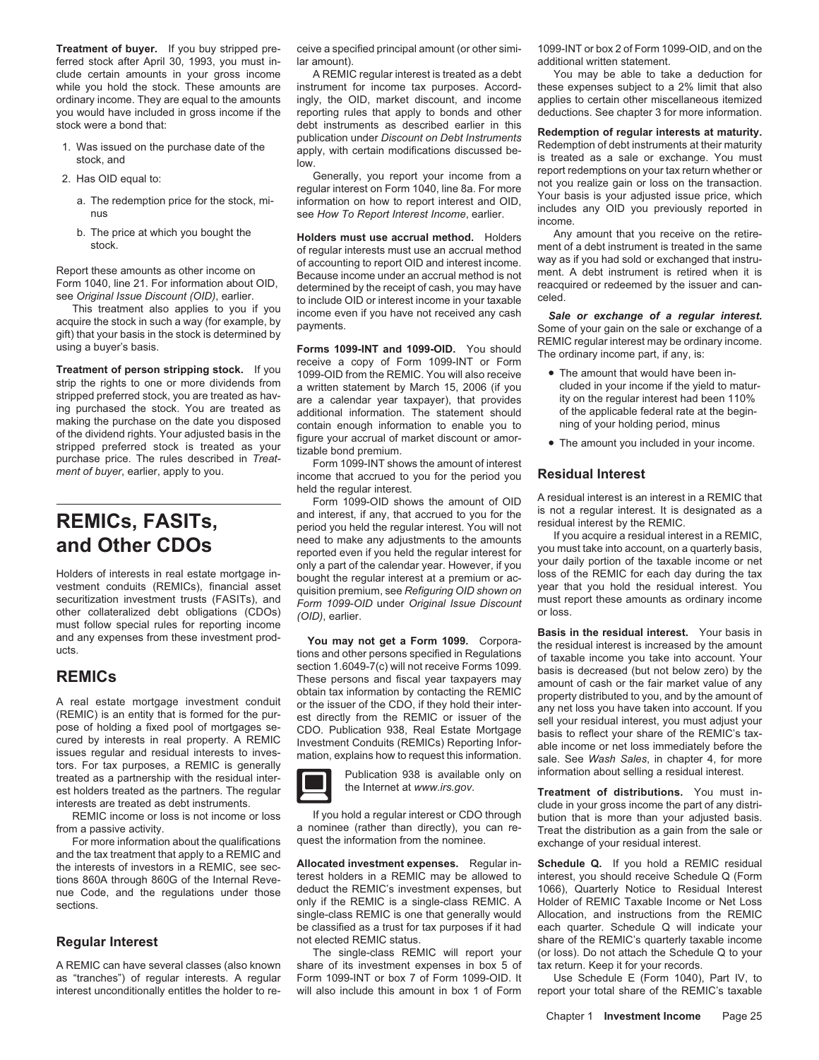**Treatment of buyer.** If you buy stripped preferred stock after April 30, 1993, you must include certain amounts in your gross income while you hold the stock. These amounts are ordinary income. They are equal to the amounts you would have included in gross income if the stock were a bond that:

1. Was issued on the purchase date of the stock, and
2. Has OID equal to:
   a. The redemption price for the stock, minus
   b. The price at which you bought the stock.

Report these amounts as other income on Form 1040, line 21. For information about OID, see *Original Issue Discount (OID)*, earlier.

This treatment also applies to you if you acquire the stock in such a way (for example, by gift) that your basis in the stock is determined by using a buyer's basis.

**Treatment of person stripping stock.** If you strip the rights to one or more dividends from stripped preferred stock, you are treated as having purchased the stock. You are treated as making the purchase on the date you disposed of the dividend rights. Your adjusted basis in the stripped preferred stock is treated as your purchase price. The rules described in *Treatment of buyer*, earlier, apply to you.

# REMICs, FASITs, and Other CDOs

Holders of interests in real estate mortgage investment conduits (REMICs), financial asset securitization investment trusts (FASITs), and other collateralized debt obligations (CDOs) must follow special rules for reporting income and any expenses from these investment products.

## REMICs

A real estate mortgage investment conduit (REMIC) is an entity that is formed for the purpose of holding a fixed pool of mortgages secured by interests in real property. A REMIC issues regular and residual interests to investors. For tax purposes, a REMIC is generally treated as a partnership with the residual interest holders treated as the partners. The regular interests are treated as debt instruments.

REMIC income or loss is not income or loss from a passive activity.

For more information about the qualifications and the tax treatment that apply to a REMIC and the interests of investors in a REMIC, see sections 860A through 860G of the Internal Revenue Code, and the regulations under those sections.

## Regular Interest

A REMIC can have several classes (also known as "tranches") of regular interests. A regular interest unconditionally entitles the holder to receive a specified principal amount (or other similar amount).

A REMIC regular interest is treated as a debt instrument for income tax purposes. Accordingly, the OID, market discount, and income reporting rules that apply to bonds and other debt instruments as described earlier in this publication under *Discount on Debt Instruments* apply, with certain modifications discussed below.

Generally, you report your income from a regular interest on Form 1040, line 8a. For more information on how to report interest and OID, see *How To Report Interest Income*, earlier.

**Holders must use accrual method.** Holders of regular interests must use an accrual method of accounting to report OID and interest income. Because income under an accrual method is not determined by the receipt of cash, you may have to include OID or interest income in your taxable income even if you have not received any cash payments.

**Forms 1099-INT and 1099-OID.** You should receive a copy of Form 1099-INT or Form 1099-OID from the REMIC. You will also receive a written statement by March 15, 2006 (if you are a calendar year taxpayer), that provides additional information. The statement should contain enough information to enable you to figure your accrual of market discount or amortizable bond premium.

Form 1099-INT shows the amount of interest income that accrued to you for the period you held the regular interest.

Form 1099-OID shows the amount of OID and interest, if any, that accrued to you for the period you held the regular interest. You will not need to make any adjustments to the amounts reported even if you held the regular interest for only a part of the calendar year. However, if you bought the regular interest at a premium or acquisition premium, see *Refiguring OID shown on Form 1099-OID* under *Original Issue Discount (OID)*, earlier.

**You may not get a Form 1099.** Corporations and other persons specified in Regulations section 1.6049-7(c) will not receive Forms 1099. These persons and fiscal year taxpayers may obtain tax information by contacting the REMIC or the issuer of the CDO, if they hold their interest directly from the REMIC or issuer of the CDO. Publication 938, Real Estate Mortgage Investment Conduits (REMICs) Reporting Information, explains how to request this information.

Publication 938 is available only on the Internet at *www.irs.gov*.

If you hold a regular interest or CDO through a nominee (rather than directly), you can request the information from the nominee.

**Allocated investment expenses.** Regular interest holders in a REMIC may be allowed to deduct the REMIC's investment expenses, but only if the REMIC is a single-class REMIC. A single-class REMIC is one that generally would be classified as a trust for tax purposes if it had not elected REMIC status.

The single-class REMIC will report your share of its investment expenses in box 5 of Form 1099-INT or box 7 of Form 1099-OID. It will also include this amount in box 1 of Form 1099-INT or box 2 of Form 1099-OID, and on the additional written statement.

You may be able to take a deduction for these expenses subject to a 2% limit that also applies to certain other miscellaneous itemized deductions. See chapter 3 for more information.

**Redemption of regular interests at maturity.** Redemption of debt instruments at their maturity is treated as a sale or exchange. You must report redemptions on your tax return whether or not you realize gain or loss on the transaction. Your basis is your adjusted issue price, which includes any OID you previously reported in income.

Any amount that you receive on the retirement of a debt instrument is treated in the same way as if you had sold or exchanged that instrument. A debt instrument is retired when it is reacquired or redeemed by the issuer and canceled.

***Sale or exchange of a regular interest.*** Some of your gain on the sale or exchange of a REMIC regular interest may be ordinary income. The ordinary income part, if any, is:

- The amount that would have been included in your income if the yield to maturity on the regular interest had been 110% of the applicable federal rate at the beginning of your holding period, minus
- The amount you included in your income.

## Residual Interest

A residual interest is an interest in a REMIC that is not a regular interest. It is designated as a residual interest by the REMIC.

If you acquire a residual interest in a REMIC, you must take into account, on a quarterly basis, your daily portion of the taxable income or net loss of the REMIC for each day during the tax year that you hold the residual interest. You must report these amounts as ordinary income or loss.

**Basis in the residual interest.** Your basis in the residual interest is increased by the amount of taxable income you take into account. Your basis is decreased (but not below zero) by the amount of cash or the fair market value of any property distributed to you, and by the amount of any net loss you have taken into account. If you sell your residual interest, you must adjust your basis to reflect your share of the REMIC's taxable income or net loss immediately before the sale. See *Wash Sales*, in chapter 4, for more information about selling a residual interest.

**Treatment of distributions.** You must include in your gross income the part of any distribution that is more than your adjusted basis. Treat the distribution as a gain from the sale or exchange of your residual interest.

**Schedule Q.** If you hold a REMIC residual interest, you should receive Schedule Q (Form 1066), Quarterly Notice to Residual Interest Holder of REMIC Taxable Income or Net Loss Allocation, and instructions from the REMIC each quarter. Schedule Q will indicate your share of the REMIC's quarterly taxable income (or loss). Do not attach the Schedule Q to your tax return. Keep it for your records.

Use Schedule E (Form 1040), Part IV, to report your total share of the REMIC's taxable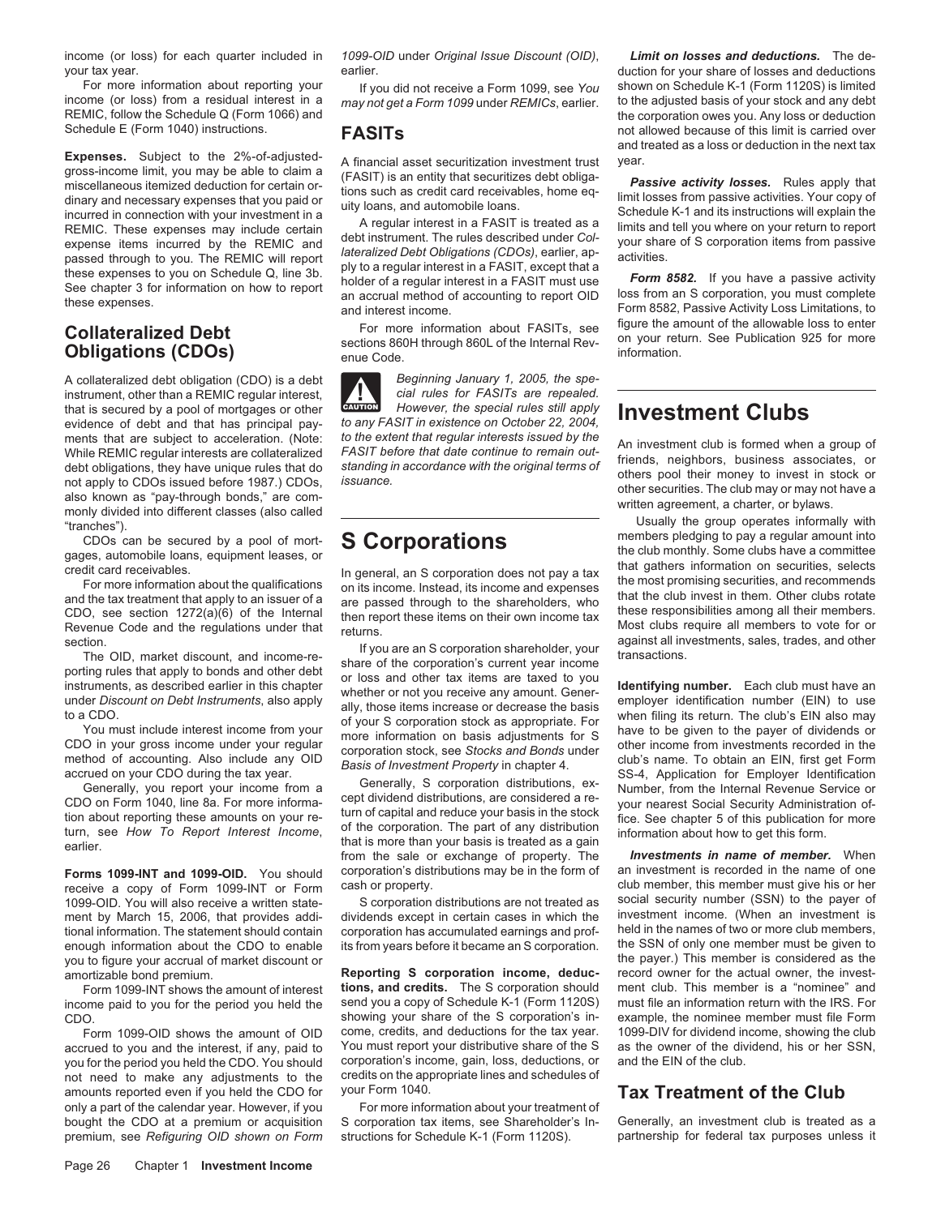income (or loss) for each quarter included in your tax year.

For more information about reporting your income (or loss) from a residual interest in a REMIC, follow the Schedule Q (Form 1066) and Schedule E (Form 1040) instructions.

**Expenses.** Subject to the 2%-of-adjusted-gross-income limit, you may be able to claim a miscellaneous itemized deduction for certain ordinary and necessary expenses that you paid or incurred in connection with your investment in a REMIC. These expenses may include certain expense items incurred by the REMIC and passed through to you. The REMIC will report these expenses to you on Schedule Q, line 3b. See chapter 3 for information on how to report these expenses.

## Collateralized Debt Obligations (CDOs)

A collateralized debt obligation (CDO) is a debt instrument, other than a REMIC regular interest, that is secured by a pool of mortgages or other evidence of debt and that has principal payments that are subject to acceleration. (Note: While REMIC regular interests are collateralized debt obligations, they have unique rules that do not apply to CDOs issued before 1987.) CDOs, also known as "pay-through bonds," are commonly divided into different classes (also called "tranches").

CDOs can be secured by a pool of mortgages, automobile loans, equipment leases, or credit card receivables.

For more information about the qualifications and the tax treatment that apply to an issuer of a CDO, see section 1272(a)(6) of the Internal Revenue Code and the regulations under that section.

The OID, market discount, and income-reporting rules that apply to bonds and other debt instruments, as described earlier in this chapter under *Discount on Debt Instruments*, also apply to a CDO.

You must include interest income from your CDO in your gross income under your regular method of accounting. Also include any OID accrued on your CDO during the tax year.

Generally, you report your income from a CDO on Form 1040, line 8a. For more information about reporting these amounts on your return, see *How To Report Interest Income*, earlier.

**Forms 1099-INT and 1099-OID.** You should receive a copy of Form 1099-INT or Form 1099-OID. You will also receive a written statement by March 15, 2006, that provides additional information. The statement should contain enough information about the CDO to enable you to figure your accrual of market discount or amortizable bond premium.

Form 1099-INT shows the amount of interest income paid to you for the period you held the CDO.

Form 1099-OID shows the amount of OID accrued to you and the interest, if any, paid to you for the period you held the CDO. You should not need to make any adjustments to the amounts reported even if you held the CDO for only a part of the calendar year. However, if you bought the CDO at a premium or acquisition premium, see *Refiguring OID shown on Form 1099-OID* under *Original Issue Discount (OID)*, earlier.

If you did not receive a Form 1099, see *You may not get a Form 1099* under *REMICs*, earlier.

## FASITs

A financial asset securitization investment trust (FASIT) is an entity that securitizes debt obligations such as credit card receivables, home equity loans, and automobile loans.

A regular interest in a FASIT is treated as a debt instrument. The rules described under *Collateralized Debt Obligations (CDOs)*, earlier, apply to a regular interest in a FASIT, except that a holder of a regular interest in a FASIT must use an accrual method of accounting to report OID and interest income.

For more information about FASITs, see sections 860H through 860L of the Internal Revenue Code.

CAUTION: *Beginning January 1, 2005, the special rules for FASITs are repealed. However, the special rules still apply to any FASIT in existence on October 22, 2004, to the extent that regular interests issued by the FASIT before that date continue to remain outstanding in accordance with the original terms of issuance.*

# S Corporations

In general, an S corporation does not pay a tax on its income. Instead, its income and expenses are passed through to the shareholders, who then report these items on their own income tax returns.

If you are an S corporation shareholder, your share of the corporation's current year income or loss and other tax items are taxed to you whether or not you receive any amount. Generally, those items increase or decrease the basis of your S corporation stock as appropriate. For more information on basis adjustments for S corporation stock, see *Stocks and Bonds* under *Basis of Investment Property* in chapter 4.

Generally, S corporation distributions, except dividend distributions, are considered a return of capital and reduce your basis in the stock of the corporation. The part of any distribution that is more than your basis is treated as a gain from the sale or exchange of property. The corporation's distributions may be in the form of cash or property.

S corporation distributions are not treated as dividends except in certain cases in which the corporation has accumulated earnings and profits from years before it became an S corporation.

**Reporting S corporation income, deductions, and credits.** The S corporation should send you a copy of Schedule K-1 (Form 1120S) showing your share of the S corporation's income, credits, and deductions for the tax year. You must report your distributive share of the S corporation's income, gain, loss, deductions, or credits on the appropriate lines and schedules of your Form 1040.

For more information about your treatment of S corporation tax items, see Shareholder's Instructions for Schedule K-1 (Form 1120S).

***Limit on losses and deductions.*** The deduction for your share of losses and deductions shown on Schedule K-1 (Form 1120S) is limited to the adjusted basis of your stock and any debt the corporation owes you. Any loss or deduction not allowed because of this limit is carried over and treated as a loss or deduction in the next tax year.

***Passive activity losses.*** Rules apply that limit losses from passive activities. Your copy of Schedule K-1 and its instructions will explain the limits and tell you where on your return to report your share of S corporation items from passive activities.

***Form 8582.*** If you have a passive activity loss from an S corporation, you must complete Form 8582, Passive Activity Loss Limitations, to figure the amount of the allowable loss to enter on your return. See Publication 925 for more information.

# Investment Clubs

An investment club is formed when a group of friends, neighbors, business associates, or others pool their money to invest in stock or other securities. The club may or may not have a written agreement, a charter, or bylaws.

Usually the group operates informally with members pledging to pay a regular amount into the club monthly. Some clubs have a committee that gathers information on securities, selects the most promising securities, and recommends that the club invest in them. Other clubs rotate these responsibilities among all their members. Most clubs require all members to vote for or against all investments, sales, trades, and other transactions.

**Identifying number.** Each club must have an employer identification number (EIN) to use when filing its return. The club's EIN also may have to be given to the payer of dividends or other income from investments recorded in the club's name. To obtain an EIN, first get Form SS-4, Application for Employer Identification Number, from the Internal Revenue Service or your nearest Social Security Administration office. See chapter 5 of this publication for more information about how to get this form.

***Investments in name of member.*** When an investment is recorded in the name of one club member, this member must give his or her social security number (SSN) to the payer of investment income. (When an investment is held in the names of two or more club members, the SSN of only one member must be given to the payer.) This member is considered as the record owner for the actual owner, the investment club. This member is a "nominee" and must file an information return with the IRS. For example, the nominee member must file Form 1099-DIV for dividend income, showing the club as the owner of the dividend, his or her SSN, and the EIN of the club.

## Tax Treatment of the Club

Generally, an investment club is treated as a partnership for federal tax purposes unless it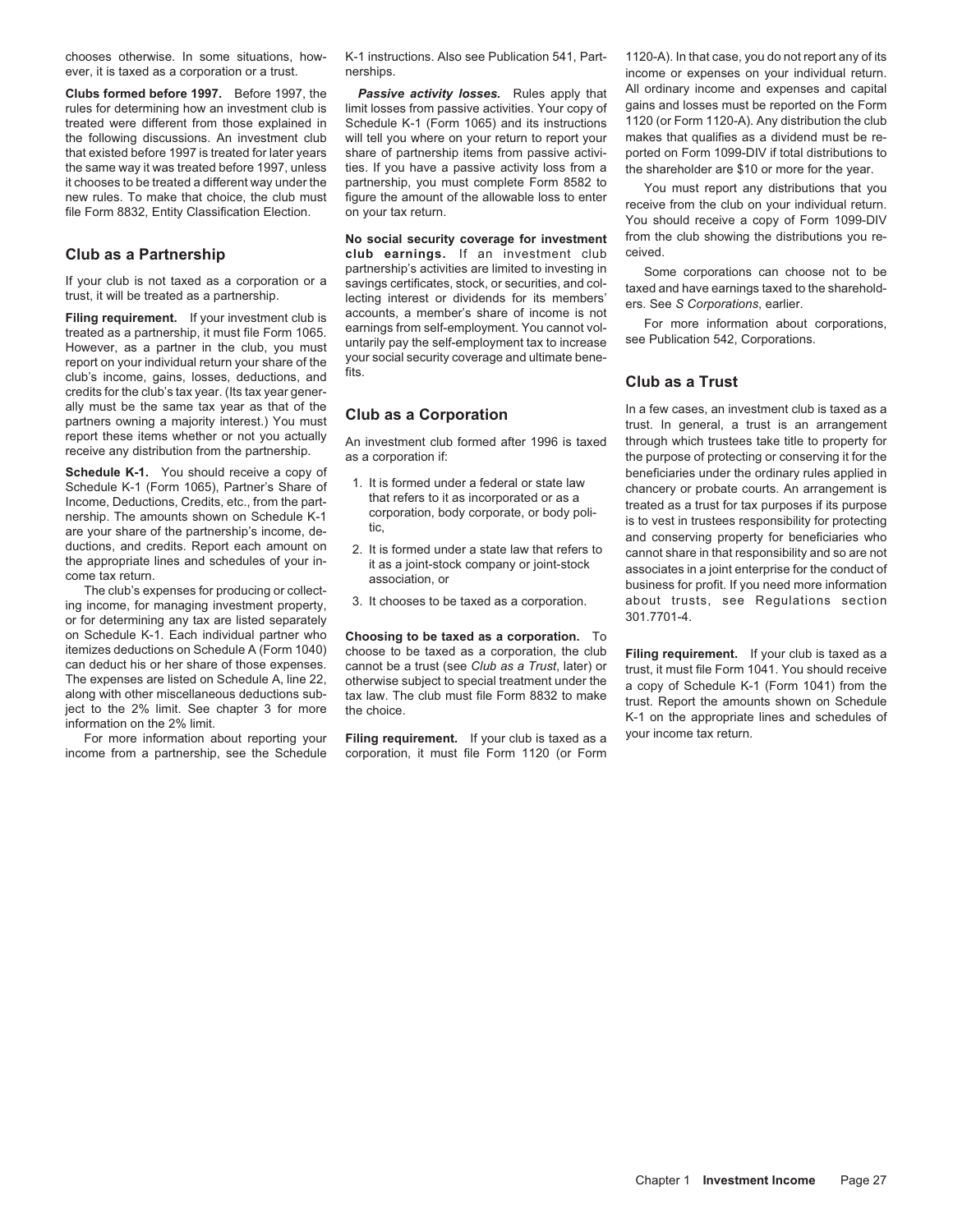chooses otherwise. In some situations, however, it is taxed as a corporation or a trust.

**Clubs formed before 1997.** Before 1997, the rules for determining how an investment club is treated were different from those explained in the following discussions. An investment club that existed before 1997 is treated for later years the same way it was treated before 1997, unless it chooses to be treated a different way under the new rules. To make that choice, the club must file Form 8832, Entity Classification Election.

## Club as a Partnership

If your club is not taxed as a corporation or a trust, it will be treated as a partnership.

**Filing requirement.** If your investment club is treated as a partnership, it must file Form 1065. However, as a partner in the club, you must report on your individual return your share of the club's income, gains, losses, deductions, and credits for the club's tax year. (Its tax year generally must be the same tax year as that of the partners owning a majority interest.) You must report these items whether or not you actually receive any distribution from the partnership.

**Schedule K-1.** You should receive a copy of Schedule K-1 (Form 1065), Partner's Share of Income, Deductions, Credits, etc., from the partnership. The amounts shown on Schedule K-1 are your share of the partnership's income, deductions, and credits. Report each amount on the appropriate lines and schedules of your income tax return.

The club's expenses for producing or collecting income, for managing investment property, or for determining any tax are listed separately on Schedule K-1. Each individual partner who itemizes deductions on Schedule A (Form 1040) can deduct his or her share of those expenses. The expenses are listed on Schedule A, line 22, along with other miscellaneous deductions subject to the 2% limit. See chapter 3 for more information on the 2% limit.

For more information about reporting your income from a partnership, see the Schedule K-1 instructions. Also see Publication 541, Partnerships.

***Passive activity losses.*** Rules apply that limit losses from passive activities. Your copy of Schedule K-1 (Form 1065) and its instructions will tell you where on your return to report your share of partnership items from passive activities. If you have a passive activity loss from a partnership, you must complete Form 8582 to figure the amount of the allowable loss to enter on your tax return.

**No social security coverage for investment club earnings.** If an investment club partnership's activities are limited to investing in savings certificates, stock, or securities, and collecting interest or dividends for its members' accounts, a member's share of income is not earnings from self-employment. You cannot voluntarily pay the self-employment tax to increase your social security coverage and ultimate benefits.

## Club as a Corporation

An investment club formed after 1996 is taxed as a corporation if:

1. It is formed under a federal or state law that refers to it as incorporated or as a corporation, body corporate, or body politic,
2. It is formed under a state law that refers to it as a joint-stock company or joint-stock association, or
3. It chooses to be taxed as a corporation.

**Choosing to be taxed as a corporation.** To choose to be taxed as a corporation, the club cannot be a trust (see *Club as a Trust*, later) or otherwise subject to special treatment under the tax law. The club must file Form 8832 to make the choice.

**Filing requirement.** If your club is taxed as a corporation, it must file Form 1120 (or Form 1120-A). In that case, you do not report any of its income or expenses on your individual return. All ordinary income and expenses and capital gains and losses must be reported on the Form 1120 (or Form 1120-A). Any distribution the club makes that qualifies as a dividend must be reported on Form 1099-DIV if total distributions to the shareholder are $10 or more for the year.

You must report any distributions that you receive from the club on your individual return. You should receive a copy of Form 1099-DIV from the club showing the distributions you received.

Some corporations can choose not to be taxed and have earnings taxed to the shareholders. See *S Corporations*, earlier.

For more information about corporations, see Publication 542, Corporations.

## Club as a Trust

In a few cases, an investment club is taxed as a trust. In general, a trust is an arrangement through which trustees take title to property for the purpose of protecting or conserving it for the beneficiaries under the ordinary rules applied in chancery or probate courts. An arrangement is treated as a trust for tax purposes if its purpose is to vest in trustees responsibility for protecting and conserving property for beneficiaries who cannot share in that responsibility and so are not associates in a joint enterprise for the conduct of business for profit. If you need more information about trusts, see Regulations section 301.7701-4.

**Filing requirement.** If your club is taxed as a trust, it must file Form 1041. You should receive a copy of Schedule K-1 (Form 1041) from the trust. Report the amounts shown on Schedule K-1 on the appropriate lines and schedules of your income tax return.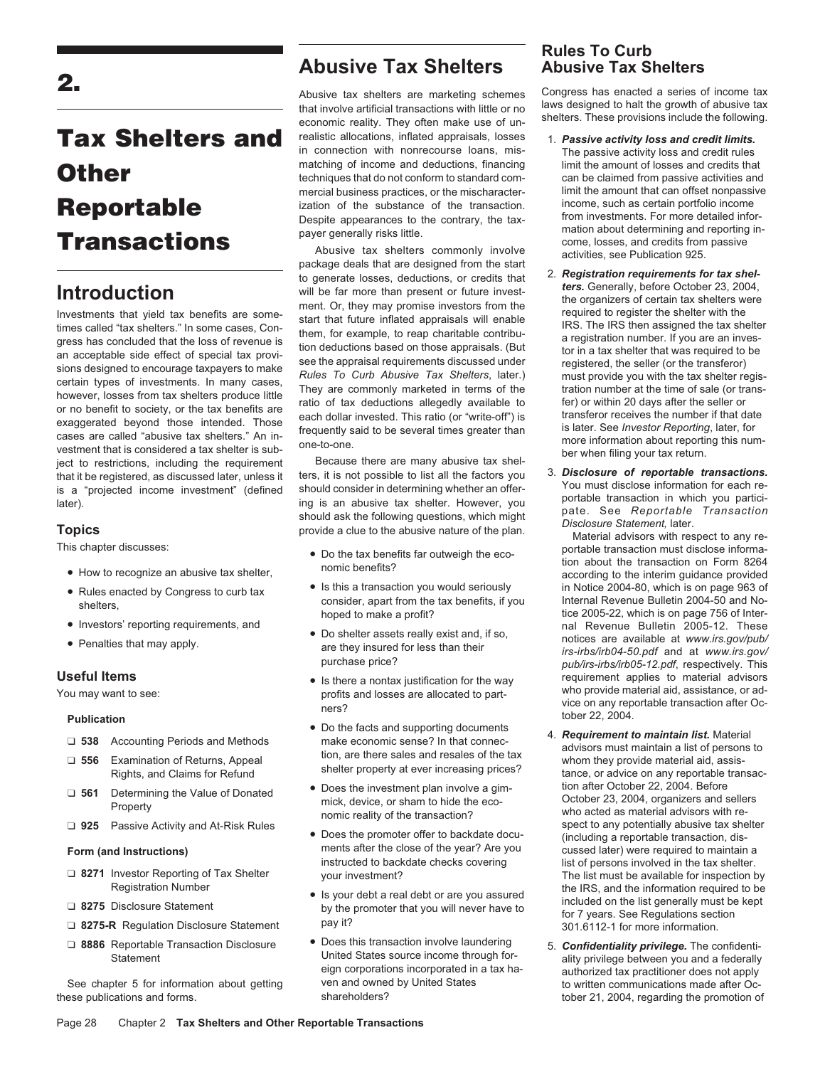# 2.

# Tax Shelters and Other Reportable Transactions

## Introduction

Investments that yield tax benefits are sometimes called "tax shelters." In some cases, Congress has concluded that the loss of revenue is an acceptable side effect of special tax provisions designed to encourage taxpayers to make certain types of investments. In many cases, however, losses from tax shelters produce little or no benefit to society, or the tax benefits are exaggerated beyond those intended. Those cases are called "abusive tax shelters." An investment that is considered a tax shelter is subject to restrictions, including the requirement that it be registered, as discussed later, unless it is a "projected income investment" (defined later).

### Topics

This chapter discusses:

- How to recognize an abusive tax shelter,
- Rules enacted by Congress to curb tax shelters,
- Investors' reporting requirements, and
- Penalties that may apply.

### Useful Items

You may want to see:

**Publication**

- ❑ **538** Accounting Periods and Methods
- ❑ **556** Examination of Returns, Appeal Rights, and Claims for Refund
- ❑ **561** Determining the Value of Donated Property
- ❑ **925** Passive Activity and At-Risk Rules

**Form (and Instructions)**

- ❑ **8271** Investor Reporting of Tax Shelter Registration Number
- ❑ **8275** Disclosure Statement
- ❑ **8275-R** Regulation Disclosure Statement
- ❑ **8886** Reportable Transaction Disclosure Statement

See chapter 5 for information about getting these publications and forms.

## Abusive Tax Shelters

Abusive tax shelters are marketing schemes that involve artificial transactions with little or no economic reality. They often make use of unrealistic allocations, inflated appraisals, losses in connection with nonrecourse loans, mismatching of income and deductions, financing techniques that do not conform to standard commercial business practices, or the mischaracterization of the substance of the transaction. Despite appearances to the contrary, the taxpayer generally risks little.

Abusive tax shelters commonly involve package deals that are designed from the start to generate losses, deductions, or credits that will be far more than present or future investment. Or, they may promise investors from the start that future inflated appraisals will enable them, for example, to reap charitable contribution deductions based on those appraisals. (But see the appraisal requirements discussed under *Rules To Curb Abusive Tax Shelters*, later.) They are commonly marketed in terms of the ratio of tax deductions allegedly available to each dollar invested. This ratio (or "write-off") is frequently said to be several times greater than one-to-one.

Because there are many abusive tax shelters, it is not possible to list all the factors you should consider in determining whether an offering is an abusive tax shelter. However, you should ask the following questions, which might provide a clue to the abusive nature of the plan.

- Do the tax benefits far outweigh the economic benefits?
- Is this a transaction you would seriously consider, apart from the tax benefits, if you hoped to make a profit?
- Do shelter assets really exist and, if so, are they insured for less than their purchase price?
- Is there a nontax justification for the way profits and losses are allocated to partners?
- Do the facts and supporting documents make economic sense? In that connection, are there sales and resales of the tax shelter property at ever increasing prices?
- Does the investment plan involve a gimmick, device, or sham to hide the economic reality of the transaction?
- Does the promoter offer to backdate documents after the close of the year? Are you instructed to backdate checks covering your investment?
- Is your debt a real debt or are you assured by the promoter that you will never have to pay it?
- Does this transaction involve laundering United States source income through foreign corporations incorporated in a tax haven and owned by United States shareholders?

## Rules To Curb Abusive Tax Shelters

Congress has enacted a series of income tax laws designed to halt the growth of abusive tax shelters. These provisions include the following.

1. ***Passive activity loss and credit limits.*** The passive activity loss and credit rules limit the amount of losses and credits that can be claimed from passive activities and limit the amount that can offset nonpassive income, such as certain portfolio income from investments. For more detailed information about determining and reporting income, losses, and credits from passive activities, see Publication 925.
2. ***Registration requirements for tax shelters.*** Generally, before October 23, 2004, the organizers of certain tax shelters were required to register the shelter with the IRS. The IRS then assigned the tax shelter a registration number. If you are an investor in a tax shelter that was required to be registered, the seller (or the transferor) must provide you with the tax shelter registration number at the time of sale (or transfer) or within 20 days after the seller or transferor receives the number if that date is later. See *Investor Reporting*, later, for more information about reporting this number when filing your tax return.
3. ***Disclosure of reportable transactions.*** You must disclose information for each reportable transaction in which you participate. See *Reportable Transaction Disclosure Statement,* later.

   Material advisors with respect to any reportable transaction must disclose information about the transaction on Form 8264 according to the interim guidance provided in Notice 2004-80, which is on page 963 of Internal Revenue Bulletin 2004-50 and Notice 2005-22, which is on page 756 of Internal Revenue Bulletin 2005-12. These notices are available at *www.irs.gov/pub/irs-irbs/irb04-50.pdf* and at *www.irs.gov/pub/irs-irbs/irb05-12.pdf*, respectively. This requirement applies to material advisors who provide material aid, assistance, or advice on any reportable transaction after October 22, 2004.
4. ***Requirement to maintain list.*** Material advisors must maintain a list of persons to whom they provide material aid, assistance, or advice on any reportable transaction after October 22, 2004. Before October 23, 2004, organizers and sellers who acted as material advisors with respect to any potentially abusive tax shelter (including a reportable transaction, discussed later) were required to maintain a list of persons involved in the tax shelter. The list must be available for inspection by the IRS, and the information required to be included on the list generally must be kept for 7 years. See Regulations section 301.6112-1 for more information.
5. ***Confidentiality privilege.*** The confidentiality privilege between you and a federally authorized tax practitioner does not apply to written communications made after October 21, 2004, regarding the promotion of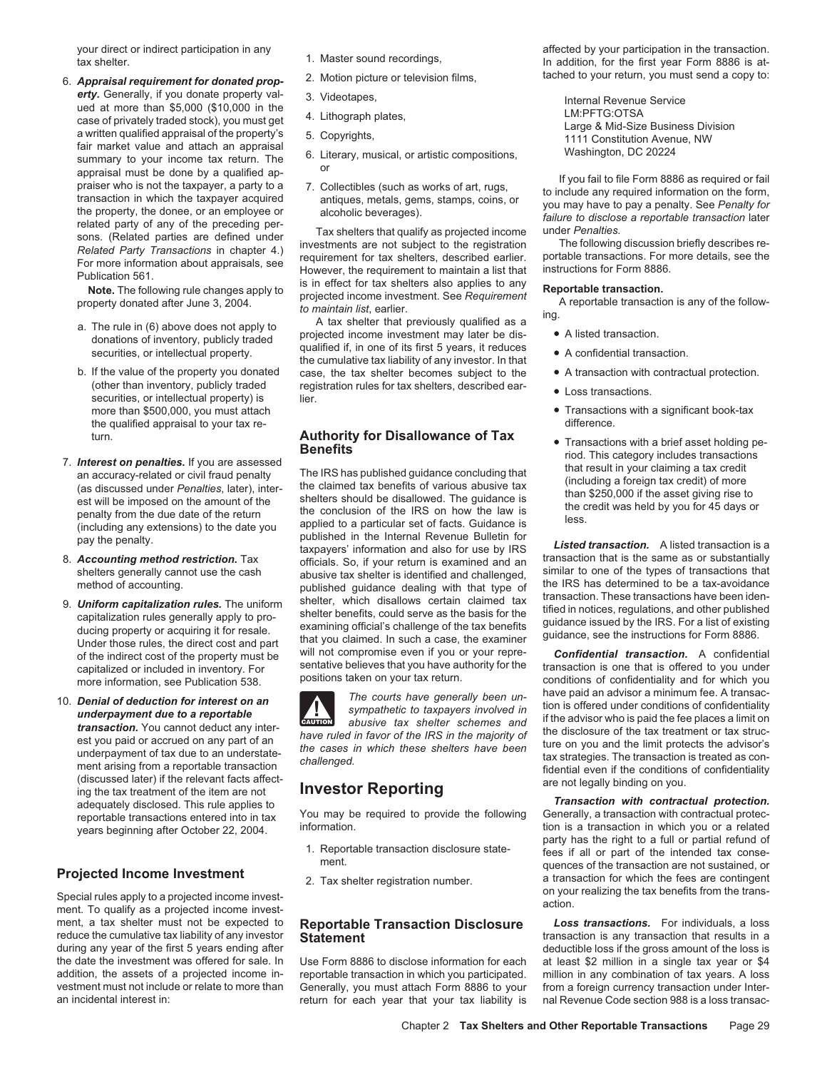your direct or indirect participation in any tax shelter.

6. ***Appraisal requirement for donated property.*** Generally, if you donate property valued at more than $5,000 ($10,000 in the case of privately traded stock), you must get a written qualified appraisal of the property's fair market value and attach an appraisal summary to your income tax return. The appraisal must be done by a qualified appraiser who is not the taxpayer, a party to a transaction in which the taxpayer acquired the property, the donee, or an employee or related party of any of the preceding persons. (Related parties are defined under *Related Party Transactions* in chapter 4.) For more information about appraisals, see Publication 561.

   **Note.** The following rule changes apply to property donated after June 3, 2004.

   a. The rule in (6) above does not apply to donations of inventory, publicly traded securities, or intellectual property.

   b. If the value of the property you donated (other than inventory, publicly traded securities, or intellectual property) is more than $500,000, you must attach the qualified appraisal to your tax return.

7. ***Interest on penalties.*** If you are assessed an accuracy-related or civil fraud penalty (as discussed under *Penalties*, later), interest will be imposed on the amount of the penalty from the due date of the return (including any extensions) to the date you pay the penalty.

8. ***Accounting method restriction.*** Tax shelters generally cannot use the cash method of accounting.

9. ***Uniform capitalization rules.*** The uniform capitalization rules generally apply to producing property or acquiring it for resale. Under those rules, the direct cost and part of the indirect cost of the property must be capitalized or included in inventory. For more information, see Publication 538.

10. ***Denial of deduction for interest on an underpayment due to a reportable transaction.*** You cannot deduct any interest you paid or accrued on any part of an underpayment of tax due to an understatement arising from a reportable transaction (discussed later) if the relevant facts affecting the tax treatment of the item are not adequately disclosed. This rule applies to reportable transactions entered into in tax years beginning after October 22, 2004.

## Projected Income Investment

Special rules apply to a projected income investment. To qualify as a projected income investment, a tax shelter must not be expected to reduce the cumulative tax liability of any investor during any year of the first 5 years ending after the date the investment was offered for sale. In addition, the assets of a projected income investment must not include or relate to more than an incidental interest in:

1. Master sound recordings,
2. Motion picture or television films,
3. Videotapes,
4. Lithograph plates,
5. Copyrights,
6. Literary, musical, or artistic compositions, or
7. Collectibles (such as works of art, rugs, antiques, metals, gems, stamps, coins, or alcoholic beverages).

Tax shelters that qualify as projected income investments are not subject to the registration requirement for tax shelters, described earlier. However, the requirement to maintain a list that is in effect for tax shelters also applies to any projected income investment. See *Requirement to maintain list*, earlier.

A tax shelter that previously qualified as a projected income investment may later be disqualified if, in one of its first 5 years, it reduces the cumulative tax liability of any investor. In that case, the tax shelter becomes subject to the registration rules for tax shelters, described earlier.

## Authority for Disallowance of Tax Benefits

The IRS has published guidance concluding that the claimed tax benefits of various abusive tax shelters should be disallowed. The guidance is the conclusion of the IRS on how the law is applied to a particular set of facts. Guidance is published in the Internal Revenue Bulletin for taxpayers' information and also for use by IRS officials. So, if your return is examined and an abusive tax shelter is identified and challenged, published guidance dealing with that type of shelter, which disallows certain claimed tax shelter benefits, could serve as the basis for the examining official's challenge of the tax benefits that you claimed. In such a case, the examiner will not compromise even if you or your representative believes that you have authority for the positions taken on your tax return.

**CAUTION** *The courts have generally been unsympathetic to taxpayers involved in abusive tax shelter schemes and have ruled in favor of the IRS in the majority of the cases in which these shelters have been challenged.*

# Investor Reporting

You may be required to provide the following information.

1. Reportable transaction disclosure statement.
2. Tax shelter registration number.

## Reportable Transaction Disclosure Statement

Use Form 8886 to disclose information for each reportable transaction in which you participated. Generally, you must attach Form 8886 to your return for each year that your tax liability is affected by your participation in the transaction. In addition, for the first year Form 8886 is attached to your return, you must send a copy to:

Internal Revenue Service
LM:PFTG:OTSA
Large & Mid-Size Business Division
1111 Constitution Avenue, NW
Washington, DC 20224

If you fail to file Form 8886 as required or fail to include any required information on the form, you may have to pay a penalty. See *Penalty for failure to disclose a reportable transaction* later under *Penalties.*

The following discussion briefly describes reportable transactions. For more details, see the instructions for Form 8886.

**Reportable transaction.**

A reportable transaction is any of the following.

- A listed transaction.
- A confidential transaction.
- A transaction with contractual protection.
- Loss transactions.
- Transactions with a significant book-tax difference.
- Transactions with a brief asset holding period. This category includes transactions that result in your claiming a tax credit (including a foreign tax credit) of more than $250,000 if the asset giving rise to the credit was held by you for 45 days or less.

***Listed transaction.*** A listed transaction is a transaction that is the same as or substantially similar to one of the types of transactions that the IRS has determined to be a tax-avoidance transaction. These transactions have been identified in notices, regulations, and other published guidance issued by the IRS. For a list of existing guidance, see the instructions for Form 8886.

***Confidential transaction.*** A confidential transaction is one that is offered to you under conditions of confidentiality and for which you have paid an advisor a minimum fee. A transaction is offered under conditions of confidentiality if the advisor who is paid the fee places a limit on the disclosure of the tax treatment or tax structure on you and the limit protects the advisor's tax strategies. The transaction is treated as confidential even if the conditions of confidentiality are not legally binding on you.

***Transaction with contractual protection.*** Generally, a transaction with contractual protection is a transaction in which you or a related party has the right to a full or partial refund of fees if all or part of the intended tax consequences of the transaction are not sustained, or a transaction for which the fees are contingent on your realizing the tax benefits from the transaction.

***Loss transactions.*** For individuals, a loss transaction is any transaction that results in a deductible loss if the gross amount of the loss is at least $2 million in a single tax year or $4 million in any combination of tax years. A loss from a foreign currency transaction under Internal Revenue Code section 988 is a loss transac-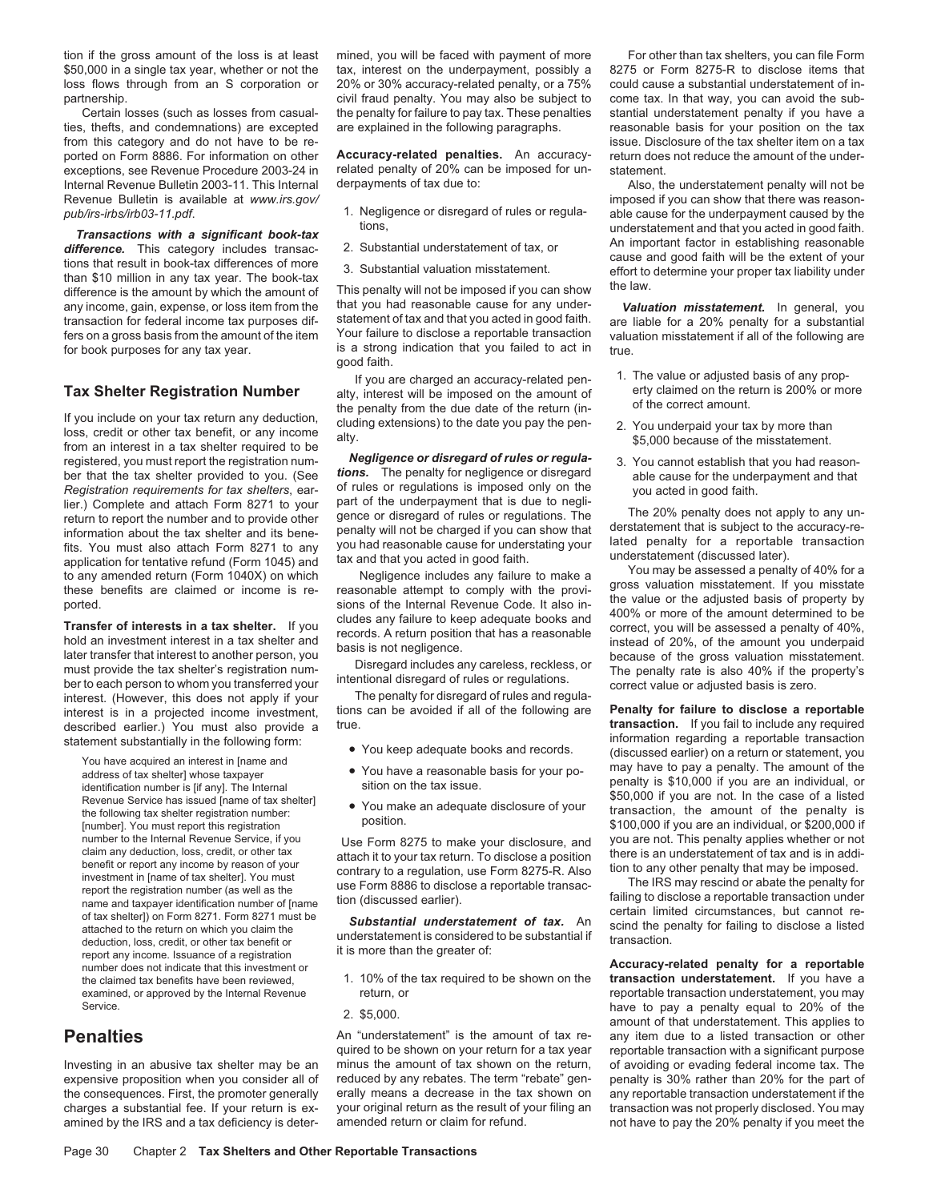tion if the gross amount of the loss is at least $50,000 in a single tax year, whether or not the loss flows through from an S corporation or partnership.

Certain losses (such as losses from casualties, thefts, and condemnations) are excepted from this category and do not have to be reported on Form 8886. For information on other exceptions, see Revenue Procedure 2003-24 in Internal Revenue Bulletin 2003-11. This Internal Revenue Bulletin is available at *www.irs.gov/pub/irs-irbs/irb03-11.pdf*.

***Transactions with a significant book-tax difference.*** This category includes transactions that result in book-tax differences of more than $10 million in any tax year. The book-tax difference is the amount by which the amount of any income, gain, expense, or loss item from the transaction for federal income tax purposes differs on a gross basis from the amount of the item for book purposes for any tax year.

## Tax Shelter Registration Number

If you include on your tax return any deduction, loss, credit or other tax benefit, or any income from an interest in a tax shelter required to be registered, you must report the registration number that the tax shelter provided to you. (See *Registration requirements for tax shelters*, earlier.) Complete and attach Form 8271 to your return to report the number and to provide other information about the tax shelter and its benefits. You must also attach Form 8271 to any application for tentative refund (Form 1045) and to any amended return (Form 1040X) on which these benefits are claimed or income is reported.

**Transfer of interests in a tax shelter.** If you hold an investment interest in a tax shelter and later transfer that interest to another person, you must provide the tax shelter's registration number to each person to whom you transferred your interest. (However, this does not apply if your interest is in a projected income investment, described earlier.) You must also provide a statement substantially in the following form:

> You have acquired an interest in [name and address of tax shelter] whose taxpayer identification number is [if any]. The Internal Revenue Service has issued [name of tax shelter] the following tax shelter registration number: [number]. You must report this registration number to the Internal Revenue Service, if you claim any deduction, loss, credit, or other tax benefit or report any income by reason of your investment in [name of tax shelter]. You must report the registration number (as well as the name and taxpayer identification number of [name of tax shelter]) on Form 8271. Form 8271 must be attached to the return on which you claim the deduction, loss, credit, or other tax benefit or report any income. Issuance of a registration number does not indicate that this investment or the claimed tax benefits have been reviewed, examined, or approved by the Internal Revenue Service.

# Penalties

Investing in an abusive tax shelter may be an expensive proposition when you consider all of the consequences. First, the promoter generally charges a substantial fee. If your return is examined by the IRS and a tax deficiency is determined, you will be faced with payment of more tax, interest on the underpayment, possibly a 20% or 30% accuracy-related penalty, or a 75% civil fraud penalty. You may also be subject to the penalty for failure to pay tax. These penalties are explained in the following paragraphs.

**Accuracy-related penalties.** An accuracy-related penalty of 20% can be imposed for underpayments of tax due to:

1. Negligence or disregard of rules or regulations,
2. Substantial understatement of tax, or
3. Substantial valuation misstatement.

This penalty will not be imposed if you can show that you had reasonable cause for any understatement of tax and that you acted in good faith. Your failure to disclose a reportable transaction is a strong indication that you failed to act in good faith.

If you are charged an accuracy-related penalty, interest will be imposed on the amount of the penalty from the due date of the return (including extensions) to the date you pay the penalty.

***Negligence or disregard of rules or regulations.*** The penalty for negligence or disregard of rules or regulations is imposed only on the part of the underpayment that is due to negligence or disregard of rules or regulations. The penalty will not be charged if you can show that you had reasonable cause for understating your tax and that you acted in good faith.

Negligence includes any failure to make a reasonable attempt to comply with the provisions of the Internal Revenue Code. It also includes any failure to keep adequate books and records. A return position that has a reasonable basis is not negligence.

Disregard includes any careless, reckless, or intentional disregard of rules or regulations.

The penalty for disregard of rules and regulations can be avoided if all of the following are true.

- You keep adequate books and records.
- You have a reasonable basis for your position on the tax issue.
- You make an adequate disclosure of your position.

Use Form 8275 to make your disclosure, and attach it to your tax return. To disclose a position contrary to a regulation, use Form 8275-R. Also use Form 8886 to disclose a reportable transaction (discussed earlier).

***Substantial understatement of tax.*** An understatement is considered to be substantial if it is more than the greater of:

1. 10% of the tax required to be shown on the return, or
2. $5,000.

An "understatement" is the amount of tax required to be shown on your return for a tax year minus the amount of tax shown on the return, reduced by any rebates. The term "rebate" generally means a decrease in the tax shown on your original return as the result of your filing an amended return or claim for refund.

For other than tax shelters, you can file Form 8275 or Form 8275-R to disclose items that could cause a substantial understatement of income tax. In that way, you can avoid the substantial understatement penalty if you have a reasonable basis for your position on the tax issue. Disclosure of the tax shelter item on a tax return does not reduce the amount of the understatement.

Also, the understatement penalty will not be imposed if you can show that there was reasonable cause for the underpayment caused by the understatement and that you acted in good faith. An important factor in establishing reasonable cause and good faith will be the extent of your effort to determine your proper tax liability under the law.

***Valuation misstatement.*** In general, you are liable for a 20% penalty for a substantial valuation misstatement if all of the following are true.

1. The value or adjusted basis of any property claimed on the return is 200% or more of the correct amount.
2. You underpaid your tax by more than $5,000 because of the misstatement.
3. You cannot establish that you had reasonable cause for the underpayment and that you acted in good faith.

The 20% penalty does not apply to any understatement that is subject to the accuracy-related penalty for a reportable transaction understatement (discussed later).

You may be assessed a penalty of 40% for a gross valuation misstatement. If you misstate the value or the adjusted basis of property by 400% or more of the amount determined to be correct, you will be assessed a penalty of 40%, instead of 20%, of the amount you underpaid because of the gross valuation misstatement. The penalty rate is also 40% if the property's correct value or adjusted basis is zero.

**Penalty for failure to disclose a reportable transaction.** If you fail to include any required information regarding a reportable transaction (discussed earlier) on a return or statement, you may have to pay a penalty. The amount of the penalty is $10,000 if you are an individual, or $50,000 if you are not. In the case of a listed transaction, the amount of the penalty is $100,000 if you are an individual, or $200,000 if you are not. This penalty applies whether or not there is an understatement of tax and is in addition to any other penalty that may be imposed.

The IRS may rescind or abate the penalty for failing to disclose a reportable transaction under certain limited circumstances, but cannot rescind the penalty for failing to disclose a listed transaction.

**Accuracy-related penalty for a reportable transaction understatement.** If you have a reportable transaction understatement, you may have to pay a penalty equal to 20% of the amount of that understatement. This applies to any item due to a listed transaction or other reportable transaction with a significant purpose of avoiding or evading federal income tax. The penalty is 30% rather than 20% for the part of any reportable transaction understatement if the transaction was not properly disclosed. You may not have to pay the 20% penalty if you meet the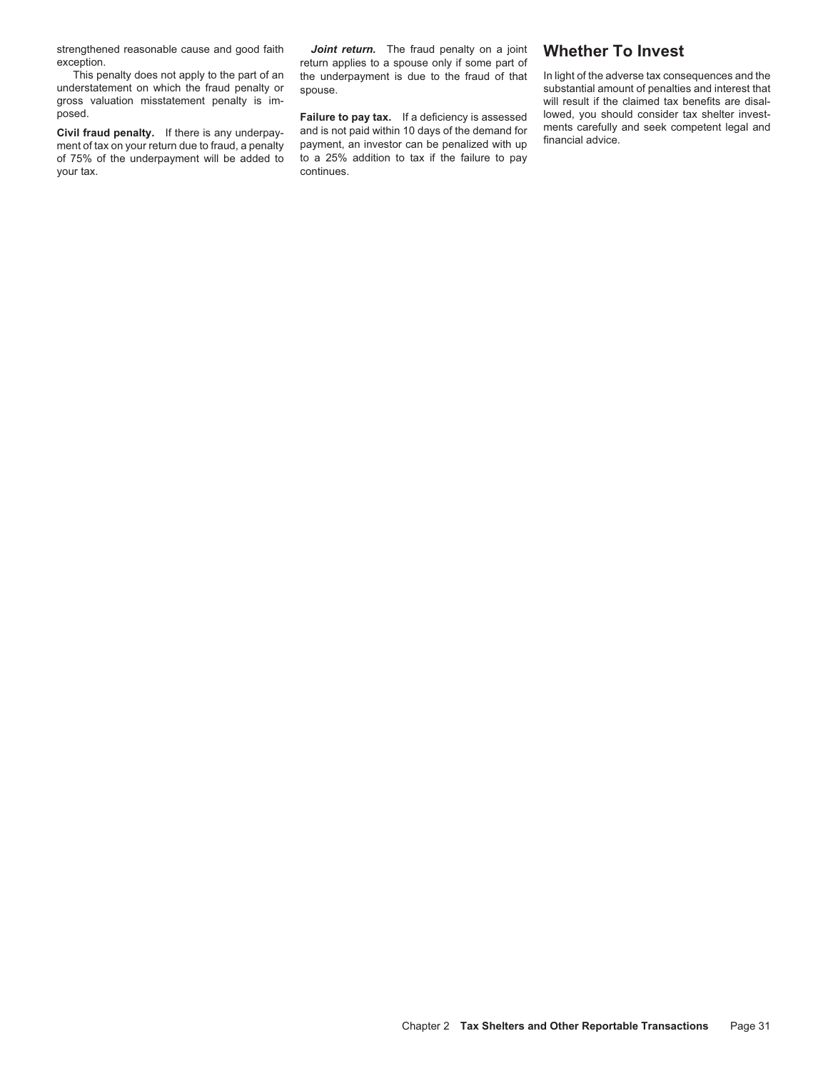strengthened reasonable cause and good faith exception.

This penalty does not apply to the part of an understatement on which the fraud penalty or gross valuation misstatement penalty is imposed.

**Civil fraud penalty.** If there is any underpayment of tax on your return due to fraud, a penalty of 75% of the underpayment will be added to your tax.

***Joint return.*** The fraud penalty on a joint return applies to a spouse only if some part of the underpayment is due to the fraud of that spouse.

**Failure to pay tax.** If a deficiency is assessed and is not paid within 10 days of the demand for payment, an investor can be penalized with up to a 25% addition to tax if the failure to pay continues.

## Whether To Invest

In light of the adverse tax consequences and the substantial amount of penalties and interest that will result if the claimed tax benefits are disallowed, you should consider tax shelter investments carefully and seek competent legal and financial advice.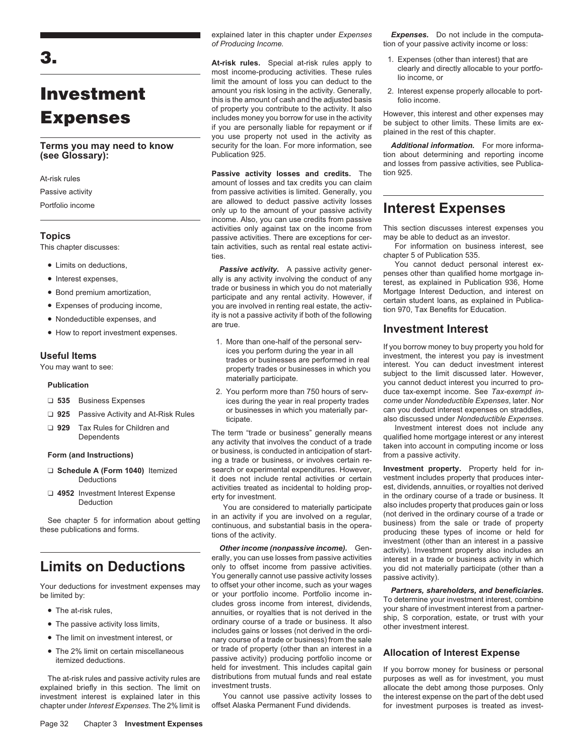# 3.

# Investment Expenses

**Terms you may need to know (see Glossary):**

At-risk rules

Passive activity

Portfolio income

## Topics

This chapter discusses:

- Limits on deductions,
- Interest expenses,
- Bond premium amortization,
- Expenses of producing income,
- Nondeductible expenses, and
- How to report investment expenses.

## Useful Items

You may want to see:

**Publication**

- ❑ **535** Business Expenses
- ❑ **925** Passive Activity and At-Risk Rules
- ❑ **929** Tax Rules for Children and Dependents

**Form (and Instructions)**

- ❑ **Schedule A (Form 1040)** Itemized Deductions
- ❑ **4952** Investment Interest Expense Deduction

See chapter 5 for information about getting these publications and forms.

# Limits on Deductions

Your deductions for investment expenses may be limited by:

- The at-risk rules,
- The passive activity loss limits,
- The limit on investment interest, or
- The 2% limit on certain miscellaneous itemized deductions.

The at-risk rules and passive activity rules are explained briefly in this section. The limit on investment interest is explained later in this chapter under *Interest Expenses*. The 2% limit is explained later in this chapter under *Expenses of Producing Income.*

**At-risk rules.** Special at-risk rules apply to most income-producing activities. These rules limit the amount of loss you can deduct to the amount you risk losing in the activity. Generally, this is the amount of cash and the adjusted basis of property you contribute to the activity. It also includes money you borrow for use in the activity if you are personally liable for repayment or if you use property not used in the activity as security for the loan. For more information, see Publication 925.

**Passive activity losses and credits.** The amount of losses and tax credits you can claim from passive activities is limited. Generally, you are allowed to deduct passive activity losses only up to the amount of your passive activity income. Also, you can use credits from passive activities only against tax on the income from passive activities. There are exceptions for certain activities, such as rental real estate activities.

***Passive activity.*** A passive activity generally is any activity involving the conduct of any trade or business in which you do not materially participate and any rental activity. However, if you are involved in renting real estate, the activity is not a passive activity if both of the following are true.

1. More than one-half of the personal services you perform during the year in all trades or businesses are performed in real property trades or businesses in which you materially participate.
2. You perform more than 750 hours of services during the year in real property trades or businesses in which you materially participate.

The term "trade or business" generally means any activity that involves the conduct of a trade or business, is conducted in anticipation of starting a trade or business, or involves certain research or experimental expenditures. However, it does not include rental activities or certain activities treated as incidental to holding property for investment.

You are considered to materially participate in an activity if you are involved on a regular, continuous, and substantial basis in the operations of the activity.

***Other income (nonpassive income).*** Generally, you can use losses from passive activities only to offset income from passive activities. You generally cannot use passive activity losses to offset your other income, such as your wages or your portfolio income. Portfolio income includes gross income from interest, dividends, annuities, or royalties that is not derived in the ordinary course of a trade or business. It also includes gains or losses (not derived in the ordinary course of a trade or business) from the sale or trade of property (other than an interest in a passive activity) producing portfolio income or held for investment. This includes capital gain distributions from mutual funds and real estate investment trusts.

You cannot use passive activity losses to offset Alaska Permanent Fund dividends.

***Expenses.*** Do not include in the computation of your passive activity income or loss:

1. Expenses (other than interest) that are clearly and directly allocable to your portfolio income, or
2. Interest expense properly allocable to portfolio income.

However, this interest and other expenses may be subject to other limits. These limits are explained in the rest of this chapter.

***Additional information.*** For more information about determining and reporting income and losses from passive activities, see Publication 925.

# Interest Expenses

This section discusses interest expenses you may be able to deduct as an investor.

For information on business interest, see chapter 5 of Publication 535.

You cannot deduct personal interest expenses other than qualified home mortgage interest, as explained in Publication 936, Home Mortgage Interest Deduction, and interest on certain student loans, as explained in Publication 970, Tax Benefits for Education.

## Investment Interest

If you borrow money to buy property you hold for investment, the interest you pay is investment interest. You can deduct investment interest subject to the limit discussed later. However, you cannot deduct interest you incurred to produce tax-exempt income. See *Tax-exempt income* under *Nondeductible Expenses*, later. Nor can you deduct interest expenses on straddles, also discussed under *Nondeductible Expenses.*

Investment interest does not include any qualified home mortgage interest or any interest taken into account in computing income or loss from a passive activity.

**Investment property.** Property held for investment includes property that produces interest, dividends, annuities, or royalties not derived in the ordinary course of a trade or business. It also includes property that produces gain or loss (not derived in the ordinary course of a trade or business) from the sale or trade of property producing these types of income or held for investment (other than an interest in a passive activity). Investment property also includes an interest in a trade or business activity in which you did not materially participate (other than a passive activity).

***Partners, shareholders, and beneficiaries.*** To determine your investment interest, combine your share of investment interest from a partnership, S corporation, estate, or trust with your other investment interest.

### Allocation of Interest Expense

If you borrow money for business or personal purposes as well as for investment, you must allocate the debt among those purposes. Only the interest expense on the part of the debt used for investment purposes is treated as invest-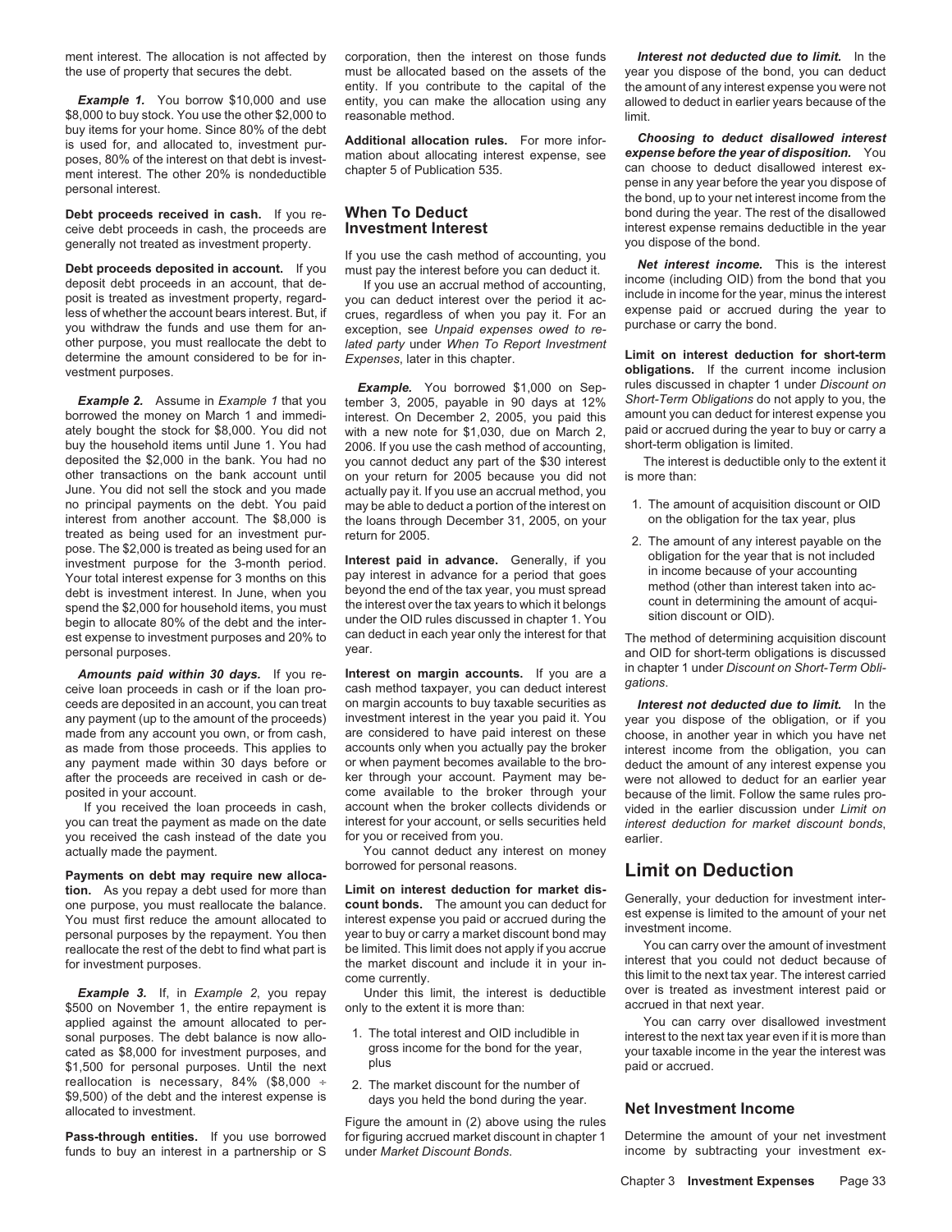ment interest. The allocation is not affected by the use of property that secures the debt.

***Example 1.*** You borrow $10,000 and use $8,000 to buy stock. You use the other $2,000 to buy items for your home. Since 80% of the debt is used for, and allocated to, investment purposes, 80% of the interest on that debt is investment interest. The other 20% is nondeductible personal interest.

**Debt proceeds received in cash.** If you receive debt proceeds in cash, the proceeds are generally not treated as investment property.

**Debt proceeds deposited in account.** If you deposit debt proceeds in an account, that deposit is treated as investment property, regardless of whether the account bears interest. But, if you withdraw the funds and use them for another purpose, you must reallocate the debt to determine the amount considered to be for investment purposes.

***Example 2.*** Assume in *Example 1* that you borrowed the money on March 1 and immediately bought the stock for $8,000. You did not buy the household items until June 1. You had deposited the $2,000 in the bank. You had no other transactions on the bank account until June. You did not sell the stock and you made no principal payments on the debt. You paid interest from another account. The $8,000 is treated as being used for an investment purpose. The $2,000 is treated as being used for an investment purpose for the 3-month period. Your total interest expense for 3 months on this debt is investment interest. In June, when you spend the $2,000 for household items, you must begin to allocate 80% of the debt and the interest expense to investment purposes and 20% to personal purposes.

***Amounts paid within 30 days.*** If you receive loan proceeds in cash or if the loan proceeds are deposited in an account, you can treat any payment (up to the amount of the proceeds) made from any account you own, or from cash, as made from those proceeds. This applies to any payment made within 30 days before or after the proceeds are received in cash or deposited in your account.

If you received the loan proceeds in cash, you can treat the payment as made on the date you received the cash instead of the date you actually made the payment.

**Payments on debt may require new allocation.** As you repay a debt used for more than one purpose, you must reallocate the balance. You must first reduce the amount allocated to personal purposes by the repayment. You then reallocate the rest of the debt to find what part is for investment purposes.

***Example 3.*** If, in *Example 2*, you repay $500 on November 1, the entire repayment is applied against the amount allocated to personal purposes. The debt balance is now allocated as $8,000 for investment purposes, and $1,500 for personal purposes. Until the next reallocation is necessary, 84% ($8,000 ÷ $9,500) of the debt and the interest expense is allocated to investment.

**Pass-through entities.** If you use borrowed funds to buy an interest in a partnership or S corporation, then the interest on those funds must be allocated based on the assets of the entity. If you contribute to the capital of the entity, you can make the allocation using any reasonable method.

**Additional allocation rules.** For more information about allocating interest expense, see chapter 5 of Publication 535.

## When To Deduct Investment Interest

If you use the cash method of accounting, you must pay the interest before you can deduct it.

If you use an accrual method of accounting, you can deduct interest over the period it accrues, regardless of when you pay it. For an exception, see *Unpaid expenses owed to related party* under *When To Report Investment Expenses*, later in this chapter.

***Example.*** You borrowed $1,000 on September 3, 2005, payable in 90 days at 12% interest. On December 2, 2005, you paid this with a new note for $1,030, due on March 2, 2006. If you use the cash method of accounting, you cannot deduct any part of the $30 interest on your return for 2005 because you did not actually pay it. If you use an accrual method, you may be able to deduct a portion of the interest on the loans through December 31, 2005, on your return for 2005.

**Interest paid in advance.** Generally, if you pay interest in advance for a period that goes beyond the end of the tax year, you must spread the interest over the tax years to which it belongs under the OID rules discussed in chapter 1. You can deduct in each year only the interest for that year.

**Interest on margin accounts.** If you are a cash method taxpayer, you can deduct interest on margin accounts to buy taxable securities as investment interest in the year you paid it. You are considered to have paid interest on these accounts only when you actually pay the broker or when payment becomes available to the broker through your account. Payment may become available to the broker through your account when the broker collects dividends or interest for your account, or sells securities held for you or received from you.

You cannot deduct any interest on money borrowed for personal reasons.

**Limit on interest deduction for market discount bonds.** The amount you can deduct for interest expense you paid or accrued during the year to buy or carry a market discount bond may be limited. This limit does not apply if you accrue the market discount and include it in your income currently.

Under this limit, the interest is deductible only to the extent it is more than:

1. The total interest and OID includible in gross income for the bond for the year, plus
2. The market discount for the number of days you held the bond during the year.

Figure the amount in (2) above using the rules for figuring accrued market discount in chapter 1 under *Market Discount Bonds*.

***Interest not deducted due to limit.*** In the year you dispose of the bond, you can deduct the amount of any interest expense you were not allowed to deduct in earlier years because of the limit.

***Choosing to deduct disallowed interest expense before the year of disposition.*** You can choose to deduct disallowed interest expense in any year before the year you dispose of the bond, up to your net interest income from the bond during the year. The rest of the disallowed interest expense remains deductible in the year you dispose of the bond.

***Net interest income.*** This is the interest income (including OID) from the bond that you include in income for the year, minus the interest expense paid or accrued during the year to purchase or carry the bond.

**Limit on interest deduction for short-term obligations.** If the current income inclusion rules discussed in chapter 1 under *Discount on Short-Term Obligations* do not apply to you, the amount you can deduct for interest expense you paid or accrued during the year to buy or carry a short-term obligation is limited.

The interest is deductible only to the extent it is more than:

1. The amount of acquisition discount or OID on the obligation for the tax year, plus
2. The amount of any interest payable on the obligation for the year that is not included in income because of your accounting method (other than interest taken into account in determining the amount of acquisition discount or OID).

The method of determining acquisition discount and OID for short-term obligations is discussed in chapter 1 under *Discount on Short-Term Obligations*.

***Interest not deducted due to limit.*** In the year you dispose of the obligation, or if you choose, in another year in which you have net interest income from the obligation, you can deduct the amount of any interest expense you were not allowed to deduct for an earlier year because of the limit. Follow the same rules provided in the earlier discussion under *Limit on interest deduction for market discount bonds*, earlier.

## Limit on Deduction

Generally, your deduction for investment interest expense is limited to the amount of your net investment income.

You can carry over the amount of investment interest that you could not deduct because of this limit to the next tax year. The interest carried over is treated as investment interest paid or accrued in that next year.

You can carry over disallowed investment interest to the next tax year even if it is more than your taxable income in the year the interest was paid or accrued.

### Net Investment Income

Determine the amount of your net investment income by subtracting your investment ex-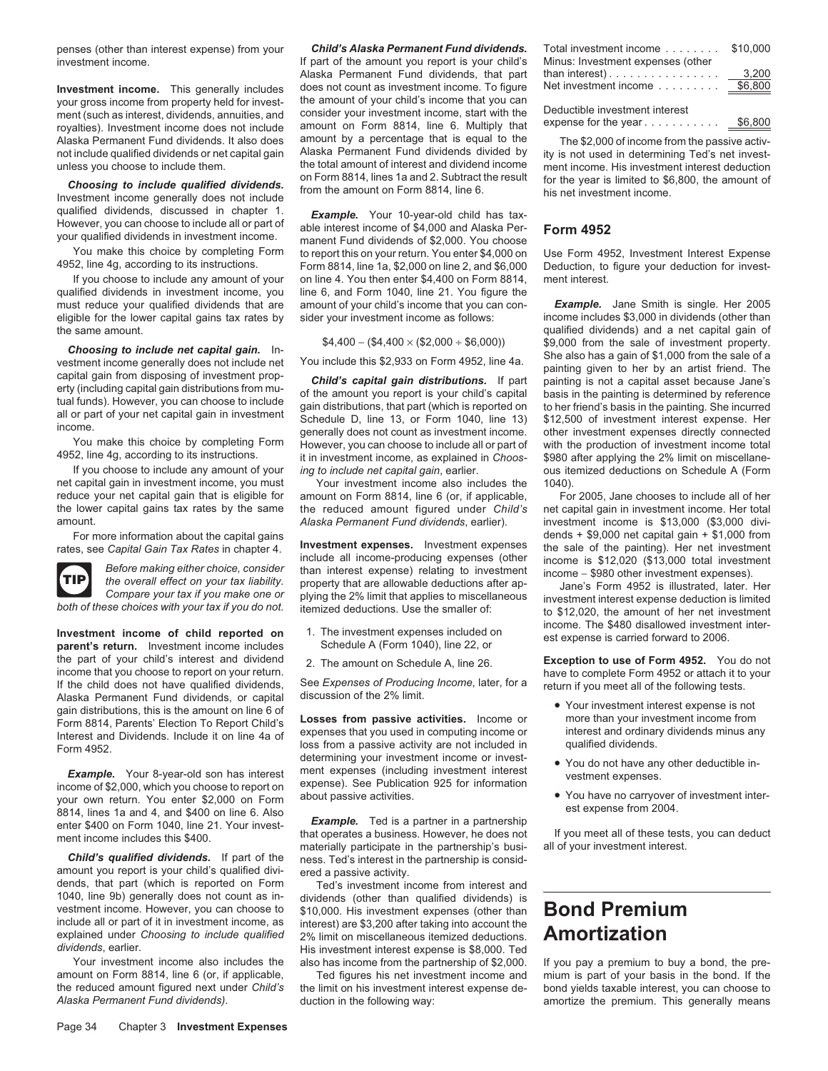penses (other than interest expense) from your investment income.

**Investment income.** This generally includes your gross income from property held for investment (such as interest, dividends, annuities, and royalties). Investment income does not include Alaska Permanent Fund dividends. It also does not include qualified dividends or net capital gain unless you choose to include them.

***Choosing to include qualified dividends.*** Investment income generally does not include qualified dividends, discussed in chapter 1. However, you can choose to include all or part of your qualified dividends in investment income.

You make this choice by completing Form 4952, line 4g, according to its instructions.

If you choose to include any amount of your qualified dividends in investment income, you must reduce your qualified dividends that are eligible for the lower capital gains tax rates by the same amount.

***Choosing to include net capital gain.*** Investment income generally does not include net capital gain from disposing of investment property (including capital gain distributions from mutual funds). However, you can choose to include all or part of your net capital gain in investment income.

You make this choice by completing Form 4952, line 4g, according to its instructions.

If you choose to include any amount of your net capital gain in investment income, you must reduce your net capital gain that is eligible for the lower capital gains tax rates by the same amount.

For more information about the capital gains rates, see *Capital Gain Tax Rates* in chapter 4.

**TIP** *Before making either choice, consider the overall effect on your tax liability. Compare your tax if you make one or both of these choices with your tax if you do not.*

**Investment income of child reported on parent's return.** Investment income includes the part of your child's interest and dividend income that you choose to report on your return. If the child does not have qualified dividends, Alaska Permanent Fund dividends, or capital gain distributions, this is the amount on line 6 of Form 8814, Parents' Election To Report Child's Interest and Dividends. Include it on line 4a of Form 4952.

***Example.*** Your 8-year-old son has interest income of $2,000, which you choose to report on your own return. You enter $2,000 on Form 8814, lines 1a and 4, and $400 on line 6. Also enter $400 on Form 1040, line 21. Your investment income includes this $400.

***Child's qualified dividends.*** If part of the amount you report is your child's qualified dividends, that part (which is reported on Form 1040, line 9b) generally does not count as investment income. However, you can choose to include all or part of it in investment income, as explained under *Choosing to include qualified dividends*, earlier.

Your investment income also includes the amount on Form 8814, line 6 (or, if applicable, the reduced amount figured next under *Child's Alaska Permanent Fund dividends*).

***Child's Alaska Permanent Fund dividends.*** If part of the amount you report is your child's Alaska Permanent Fund dividends, that part does not count as investment income. To figure the amount of your child's income that you can consider your investment income, start with the amount on Form 8814, line 6. Multiply that amount by a percentage that is equal to the Alaska Permanent Fund dividends divided by the total amount of interest and dividend income on Form 8814, lines 1a and 2. Subtract the result from the amount on Form 8814, line 6.

***Example.*** Your 10-year-old child has taxable interest income of $4,000 and Alaska Permanent Fund dividends of $2,000. You choose to report this on your return. You enter $4,000 on Form 8814, line 1a, $2,000 on line 2, and $6,000 on line 4. You then enter $4,400 on Form 8814, line 6, and Form 1040, line 21. You figure the amount of your child's income that you can consider your investment income as follows:

$$\$4{,}400 - (\$4{,}400 \times (\$2{,}000 \div \$6{,}000))$$

You include this $2,933 on Form 4952, line 4a.

***Child's capital gain distributions.*** If part of the amount you report is your child's capital gain distributions, that part (which is reported on Schedule D, line 13, or Form 1040, line 13) generally does not count as investment income. However, you can choose to include all or part of it in investment income, as explained in *Choosing to include net capital gain*, earlier.

Your investment income also includes the amount on Form 8814, line 6 (or, if applicable, the reduced amount figured under *Child's Alaska Permanent Fund dividends*, earlier).

**Investment expenses.** Investment expenses include all income-producing expenses (other than interest expense) relating to investment property that are allowable deductions after applying the 2% limit that applies to miscellaneous itemized deductions. Use the smaller of:

1. The investment expenses included on Schedule A (Form 1040), line 22, or
2. The amount on Schedule A, line 26.

See *Expenses of Producing Income*, later, for a discussion of the 2% limit.

**Losses from passive activities.** Income or expenses that you used in computing income or loss from a passive activity are not included in determining your investment income or investment expenses (including investment interest expense). See Publication 925 for information about passive activities.

***Example.*** Ted is a partner in a partnership that operates a business. However, he does not materially participate in the partnership's business. Ted's interest in the partnership is considered a passive activity.

Ted's investment income from interest and dividends (other than qualified dividends) is $10,000. His investment expenses (other than interest) are $3,200 after taking into account the 2% limit on miscellaneous itemized deductions. His investment interest expense is $8,000. Ted also has income from the partnership of $2,000.

Ted figures his net investment income and the limit on his investment interest expense deduction in the following way:

| | |
|---|---|
| Total investment income | $10,000 |
| Minus: Investment expenses (other than interest) | 3,200 |
| Net investment income | $6,800 |
| Deductible investment interest expense for the year | $6,800 |

The $2,000 of income from the passive activity is not used in determining Ted's net investment income. His investment interest deduction for the year is limited to $6,800, the amount of his net investment income.

## Form 4952

Use Form 4952, Investment Interest Expense Deduction, to figure your deduction for investment interest.

***Example.*** Jane Smith is single. Her 2005 income includes $3,000 in dividends (other than qualified dividends) and a net capital gain of $9,000 from the sale of investment property. She also has a gain of $1,000 from the sale of a painting given to her by an artist friend. The painting is not a capital asset because Jane's basis in the painting is determined by reference to her friend's basis in the painting. She incurred $12,500 of investment interest expense. Her other investment expenses directly connected with the production of investment income total $980 after applying the 2% limit on miscellaneous itemized deductions on Schedule A (Form 1040).

For 2005, Jane chooses to include all of her net capital gain in investment income. Her total investment income is $13,000 ($3,000 dividends + $9,000 net capital gain + $1,000 from the sale of the painting). Her net investment income is $12,020 ($13,000 total investment income − $980 other investment expenses).

Jane's Form 4952 is illustrated, later. Her investment interest expense deduction is limited to $12,020, the amount of her net investment income. The $480 disallowed investment interest expense is carried forward to 2006.

**Exception to use of Form 4952.** You do not have to complete Form 4952 or attach it to your return if you meet all of the following tests.

- Your investment interest expense is not more than your investment income from interest and ordinary dividends minus any qualified dividends.
- You do not have any other deductible investment expenses.
- You have no carryover of investment interest expense from 2004.

If you meet all of these tests, you can deduct all of your investment interest.

# Bond Premium Amortization

If you pay a premium to buy a bond, the premium is part of your basis in the bond. If the bond yields taxable interest, you can choose to amortize the premium. This generally means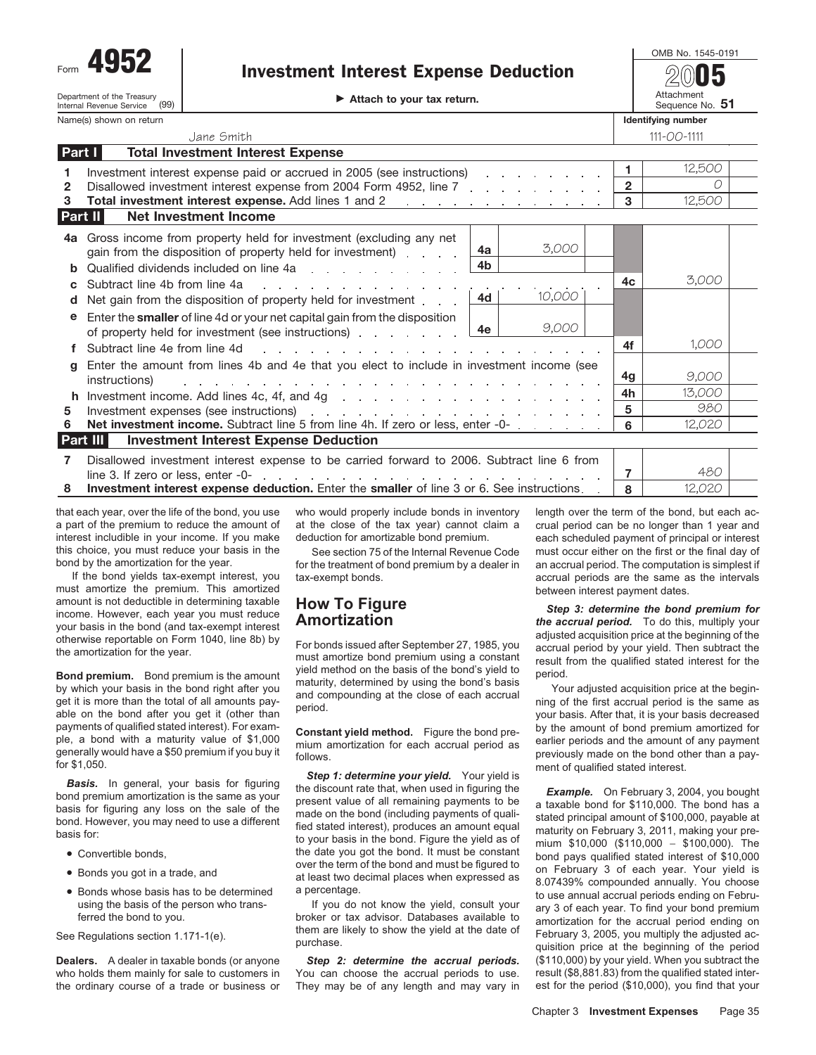Form **4952**

Department of the Treasury
Internal Revenue Service (99)

# Investment Interest Expense Deduction

▶ Attach to your tax return.

OMB No. 1545-0191

2005

Attachment Sequence No. **51**

| Name(s) shown on return | Identifying number |
|---|---|
| Jane Smith | 111-00-1111 |

**Part I — Total Investment Interest Expense**

| Line | Description | | | Line | Amount |
|---|---|---|---|---|---|
| 1 | Investment interest expense paid or accrued in 2005 (see instructions) | | | 1 | 12,500 |
| 2 | Disallowed investment interest expense from 2004 Form 4952, line 7 | | | 2 | 0 |
| 3 | **Total investment interest expense.** Add lines 1 and 2 | | | 3 | 12,500 |

**Part II — Net Investment Income**

| Line | Description | | | Line | Amount |
|---|---|---|---|---|---|
| 4a | Gross income from property held for investment (excluding any net gain from the disposition of property held for investment) | 4a | 3,000 | | |
| b | Qualified dividends included on line 4a | 4b | | | |
| c | Subtract line 4b from line 4a | | | 4c | 3,000 |
| d | Net gain from the disposition of property held for investment | 4d | 10,000 | | |
| e | Enter the **smaller** of line 4d or your net capital gain from the disposition of property held for investment (see instructions) | 4e | 9,000 | | |
| f | Subtract line 4e from line 4d | | | 4f | 1,000 |
| g | Enter the amount from lines 4b and 4e that you elect to include in investment income (see instructions) | | | 4g | 9,000 |
| h | Investment income. Add lines 4c, 4f, and 4g | | | 4h | 13,000 |
| 5 | Investment expenses (see instructions) | | | 5 | 980 |
| 6 | **Net investment income.** Subtract line 5 from line 4h. If zero or less, enter -0- | | | 6 | 12,020 |

**Part III — Investment Interest Expense Deduction**

| Line | Description | Line | Amount |
|---|---|---|---|
| 7 | Disallowed investment interest expense to be carried forward to 2006. Subtract line 6 from line 3. If zero or less, enter -0- | 7 | 480 |
| 8 | **Investment interest expense deduction.** Enter the **smaller** of line 3 or 6. See instructions. | 8 | 12,020 |

that each year, over the life of the bond, you use a part of the premium to reduce the amount of interest includible in your income. If you make this choice, you must reduce your basis in the bond by the amortization for the year.

If the bond yields tax-exempt interest, you must amortize the premium. This amortized amount is not deductible in determining taxable income. However, each year you must reduce your basis in the bond (and tax-exempt interest otherwise reportable on Form 1040, line 8b) by the amortization for the year.

**Bond premium.** Bond premium is the amount by which your basis in the bond right after you get it is more than the total of all amounts payable on the bond after you get it (other than payments of qualified stated interest). For example, a bond with a maturity value of $1,000 generally would have a $50 premium if you buy it for $1,050.

***Basis.*** In general, your basis for figuring bond premium amortization is the same as your basis for figuring any loss on the sale of the bond. However, you may need to use a different basis for:

- Convertible bonds,
- Bonds you got in a trade, and
- Bonds whose basis has to be determined using the basis of the person who transferred the bond to you.

See Regulations section 1.171-1(e).

**Dealers.** A dealer in taxable bonds (or anyone who holds them mainly for sale to customers in the ordinary course of a trade or business or who would properly include bonds in inventory at the close of the tax year) cannot claim a deduction for amortizable bond premium.

See section 75 of the Internal Revenue Code for the treatment of bond premium by a dealer in tax-exempt bonds.

## How To Figure Amortization

For bonds issued after September 27, 1985, you must amortize bond premium using a constant yield method on the basis of the bond's yield to maturity, determined by using the bond's basis and compounding at the close of each accrual period.

**Constant yield method.** Figure the bond premium amortization for each accrual period as follows.

***Step 1: determine your yield.*** Your yield is the discount rate that, when used in figuring the present value of all remaining payments to be made on the bond (including payments of qualified stated interest), produces an amount equal to your basis in the bond. Figure the yield as of the date you got the bond. It must be constant over the term of the bond and must be figured to at least two decimal places when expressed as a percentage.

If you do not know the yield, consult your broker or tax advisor. Databases available to them are likely to show the yield at the date of purchase.

***Step 2: determine the accrual periods.*** You can choose the accrual periods to use. They may be of any length and may vary in length over the term of the bond, but each accrual period can be no longer than 1 year and each scheduled payment of principal or interest must occur either on the first or the final day of an accrual period. The computation is simplest if accrual periods are the same as the intervals between interest payment dates.

***Step 3: determine the bond premium for the accrual period.*** To do this, multiply your adjusted acquisition price at the beginning of the accrual period by your yield. Then subtract the result from the qualified stated interest for the period.

Your adjusted acquisition price at the beginning of the first accrual period is the same as your basis. After that, it is your basis decreased by the amount of bond premium amortized for earlier periods and the amount of any payment previously made on the bond other than a payment of qualified stated interest.

***Example.*** On February 3, 2004, you bought a taxable bond for $110,000. The bond has a stated principal amount of $100,000, payable at maturity on February 3, 2011, making your premium $10,000 ($110,000 − $100,000). The bond pays qualified stated interest of $10,000 on February 3 of each year. Your yield is 8.07439% compounded annually. You choose to use annual accrual periods ending on February 3 of each year. To find your bond premium amortization for the accrual period ending on February 3, 2005, you multiply the adjusted acquisition price at the beginning of the period ($110,000) by your yield. When you subtract the result ($8,881.83) from the qualified stated interest for the period ($10,000), you find that your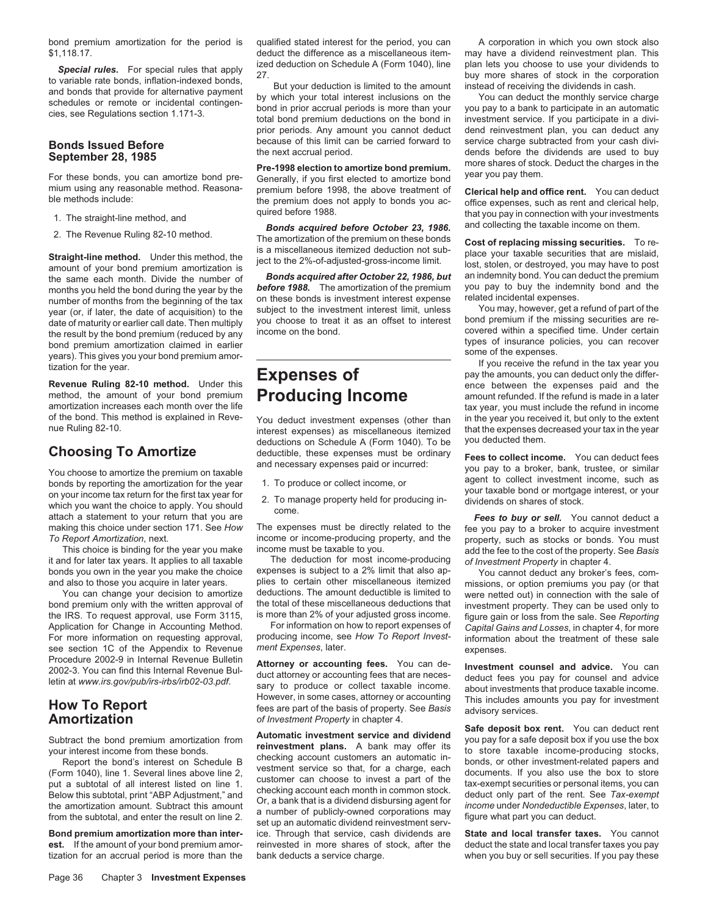bond premium amortization for the period is $1,118.17.

***Special rules.*** For special rules that apply to variable rate bonds, inflation-indexed bonds, and bonds that provide for alternative payment schedules or remote or incidental contingencies, see Regulations section 1.171-3.

## Bonds Issued Before September 28, 1985

For these bonds, you can amortize bond premium using any reasonable method. Reasonable methods include:

1. The straight-line method, and
2. The Revenue Ruling 82-10 method.

**Straight-line method.** Under this method, the amount of your bond premium amortization is the same each month. Divide the number of months you held the bond during the year by the number of months from the beginning of the tax year (or, if later, the date of acquisition) to the date of maturity or earlier call date. Then multiply the result by the bond premium (reduced by any bond premium amortization claimed in earlier years). This gives you your bond premium amortization for the year.

**Revenue Ruling 82-10 method.** Under this method, the amount of your bond premium amortization increases each month over the life of the bond. This method is explained in Revenue Ruling 82-10.

## Choosing To Amortize

You choose to amortize the premium on taxable bonds by reporting the amortization for the year on your income tax return for the first tax year for which you want the choice to apply. You should attach a statement to your return that you are making this choice under section 171. See *How To Report Amortization*, next.

This choice is binding for the year you make it and for later tax years. It applies to all taxable bonds you own in the year you make the choice and also to those you acquire in later years.

You can change your decision to amortize bond premium only with the written approval of the IRS. To request approval, use Form 3115, Application for Change in Accounting Method. For more information on requesting approval, see section 1C of the Appendix to Revenue Procedure 2002-9 in Internal Revenue Bulletin 2002-3. You can find this Internal Revenue Bulletin at *www.irs.gov/pub/irs-irbs/irb02-03.pdf*.

## How To Report Amortization

Subtract the bond premium amortization from your interest income from these bonds.

Report the bond's interest on Schedule B (Form 1040), line 1. Several lines above line 2, put a subtotal of all interest listed on line 1. Below this subtotal, print "ABP Adjustment," and the amortization amount. Subtract this amount from the subtotal, and enter the result on line 2.

**Bond premium amortization more than interest.** If the amount of your bond premium amortization for an accrual period is more than the qualified stated interest for the period, you can deduct the difference as a miscellaneous itemized deduction on Schedule A (Form 1040), line 27.

But your deduction is limited to the amount by which your total interest inclusions on the bond in prior accrual periods is more than your total bond premium deductions on the bond in prior periods. Any amount you cannot deduct because of this limit can be carried forward to the next accrual period.

**Pre-1998 election to amortize bond premium.** Generally, if you first elected to amortize bond premium before 1998, the above treatment of the premium does not apply to bonds you acquired before 1988.

***Bonds acquired before October 23, 1986.*** The amortization of the premium on these bonds is a miscellaneous itemized deduction not subject to the 2%-of-adjusted-gross-income limit.

***Bonds acquired after October 22, 1986, but before 1988.*** The amortization of the premium on these bonds is investment interest expense subject to the investment interest limit, unless you choose to treat it as an offset to interest income on the bond.

# Expenses of Producing Income

You deduct investment expenses (other than interest expenses) as miscellaneous itemized deductions on Schedule A (Form 1040). To be deductible, these expenses must be ordinary and necessary expenses paid or incurred:

1. To produce or collect income, or
2. To manage property held for producing income.

The expenses must be directly related to the income or income-producing property, and the income must be taxable to you.

The deduction for most income-producing expenses is subject to a 2% limit that also applies to certain other miscellaneous itemized deductions. The amount deductible is limited to the total of these miscellaneous deductions that is more than 2% of your adjusted gross income.

For information on how to report expenses of producing income, see *How To Report Investment Expenses*, later.

**Attorney or accounting fees.** You can deduct attorney or accounting fees that are necessary to produce or collect taxable income. However, in some cases, attorney or accounting fees are part of the basis of property. See *Basis of Investment Property* in chapter 4.

**Automatic investment service and dividend reinvestment plans.** A bank may offer its checking account customers an automatic investment service so that, for a charge, each customer can choose to invest a part of the checking account each month in common stock. Or, a bank that is a dividend disbursing agent for a number of publicly-owned corporations may set up an automatic dividend reinvestment service. Through that service, cash dividends are reinvested in more shares of stock, after the bank deducts a service charge.

A corporation in which you own stock also may have a dividend reinvestment plan. This plan lets you choose to use your dividends to buy more shares of stock in the corporation instead of receiving the dividends in cash.

You can deduct the monthly service charge you pay to a bank to participate in an automatic investment service. If you participate in a dividend reinvestment plan, you can deduct any service charge subtracted from your cash dividends before the dividends are used to buy more shares of stock. Deduct the charges in the year you pay them.

**Clerical help and office rent.** You can deduct office expenses, such as rent and clerical help, that you pay in connection with your investments and collecting the taxable income on them.

**Cost of replacing missing securities.** To replace your taxable securities that are mislaid, lost, stolen, or destroyed, you may have to post an indemnity bond. You can deduct the premium you pay to buy the indemnity bond and the related incidental expenses.

You may, however, get a refund of part of the bond premium if the missing securities are recovered within a specified time. Under certain types of insurance policies, you can recover some of the expenses.

If you receive the refund in the tax year you pay the amounts, you can deduct only the difference between the expenses paid and the amount refunded. If the refund is made in a later tax year, you must include the refund in income in the year you received it, but only to the extent that the expenses decreased your tax in the year you deducted them.

**Fees to collect income.** You can deduct fees you pay to a broker, bank, trustee, or similar agent to collect investment income, such as your taxable bond or mortgage interest, or your dividends on shares of stock.

***Fees to buy or sell.*** You cannot deduct a fee you pay to a broker to acquire investment property, such as stocks or bonds. You must add the fee to the cost of the property. See *Basis of Investment Property* in chapter 4.

You cannot deduct any broker's fees, commissions, or option premiums you pay (or that were netted out) in connection with the sale of investment property. They can be used only to figure gain or loss from the sale. See *Reporting Capital Gains and Losses*, in chapter 4, for more information about the treatment of these sale expenses.

**Investment counsel and advice.** You can deduct fees you pay for counsel and advice about investments that produce taxable income. This includes amounts you pay for investment advisory services.

**Safe deposit box rent.** You can deduct rent you pay for a safe deposit box if you use the box to store taxable income-producing stocks, bonds, or other investment-related papers and documents. If you also use the box to store tax-exempt securities or personal items, you can deduct only part of the rent. See *Tax-exempt income* under *Nondeductible Expenses*, later, to figure what part you can deduct.

**State and local transfer taxes.** You cannot deduct the state and local transfer taxes you pay when you buy or sell securities. If you pay these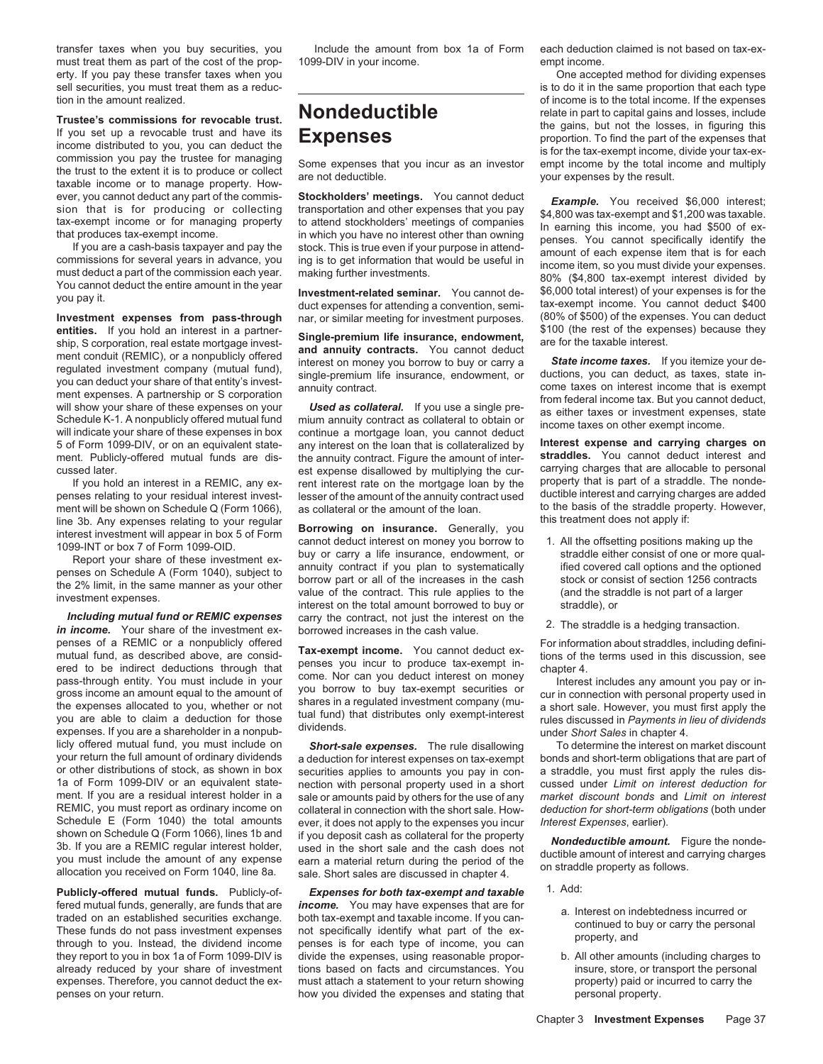transfer taxes when you buy securities, you must treat them as part of the cost of the property. If you pay these transfer taxes when you sell securities, you must treat them as a reduction in the amount realized.

**Trustee's commissions for revocable trust.** If you set up a revocable trust and have its income distributed to you, you can deduct the commission you pay the trustee for managing the trust to the extent it is to produce or collect taxable income or to manage property. However, you cannot deduct any part of the commission that is for producing or collecting tax-exempt income or for managing property that produces tax-exempt income.

If you are a cash-basis taxpayer and pay the commissions for several years in advance, you must deduct a part of the commission each year. You cannot deduct the entire amount in the year you pay it.

**Investment expenses from pass-through entities.** If you hold an interest in a partnership, S corporation, real estate mortgage investment conduit (REMIC), or a nonpublicly offered regulated investment company (mutual fund), you can deduct your share of that entity's investment expenses. A partnership or S corporation will show your share of these expenses on your Schedule K-1. A nonpublicly offered mutual fund will indicate your share of these expenses in box 5 of Form 1099-DIV, or on an equivalent statement. Publicly-offered mutual funds are discussed later.

If you hold an interest in a REMIC, any expenses relating to your residual interest investment will be shown on Schedule Q (Form 1066), line 3b. Any expenses relating to your regular interest investment will appear in box 5 of Form 1099-INT or box 7 of Form 1099-OID.

Report your share of these investment expenses on Schedule A (Form 1040), subject to the 2% limit, in the same manner as your other investment expenses.

***Including mutual fund or REMIC expenses in income.*** Your share of the investment expenses of a REMIC or a nonpublicly offered mutual fund, as described above, are considered to be indirect deductions through that pass-through entity. You must include in your gross income an amount equal to the amount of the expenses allocated to you, whether or not you are able to claim a deduction for those expenses. If you are a shareholder in a nonpublicly offered mutual fund, you must include on your return the full amount of ordinary dividends or other distributions of stock, as shown in box 1a of Form 1099-DIV or an equivalent statement. If you are a residual interest holder in a REMIC, you must report as ordinary income on Schedule E (Form 1040) the total amounts shown on Schedule Q (Form 1066), lines 1b and 3b. If you are a REMIC regular interest holder, you must include the amount of any expense allocation you received on Form 1040, line 8a.

**Publicly-offered mutual funds.** Publicly-offered mutual funds, generally, are funds that are traded on an established securities exchange. These funds do not pass investment expenses through to you. Instead, the dividend income they report to you in box 1a of Form 1099-DIV is already reduced by your share of investment expenses. Therefore, you cannot deduct the expenses on your return.

Include the amount from box 1a of Form 1099-DIV in your income.

# Nondeductible Expenses

Some expenses that you incur as an investor are not deductible.

**Stockholders' meetings.** You cannot deduct transportation and other expenses that you pay to attend stockholders' meetings of companies in which you have no interest other than owning stock. This is true even if your purpose in attending is to get information that would be useful in making further investments.

**Investment-related seminar.** You cannot deduct expenses for attending a convention, seminar, or similar meeting for investment purposes.

**Single-premium life insurance, endowment, and annuity contracts.** You cannot deduct interest on money you borrow to buy or carry a single-premium life insurance, endowment, or annuity contract.

***Used as collateral.*** If you use a single premium annuity contract as collateral to obtain or continue a mortgage loan, you cannot deduct any interest on the loan that is collateralized by the annuity contract. Figure the amount of interest expense disallowed by multiplying the current interest rate on the mortgage loan by the lesser of the amount of the annuity contract used as collateral or the amount of the loan.

**Borrowing on insurance.** Generally, you cannot deduct interest on money you borrow to buy or carry a life insurance, endowment, or annuity contract if you plan to systematically borrow part or all of the increases in the cash value of the contract. This rule applies to the interest on the total amount borrowed to buy or carry the contract, not just the interest on the borrowed increases in the cash value.

**Tax-exempt income.** You cannot deduct expenses you incur to produce tax-exempt income. Nor can you deduct interest on money you borrow to buy tax-exempt securities or shares in a regulated investment company (mutual fund) that distributes only exempt-interest dividends.

***Short-sale expenses.*** The rule disallowing a deduction for interest expenses on tax-exempt securities applies to amounts you pay in connection with personal property used in a short sale or amounts paid by others for the use of any collateral in connection with the short sale. However, it does not apply to the expenses you incur if you deposit cash as collateral for the property used in the short sale and the cash does not earn a material return during the period of the sale. Short sales are discussed in chapter 4.

***Expenses for both tax-exempt and taxable income.*** You may have expenses that are for both tax-exempt and taxable income. If you cannot specifically identify what part of the expenses is for each type of income, you can divide the expenses, using reasonable proportions based on facts and circumstances. You must attach a statement to your return showing how you divided the expenses and stating that each deduction claimed is not based on tax-exempt income.

One accepted method for dividing expenses is to do it in the same proportion that each type of income is to the total income. If the expenses relate in part to capital gains and losses, include the gains, but not the losses, in figuring this proportion. To find the part of the expenses that is for the tax-exempt income, divide your tax-exempt income by the total income and multiply your expenses by the result.

***Example.*** You received $6,000 interest; $4,800 was tax-exempt and $1,200 was taxable. In earning this income, you had $500 of expenses. You cannot specifically identify the amount of each expense item that is for each income item, so you must divide your expenses. 80% ($4,800 tax-exempt interest divided by $6,000 total interest) of your expenses is for the tax-exempt income. You cannot deduct $400 (80% of $500) of the expenses. You can deduct $100 (the rest of the expenses) because they are for the taxable interest.

***State income taxes.*** If you itemize your deductions, you can deduct, as taxes, state income taxes on interest income that is exempt from federal income tax. But you cannot deduct, as either taxes or investment expenses, state income taxes on other exempt income.

**Interest expense and carrying charges on straddles.** You cannot deduct interest and carrying charges that are allocable to personal property that is part of a straddle. The nondeductible interest and carrying charges are added to the basis of the straddle property. However, this treatment does not apply if:

1. All the offsetting positions making up the straddle either consist of one or more qualified covered call options and the optioned stock or consist of section 1256 contracts (and the straddle is not part of a larger straddle), or
2. The straddle is a hedging transaction.

For information about straddles, including definitions of the terms used in this discussion, see chapter 4.

Interest includes any amount you pay or incur in connection with personal property used in a short sale. However, you must first apply the rules discussed in *Payments in lieu of dividends* under *Short Sales* in chapter 4.

To determine the interest on market discount bonds and short-term obligations that are part of a straddle, you must first apply the rules discussed under *Limit on interest deduction for market discount bonds* and *Limit on interest deduction for short-term obligations* (both under *Interest Expenses*, earlier).

***Nondeductible amount.*** Figure the nondeductible amount of interest and carrying charges on straddle property as follows.

1. Add:
   a. Interest on indebtedness incurred or continued to buy or carry the personal property, and
   b. All other amounts (including charges to insure, store, or transport the personal property) paid or incurred to carry the personal property.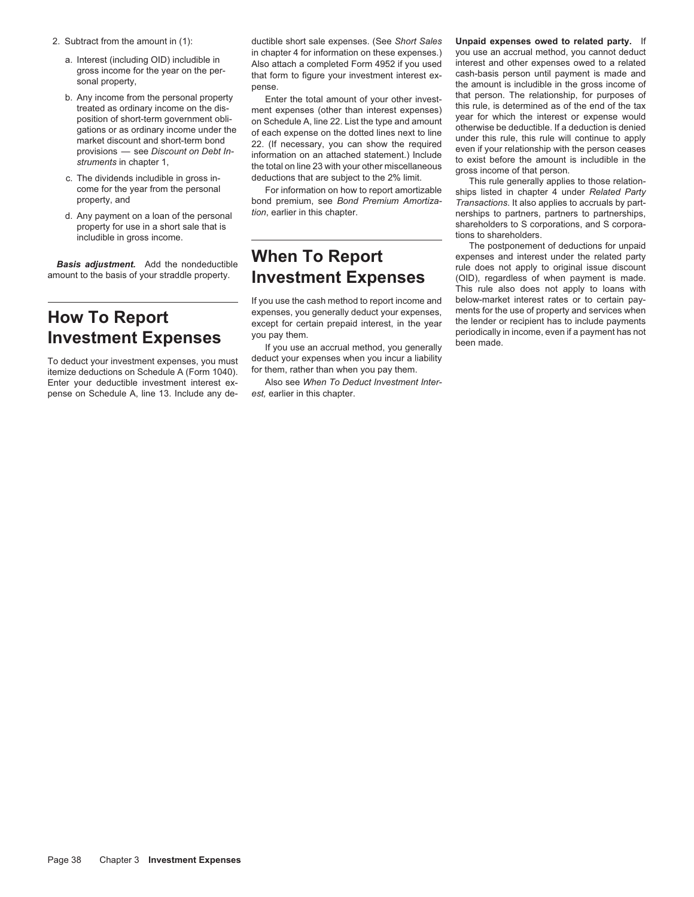2. Subtract from the amount in (1):

   a. Interest (including OID) includible in gross income for the year on the personal property,

   b. Any income from the personal property treated as ordinary income on the disposition of short-term government obligations or as ordinary income under the market discount and short-term bond provisions — see *Discount on Debt Instruments* in chapter 1,

   c. The dividends includible in gross income for the year from the personal property, and

   d. Any payment on a loan of the personal property for use in a short sale that is includible in gross income.

***Basis adjustment.*** Add the nondeductible amount to the basis of your straddle property.

# How To Report Investment Expenses

To deduct your investment expenses, you must itemize deductions on Schedule A (Form 1040). Enter your deductible investment interest expense on Schedule A, line 13. Include any deductible short sale expenses. (See *Short Sales* in chapter 4 for information on these expenses.) Also attach a completed Form 4952 if you used that form to figure your investment interest expense.

Enter the total amount of your other investment expenses (other than interest expenses) on Schedule A, line 22. List the type and amount of each expense on the dotted lines next to line 22. (If necessary, you can show the required information on an attached statement.) Include the total on line 23 with your other miscellaneous deductions that are subject to the 2% limit.

For information on how to report amortizable bond premium, see *Bond Premium Amortization*, earlier in this chapter.

# When To Report Investment Expenses

If you use the cash method to report income and expenses, you generally deduct your expenses, except for certain prepaid interest, in the year you pay them.

If you use an accrual method, you generally deduct your expenses when you incur a liability for them, rather than when you pay them.

Also see *When To Deduct Investment Interest,* earlier in this chapter.

**Unpaid expenses owed to related party.** If you use an accrual method, you cannot deduct interest and other expenses owed to a related cash-basis person until payment is made and the amount is includible in the gross income of that person. The relationship, for purposes of this rule, is determined as of the end of the tax year for which the interest or expense would otherwise be deductible. If a deduction is denied under this rule, this rule will continue to apply even if your relationship with the person ceases to exist before the amount is includible in the gross income of that person.

This rule generally applies to those relationships listed in chapter 4 under *Related Party Transactions*. It also applies to accruals by partnerships to partners, partners to partnerships, shareholders to S corporations, and S corporations to shareholders.

The postponement of deductions for unpaid expenses and interest under the related party rule does not apply to original issue discount (OID), regardless of when payment is made. This rule also does not apply to loans with below-market interest rates or to certain payments for the use of property and services when the lender or recipient has to include payments periodically in income, even if a payment has not been made.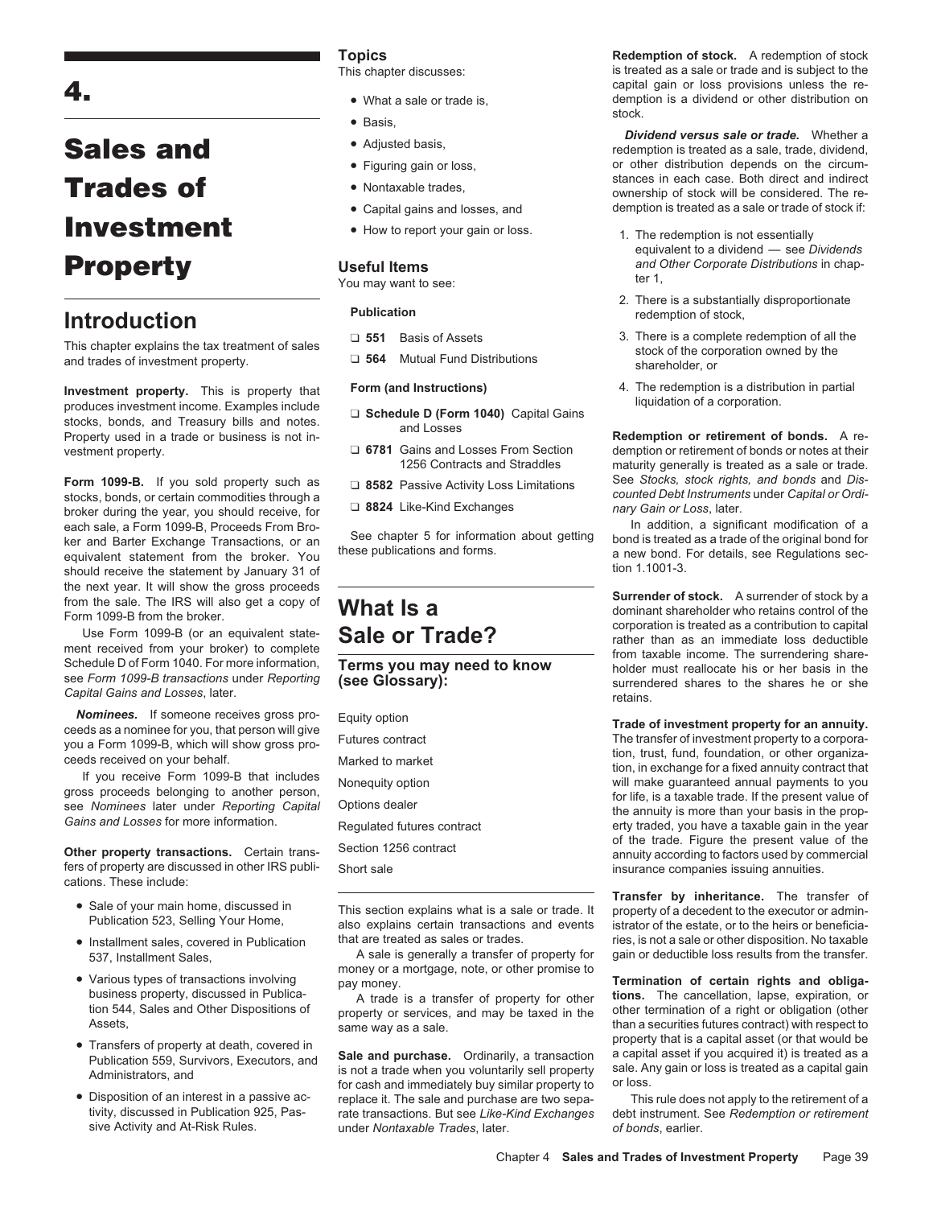# 4. Sales and Trades of Investment Property

## Introduction

This chapter explains the tax treatment of sales and trades of investment property.

**Investment property.** This is property that produces investment income. Examples include stocks, bonds, and Treasury bills and notes. Property used in a trade or business is not investment property.

**Form 1099-B.** If you sold property such as stocks, bonds, or certain commodities through a broker during the year, you should receive, for each sale, a Form 1099-B, Proceeds From Broker and Barter Exchange Transactions, or an equivalent statement from the broker. You should receive the statement by January 31 of the next year. It will show the gross proceeds from the sale. The IRS will also get a copy of Form 1099-B from the broker.

Use Form 1099-B (or an equivalent statement received from your broker) to complete Schedule D of Form 1040. For more information, see *Form 1099-B transactions* under *Reporting Capital Gains and Losses*, later.

***Nominees.*** If someone receives gross proceeds as a nominee for you, that person will give you a Form 1099-B, which will show gross proceeds received on your behalf.

If you receive Form 1099-B that includes gross proceeds belonging to another person, see *Nominees* later under *Reporting Capital Gains and Losses* for more information.

**Other property transactions.** Certain transfers of property are discussed in other IRS publications. These include:

- Sale of your main home, discussed in Publication 523, Selling Your Home,
- Installment sales, covered in Publication 537, Installment Sales,
- Various types of transactions involving business property, discussed in Publication 544, Sales and Other Dispositions of Assets,
- Transfers of property at death, covered in Publication 559, Survivors, Executors, and Administrators, and
- Disposition of an interest in a passive activity, discussed in Publication 925, Passive Activity and At-Risk Rules.

**Topics**

This chapter discusses:

- What a sale or trade is,
- Basis,
- Adjusted basis,
- Figuring gain or loss,
- Nontaxable trades,
- Capital gains and losses, and
- How to report your gain or loss.

**Useful Items**

You may want to see:

**Publication**

- ❑ **551** Basis of Assets
- ❑ **564** Mutual Fund Distributions

**Form (and Instructions)**

- ❑ **Schedule D (Form 1040)** Capital Gains and Losses
- ❑ **6781** Gains and Losses From Section 1256 Contracts and Straddles
- ❑ **8582** Passive Activity Loss Limitations
- ❑ **8824** Like-Kind Exchanges

See chapter 5 for information about getting these publications and forms.

# What Is a Sale or Trade?

### Terms you may need to know (see Glossary):

Equity option

Futures contract

Marked to market

Nonequity option

Options dealer

Regulated futures contract

Section 1256 contract

Short sale

This section explains what is a sale or trade. It also explains certain transactions and events that are treated as sales or trades.

A sale is generally a transfer of property for money or a mortgage, note, or other promise to pay money.

A trade is a transfer of property for other property or services, and may be taxed in the same way as a sale.

**Sale and purchase.** Ordinarily, a transaction is not a trade when you voluntarily sell property for cash and immediately buy similar property to replace it. The sale and purchase are two separate transactions. But see *Like-Kind Exchanges* under *Nontaxable Trades*, later.

**Redemption of stock.** A redemption of stock is treated as a sale or trade and is subject to the capital gain or loss provisions unless the redemption is a dividend or other distribution on stock.

***Dividend versus sale or trade.*** Whether a redemption is treated as a sale, trade, dividend, or other distribution depends on the circumstances in each case. Both direct and indirect ownership of stock will be considered. The redemption is treated as a sale or trade of stock if:

1. The redemption is not essentially equivalent to a dividend — see *Dividends and Other Corporate Distributions* in chapter 1,
2. There is a substantially disproportionate redemption of stock,
3. There is a complete redemption of all the stock of the corporation owned by the shareholder, or
4. The redemption is a distribution in partial liquidation of a corporation.

**Redemption or retirement of bonds.** A redemption or retirement of bonds or notes at their maturity generally is treated as a sale or trade. See *Stocks, stock rights, and bonds* and *Discounted Debt Instruments* under *Capital or Ordinary Gain or Loss*, later.

In addition, a significant modification of a bond is treated as a trade of the original bond for a new bond. For details, see Regulations section 1.1001-3.

**Surrender of stock.** A surrender of stock by a dominant shareholder who retains control of the corporation is treated as a contribution to capital rather than as an immediate loss deductible from taxable income. The surrendering shareholder must reallocate his or her basis in the surrendered shares to the shares he or she retains.

**Trade of investment property for an annuity.** The transfer of investment property to a corporation, trust, fund, foundation, or other organization, in exchange for a fixed annuity contract that will make guaranteed annual payments to you for life, is a taxable trade. If the present value of the annuity is more than your basis in the property traded, you have a taxable gain in the year of the trade. Figure the present value of the annuity according to factors used by commercial insurance companies issuing annuities.

**Transfer by inheritance.** The transfer of property of a decedent to the executor or administrator of the estate, or to the heirs or beneficiaries, is not a sale or other disposition. No taxable gain or deductible loss results from the transfer.

**Termination of certain rights and obligations.** The cancellation, lapse, expiration, or other termination of a right or obligation (other than a securities futures contract) with respect to property that is a capital asset (or that would be a capital asset if you acquired it) is treated as a sale. Any gain or loss is treated as a capital gain or loss.

This rule does not apply to the retirement of a debt instrument. See *Redemption or retirement of bonds*, earlier.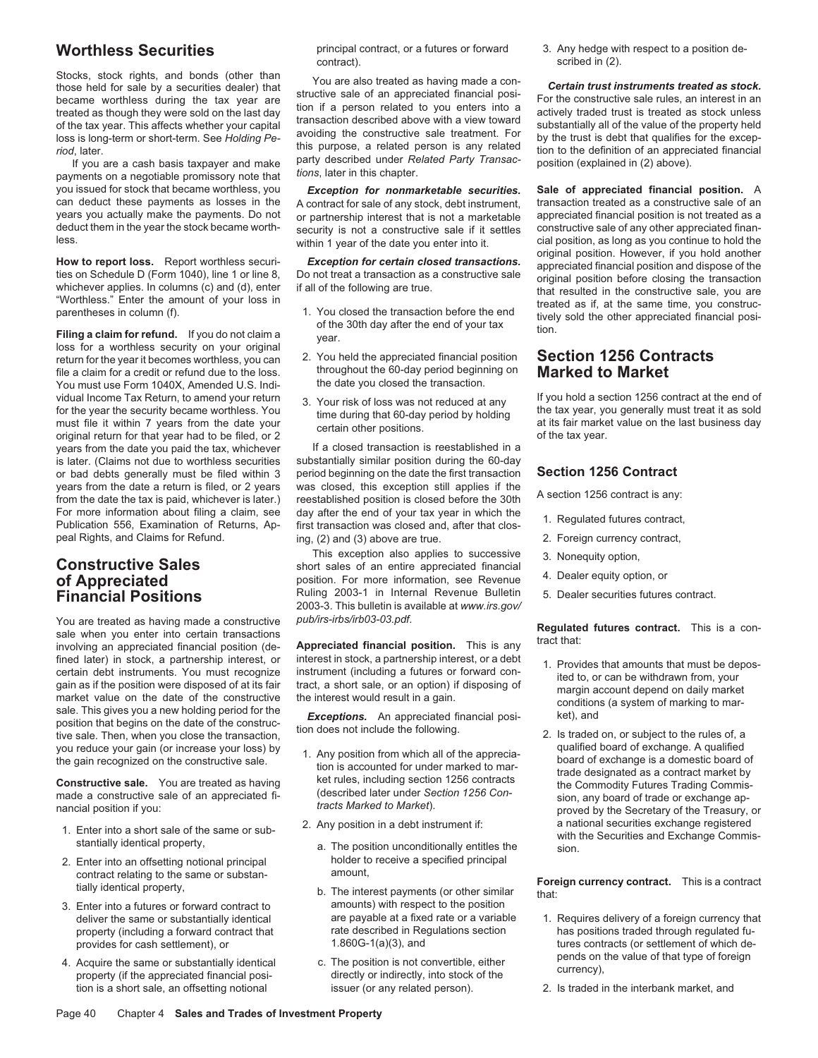## Worthless Securities

Stocks, stock rights, and bonds (other than those held for sale by a securities dealer) that became worthless during the tax year are treated as though they were sold on the last day of the tax year. This affects whether your capital loss is long-term or short-term. See *Holding Period*, later.

If you are a cash basis taxpayer and make payments on a negotiable promissory note that you issued for stock that became worthless, you can deduct these payments as losses in the years you actually make the payments. Do not deduct them in the year the stock became worthless.

**How to report loss.** Report worthless securities on Schedule D (Form 1040), line 1 or line 8, whichever applies. In columns (c) and (d), enter "Worthless." Enter the amount of your loss in parentheses in column (f).

**Filing a claim for refund.** If you do not claim a loss for a worthless security on your original return for the year it becomes worthless, you can file a claim for a credit or refund due to the loss. You must use Form 1040X, Amended U.S. Individual Income Tax Return, to amend your return for the year the security became worthless. You must file it within 7 years from the date your original return for that year had to be filed, or 2 years from the date you paid the tax, whichever is later. (Claims not due to worthless securities or bad debts generally must be filed within 3 years from the date a return is filed, or 2 years from the date the tax is paid, whichever is later.) For more information about filing a claim, see Publication 556, Examination of Returns, Appeal Rights, and Claims for Refund.

## Constructive Sales of Appreciated Financial Positions

You are treated as having made a constructive sale when you enter into certain transactions involving an appreciated financial position (defined later) in stock, a partnership interest, or certain debt instruments. You must recognize gain as if the position were disposed of at its fair market value on the date of the constructive sale. This gives you a new holding period for the position that begins on the date of the constructive sale. Then, when you close the transaction, you reduce your gain (or increase your loss) by the gain recognized on the constructive sale.

**Constructive sale.** You are treated as having made a constructive sale of an appreciated financial position if you:

1. Enter into a short sale of the same or substantially identical property,
2. Enter into an offsetting notional principal contract relating to the same or substantially identical property,
3. Enter into a futures or forward contract to deliver the same or substantially identical property (including a forward contract that provides for cash settlement), or
4. Acquire the same or substantially identical property (if the appreciated financial position is a short sale, an offsetting notional principal contract, or a futures or forward contract).

You are also treated as having made a constructive sale of an appreciated financial position if a person related to you enters into a transaction described above with a view toward avoiding the constructive sale treatment. For this purpose, a related person is any related party described under *Related Party Transactions*, later in this chapter.

***Exception for nonmarketable securities.*** A contract for sale of any stock, debt instrument, or partnership interest that is not a marketable security is not a constructive sale if it settles within 1 year of the date you enter into it.

***Exception for certain closed transactions.*** Do not treat a transaction as a constructive sale if all of the following are true.

1. You closed the transaction before the end of the 30th day after the end of your tax year.
2. You held the appreciated financial position throughout the 60-day period beginning on the date you closed the transaction.
3. Your risk of loss was not reduced at any time during that 60-day period by holding certain other positions.

If a closed transaction is reestablished in a substantially similar position during the 60-day period beginning on the date the first transaction was closed, this exception still applies if the reestablished position is closed before the 30th day after the end of your tax year in which the first transaction was closed and, after that closing, (2) and (3) above are true.

This exception also applies to successive short sales of an entire appreciated financial position. For more information, see Revenue Ruling 2003-1 in Internal Revenue Bulletin 2003-3. This bulletin is available at *www.irs.gov/pub/irs-irbs/irb03-03.pdf*.

**Appreciated financial position.** This is any interest in stock, a partnership interest, or a debt instrument (including a futures or forward contract, a short sale, or an option) if disposing of the interest would result in a gain.

***Exceptions.*** An appreciated financial position does not include the following.

1. Any position from which all of the appreciation is accounted for under marked to market rules, including section 1256 contracts (described later under *Section 1256 Contracts Marked to Market*).
2. Any position in a debt instrument if:
   a. The position unconditionally entitles the holder to receive a specified principal amount,
   b. The interest payments (or other similar amounts) with respect to the position are payable at a fixed rate or a variable rate described in Regulations section 1.860G-1(a)(3), and
   c. The position is not convertible, either directly or indirectly, into stock of the issuer (or any related person).
3. Any hedge with respect to a position described in (2).

***Certain trust instruments treated as stock.*** For the constructive sale rules, an interest in an actively traded trust is treated as stock unless substantially all of the value of the property held by the trust is debt that qualifies for the exception to the definition of an appreciated financial position (explained in (2) above).

**Sale of appreciated financial position.** A transaction treated as a constructive sale of an appreciated financial position is not treated as a constructive sale of any other appreciated financial position, as long as you continue to hold the original position. However, if you hold another appreciated financial position and dispose of the original position before closing the transaction that resulted in the constructive sale, you are treated as if, at the same time, you constructively sold the other appreciated financial position.

## Section 1256 Contracts Marked to Market

If you hold a section 1256 contract at the end of the tax year, you generally must treat it as sold at its fair market value on the last business day of the tax year.

### Section 1256 Contract

A section 1256 contract is any:

1. Regulated futures contract,
2. Foreign currency contract,
3. Nonequity option,
4. Dealer equity option, or
5. Dealer securities futures contract.

**Regulated futures contract.** This is a contract that:

1. Provides that amounts that must be deposited to, or can be withdrawn from, your margin account depend on daily market conditions (a system of marking to market), and
2. Is traded on, or subject to the rules of, a qualified board of exchange. A qualified board of exchange is a domestic board of trade designated as a contract market by the Commodity Futures Trading Commission, any board of trade or exchange approved by the Secretary of the Treasury, or a national securities exchange registered with the Securities and Exchange Commission.

**Foreign currency contract.** This is a contract that:

1. Requires delivery of a foreign currency that has positions traded through regulated futures contracts (or settlement of which depends on the value of that type of foreign currency),
2. Is traded in the interbank market, and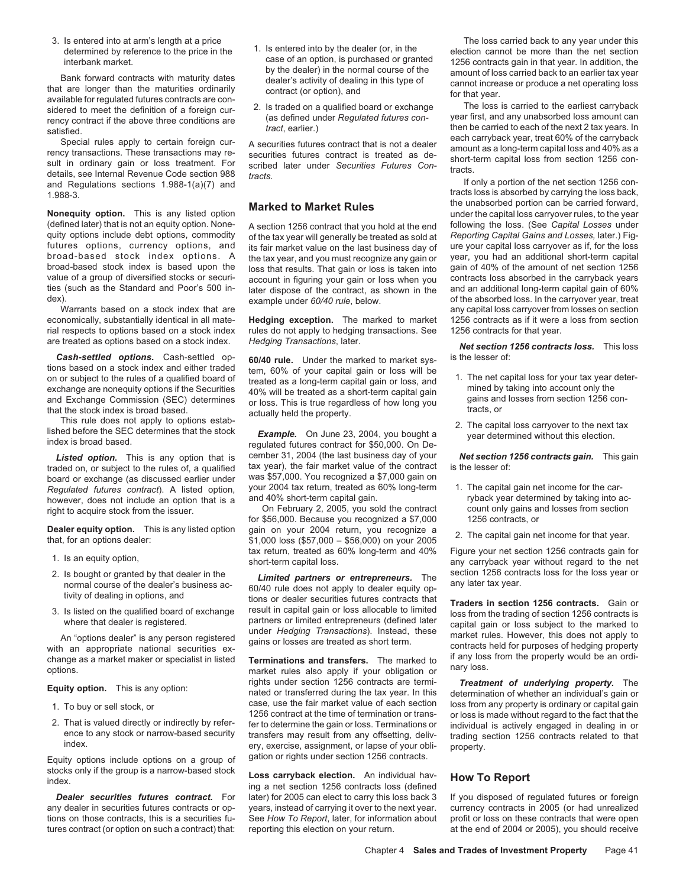3. Is entered into at arm's length at a price determined by reference to the price in the interbank market.

Bank forward contracts with maturity dates that are longer than the maturities ordinarily available for regulated futures contracts are considered to meet the definition of a foreign currency contract if the above three conditions are satisfied.

Special rules apply to certain foreign currency transactions. These transactions may result in ordinary gain or loss treatment. For details, see Internal Revenue Code section 988 and Regulations sections 1.988-1(a)(7) and 1.988-3.

**Nonequity option.** This is any listed option (defined later) that is not an equity option. Nonequity options include debt options, commodity futures options, currency options, and broad-based stock index options. A broad-based stock index is based upon the value of a group of diversified stocks or securities (such as the Standard and Poor's 500 index).

Warrants based on a stock index that are economically, substantially identical in all material respects to options based on a stock index are treated as options based on a stock index.

***Cash-settled options.*** Cash-settled options based on a stock index and either traded on or subject to the rules of a qualified board of exchange are nonequity options if the Securities and Exchange Commission (SEC) determines that the stock index is broad based.

This rule does not apply to options established before the SEC determines that the stock index is broad based.

***Listed option.*** This is any option that is traded on, or subject to the rules of, a qualified board or exchange (as discussed earlier under *Regulated futures contract*). A listed option, however, does not include an option that is a right to acquire stock from the issuer.

**Dealer equity option.** This is any listed option that, for an options dealer:

1. Is an equity option,
2. Is bought or granted by that dealer in the normal course of the dealer's business activity of dealing in options, and
3. Is listed on the qualified board of exchange where that dealer is registered.

An "options dealer" is any person registered with an appropriate national securities exchange as a market maker or specialist in listed options.

**Equity option.** This is any option:

1. To buy or sell stock, or
2. That is valued directly or indirectly by reference to any stock or narrow-based security index.

Equity options include options on a group of stocks only if the group is a narrow-based stock index.

***Dealer securities futures contract.*** For any dealer in securities futures contracts or options on those contracts, this is a securities futures contract (or option on such a contract) that:

1. Is entered into by the dealer (or, in the case of an option, is purchased or granted by the dealer) in the normal course of the dealer's activity of dealing in this type of contract (or option), and
2. Is traded on a qualified board or exchange (as defined under *Regulated futures contract*, earlier.)

A securities futures contract that is not a dealer securities futures contract is treated as described later under *Securities Futures Contracts*.

## Marked to Market Rules

A section 1256 contract that you hold at the end of the tax year will generally be treated as sold at its fair market value on the last business day of the tax year, and you must recognize any gain or loss that results. That gain or loss is taken into account in figuring your gain or loss when you later dispose of the contract, as shown in the example under *60/40 rule*, below.

**Hedging exception.** The marked to market rules do not apply to hedging transactions. See *Hedging Transactions*, later.

**60/40 rule.** Under the marked to market system, 60% of your capital gain or loss will be treated as a long-term capital gain or loss, and 40% will be treated as a short-term capital gain or loss. This is true regardless of how long you actually held the property.

***Example.*** On June 23, 2004, you bought a regulated futures contract for $50,000. On December 31, 2004 (the last business day of your tax year), the fair market value of the contract was $57,000. You recognized a $7,000 gain on your 2004 tax return, treated as 60% long-term and 40% short-term capital gain.

On February 2, 2005, you sold the contract for $56,000. Because you recognized a $7,000 gain on your 2004 return, you recognize a $1,000 loss ($57,000 − $56,000) on your 2005 tax return, treated as 60% long-term and 40% short-term capital loss.

***Limited partners or entrepreneurs.*** The 60/40 rule does not apply to dealer equity options or dealer securities futures contracts that result in capital gain or loss allocable to limited partners or limited entrepreneurs (defined later under *Hedging Transactions*). Instead, these gains or losses are treated as short term.

**Terminations and transfers.** The marked to market rules also apply if your obligation or rights under section 1256 contracts are terminated or transferred during the tax year. In this case, use the fair market value of each section 1256 contract at the time of termination or transfer to determine the gain or loss. Terminations or transfers may result from any offsetting, delivery, exercise, assignment, or lapse of your obligation or rights under section 1256 contracts.

**Loss carryback election.** An individual having a net section 1256 contracts loss (defined later) for 2005 can elect to carry this loss back 3 years, instead of carrying it over to the next year. See *How To Report*, later, for information about reporting this election on your return.

The loss carried back to any year under this election cannot be more than the net section 1256 contracts gain in that year. In addition, the amount of loss carried back to an earlier tax year cannot increase or produce a net operating loss for that year.

The loss is carried to the earliest carryback year first, and any unabsorbed loss amount can then be carried to each of the next 2 tax years. In each carryback year, treat 60% of the carryback amount as a long-term capital loss and 40% as a short-term capital loss from section 1256 contracts.

If only a portion of the net section 1256 contracts loss is absorbed by carrying the loss back, the unabsorbed portion can be carried forward, under the capital loss carryover rules, to the year following the loss. (See *Capital Losses* under *Reporting Capital Gains and Losses,* later.) Figure your capital loss carryover as if, for the loss year, you had an additional short-term capital gain of 40% of the amount of net section 1256 contracts loss absorbed in the carryback years and an additional long-term capital gain of 60% of the absorbed loss. In the carryover year, treat any capital loss carryover from losses on section 1256 contracts as if it were a loss from section 1256 contracts for that year.

***Net section 1256 contracts loss.*** This loss is the lesser of:

1. The net capital loss for your tax year determined by taking into account only the gains and losses from section 1256 contracts, or
2. The capital loss carryover to the next tax year determined without this election.

***Net section 1256 contracts gain.*** This gain is the lesser of:

1. The capital gain net income for the carryback year determined by taking into account only gains and losses from section 1256 contracts, or
2. The capital gain net income for that year.

Figure your net section 1256 contracts gain for any carryback year without regard to the net section 1256 contracts loss for the loss year or any later tax year.

**Traders in section 1256 contracts.** Gain or loss from the trading of section 1256 contracts is capital gain or loss subject to the marked to market rules. However, this does not apply to contracts held for purposes of hedging property if any loss from the property would be an ordinary loss.

***Treatment of underlying property.*** The determination of whether an individual's gain or loss from any property is ordinary or capital gain or loss is made without regard to the fact that the individual is actively engaged in dealing in or trading section 1256 contracts related to that property.

## How To Report

If you disposed of regulated futures or foreign currency contracts in 2005 (or had unrealized profit or loss on these contracts that were open at the end of 2004 or 2005), you should receive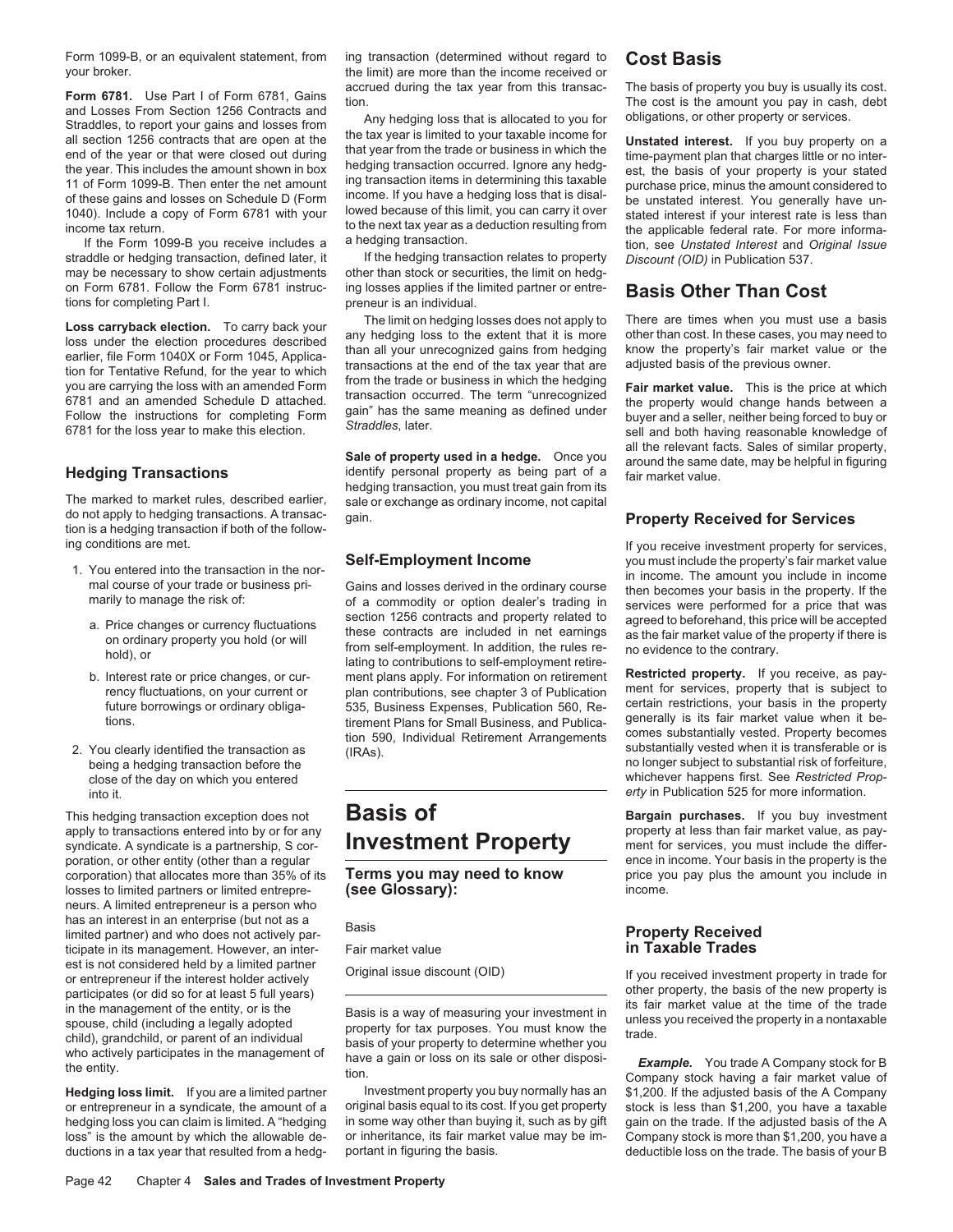Form 1099-B, or an equivalent statement, from your broker.

**Form 6781.** Use Part I of Form 6781, Gains and Losses From Section 1256 Contracts and Straddles, to report your gains and losses from all section 1256 contracts that are open at the end of the year or that were closed out during the year. This includes the amount shown in box 11 of Form 1099-B. Then enter the net amount of these gains and losses on Schedule D (Form 1040). Include a copy of Form 6781 with your income tax return.

If the Form 1099-B you receive includes a straddle or hedging transaction, defined later, it may be necessary to show certain adjustments on Form 6781. Follow the Form 6781 instructions for completing Part I.

**Loss carryback election.** To carry back your loss under the election procedures described earlier, file Form 1040X or Form 1045, Application for Tentative Refund, for the year to which you are carrying the loss with an amended Form 6781 and an amended Schedule D attached. Follow the instructions for completing Form 6781 for the loss year to make this election.

### Hedging Transactions

The marked to market rules, described earlier, do not apply to hedging transactions. A transaction is a hedging transaction if both of the following conditions are met.

1. You entered into the transaction in the normal course of your trade or business primarily to manage the risk of:
   a. Price changes or currency fluctuations on ordinary property you hold (or will hold), or
   b. Interest rate or price changes, or currency fluctuations, on your current or future borrowings or ordinary obligations.
2. You clearly identified the transaction as being a hedging transaction before the close of the day on which you entered into it.

This hedging transaction exception does not apply to transactions entered into by or for any syndicate. A syndicate is a partnership, S corporation, or other entity (other than a regular corporation) that allocates more than 35% of its losses to limited partners or limited entrepreneurs. A limited entrepreneur is a person who has an interest in an enterprise (but not as a limited partner) and who does not actively participate in its management. However, an interest is not considered held by a limited partner or entrepreneur if the interest holder actively participates (or did so for at least 5 full years) in the management of the entity, or is the spouse, child (including a legally adopted child), grandchild, or parent of an individual who actively participates in the management of the entity.

**Hedging loss limit.** If you are a limited partner or entrepreneur in a syndicate, the amount of a hedging loss you can claim is limited. A "hedging loss" is the amount by which the allowable deductions in a tax year that resulted from a hedging transaction (determined without regard to the limit) are more than the income received or accrued during the tax year from this transaction.

Any hedging loss that is allocated to you for the tax year is limited to your taxable income for that year from the trade or business in which the hedging transaction occurred. Ignore any hedging transaction items in determining this taxable income. If you have a hedging loss that is disallowed because of this limit, you can carry it over to the next tax year as a deduction resulting from a hedging transaction.

If the hedging transaction relates to property other than stock or securities, the limit on hedging losses applies if the limited partner or entrepreneur is an individual.

The limit on hedging losses does not apply to any hedging loss to the extent that it is more than all your unrecognized gains from hedging transactions at the end of the tax year that are from the trade or business in which the hedging transaction occurred. The term "unrecognized gain" has the same meaning as defined under *Straddles*, later.

**Sale of property used in a hedge.** Once you identify personal property as being part of a hedging transaction, you must treat gain from its sale or exchange as ordinary income, not capital gain.

### Self-Employment Income

Gains and losses derived in the ordinary course of a commodity or option dealer's trading in section 1256 contracts and property related to these contracts are included in net earnings from self-employment. In addition, the rules relating to contributions to self-employment retirement plans apply. For information on retirement plan contributions, see chapter 3 of Publication 535, Business Expenses, Publication 560, Retirement Plans for Small Business, and Publication 590, Individual Retirement Arrangements (IRAs).

# Basis of Investment Property

**Terms you may need to know (see Glossary):**

Basis

Fair market value

Original issue discount (OID)

Basis is a way of measuring your investment in property for tax purposes. You must know the basis of your property to determine whether you have a gain or loss on its sale or other disposition.

Investment property you buy normally has an original basis equal to its cost. If you get property in some way other than buying it, such as by gift or inheritance, its fair market value may be important in figuring the basis.

## Cost Basis

The basis of property you buy is usually its cost. The cost is the amount you pay in cash, debt obligations, or other property or services.

**Unstated interest.** If you buy property on a time-payment plan that charges little or no interest, the basis of your property is your stated purchase price, minus the amount considered to be unstated interest. You generally have unstated interest if your interest rate is less than the applicable federal rate. For more information, see *Unstated Interest* and *Original Issue Discount (OID)* in Publication 537.

## Basis Other Than Cost

There are times when you must use a basis other than cost. In these cases, you may need to know the property's fair market value or the adjusted basis of the previous owner.

**Fair market value.** This is the price at which the property would change hands between a buyer and a seller, neither being forced to buy or sell and both having reasonable knowledge of all the relevant facts. Sales of similar property, around the same date, may be helpful in figuring fair market value.

### Property Received for Services

If you receive investment property for services, you must include the property's fair market value in income. The amount you include in income then becomes your basis in the property. If the services were performed for a price that was agreed to beforehand, this price will be accepted as the fair market value of the property if there is no evidence to the contrary.

**Restricted property.** If you receive, as payment for services, property that is subject to certain restrictions, your basis in the property generally is its fair market value when it becomes substantially vested. Property becomes substantially vested when it is transferable or is no longer subject to substantial risk of forfeiture, whichever happens first. See *Restricted Property* in Publication 525 for more information.

**Bargain purchases.** If you buy investment property at less than fair market value, as payment for services, you must include the difference in income. Your basis in the property is the price you pay plus the amount you include in income.

### Property Received in Taxable Trades

If you received investment property in trade for other property, the basis of the new property is its fair market value at the time of the trade unless you received the property in a nontaxable trade.

***Example.*** You trade A Company stock for B Company stock having a fair market value of $1,200. If the adjusted basis of the A Company stock is less than $1,200, you have a taxable gain on the trade. If the adjusted basis of the A Company stock is more than $1,200, you have a deductible loss on the trade. The basis of your B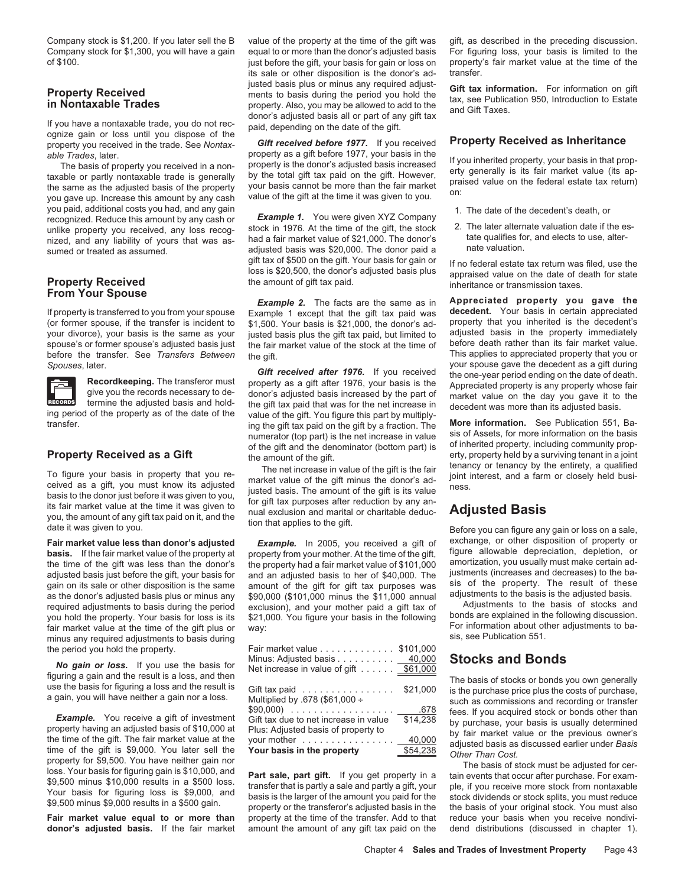Company stock is $1,200. If you later sell the B Company stock for $1,300, you will have a gain of $100.

## Property Received in Nontaxable Trades

If you have a nontaxable trade, you do not recognize gain or loss until you dispose of the property you received in the trade. See *Nontaxable Trades*, later.

The basis of property you received in a nontaxable or partly nontaxable trade is generally the same as the adjusted basis of the property you gave up. Increase this amount by any cash you paid, additional costs you had, and any gain recognized. Reduce this amount by any cash or unlike property you received, any loss recognized, and any liability of yours that was assumed or treated as assumed.

## Property Received From Your Spouse

If property is transferred to you from your spouse (or former spouse, if the transfer is incident to your divorce), your basis is the same as your spouse's or former spouse's adjusted basis just before the transfer. See *Transfers Between Spouses*, later.

**Recordkeeping.** The transferor must give you the records necessary to determine the adjusted basis and holding period of the property as of the date of the transfer.

## Property Received as a Gift

To figure your basis in property that you received as a gift, you must know its adjusted basis to the donor just before it was given to you, its fair market value at the time it was given to you, the amount of any gift tax paid on it, and the date it was given to you.

**Fair market value less than donor's adjusted basis.** If the fair market value of the property at the time of the gift was less than the donor's adjusted basis just before the gift, your basis for gain on its sale or other disposition is the same as the donor's adjusted basis plus or minus any required adjustments to basis during the period you hold the property. Your basis for loss is its fair market value at the time of the gift plus or minus any required adjustments to basis during the period you hold the property.

***No gain or loss.*** If you use the basis for figuring a gain and the result is a loss, and then use the basis for figuring a loss and the result is a gain, you will have neither a gain nor a loss.

***Example.*** You receive a gift of investment property having an adjusted basis of $10,000 at the time of the gift. The fair market value at the time of the gift is $9,000. You later sell the property for $9,500. You have neither gain nor loss. Your basis for figuring gain is $10,000, and $9,500 minus $10,000 results in a $500 loss. Your basis for figuring loss is $9,000, and $9,500 minus $9,000 results in a $500 gain.

**Fair market value equal to or more than donor's adjusted basis.** If the fair market value of the property at the time of the gift was equal to or more than the donor's adjusted basis just before the gift, your basis for gain or loss on its sale or other disposition is the donor's adjusted basis plus or minus any required adjustments to basis during the period you hold the property. Also, you may be allowed to add to the donor's adjusted basis all or part of any gift tax paid, depending on the date of the gift.

***Gift received before 1977.*** If you received property as a gift before 1977, your basis in the property is the donor's adjusted basis increased by the total gift tax paid on the gift. However, your basis cannot be more than the fair market value of the gift at the time it was given to you.

***Example 1.*** You were given XYZ Company stock in 1976. At the time of the gift, the stock had a fair market value of $21,000. The donor's adjusted basis was $20,000. The donor paid a gift tax of $500 on the gift. Your basis for gain or loss is $20,500, the donor's adjusted basis plus the amount of gift tax paid.

***Example 2.*** The facts are the same as in Example 1 except that the gift tax paid was $1,500. Your basis is $21,000, the donor's adjusted basis plus the gift tax paid, but limited to the fair market value of the stock at the time of the gift.

***Gift received after 1976.*** If you received property as a gift after 1976, your basis is the donor's adjusted basis increased by the part of the gift tax paid that was for the net increase in value of the gift. You figure this part by multiplying the gift tax paid on the gift by a fraction. The numerator (top part) is the net increase in value of the gift and the denominator (bottom part) is the amount of the gift.

The net increase in value of the gift is the fair market value of the gift minus the donor's adjusted basis. The amount of the gift is its value for gift tax purposes after reduction by any annual exclusion and marital or charitable deduction that applies to the gift.

***Example.*** In 2005, you received a gift of property from your mother. At the time of the gift, the property had a fair market value of $101,000 and an adjusted basis to her of $40,000. The amount of the gift for gift tax purposes was $90,000 ($101,000 minus the $11,000 annual exclusion), and your mother paid a gift tax of $21,000. You figure your basis in the following way:

| | |
|---|---|
| Fair market value | $101,000 |
| Minus: Adjusted basis | 40,000 |
| Net increase in value of gift | $61,000 |
| Gift tax paid | $21,000 |
| Multiplied by .678 ($61,000 ÷ $90,000) | .678 |
| Gift tax due to net increase in value | $14,238 |
| Plus: Adjusted basis of property to your mother | 40,000 |
| **Your basis in the property** | $54,238 |

**Part sale, part gift.** If you get property in a transfer that is partly a sale and partly a gift, your basis is the larger of the amount you paid for the property or the transferor's adjusted basis in the property at the time of the transfer. Add to that amount the amount of any gift tax paid on the gift, as described in the preceding discussion. For figuring loss, your basis is limited to the property's fair market value at the time of the transfer.

**Gift tax information.** For information on gift tax, see Publication 950, Introduction to Estate and Gift Taxes.

## Property Received as Inheritance

If you inherited property, your basis in that property generally is its fair market value (its appraised value on the federal estate tax return) on:

1. The date of the decedent's death, or
2. The later alternate valuation date if the estate qualifies for, and elects to use, alternate valuation.

If no federal estate tax return was filed, use the appraised value on the date of death for state inheritance or transmission taxes.

**Appreciated property you gave the decedent.** Your basis in certain appreciated property that you inherited is the decedent's adjusted basis in the property immediately before death rather than its fair market value. This applies to appreciated property that you or your spouse gave the decedent as a gift during the one-year period ending on the date of death. Appreciated property is any property whose fair market value on the day you gave it to the decedent was more than its adjusted basis.

**More information.** See Publication 551, Basis of Assets, for more information on the basis of inherited property, including community property, property held by a surviving tenant in a joint tenancy or tenancy by the entirety, a qualified joint interest, and a farm or closely held business.

# Adjusted Basis

Before you can figure any gain or loss on a sale, exchange, or other disposition of property or figure allowable depreciation, depletion, or amortization, you usually must make certain adjustments (increases and decreases) to the basis of the property. The result of these adjustments to the basis is the adjusted basis.

Adjustments to the basis of stocks and bonds are explained in the following discussion. For information about other adjustments to basis, see Publication 551.

## Stocks and Bonds

The basis of stocks or bonds you own generally is the purchase price plus the costs of purchase, such as commissions and recording or transfer fees. If you acquired stock or bonds other than by purchase, your basis is usually determined by fair market value or the previous owner's adjusted basis as discussed earlier under *Basis Other Than Cost*.

The basis of stock must be adjusted for certain events that occur after purchase. For example, if you receive more stock from nontaxable stock dividends or stock splits, you must reduce the basis of your original stock. You must also reduce your basis when you receive nondividend distributions (discussed in chapter 1).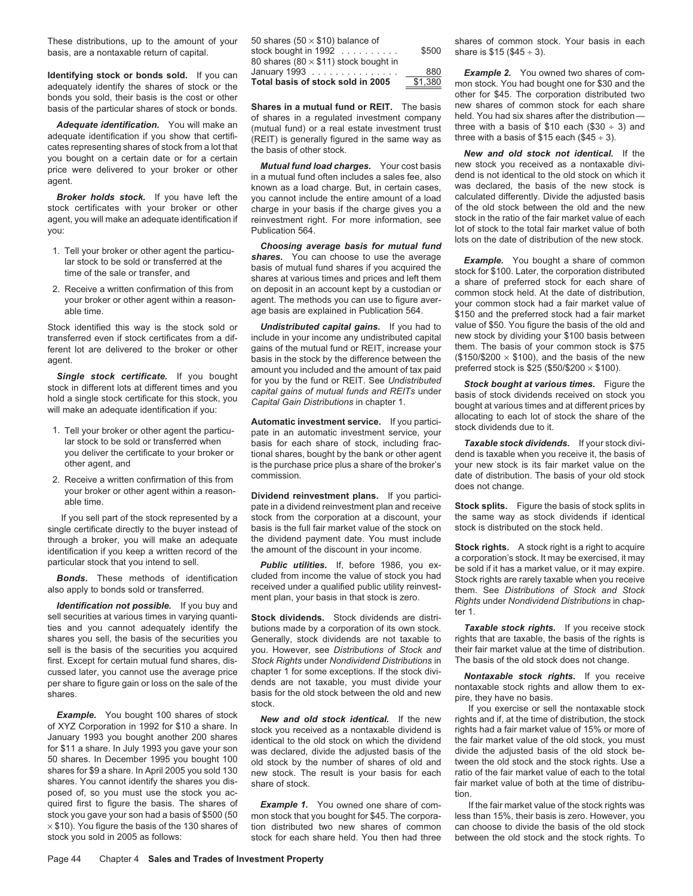These distributions, up to the amount of your basis, are a nontaxable return of capital.

**Identifying stock or bonds sold.** If you can adequately identify the shares of stock or the bonds you sold, their basis is the cost or other basis of the particular shares of stock or bonds.

***Adequate identification.*** You will make an adequate identification if you show that certificates representing shares of stock from a lot that you bought on a certain date or for a certain price were delivered to your broker or other agent.

***Broker holds stock.*** If you have left the stock certificates with your broker or other agent, you will make an adequate identification if you:

1. Tell your broker or other agent the particular stock to be sold or transferred at the time of the sale or transfer, and
2. Receive a written confirmation of this from your broker or other agent within a reasonable time.

Stock identified this way is the stock sold or transferred even if stock certificates from a different lot are delivered to the broker or other agent.

***Single stock certificate.*** If you bought stock in different lots at different times and you hold a single stock certificate for this stock, you will make an adequate identification if you:

1. Tell your broker or other agent the particular stock to be sold or transferred when you deliver the certificate to your broker or other agent, and
2. Receive a written confirmation of this from your broker or other agent within a reasonable time.

If you sell part of the stock represented by a single certificate directly to the buyer instead of through a broker, you will make an adequate identification if you keep a written record of the particular stock that you intend to sell.

***Bonds.*** These methods of identification also apply to bonds sold or transferred.

***Identification not possible.*** If you buy and sell securities at various times in varying quantities and you cannot adequately identify the shares you sell, the basis of the securities you sell is the basis of the securities you acquired first. Except for certain mutual fund shares, discussed later, you cannot use the average price per share to figure gain or loss on the sale of the shares.

***Example.*** You bought 100 shares of stock of XYZ Corporation in 1992 for $10 a share. In January 1993 you bought another 200 shares for $11 a share. In July 1993 you gave your son 50 shares. In December 1995 you bought 100 shares for $9 a share. In April 2005 you sold 130 shares. You cannot identify the shares you disposed of, so you must use the stock you acquired first to figure the basis. The shares of stock you gave your son had a basis of $500 (50 × $10). You figure the basis of the 130 shares of stock you sold in 2005 as follows:

| | |
|---|---|
| 50 shares (50 × $10) balance of stock bought in 1992 | $500 |
| 80 shares (80 × $11) stock bought in January 1993 | 880 |
| **Total basis of stock sold in 2005** | $1,380 |

**Shares in a mutual fund or REIT.** The basis of shares in a regulated investment company (mutual fund) or a real estate investment trust (REIT) is generally figured in the same way as the basis of other stock.

***Mutual fund load charges.*** Your cost basis in a mutual fund often includes a sales fee, also known as a load charge. But, in certain cases, you cannot include the entire amount of a load charge in your basis if the charge gives you a reinvestment right. For more information, see Publication 564.

***Choosing average basis for mutual fund shares.*** You can choose to use the average basis of mutual fund shares if you acquired the shares at various times and prices and left them on deposit in an account kept by a custodian or agent. The methods you can use to figure average basis are explained in Publication 564.

***Undistributed capital gains.*** If you had to include in your income any undistributed capital gains of the mutual fund or REIT, increase your basis in the stock by the difference between the amount you included and the amount of tax paid for you by the fund or REIT. See *Undistributed capital gains of mutual funds and REITs* under *Capital Gain Distributions* in chapter 1.

**Automatic investment service.** If you participate in an automatic investment service, your basis for each share of stock, including fractional shares, bought by the bank or other agent is the purchase price plus a share of the broker's commission.

**Dividend reinvestment plans.** If you participate in a dividend reinvestment plan and receive stock from the corporation at a discount, your basis is the full fair market value of the stock on the dividend payment date. You must include the amount of the discount in your income.

***Public utilities.*** If, before 1986, you excluded from income the value of stock you had received under a qualified public utility reinvestment plan, your basis in that stock is zero.

**Stock dividends.** Stock dividends are distributions made by a corporation of its own stock. Generally, stock dividends are not taxable to you. However, see *Distributions of Stock and Stock Rights* under *Nondividend Distributions* in chapter 1 for some exceptions. If the stock dividends are not taxable, you must divide your basis for the old stock between the old and new stock.

***New and old stock identical.*** If the new stock you received as a nontaxable dividend is identical to the old stock on which the dividend was declared, divide the adjusted basis of the old stock by the number of shares of old and new stock. The result is your basis for each share of stock.

***Example 1.*** You owned one share of common stock that you bought for $45. The corporation distributed two new shares of common stock for each share held. You then had three shares of common stock. Your basis in each share is $15 ($45 ÷ 3).

***Example 2.*** You owned two shares of common stock. You had bought one for $30 and the other for $45. The corporation distributed two new shares of common stock for each share held. You had six shares after the distribution—three with a basis of $10 each ($30 ÷ 3) and three with a basis of $15 each ($45 ÷ 3).

***New and old stock not identical.*** If the new stock you received as a nontaxable dividend is not identical to the old stock on which it was declared, the basis of the new stock is calculated differently. Divide the adjusted basis of the old stock between the old and the new stock in the ratio of the fair market value of each lot of stock to the total fair market value of both lots on the date of distribution of the new stock.

***Example.*** You bought a share of common stock for $100. Later, the corporation distributed a share of preferred stock for each share of common stock held. At the date of distribution, your common stock had a fair market value of $150 and the preferred stock had a fair market value of $50. You figure the basis of the old and new stock by dividing your $100 basis between them. The basis of your common stock is $75 ($150/$200 × $100), and the basis of the new preferred stock is $25 ($50/$200 × $100).

***Stock bought at various times.*** Figure the basis of stock dividends received on stock you bought at various times and at different prices by allocating to each lot of stock the share of the stock dividends due to it.

***Taxable stock dividends.*** If your stock dividend is taxable when you receive it, the basis of your new stock is its fair market value on the date of distribution. The basis of your old stock does not change.

**Stock splits.** Figure the basis of stock splits in the same way as stock dividends if identical stock is distributed on the stock held.

**Stock rights.** A stock right is a right to acquire a corporation's stock. It may be exercised, it may be sold if it has a market value, or it may expire. Stock rights are rarely taxable when you receive them. See *Distributions of Stock and Stock Rights* under *Nondividend Distributions* in chapter 1.

***Taxable stock rights.*** If you receive stock rights that are taxable, the basis of the rights is their fair market value at the time of distribution. The basis of the old stock does not change.

***Nontaxable stock rights.*** If you receive nontaxable stock rights and allow them to expire, they have no basis.

If you exercise or sell the nontaxable stock rights and if, at the time of distribution, the stock rights had a fair market value of 15% or more of the fair market value of the old stock, you must divide the adjusted basis of the old stock between the old stock and the stock rights. Use a ratio of the fair market value of each to the total fair market value of both at the time of distribution.

If the fair market value of the stock rights was less than 15%, their basis is zero. However, you can choose to divide the basis of the old stock between the old stock and the stock rights. To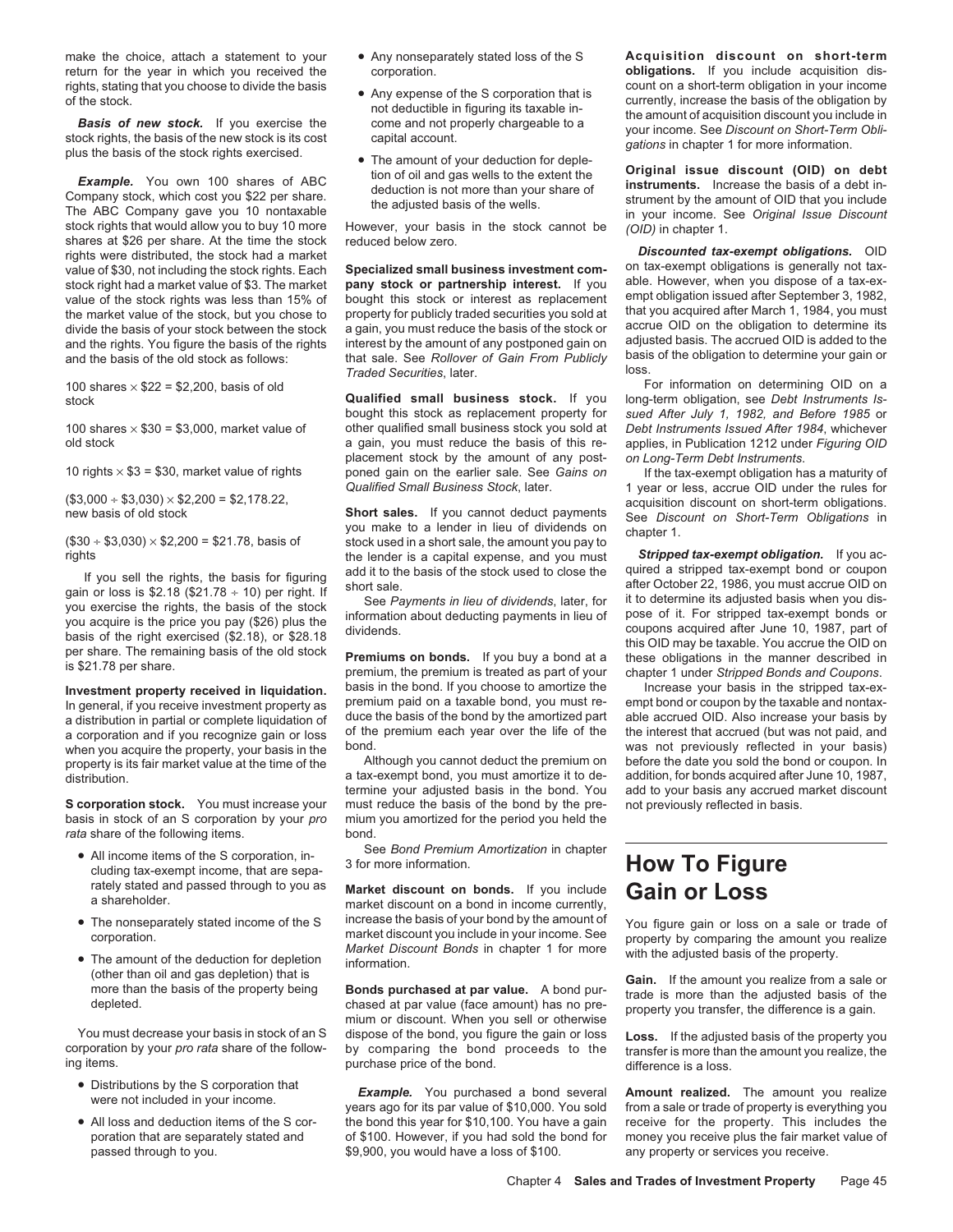make the choice, attach a statement to your return for the year in which you received the rights, stating that you choose to divide the basis of the stock.

***Basis of new stock.*** If you exercise the stock rights, the basis of the new stock is its cost plus the basis of the stock rights exercised.

***Example.*** You own 100 shares of ABC Company stock, which cost you $22 per share. The ABC Company gave you 10 nontaxable stock rights that would allow you to buy 10 more shares at $26 per share. At the time the stock rights were distributed, the stock had a market value of $30, not including the stock rights. Each stock right had a market value of $3. The market value of the stock rights was less than 15% of the market value of the stock, but you chose to divide the basis of your stock between the stock and the rights. You figure the basis of the rights and the basis of the old stock as follows:

100 shares × $22 = $2,200, basis of old stock

100 shares × $30 = $3,000, market value of old stock

10 rights × $3 = $30, market value of rights

($3,000 ÷ $3,030) × $2,200 = $2,178.22, new basis of old stock

($30 ÷ $3,030) × $2,200 = $21.78, basis of rights

If you sell the rights, the basis for figuring gain or loss is $2.18 ($21.78 ÷ 10) per right. If you exercise the rights, the basis of the stock you acquire is the price you pay ($26) plus the basis of the right exercised ($2.18), or $28.18 per share. The remaining basis of the old stock is $21.78 per share.

**Investment property received in liquidation.** In general, if you receive investment property as a distribution in partial or complete liquidation of a corporation and if you recognize gain or loss when you acquire the property, your basis in the property is its fair market value at the time of the distribution.

**S corporation stock.** You must increase your basis in stock of an S corporation by your *pro rata* share of the following items.

- All income items of the S corporation, including tax-exempt income, that are separately stated and passed through to you as a shareholder.
- The nonseparately stated income of the S corporation.
- The amount of the deduction for depletion (other than oil and gas depletion) that is more than the basis of the property being depleted.

You must decrease your basis in stock of an S corporation by your *pro rata* share of the following items.

- Distributions by the S corporation that were not included in your income.
- All loss and deduction items of the S corporation that are separately stated and passed through to you.
- Any nonseparately stated loss of the S corporation.
- Any expense of the S corporation that is not deductible in figuring its taxable income and not properly chargeable to a capital account.
- The amount of your deduction for depletion of oil and gas wells to the extent the deduction is not more than your share of the adjusted basis of the wells.

However, your basis in the stock cannot be reduced below zero.

**Specialized small business investment company stock or partnership interest.** If you bought this stock or interest as replacement property for publicly traded securities you sold at a gain, you must reduce the basis of the stock or interest by the amount of any postponed gain on that sale. See *Rollover of Gain From Publicly Traded Securities*, later.

**Qualified small business stock.** If you bought this stock as replacement property for other qualified small business stock you sold at a gain, you must reduce the basis of this replacement stock by the amount of any postponed gain on the earlier sale. See *Gains on Qualified Small Business Stock*, later.

**Short sales.** If you cannot deduct payments you make to a lender in lieu of dividends on stock used in a short sale, the amount you pay to the lender is a capital expense, and you must add it to the basis of the stock used to close the short sale.

See *Payments in lieu of dividends*, later, for information about deducting payments in lieu of dividends.

**Premiums on bonds.** If you buy a bond at a premium, the premium is treated as part of your basis in the bond. If you choose to amortize the premium paid on a taxable bond, you must reduce the basis of the bond by the amortized part of the premium each year over the life of the bond.

Although you cannot deduct the premium on a tax-exempt bond, you must amortize it to determine your adjusted basis in the bond. You must reduce the basis of the bond by the premium you amortized for the period you held the bond.

See *Bond Premium Amortization* in chapter 3 for more information.

**Market discount on bonds.** If you include market discount on a bond in income currently, increase the basis of your bond by the amount of market discount you include in your income. See *Market Discount Bonds* in chapter 1 for more information.

**Bonds purchased at par value.** A bond purchased at par value (face amount) has no premium or discount. When you sell or otherwise dispose of the bond, you figure the gain or loss by comparing the bond proceeds to the purchase price of the bond.

***Example.*** You purchased a bond several years ago for its par value of $10,000. You sold the bond this year for $10,100. You have a gain of $100. However, if you had sold the bond for $9,900, you would have a loss of $100.

**Acquisition discount on short-term obligations.** If you include acquisition discount on a short-term obligation in your income currently, increase the basis of the obligation by the amount of acquisition discount you include in your income. See *Discount on Short-Term Obligations* in chapter 1 for more information.

**Original issue discount (OID) on debt instruments.** Increase the basis of a debt instrument by the amount of OID that you include in your income. See *Original Issue Discount (OID)* in chapter 1.

***Discounted tax-exempt obligations.*** OID on tax-exempt obligations is generally not taxable. However, when you dispose of a tax-exempt obligation issued after September 3, 1982, that you acquired after March 1, 1984, you must accrue OID on the obligation to determine its adjusted basis. The accrued OID is added to the basis of the obligation to determine your gain or loss.

For information on determining OID on a long-term obligation, see *Debt Instruments Issued After July 1, 1982, and Before 1985* or *Debt Instruments Issued After 1984*, whichever applies, in Publication 1212 under *Figuring OID on Long-Term Debt Instruments*.

If the tax-exempt obligation has a maturity of 1 year or less, accrue OID under the rules for acquisition discount on short-term obligations. See *Discount on Short-Term Obligations* in chapter 1.

***Stripped tax-exempt obligation.*** If you acquired a stripped tax-exempt bond or coupon after October 22, 1986, you must accrue OID on it to determine its adjusted basis when you dispose of it. For stripped tax-exempt bonds or coupons acquired after June 10, 1987, part of this OID may be taxable. You accrue the OID on these obligations in the manner described in chapter 1 under *Stripped Bonds and Coupons*.

Increase your basis in the stripped tax-exempt bond or coupon by the taxable and nontaxable accrued OID. Also increase your basis by the interest that accrued (but was not paid, and was not previously reflected in your basis) before the date you sold the bond or coupon. In addition, for bonds acquired after June 10, 1987, add to your basis any accrued market discount not previously reflected in basis.

# How To Figure Gain or Loss

You figure gain or loss on a sale or trade of property by comparing the amount you realize with the adjusted basis of the property.

**Gain.** If the amount you realize from a sale or trade is more than the adjusted basis of the property you transfer, the difference is a gain.

**Loss.** If the adjusted basis of the property you transfer is more than the amount you realize, the difference is a loss.

**Amount realized.** The amount you realize from a sale or trade of property is everything you receive for the property. This includes the money you receive plus the fair market value of any property or services you receive.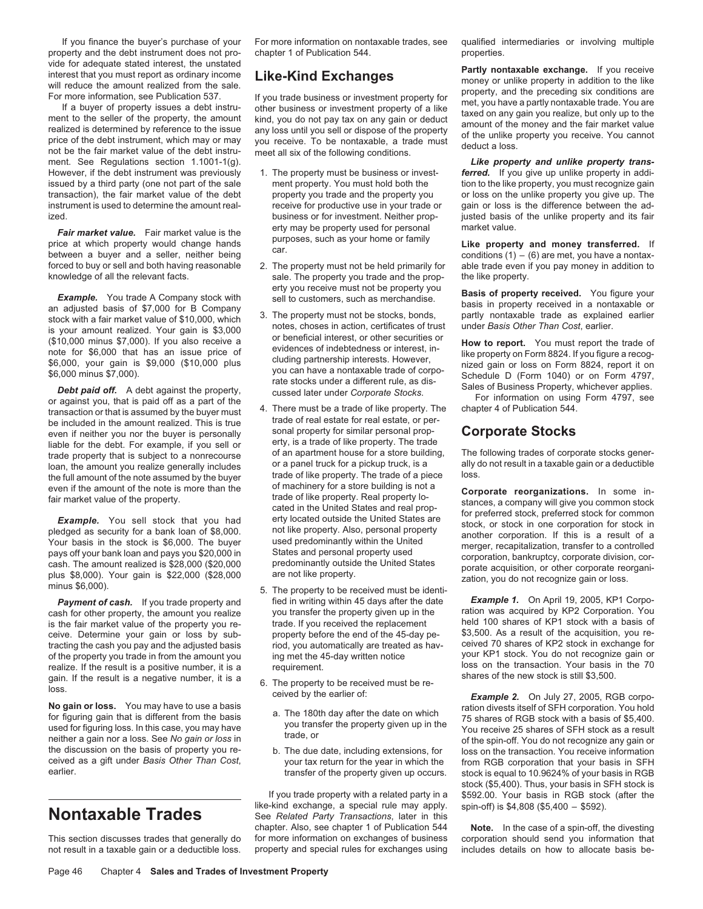If you finance the buyer's purchase of your property and the debt instrument does not provide for adequate stated interest, the unstated interest that you must report as ordinary income will reduce the amount realized from the sale. For more information, see Publication 537.

If a buyer of property issues a debt instrument to the seller of the property, the amount realized is determined by reference to the issue price of the debt instrument, which may or may not be the fair market value of the debt instrument. See Regulations section 1.1001-1(g). However, if the debt instrument was previously issued by a third party (one not part of the sale transaction), the fair market value of the debt instrument is used to determine the amount realized.

***Fair market value.*** Fair market value is the price at which property would change hands between a buyer and a seller, neither being forced to buy or sell and both having reasonable knowledge of all the relevant facts.

***Example.*** You trade A Company stock with an adjusted basis of $7,000 for B Company stock with a fair market value of $10,000, which is your amount realized. Your gain is $3,000 ($10,000 minus $7,000). If you also receive a note for $6,000 that has an issue price of $6,000, your gain is $9,000 ($10,000 plus $6,000 minus $7,000).

***Debt paid off.*** A debt against the property, or against you, that is paid off as a part of the transaction or that is assumed by the buyer must be included in the amount realized. This is true even if neither you nor the buyer is personally liable for the debt. For example, if you sell or trade property that is subject to a nonrecourse loan, the amount you realize generally includes the full amount of the note assumed by the buyer even if the amount of the note is more than the fair market value of the property.

***Example.*** You sell stock that you had pledged as security for a bank loan of $8,000. Your basis in the stock is $6,000. The buyer pays off your bank loan and pays you $20,000 in cash. The amount realized is $28,000 ($20,000 plus $8,000). Your gain is $22,000 ($28,000 minus $6,000).

***Payment of cash.*** If you trade property and cash for other property, the amount you realize is the fair market value of the property you receive. Determine your gain or loss by subtracting the cash you pay and the adjusted basis of the property you trade in from the amount you realize. If the result is a positive number, it is a gain. If the result is a negative number, it is a loss.

**No gain or loss.** You may have to use a basis for figuring gain that is different from the basis used for figuring loss. In this case, you may have neither a gain nor a loss. See *No gain or loss* in the discussion on the basis of property you received as a gift under *Basis Other Than Cost*, earlier.

# Nontaxable Trades

This section discusses trades that generally do not result in a taxable gain or a deductible loss. For more information on nontaxable trades, see chapter 1 of Publication 544.

## Like-Kind Exchanges

If you trade business or investment property for other business or investment property of a like kind, you do not pay tax on any gain or deduct any loss until you sell or dispose of the property you receive. To be nontaxable, a trade must meet all six of the following conditions.

1. The property must be business or investment property. You must hold both the property you trade and the property you receive for productive use in your trade or business or for investment. Neither property may be property used for personal purposes, such as your home or family car.
2. The property must not be held primarily for sale. The property you trade and the property you receive must not be property you sell to customers, such as merchandise.
3. The property must not be stocks, bonds, notes, choses in action, certificates of trust or beneficial interest, or other securities or evidences of indebtedness or interest, including partnership interests. However, you can have a nontaxable trade of corporate stocks under a different rule, as discussed later under *Corporate Stocks*.
4. There must be a trade of like property. The trade of real estate for real estate, or personal property for similar personal property, is a trade of like property. The trade of an apartment house for a store building, or a panel truck for a pickup truck, is a trade of like property. The trade of a piece of machinery for a store building is not a trade of like property. Real property located in the United States and real property located outside the United States are not like property. Also, personal property used predominantly within the United States and personal property used predominantly outside the United States are not like property.
5. The property to be received must be identified in writing within 45 days after the date you transfer the property given up in the trade. If you received the replacement property before the end of the 45-day period, you automatically are treated as having met the 45-day written notice requirement.
6. The property to be received must be received by the earlier of:
   a. The 180th day after the date on which you transfer the property given up in the trade, or
   b. The due date, including extensions, for your tax return for the year in which the transfer of the property given up occurs.

If you trade property with a related party in a like-kind exchange, a special rule may apply. See *Related Party Transactions*, later in this chapter. Also, see chapter 1 of Publication 544 for more information on exchanges of business property and special rules for exchanges using qualified intermediaries or involving multiple properties.

**Partly nontaxable exchange.** If you receive money or unlike property in addition to the like property, and the preceding six conditions are met, you have a partly nontaxable trade. You are taxed on any gain you realize, but only up to the amount of the money and the fair market value of the unlike property you receive. You cannot deduct a loss.

***Like property and unlike property transferred.*** If you give up unlike property in addition to the like property, you must recognize gain or loss on the unlike property you give up. The gain or loss is the difference between the adjusted basis of the unlike property and its fair market value.

**Like property and money transferred.** If conditions (1) – (6) are met, you have a nontaxable trade even if you pay money in addition to the like property.

**Basis of property received.** You figure your basis in property received in a nontaxable or partly nontaxable trade as explained earlier under *Basis Other Than Cost*, earlier.

**How to report.** You must report the trade of like property on Form 8824. If you figure a recognized gain or loss on Form 8824, report it on Schedule D (Form 1040) or on Form 4797, Sales of Business Property, whichever applies.

For information on using Form 4797, see chapter 4 of Publication 544.

## Corporate Stocks

The following trades of corporate stocks generally do not result in a taxable gain or a deductible loss.

**Corporate reorganizations.** In some instances, a company will give you common stock for preferred stock, preferred stock for common stock, or stock in one corporation for stock in another corporation. If this is a result of a merger, recapitalization, transfer to a controlled corporation, bankruptcy, corporate division, corporate acquisition, or other corporate reorganization, you do not recognize gain or loss.

***Example 1.*** On April 19, 2005, KP1 Corporation was acquired by KP2 Corporation. You held 100 shares of KP1 stock with a basis of $3,500. As a result of the acquisition, you received 70 shares of KP2 stock in exchange for your KP1 stock. You do not recognize gain or loss on the transaction. Your basis in the 70 shares of the new stock is still $3,500.

***Example 2.*** On July 27, 2005, RGB corporation divests itself of SFH corporation. You hold 75 shares of RGB stock with a basis of $5,400. You receive 25 shares of SFH stock as a result of the spin-off. You do not recognize any gain or loss on the transaction. You receive information from RGB corporation that your basis in SFH stock is equal to 10.9624% of your basis in RGB stock ($5,400). Thus, your basis in SFH stock is $592.00. Your basis in RGB stock (after the spin-off) is $4,808 ($5,400 − $592).

**Note.** In the case of a spin-off, the divesting corporation should send you information that includes details on how to allocate basis be-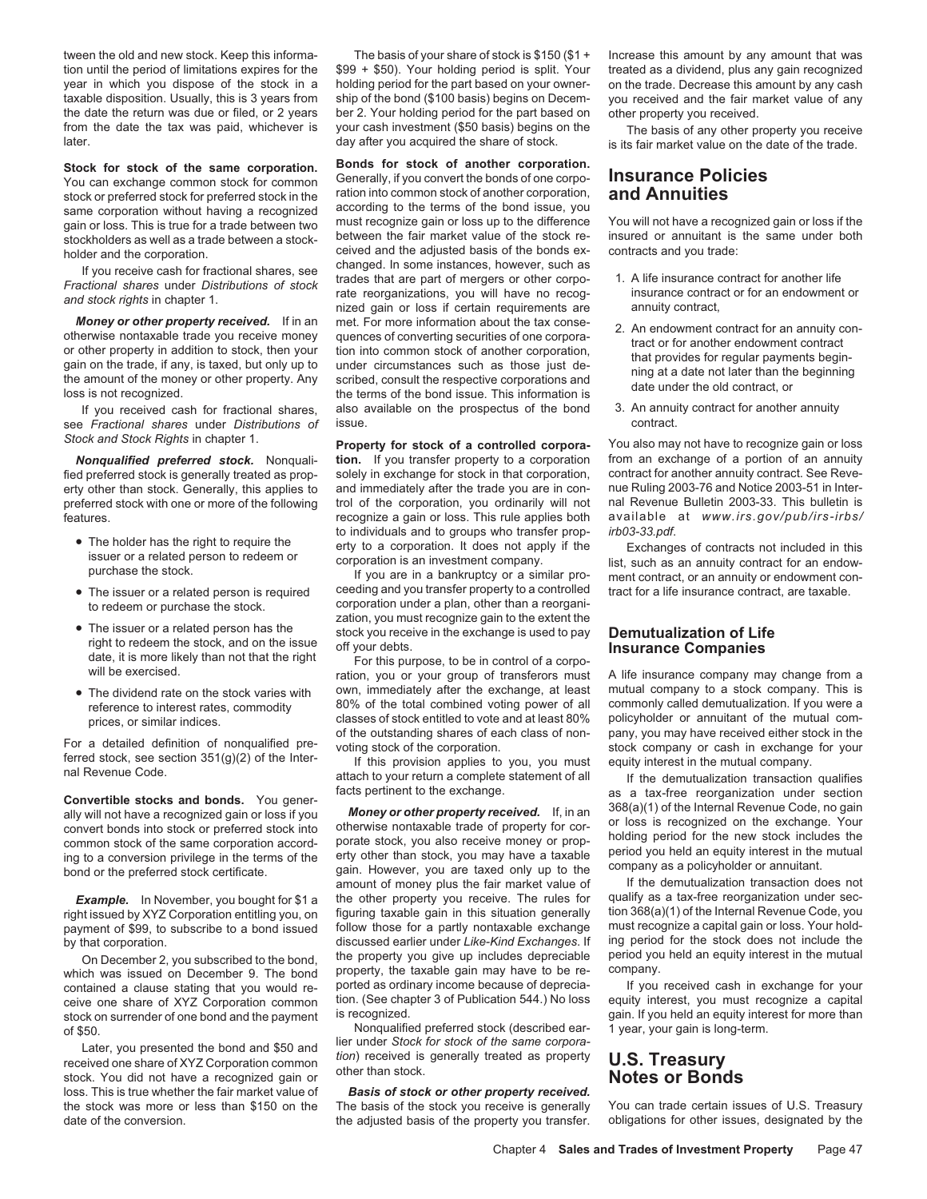tween the old and new stock. Keep this information until the period of limitations expires for the year in which you dispose of the stock in a taxable disposition. Usually, this is 3 years from the date the return was due or filed, or 2 years from the date the tax was paid, whichever is later.

**Stock for stock of the same corporation.** You can exchange common stock for common stock or preferred stock for preferred stock in the same corporation without having a recognized gain or loss. This is true for a trade between two stockholders as well as a trade between a stockholder and the corporation.

If you receive cash for fractional shares, see *Fractional shares* under *Distributions of stock and stock rights* in chapter 1.

***Money or other property received.*** If in an otherwise nontaxable trade you receive money or other property in addition to stock, then your gain on the trade, if any, is taxed, but only up to the amount of the money or other property. Any loss is not recognized.

If you received cash for fractional shares, see *Fractional shares* under *Distributions of Stock and Stock Rights* in chapter 1.

***Nonqualified preferred stock.*** Nonqualified preferred stock is generally treated as property other than stock. Generally, this applies to preferred stock with one or more of the following features.

- The holder has the right to require the issuer or a related person to redeem or purchase the stock.
- The issuer or a related person is required to redeem or purchase the stock.
- The issuer or a related person has the right to redeem the stock, and on the issue date, it is more likely than not that the right will be exercised.
- The dividend rate on the stock varies with reference to interest rates, commodity prices, or similar indices.

For a detailed definition of nonqualified preferred stock, see section 351(g)(2) of the Internal Revenue Code.

**Convertible stocks and bonds.** You generally will not have a recognized gain or loss if you convert bonds into stock or preferred stock into common stock of the same corporation according to a conversion privilege in the terms of the bond or the preferred stock certificate.

***Example.*** In November, you bought for $1 a right issued by XYZ Corporation entitling you, on payment of $99, to subscribe to a bond issued by that corporation.

On December 2, you subscribed to the bond, which was issued on December 9. The bond contained a clause stating that you would receive one share of XYZ Corporation common stock on surrender of one bond and the payment of $50.

Later, you presented the bond and $50 and received one share of XYZ Corporation common stock. You did not have a recognized gain or loss. This is true whether the fair market value of the stock was more or less than $150 on the date of the conversion.

The basis of your share of stock is $150 ($1 + $99 + $50). Your holding period is split. Your holding period for the part based on your ownership of the bond ($100 basis) begins on December 2. Your holding period for the part based on your cash investment ($50 basis) begins on the day after you acquired the share of stock.

**Bonds for stock of another corporation.** Generally, if you convert the bonds of one corporation into common stock of another corporation, according to the terms of the bond issue, you must recognize gain or loss up to the difference between the fair market value of the stock received and the adjusted basis of the bonds exchanged. In some instances, however, such as trades that are part of mergers or other corporate reorganizations, you will have no recognized gain or loss if certain requirements are met. For more information about the tax consequences of converting securities of one corporation into common stock of another corporation, under circumstances such as those just described, consult the respective corporations and the terms of the bond issue. This information is also available on the prospectus of the bond issue.

**Property for stock of a controlled corporation.** If you transfer property to a corporation solely in exchange for stock in that corporation, and immediately after the trade you are in control of the corporation, you ordinarily will not recognize a gain or loss. This rule applies both to individuals and to groups who transfer property to a corporation. It does not apply if the corporation is an investment company.

If you are in a bankruptcy or a similar proceeding and you transfer property to a controlled corporation under a plan, other than a reorganization, you must recognize gain to the extent the stock you receive in the exchange is used to pay off your debts.

For this purpose, to be in control of a corporation, you or your group of transferors must own, immediately after the exchange, at least 80% of the total combined voting power of all classes of stock entitled to vote and at least 80% of the outstanding shares of each class of nonvoting stock of the corporation.

If this provision applies to you, you must attach to your return a complete statement of all facts pertinent to the exchange.

***Money or other property received.*** If, in an otherwise nontaxable trade of property for corporate stock, you also receive money or property other than stock, you may have a taxable gain. However, you are taxed only up to the amount of money plus the fair market value of the other property you receive. The rules for figuring taxable gain in this situation generally follow those for a partly nontaxable exchange discussed earlier under *Like-Kind Exchanges*. If the property you give up includes depreciable property, the taxable gain may have to be reported as ordinary income because of depreciation. (See chapter 3 of Publication 544.) No loss is recognized.

Nonqualified preferred stock (described earlier under *Stock for stock of the same corporation*) received is generally treated as property other than stock.

***Basis of stock or other property received.*** The basis of the stock you receive is generally the adjusted basis of the property you transfer. Increase this amount by any amount that was treated as a dividend, plus any gain recognized on the trade. Decrease this amount by any cash you received and the fair market value of any other property you received.

The basis of any other property you receive is its fair market value on the date of the trade.

## Insurance Policies and Annuities

You will not have a recognized gain or loss if the insured or annuitant is the same under both contracts and you trade:

1. A life insurance contract for another life insurance contract or for an endowment or annuity contract,
2. An endowment contract for an annuity contract or for another endowment contract that provides for regular payments beginning at a date not later than the beginning date under the old contract, or
3. An annuity contract for another annuity contract.

You also may not have to recognize gain or loss from an exchange of a portion of an annuity contract for another annuity contract. See Revenue Ruling 2003-76 and Notice 2003-51 in Internal Revenue Bulletin 2003-33. This bulletin is available at *www.irs.gov/pub/irs-irbs/irb03-33.pdf.*

Exchanges of contracts not included in this list, such as an annuity contract for an endowment contract, or an annuity or endowment contract for a life insurance contract, are taxable.

## Demutualization of Life Insurance Companies

A life insurance company may change from a mutual company to a stock company. This is commonly called demutualization. If you were a policyholder or annuitant of the mutual company, you may have received either stock in the stock company or cash in exchange for your equity interest in the mutual company.

If the demutualization transaction qualifies as a tax-free reorganization under section 368(a)(1) of the Internal Revenue Code, no gain or loss is recognized on the exchange. Your holding period for the new stock includes the period you held an equity interest in the mutual company as a policyholder or annuitant.

If the demutualization transaction does not qualify as a tax-free reorganization under section 368(a)(1) of the Internal Revenue Code, you must recognize a capital gain or loss. Your holding period for the stock does not include the period you held an equity interest in the mutual company.

If you received cash in exchange for your equity interest, you must recognize a capital gain. If you held an equity interest for more than 1 year, your gain is long-term.

## U.S. Treasury Notes or Bonds

You can trade certain issues of U.S. Treasury obligations for other issues, designated by the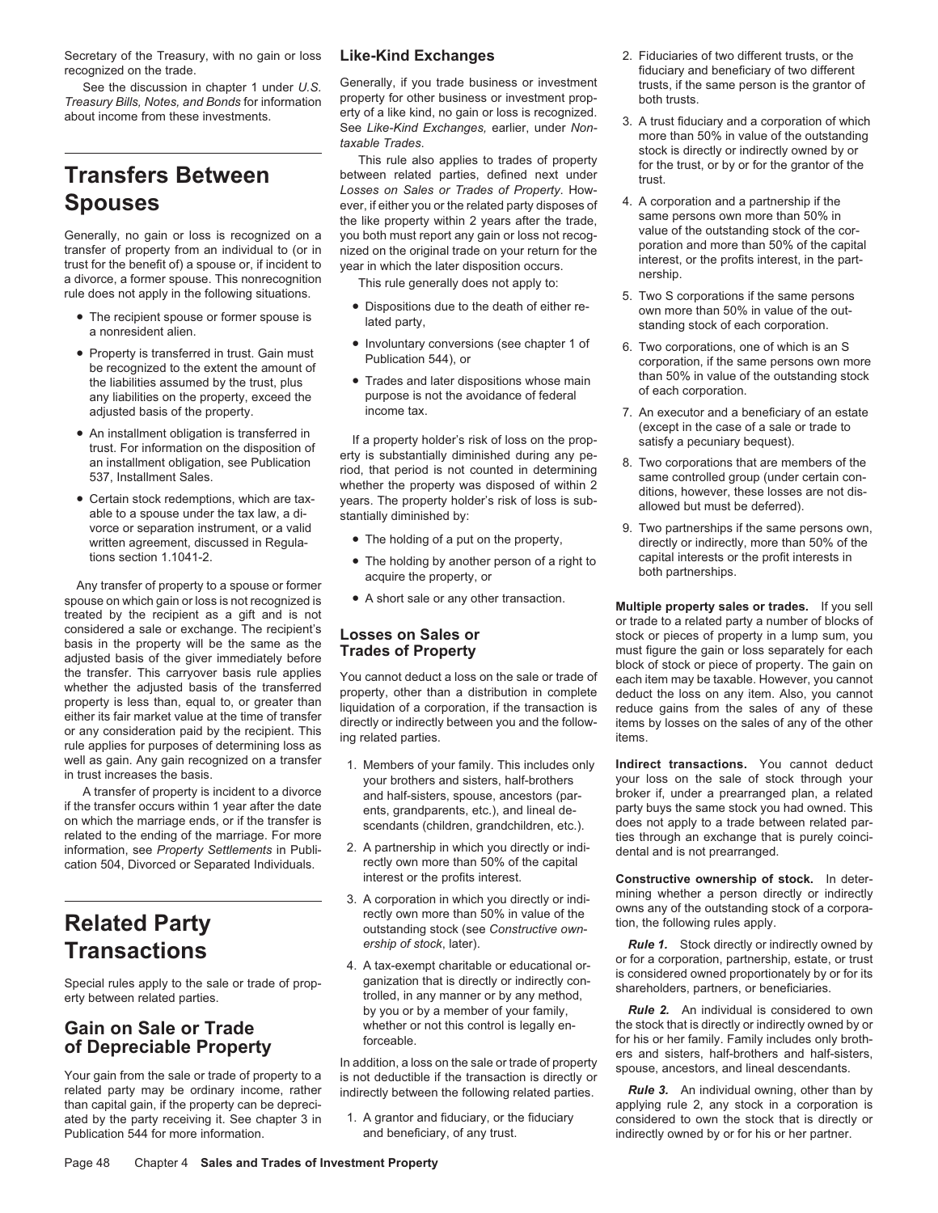Secretary of the Treasury, with no gain or loss recognized on the trade.

See the discussion in chapter 1 under *U.S. Treasury Bills, Notes, and Bonds* for information about income from these investments.

# Transfers Between Spouses

Generally, no gain or loss is recognized on a transfer of property from an individual to (or in trust for the benefit of) a spouse or, if incident to a divorce, a former spouse. This nonrecognition rule does not apply in the following situations.

- The recipient spouse or former spouse is a nonresident alien.
- Property is transferred in trust. Gain must be recognized to the extent the amount of the liabilities assumed by the trust, plus any liabilities on the property, exceed the adjusted basis of the property.
- An installment obligation is transferred in trust. For information on the disposition of an installment obligation, see Publication 537, Installment Sales.
- Certain stock redemptions, which are taxable to a spouse under the tax law, a divorce or separation instrument, or a valid written agreement, discussed in Regulations section 1.1041-2.

Any transfer of property to a spouse or former spouse on which gain or loss is not recognized is treated by the recipient as a gift and is not considered a sale or exchange. The recipient's basis in the property will be the same as the adjusted basis of the giver immediately before the transfer. This carryover basis rule applies whether the adjusted basis of the transferred property is less than, equal to, or greater than either its fair market value at the time of transfer or any consideration paid by the recipient. This rule applies for purposes of determining loss as well as gain. Any gain recognized on a transfer in trust increases the basis.

A transfer of property is incident to a divorce if the transfer occurs within 1 year after the date on which the marriage ends, or if the transfer is related to the ending of the marriage. For more information, see *Property Settlements* in Publication 504, Divorced or Separated Individuals.

# Related Party Transactions

Special rules apply to the sale or trade of property between related parties.

## Gain on Sale or Trade of Depreciable Property

Your gain from the sale or trade of property to a related party may be ordinary income, rather than capital gain, if the property can be depreciated by the party receiving it. See chapter 3 in Publication 544 for more information.

## Like-Kind Exchanges

Generally, if you trade business or investment property for other business or investment property of a like kind, no gain or loss is recognized. See *Like-Kind Exchanges,* earlier, under *Nontaxable Trades*.

This rule also applies to trades of property between related parties, defined next under *Losses on Sales or Trades of Property*. However, if either you or the related party disposes of the like property within 2 years after the trade, you both must report any gain or loss not recognized on the original trade on your return for the year in which the later disposition occurs.

This rule generally does not apply to:

- Dispositions due to the death of either related party,
- Involuntary conversions (see chapter 1 of Publication 544), or
- Trades and later dispositions whose main purpose is not the avoidance of federal income tax.

If a property holder's risk of loss on the property is substantially diminished during any period, that period is not counted in determining whether the property was disposed of within 2 years. The property holder's risk of loss is substantially diminished by:

- The holding of a put on the property,
- The holding by another person of a right to acquire the property, or
- A short sale or any other transaction.

## Losses on Sales or Trades of Property

You cannot deduct a loss on the sale or trade of property, other than a distribution in complete liquidation of a corporation, if the transaction is directly or indirectly between you and the following related parties.

1. Members of your family. This includes only your brothers and sisters, half-brothers and half-sisters, spouse, ancestors (parents, grandparents, etc.), and lineal descendants (children, grandchildren, etc.).
2. A partnership in which you directly or indirectly own more than 50% of the capital interest or the profits interest.
3. A corporation in which you directly or indirectly own more than 50% in value of the outstanding stock (see *Constructive ownership of stock*, later).
4. A tax-exempt charitable or educational organization that is directly or indirectly controlled, in any manner or by any method, by you or by a member of your family, whether or not this control is legally enforceable.

In addition, a loss on the sale or trade of property is not deductible if the transaction is directly or indirectly between the following related parties.

1. A grantor and fiduciary, or the fiduciary and beneficiary, of any trust.
2. Fiduciaries of two different trusts, or the fiduciary and beneficiary of two different trusts, if the same person is the grantor of both trusts.
3. A trust fiduciary and a corporation of which more than 50% in value of the outstanding stock is directly or indirectly owned by or for the trust, or by or for the grantor of the trust.
4. A corporation and a partnership if the same persons own more than 50% in value of the outstanding stock of the corporation and more than 50% of the capital interest, or the profits interest, in the partnership.
5. Two S corporations if the same persons own more than 50% in value of the outstanding stock of each corporation.
6. Two corporations, one of which is an S corporation, if the same persons own more than 50% in value of the outstanding stock of each corporation.
7. An executor and a beneficiary of an estate (except in the case of a sale or trade to satisfy a pecuniary bequest).
8. Two corporations that are members of the same controlled group (under certain conditions, however, these losses are not disallowed but must be deferred).
9. Two partnerships if the same persons own, directly or indirectly, more than 50% of the capital interests or the profit interests in both partnerships.

**Multiple property sales or trades.** If you sell or trade to a related party a number of blocks of stock or pieces of property in a lump sum, you must figure the gain or loss separately for each block of stock or piece of property. The gain on each item may be taxable. However, you cannot deduct the loss on any item. Also, you cannot reduce gains from the sales of any of these items by losses on the sales of any of the other items.

**Indirect transactions.** You cannot deduct your loss on the sale of stock through your broker if, under a prearranged plan, a related party buys the same stock you had owned. This does not apply to a trade between related parties through an exchange that is purely coincidental and is not prearranged.

**Constructive ownership of stock.** In determining whether a person directly or indirectly owns any of the outstanding stock of a corporation, the following rules apply.

***Rule 1.*** Stock directly or indirectly owned by or for a corporation, partnership, estate, or trust is considered owned proportionately by or for its shareholders, partners, or beneficiaries.

***Rule 2.*** An individual is considered to own the stock that is directly or indirectly owned by or for his or her family. Family includes only brothers and sisters, half-brothers and half-sisters, spouse, ancestors, and lineal descendants.

***Rule 3.*** An individual owning, other than by applying rule 2, any stock in a corporation is considered to own the stock that is directly or indirectly owned by or for his or her partner.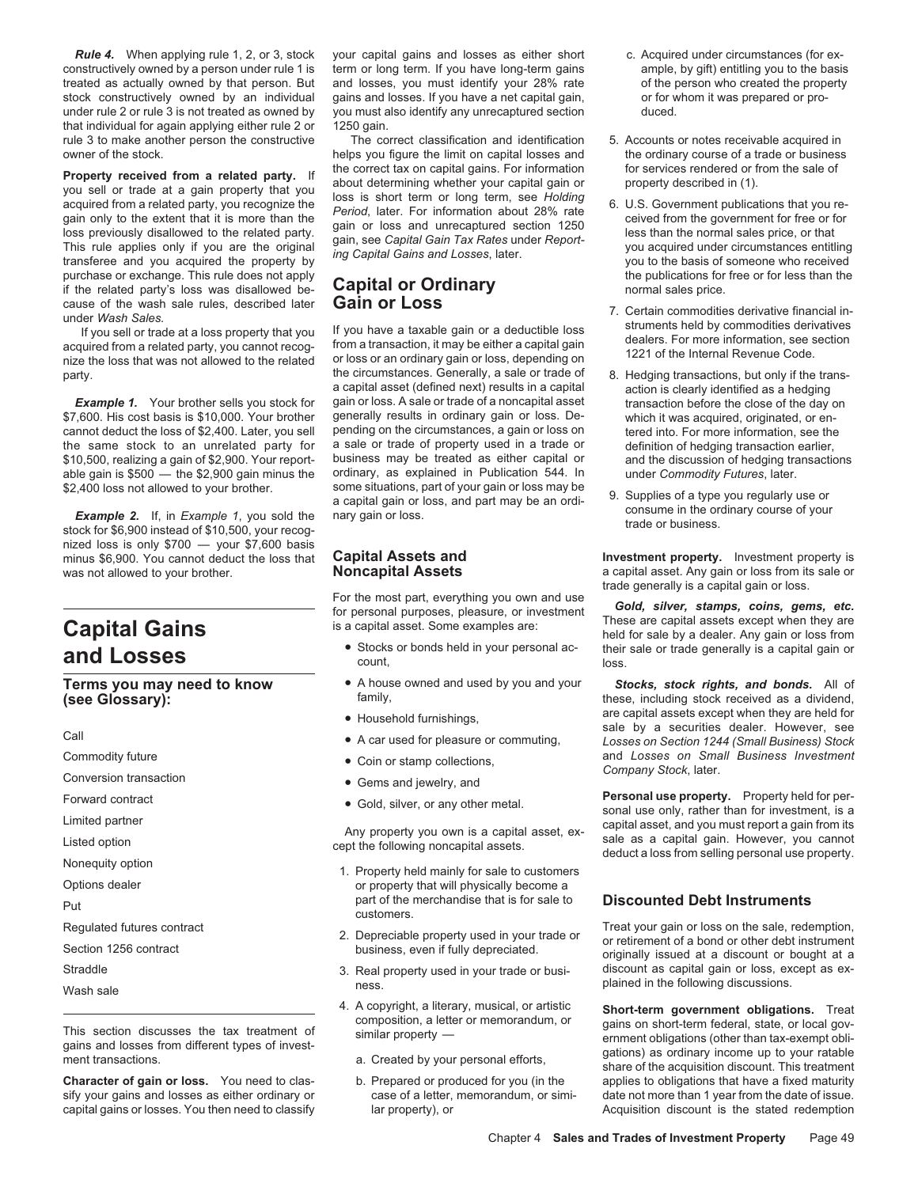***Rule 4.*** When applying rule 1, 2, or 3, stock constructively owned by a person under rule 1 is treated as actually owned by that person. But stock constructively owned by an individual under rule 2 or rule 3 is not treated as owned by that individual for again applying either rule 2 or rule 3 to make another person the constructive owner of the stock.

**Property received from a related party.** If you sell or trade at a gain property that you acquired from a related party, you recognize the gain only to the extent that it is more than the loss previously disallowed to the related party. This rule applies only if you are the original transferee and you acquired the property by purchase or exchange. This rule does not apply if the related party's loss was disallowed because of the wash sale rules, described later under *Wash Sales.*

If you sell or trade at a loss property that you acquired from a related party, you cannot recognize the loss that was not allowed to the related party.

***Example 1.*** Your brother sells you stock for $7,600. His cost basis is $10,000. Your brother cannot deduct the loss of $2,400. Later, you sell the same stock to an unrelated party for $10,500, realizing a gain of $2,900. Your reportable gain is $500 — the $2,900 gain minus the $2,400 loss not allowed to your brother.

***Example 2.*** If, in *Example 1*, you sold the stock for $6,900 instead of $10,500, your recognized loss is only $700 — your $7,600 basis minus $6,900. You cannot deduct the loss that was not allowed to your brother.

# Capital Gains and Losses

## Terms you may need to know (see Glossary):

Call
Commodity future
Conversion transaction
Forward contract
Limited partner
Listed option
Nonequity option
Options dealer
Put
Regulated futures contract
Section 1256 contract
Straddle
Wash sale

This section discusses the tax treatment of gains and losses from different types of investment transactions.

**Character of gain or loss.** You need to classify your gains and losses as either ordinary or capital gains or losses. You then need to classify your capital gains and losses as either short term or long term. If you have long-term gains and losses, you must identify your 28% rate gains and losses. If you have a net capital gain, you must also identify any unrecaptured section 1250 gain.

The correct classification and identification helps you figure the limit on capital losses and the correct tax on capital gains. For information about determining whether your capital gain or loss is short term or long term, see *Holding Period*, later. For information about 28% rate gain or loss and unrecaptured section 1250 gain, see *Capital Gain Tax Rates* under *Reporting Capital Gains and Losses*, later.

## Capital or Ordinary Gain or Loss

If you have a taxable gain or a deductible loss from a transaction, it may be either a capital gain or loss or an ordinary gain or loss, depending on the circumstances. Generally, a sale or trade of a capital asset (defined next) results in a capital gain or loss. A sale or trade of a noncapital asset generally results in ordinary gain or loss. Depending on the circumstances, a gain or loss on a sale or trade of property used in a trade or business may be treated as either capital or ordinary, as explained in Publication 544. In some situations, part of your gain or loss may be a capital gain or loss, and part may be an ordinary gain or loss.

### Capital Assets and Noncapital Assets

For the most part, everything you own and use for personal purposes, pleasure, or investment is a capital asset. Some examples are:

- Stocks or bonds held in your personal account,
- A house owned and used by you and your family,
- Household furnishings,
- A car used for pleasure or commuting,
- Coin or stamp collections,
- Gems and jewelry, and
- Gold, silver, or any other metal.

Any property you own is a capital asset, except the following noncapital assets.

1. Property held mainly for sale to customers or property that will physically become a part of the merchandise that is for sale to customers.
2. Depreciable property used in your trade or business, even if fully depreciated.
3. Real property used in your trade or business.
4. A copyright, a literary, musical, or artistic composition, a letter or memorandum, or similar property —
   a. Created by your personal efforts,
   b. Prepared or produced for you (in the case of a letter, memorandum, or similar property), or
   c. Acquired under circumstances (for example, by gift) entitling you to the basis of the person who created the property or for whom it was prepared or produced.
5. Accounts or notes receivable acquired in the ordinary course of a trade or business for services rendered or from the sale of property described in (1).
6. U.S. Government publications that you received from the government for free or for less than the normal sales price, or that you acquired under circumstances entitling you to the basis of someone who received the publications for free or for less than the normal sales price.
7. Certain commodities derivative financial instruments held by commodities derivatives dealers. For more information, see section 1221 of the Internal Revenue Code.
8. Hedging transactions, but only if the transaction is clearly identified as a hedging transaction before the close of the day on which it was acquired, originated, or entered into. For more information, see the definition of hedging transaction earlier, and the discussion of hedging transactions under *Commodity Futures*, later.
9. Supplies of a type you regularly use or consume in the ordinary course of your trade or business.

**Investment property.** Investment property is a capital asset. Any gain or loss from its sale or trade generally is a capital gain or loss.

***Gold, silver, stamps, coins, gems, etc.*** These are capital assets except when they are held for sale by a dealer. Any gain or loss from their sale or trade generally is a capital gain or loss.

***Stocks, stock rights, and bonds.*** All of these, including stock received as a dividend, are capital assets except when they are held for sale by a securities dealer. However, see *Losses on Section 1244 (Small Business) Stock* and *Losses on Small Business Investment Company Stock*, later.

**Personal use property.** Property held for personal use only, rather than for investment, is a capital asset, and you must report a gain from its sale as a capital gain. However, you cannot deduct a loss from selling personal use property.

### Discounted Debt Instruments

Treat your gain or loss on the sale, redemption, or retirement of a bond or other debt instrument originally issued at a discount or bought at a discount as capital gain or loss, except as explained in the following discussions.

**Short-term government obligations.** Treat gains on short-term federal, state, or local government obligations (other than tax-exempt obligations) as ordinary income up to your ratable share of the acquisition discount. This treatment applies to obligations that have a fixed maturity date not more than 1 year from the date of issue. Acquisition discount is the stated redemption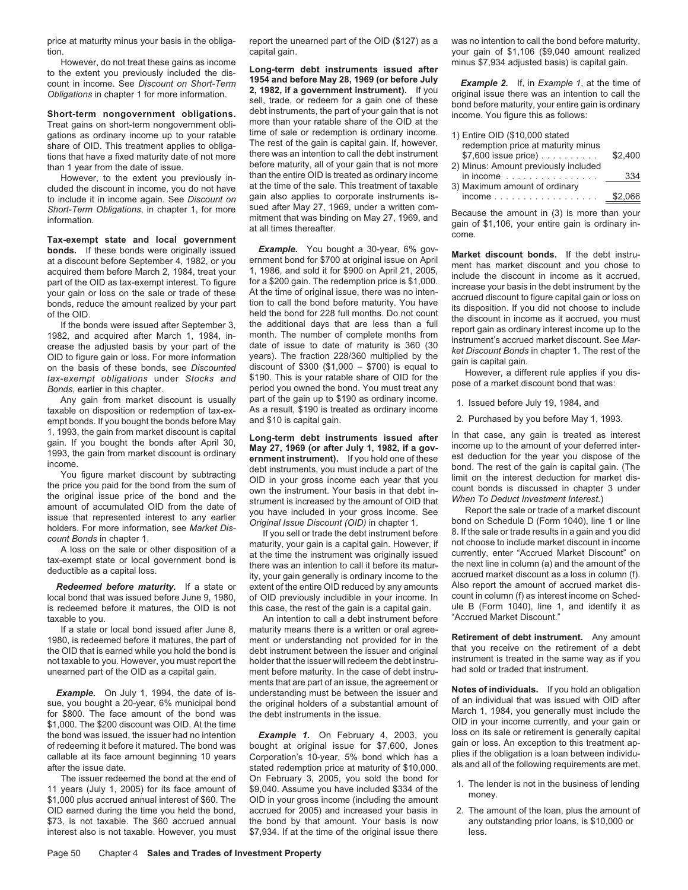price at maturity minus your basis in the obligation.

However, do not treat these gains as income to the extent you previously included the discount in income. See *Discount on Short-Term Obligations* in chapter 1 for more information.

**Short-term nongovernment obligations.** Treat gains on short-term nongovernment obligations as ordinary income up to your ratable share of OID. This treatment applies to obligations that have a fixed maturity date of not more than 1 year from the date of issue.

However, to the extent you previously included the discount in income, you do not have to include it in income again. See *Discount on Short-Term Obligations*, in chapter 1, for more information.

**Tax-exempt state and local government bonds.** If these bonds were originally issued at a discount before September 4, 1982, or you acquired them before March 2, 1984, treat your part of the OID as tax-exempt interest. To figure your gain or loss on the sale or trade of these bonds, reduce the amount realized by your part of the OID.

If the bonds were issued after September 3, 1982, and acquired after March 1, 1984, increase the adjusted basis by your part of the OID to figure gain or loss. For more information on the basis of these bonds, see *Discounted tax-exempt obligations* under *Stocks and Bonds,* earlier in this chapter.

Any gain from market discount is usually taxable on disposition or redemption of tax-exempt bonds. If you bought the bonds before May 1, 1993, the gain from market discount is capital gain. If you bought the bonds after April 30, 1993, the gain from market discount is ordinary income.

You figure market discount by subtracting the price you paid for the bond from the sum of the original issue price of the bond and the amount of accumulated OID from the date of issue that represented interest to any earlier holders. For more information, see *Market Discount Bonds* in chapter 1.

A loss on the sale or other disposition of a tax-exempt state or local government bond is deductible as a capital loss.

***Redeemed before maturity.*** If a state or local bond that was issued before June 9, 1980, is redeemed before it matures, the OID is not taxable to you.

If a state or local bond issued after June 8, 1980, is redeemed before it matures, the part of the OID that is earned while you hold the bond is not taxable to you. However, you must report the unearned part of the OID as a capital gain.

***Example.*** On July 1, 1994, the date of issue, you bought a 20-year, 6% municipal bond for $800. The face amount of the bond was $1,000. The $200 discount was OID. At the time the bond was issued, the issuer had no intention of redeeming it before it matured. The bond was callable at its face amount beginning 10 years after the issue date.

The issuer redeemed the bond at the end of 11 years (July 1, 2005) for its face amount of $1,000 plus accrued annual interest of $60. The OID earned during the time you held the bond, $73, is not taxable. The $60 accrued annual interest also is not taxable. However, you must report the unearned part of the OID ($127) as a capital gain.

**Long-term debt instruments issued after 1954 and before May 28, 1969 (or before July 2, 1982, if a government instrument).** If you sell, trade, or redeem for a gain one of these debt instruments, the part of your gain that is not more than your ratable share of the OID at the time of sale or redemption is ordinary income. The rest of the gain is capital gain. If, however, there was an intention to call the debt instrument before maturity, all of your gain that is not more than the entire OID is treated as ordinary income at the time of the sale. This treatment of taxable gain also applies to corporate instruments issued after May 27, 1969, under a written commitment that was binding on May 27, 1969, and at all times thereafter.

***Example.*** You bought a 30-year, 6% government bond for $700 at original issue on April 1, 1986, and sold it for $900 on April 21, 2005, for a $200 gain. The redemption price is $1,000. At the time of original issue, there was no intention to call the bond before maturity. You have held the bond for 228 full months. Do not count the additional days that are less than a full month. The number of complete months from date of issue to date of maturity is 360 (30 years). The fraction 228/360 multiplied by the discount of $300 ($1,000 − $700) is equal to $190. This is your ratable share of OID for the period you owned the bond. You must treat any part of the gain up to $190 as ordinary income. As a result, $190 is treated as ordinary income and $10 is capital gain.

**Long-term debt instruments issued after May 27, 1969 (or after July 1, 1982, if a government instrument).** If you hold one of these debt instruments, you must include a part of the OID in your gross income each year that you own the instrument. Your basis in that debt instrument is increased by the amount of OID that you have included in your gross income. See *Original Issue Discount (OID)* in chapter 1.

If you sell or trade the debt instrument before maturity, your gain is a capital gain. However, if at the time the instrument was originally issued there was an intention to call it before its maturity, your gain generally is ordinary income to the extent of the entire OID reduced by any amounts of OID previously includible in your income. In this case, the rest of the gain is a capital gain.

An intention to call a debt instrument before maturity means there is a written or oral agreement or understanding not provided for in the debt instrument between the issuer and original holder that the issuer will redeem the debt instrument before maturity. In the case of debt instruments that are part of an issue, the agreement or understanding must be between the issuer and the original holders of a substantial amount of the debt instruments in the issue.

***Example 1.*** On February 4, 2003, you bought at original issue for $7,600, Jones Corporation's 10-year, 5% bond which has a stated redemption price at maturity of $10,000. On February 3, 2005, you sold the bond for $9,040. Assume you have included $334 of the OID in your gross income (including the amount accrued for 2005) and increased your basis in the bond by that amount. Your basis is now $7,934. If at the time of the original issue there was no intention to call the bond before maturity, your gain of $1,106 ($9,040 amount realized minus $7,934 adjusted basis) is capital gain.

***Example 2.*** If, in *Example 1*, at the time of original issue there was an intention to call the bond before maturity, your entire gain is ordinary income. You figure this as follows:

| | |
|---|---|
| 1) Entire OID ($10,000 stated redemption price at maturity minus $7,600 issue price) | $2,400 |
| 2) Minus: Amount previously included in income | 334 |
| 3) Maximum amount of ordinary income | $2,066 |

Because the amount in (3) is more than your gain of $1,106, your entire gain is ordinary income.

**Market discount bonds.** If the debt instrument has market discount and you chose to include the discount in income as it accrued, increase your basis in the debt instrument by the accrued discount to figure capital gain or loss on its disposition. If you did not choose to include the discount in income as it accrued, you must report gain as ordinary interest income up to the instrument's accrued market discount. See *Market Discount Bonds* in chapter 1. The rest of the gain is capital gain.

However, a different rule applies if you dispose of a market discount bond that was:

1. Issued before July 19, 1984, and
2. Purchased by you before May 1, 1993.

In that case, any gain is treated as interest income up to the amount of your deferred interest deduction for the year you dispose of the bond. The rest of the gain is capital gain. (The limit on the interest deduction for market discount bonds is discussed in chapter 3 under *When To Deduct Investment Interest.*)

Report the sale or trade of a market discount bond on Schedule D (Form 1040), line 1 or line 8. If the sale or trade results in a gain and you did not choose to include market discount in income currently, enter "Accrued Market Discount" on the next line in column (a) and the amount of the accrued market discount as a loss in column (f). Also report the amount of accrued market discount in column (f) as interest income on Schedule B (Form 1040), line 1, and identify it as "Accrued Market Discount."

**Retirement of debt instrument.** Any amount that you receive on the retirement of a debt instrument is treated in the same way as if you had sold or traded that instrument.

**Notes of individuals.** If you hold an obligation of an individual that was issued with OID after March 1, 1984, you generally must include the OID in your income currently, and your gain or loss on its sale or retirement is generally capital gain or loss. An exception to this treatment applies if the obligation is a loan between individuals and all of the following requirements are met.

1. The lender is not in the business of lending money.
2. The amount of the loan, plus the amount of any outstanding prior loans, is $10,000 or less.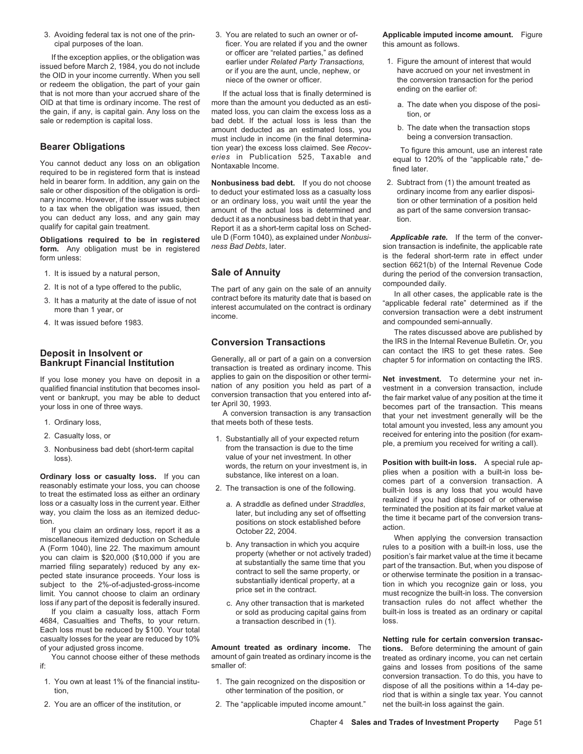3. Avoiding federal tax is not one of the principal purposes of the loan.

If the exception applies, or the obligation was issued before March 2, 1984, you do not include the OID in your income currently. When you sell or redeem the obligation, the part of your gain that is not more than your accrued share of the OID at that time is ordinary income. The rest of the gain, if any, is capital gain. Any loss on the sale or redemption is capital loss.

## Bearer Obligations

You cannot deduct any loss on an obligation required to be in registered form that is instead held in bearer form. In addition, any gain on the sale or other disposition of the obligation is ordinary income. However, if the issuer was subject to a tax when the obligation was issued, then you can deduct any loss, and any gain may qualify for capital gain treatment.

**Obligations required to be in registered form.** Any obligation must be in registered form unless:

1. It is issued by a natural person,
2. It is not of a type offered to the public,
3. It has a maturity at the date of issue of not more than 1 year, or
4. It was issued before 1983.

## Deposit in Insolvent or Bankrupt Financial Institution

If you lose money you have on deposit in a qualified financial institution that becomes insolvent or bankrupt, you may be able to deduct your loss in one of three ways.

1. Ordinary loss,
2. Casualty loss, or
3. Nonbusiness bad debt (short-term capital loss).

**Ordinary loss or casualty loss.** If you can reasonably estimate your loss, you can choose to treat the estimated loss as either an ordinary loss or a casualty loss in the current year. Either way, you claim the loss as an itemized deduction.

If you claim an ordinary loss, report it as a miscellaneous itemized deduction on Schedule A (Form 1040), line 22. The maximum amount you can claim is $20,000 ($10,000 if you are married filing separately) reduced by any expected state insurance proceeds. Your loss is subject to the 2%-of-adjusted-gross-income limit. You cannot choose to claim an ordinary loss if any part of the deposit is federally insured.

If you claim a casualty loss, attach Form 4684, Casualties and Thefts, to your return. Each loss must be reduced by $100. Your total casualty losses for the year are reduced by 10% of your adjusted gross income.

You cannot choose either of these methods if:

1. You own at least 1% of the financial institution,
2. You are an officer of the institution, or
3. You are related to such an owner or officer. You are related if you and the owner or officer are "related parties," as defined earlier under *Related Party Transactions,* or if you are the aunt, uncle, nephew, or niece of the owner or officer.

If the actual loss that is finally determined is more than the amount you deducted as an estimated loss, you can claim the excess loss as a bad debt. If the actual loss is less than the amount deducted as an estimated loss, you must include in income (in the final determination year) the excess loss claimed. See *Recoveries* in Publication 525, Taxable and Nontaxable Income.

**Nonbusiness bad debt.** If you do not choose to deduct your estimated loss as a casualty loss or an ordinary loss, you wait until the year the amount of the actual loss is determined and deduct it as a nonbusiness bad debt in that year. Report it as a short-term capital loss on Schedule D (Form 1040), as explained under *Nonbusiness Bad Debts*, later.

## Sale of Annuity

The part of any gain on the sale of an annuity contract before its maturity date that is based on interest accumulated on the contract is ordinary income.

## Conversion Transactions

Generally, all or part of a gain on a conversion transaction is treated as ordinary income. This applies to gain on the disposition or other termination of any position you held as part of a conversion transaction that you entered into after April 30, 1993.

A conversion transaction is any transaction that meets both of these tests.

1. Substantially all of your expected return from the transaction is due to the time value of your net investment. In other words, the return on your investment is, in substance, like interest on a loan.
2. The transaction is one of the following.
   a. A straddle as defined under *Straddles*, later, but including any set of offsetting positions on stock established before October 22, 2004.
   b. Any transaction in which you acquire property (whether or not actively traded) at substantially the same time that you contract to sell the same property, or substantially identical property, at a price set in the contract.
   c. Any other transaction that is marketed or sold as producing capital gains from a transaction described in (1).

**Amount treated as ordinary income.** The amount of gain treated as ordinary income is the smaller of:

1. The gain recognized on the disposition or other termination of the position, or
2. The "applicable imputed income amount."

**Applicable imputed income amount.** Figure this amount as follows.

1. Figure the amount of interest that would have accrued on your net investment in the conversion transaction for the period ending on the earlier of:
   a. The date when you dispose of the position, or
   b. The date when the transaction stops being a conversion transaction.

   To figure this amount, use an interest rate equal to 120% of the "applicable rate," defined later.
2. Subtract from (1) the amount treated as ordinary income from any earlier disposition or other termination of a position held as part of the same conversion transaction.

***Applicable rate.*** If the term of the conversion transaction is indefinite, the applicable rate is the federal short-term rate in effect under section 6621(b) of the Internal Revenue Code during the period of the conversion transaction, compounded daily.

In all other cases, the applicable rate is the "applicable federal rate" determined as if the conversion transaction were a debt instrument and compounded semi-annually.

The rates discussed above are published by the IRS in the Internal Revenue Bulletin. Or, you can contact the IRS to get these rates. See chapter 5 for information on contacting the IRS.

**Net investment.** To determine your net investment in a conversion transaction, include the fair market value of any position at the time it becomes part of the transaction. This means that your net investment generally will be the total amount you invested, less any amount you received for entering into the position (for example, a premium you received for writing a call).

**Position with built-in loss.** A special rule applies when a position with a built-in loss becomes part of a conversion transaction. A built-in loss is any loss that you would have realized if you had disposed of or otherwise terminated the position at its fair market value at the time it became part of the conversion transaction.

When applying the conversion transaction rules to a position with a built-in loss, use the position's fair market value at the time it became part of the transaction. But, when you dispose of or otherwise terminate the position in a transaction in which you recognize gain or loss, you must recognize the built-in loss. The conversion transaction rules do not affect whether the built-in loss is treated as an ordinary or capital loss.

**Netting rule for certain conversion transactions.** Before determining the amount of gain treated as ordinary income, you can net certain gains and losses from positions of the same conversion transaction. To do this, you have to dispose of all the positions within a 14-day period that is within a single tax year. You cannot net the built-in loss against the gain.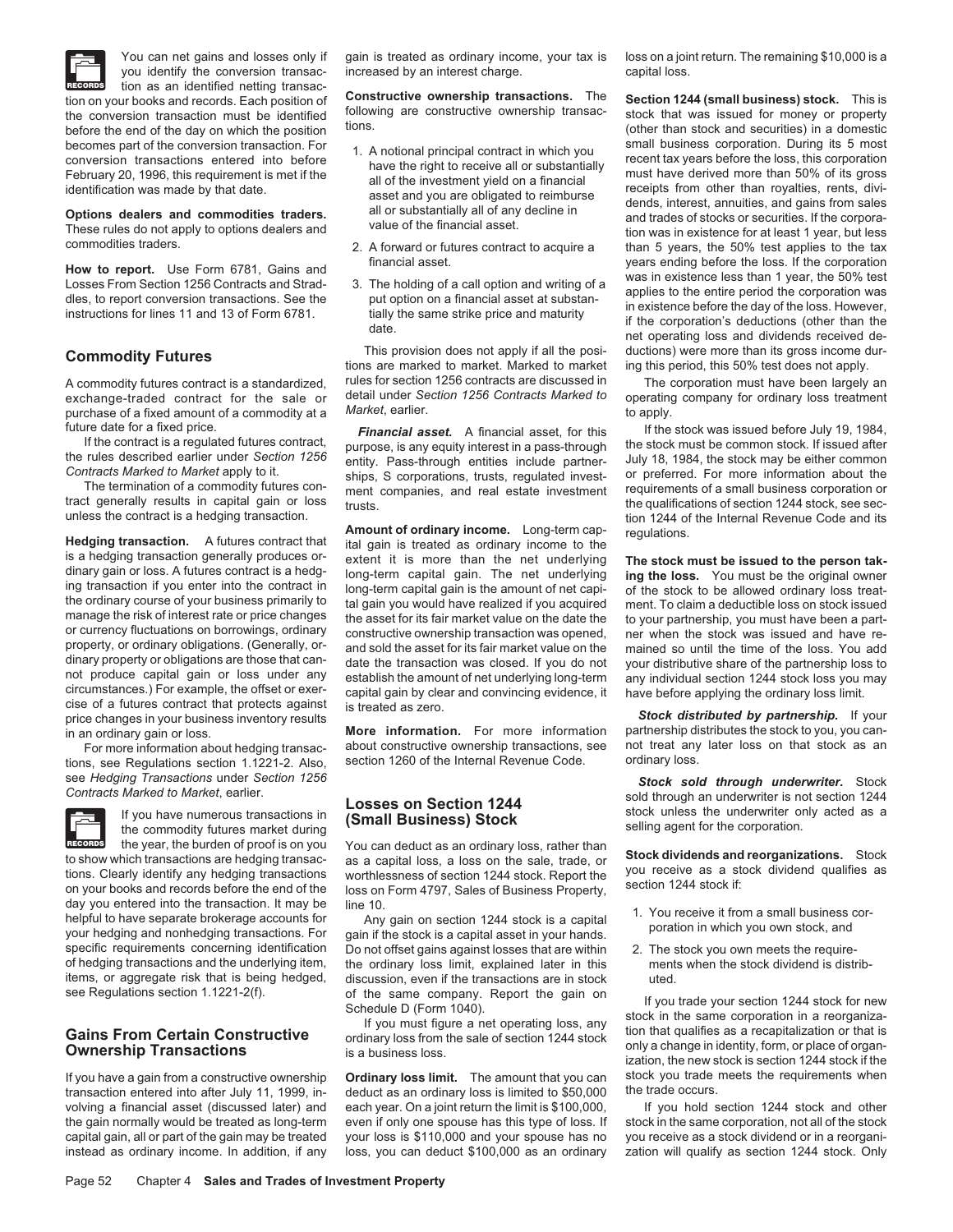You can net gains and losses only if you identify the conversion transaction as an identified netting transaction on your books and records. Each position of the conversion transaction must be identified before the end of the day on which the position becomes part of the conversion transaction. For conversion transactions entered into before February 20, 1996, this requirement is met if the identification was made by that date.

**Options dealers and commodities traders.** These rules do not apply to options dealers and commodities traders.

**How to report.** Use Form 6781, Gains and Losses From Section 1256 Contracts and Straddles, to report conversion transactions. See the instructions for lines 11 and 13 of Form 6781.

## Commodity Futures

A commodity futures contract is a standardized, exchange-traded contract for the sale or purchase of a fixed amount of a commodity at a future date for a fixed price.

If the contract is a regulated futures contract, the rules described earlier under *Section 1256 Contracts Marked to Market* apply to it.

The termination of a commodity futures contract generally results in capital gain or loss unless the contract is a hedging transaction.

**Hedging transaction.** A futures contract that is a hedging transaction generally produces ordinary gain or loss. A futures contract is a hedging transaction if you enter into the contract in the ordinary course of your business primarily to manage the risk of interest rate or price changes or currency fluctuations on borrowings, ordinary property, or ordinary obligations. (Generally, ordinary property or obligations are those that cannot produce capital gain or loss under any circumstances.) For example, the offset or exercise of a futures contract that protects against price changes in your business inventory results in an ordinary gain or loss.

For more information about hedging transactions, see Regulations section 1.1221-2. Also, see *Hedging Transactions* under *Section 1256 Contracts Marked to Market*, earlier.

If you have numerous transactions in the commodity futures market during the year, the burden of proof is on you to show which transactions are hedging transactions. Clearly identify any hedging transactions on your books and records before the end of the day you entered into the transaction. It may be helpful to have separate brokerage accounts for your hedging and nonhedging transactions. For specific requirements concerning identification of hedging transactions and the underlying item, items, or aggregate risk that is being hedged, see Regulations section 1.1221-2(f).

## Gains From Certain Constructive Ownership Transactions

If you have a gain from a constructive ownership transaction entered into after July 11, 1999, involving a financial asset (discussed later) and the gain normally would be treated as long-term capital gain, all or part of the gain may be treated instead as ordinary income. In addition, if any gain is treated as ordinary income, your tax is increased by an interest charge.

**Constructive ownership transactions.** The following are constructive ownership transactions.

1. A notional principal contract in which you have the right to receive all or substantially all of the investment yield on a financial asset and you are obligated to reimburse all or substantially all of any decline in value of the financial asset.
2. A forward or futures contract to acquire a financial asset.
3. The holding of a call option and writing of a put option on a financial asset at substantially the same strike price and maturity date.

This provision does not apply if all the positions are marked to market. Marked to market rules for section 1256 contracts are discussed in detail under *Section 1256 Contracts Marked to Market*, earlier.

***Financial asset.*** A financial asset, for this purpose, is any equity interest in a pass-through entity. Pass-through entities include partnerships, S corporations, trusts, regulated investment companies, and real estate investment trusts.

**Amount of ordinary income.** Long-term capital gain is treated as ordinary income to the extent it is more than the net underlying long-term capital gain. The net underlying long-term capital gain is the amount of net capital gain you would have realized if you acquired the asset for its fair market value on the date the constructive ownership transaction was opened, and sold the asset for its fair market value on the date the transaction was closed. If you do not establish the amount of net underlying long-term capital gain by clear and convincing evidence, it is treated as zero.

**More information.** For more information about constructive ownership transactions, see section 1260 of the Internal Revenue Code.

## Losses on Section 1244 (Small Business) Stock

You can deduct as an ordinary loss, rather than as a capital loss, a loss on the sale, trade, or worthlessness of section 1244 stock. Report the loss on Form 4797, Sales of Business Property, line 10.

Any gain on section 1244 stock is a capital gain if the stock is a capital asset in your hands. Do not offset gains against losses that are within the ordinary loss limit, explained later in this discussion, even if the transactions are in stock of the same company. Report the gain on Schedule D (Form 1040).

If you must figure a net operating loss, any ordinary loss from the sale of section 1244 stock is a business loss.

**Ordinary loss limit.** The amount that you can deduct as an ordinary loss is limited to $50,000 each year. On a joint return the limit is $100,000, even if only one spouse has this type of loss. If your loss is $110,000 and your spouse has no loss, you can deduct $100,000 as an ordinary loss on a joint return. The remaining $10,000 is a capital loss.

**Section 1244 (small business) stock.** This is stock that was issued for money or property (other than stock and securities) in a domestic small business corporation. During its 5 most recent tax years before the loss, this corporation must have derived more than 50% of its gross receipts from other than royalties, rents, dividends, interest, annuities, and gains from sales and trades of stocks or securities. If the corporation was in existence for at least 1 year, but less than 5 years, the 50% test applies to the tax years ending before the loss. If the corporation was in existence less than 1 year, the 50% test applies to the entire period the corporation was in existence before the day of the loss. However, if the corporation's deductions (other than the net operating loss and dividends received deductions) were more than its gross income during this period, this 50% test does not apply.

The corporation must have been largely an operating company for ordinary loss treatment to apply.

If the stock was issued before July 19, 1984, the stock must be common stock. If issued after July 18, 1984, the stock may be either common or preferred. For more information about the requirements of a small business corporation or the qualifications of section 1244 stock, see section 1244 of the Internal Revenue Code and its regulations.

**The stock must be issued to the person taking the loss.** You must be the original owner of the stock to be allowed ordinary loss treatment. To claim a deductible loss on stock issued to your partnership, you must have been a partner when the stock was issued and have remained so until the time of the loss. You add your distributive share of the partnership loss to any individual section 1244 stock loss you may have before applying the ordinary loss limit.

***Stock distributed by partnership.*** If your partnership distributes the stock to you, you cannot treat any later loss on that stock as an ordinary loss.

***Stock sold through underwriter.*** Stock sold through an underwriter is not section 1244 stock unless the underwriter only acted as a selling agent for the corporation.

**Stock dividends and reorganizations.** Stock you receive as a stock dividend qualifies as section 1244 stock if:

1. You receive it from a small business corporation in which you own stock, and
2. The stock you own meets the requirements when the stock dividend is distributed.

If you trade your section 1244 stock for new stock in the same corporation in a reorganization that qualifies as a recapitalization or that is only a change in identity, form, or place of organization, the new stock is section 1244 stock if the stock you trade meets the requirements when the trade occurs.

If you hold section 1244 stock and other stock in the same corporation, not all of the stock you receive as a stock dividend or in a reorganization will qualify as section 1244 stock. Only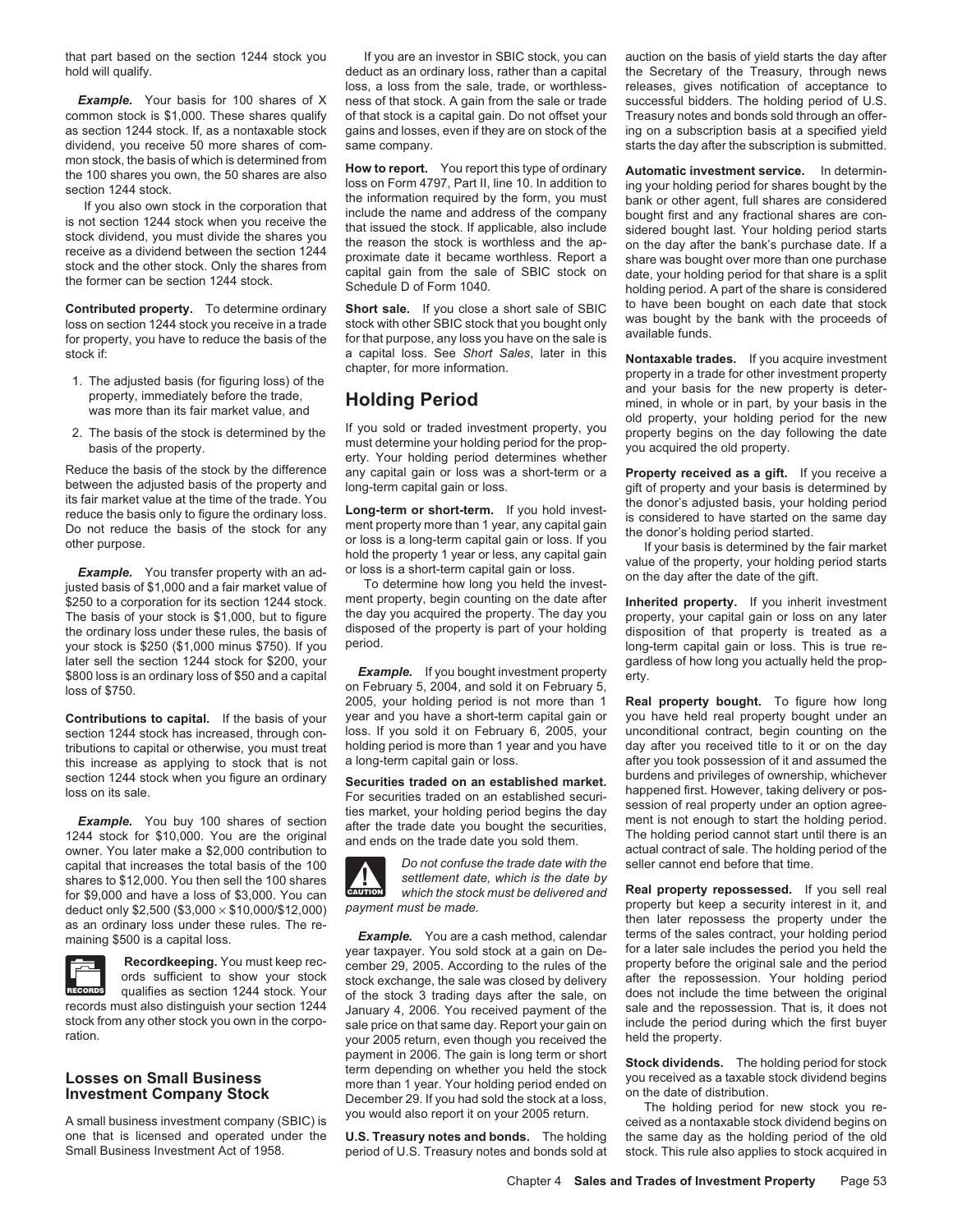that part based on the section 1244 stock you hold will qualify.

***Example.*** Your basis for 100 shares of X common stock is $1,000. These shares qualify as section 1244 stock. If, as a nontaxable stock dividend, you receive 50 more shares of common stock, the basis of which is determined from the 100 shares you own, the 50 shares are also section 1244 stock.

If you also own stock in the corporation that is not section 1244 stock when you receive the stock dividend, you must divide the shares you receive as a dividend between the section 1244 stock and the other stock. Only the shares from the former can be section 1244 stock.

**Contributed property.** To determine ordinary loss on section 1244 stock you receive in a trade for property, you have to reduce the basis of the stock if:

1. The adjusted basis (for figuring loss) of the property, immediately before the trade, was more than its fair market value, and
2. The basis of the stock is determined by the basis of the property.

Reduce the basis of the stock by the difference between the adjusted basis of the property and its fair market value at the time of the trade. You reduce the basis only to figure the ordinary loss. Do not reduce the basis of the stock for any other purpose.

***Example.*** You transfer property with an adjusted basis of $1,000 and a fair market value of $250 to a corporation for its section 1244 stock. The basis of your stock is $1,000, but to figure the ordinary loss under these rules, the basis of your stock is $250 ($1,000 minus $750). If you later sell the section 1244 stock for $200, your $800 loss is an ordinary loss of $50 and a capital loss of $750.

**Contributions to capital.** If the basis of your section 1244 stock has increased, through contributions to capital or otherwise, you must treat this increase as applying to stock that is not section 1244 stock when you figure an ordinary loss on its sale.

***Example.*** You buy 100 shares of section 1244 stock for $10,000. You are the original owner. You later make a $2,000 contribution to capital that increases the total basis of the 100 shares to $12,000. You then sell the 100 shares for $9,000 and have a loss of $3,000. You can deduct only $2,500 ($3,000 × $10,000/$12,000) as an ordinary loss under these rules. The remaining $500 is a capital loss.

**Recordkeeping.** You must keep records sufficient to show your stock qualifies as section 1244 stock. Your records must also distinguish your section 1244 stock from any other stock you own in the corporation.

## Losses on Small Business Investment Company Stock

A small business investment company (SBIC) is one that is licensed and operated under the Small Business Investment Act of 1958.

If you are an investor in SBIC stock, you can deduct as an ordinary loss, rather than a capital loss, a loss from the sale, trade, or worthlessness of that stock. A gain from the sale or trade of that stock is a capital gain. Do not offset your gains and losses, even if they are on stock of the same company.

**How to report.** You report this type of ordinary loss on Form 4797, Part II, line 10. In addition to the information required by the form, you must include the name and address of the company that issued the stock. If applicable, also include the reason the stock is worthless and the approximate date it became worthless. Report a capital gain from the sale of SBIC stock on Schedule D of Form 1040.

**Short sale.** If you close a short sale of SBIC stock with other SBIC stock that you bought only for that purpose, any loss you have on the sale is a capital loss. See *Short Sales*, later in this chapter, for more information.

## Holding Period

If you sold or traded investment property, you must determine your holding period for the property. Your holding period determines whether any capital gain or loss was a short-term or a long-term capital gain or loss.

**Long-term or short-term.** If you hold investment property more than 1 year, any capital gain or loss is a long-term capital gain or loss. If you hold the property 1 year or less, any capital gain or loss is a short-term capital gain or loss.

To determine how long you held the investment property, begin counting on the date after the day you acquired the property. The day you disposed of the property is part of your holding period.

***Example.*** If you bought investment property on February 5, 2004, and sold it on February 5, 2005, your holding period is not more than 1 year and you have a short-term capital gain or loss. If you sold it on February 6, 2005, your holding period is more than 1 year and you have a long-term capital gain or loss.

**Securities traded on an established market.** For securities traded on an established securities market, your holding period begins the day after the trade date you bought the securities, and ends on the trade date you sold them.

*Do not confuse the trade date with the settlement date, which is the date by which the stock must be delivered and payment must be made.*

***Example.*** You are a cash method, calendar year taxpayer. You sold stock at a gain on December 29, 2005. According to the rules of the stock exchange, the sale was closed by delivery of the stock 3 trading days after the sale, on January 4, 2006. You received payment of the sale price on that same day. Report your gain on your 2005 return, even though you received the payment in 2006. The gain is long term or short term depending on whether you held the stock more than 1 year. Your holding period ended on December 29. If you had sold the stock at a loss, you would also report it on your 2005 return.

**U.S. Treasury notes and bonds.** The holding period of U.S. Treasury notes and bonds sold at auction on the basis of yield starts the day after the Secretary of the Treasury, through news releases, gives notification of acceptance to successful bidders. The holding period of U.S. Treasury notes and bonds sold through an offering on a subscription basis at a specified yield starts the day after the subscription is submitted.

**Automatic investment service.** In determining your holding period for shares bought by the bank or other agent, full shares are considered bought first and any fractional shares are considered bought last. Your holding period starts on the day after the bank's purchase date. If a share was bought over more than one purchase date, your holding period for that share is a split holding period. A part of the share is considered to have been bought on each date that stock was bought by the bank with the proceeds of available funds.

**Nontaxable trades.** If you acquire investment property in a trade for other investment property and your basis for the new property is determined, in whole or in part, by your basis in the old property, your holding period for the new property begins on the day following the date you acquired the old property.

**Property received as a gift.** If you receive a gift of property and your basis is determined by the donor's adjusted basis, your holding period is considered to have started on the same day the donor's holding period started.

If your basis is determined by the fair market value of the property, your holding period starts on the day after the date of the gift.

**Inherited property.** If you inherit investment property, your capital gain or loss on any later disposition of that property is treated as a long-term capital gain or loss. This is true regardless of how long you actually held the property.

**Real property bought.** To figure how long you have held real property bought under an unconditional contract, begin counting on the day after you received title to it or on the day after you took possession of it and assumed the burdens and privileges of ownership, whichever happened first. However, taking delivery or possession of real property under an option agreement is not enough to start the holding period. The holding period cannot start until there is an actual contract of sale. The holding period of the seller cannot end before that time.

**Real property repossessed.** If you sell real property but keep a security interest in it, and then later repossess the property under the terms of the sales contract, your holding period for a later sale includes the period you held the property before the original sale and the period after the repossession. Your holding period does not include the time between the original sale and the repossession. That is, it does not include the period during which the first buyer held the property.

**Stock dividends.** The holding period for stock you received as a taxable stock dividend begins on the date of distribution.

The holding period for new stock you received as a nontaxable stock dividend begins on the same day as the holding period of the old stock. This rule also applies to stock acquired in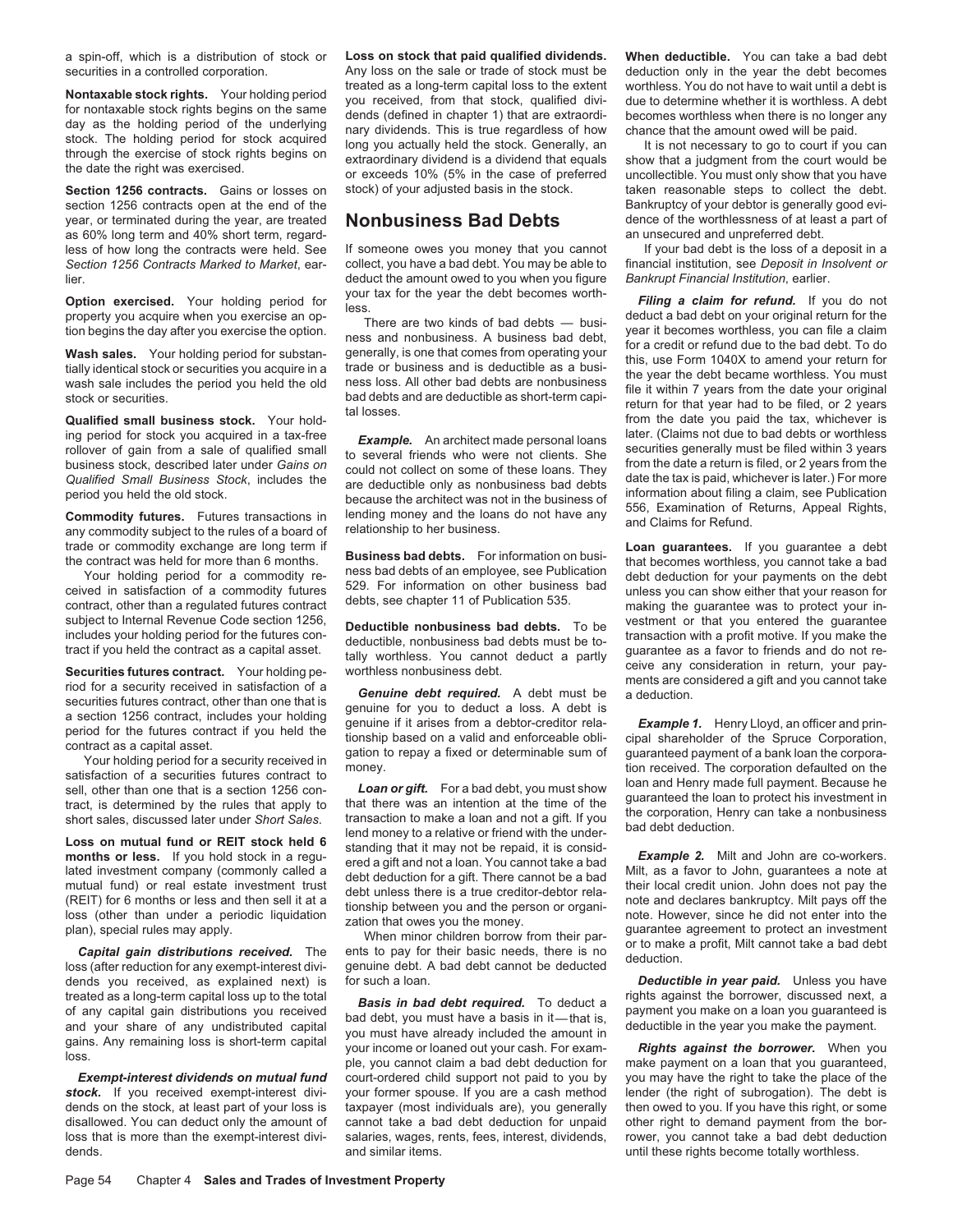a spin-off, which is a distribution of stock or securities in a controlled corporation.

**Nontaxable stock rights.** Your holding period for nontaxable stock rights begins on the same day as the holding period of the underlying stock. The holding period for stock acquired through the exercise of stock rights begins on the date the right was exercised.

**Section 1256 contracts.** Gains or losses on section 1256 contracts open at the end of the year, or terminated during the year, are treated as 60% long term and 40% short term, regardless of how long the contracts were held. See *Section 1256 Contracts Marked to Market*, earlier.

**Option exercised.** Your holding period for property you acquire when you exercise an option begins the day after you exercise the option.

**Wash sales.** Your holding period for substantially identical stock or securities you acquire in a wash sale includes the period you held the old stock or securities.

**Qualified small business stock.** Your holding period for stock you acquired in a tax-free rollover of gain from a sale of qualified small business stock, described later under *Gains on Qualified Small Business Stock*, includes the period you held the old stock.

**Commodity futures.** Futures transactions in any commodity subject to the rules of a board of trade or commodity exchange are long term if the contract was held for more than 6 months.

Your holding period for a commodity received in satisfaction of a commodity futures contract, other than a regulated futures contract subject to Internal Revenue Code section 1256, includes your holding period for the futures contract if you held the contract as a capital asset.

**Securities futures contract.** Your holding period for a security received in satisfaction of a securities futures contract, other than one that is a section 1256 contract, includes your holding period for the futures contract if you held the contract as a capital asset.

Your holding period for a security received in satisfaction of a securities futures contract to sell, other than one that is a section 1256 contract, is determined by the rules that apply to short sales, discussed later under *Short Sales*.

**Loss on mutual fund or REIT stock held 6 months or less.** If you hold stock in a regulated investment company (commonly called a mutual fund) or real estate investment trust (REIT) for 6 months or less and then sell it at a loss (other than under a periodic liquidation plan), special rules may apply.

***Capital gain distributions received.*** The loss (after reduction for any exempt-interest dividends you received, as explained next) is treated as a long-term capital loss up to the total of any capital gain distributions you received and your share of any undistributed capital gains. Any remaining loss is short-term capital loss.

***Exempt-interest dividends on mutual fund stock.*** If you received exempt-interest dividends on the stock, at least part of your loss is disallowed. You can deduct only the amount of loss that is more than the exempt-interest dividends.

**Loss on stock that paid qualified dividends.** Any loss on the sale or trade of stock must be treated as a long-term capital loss to the extent you received, from that stock, qualified dividends (defined in chapter 1) that are extraordinary dividends. This is true regardless of how long you actually held the stock. Generally, an extraordinary dividend is a dividend that equals or exceeds 10% (5% in the case of preferred stock) of your adjusted basis in the stock.

# Nonbusiness Bad Debts

If someone owes you money that you cannot collect, you have a bad debt. You may be able to deduct the amount owed to you when you figure your tax for the year the debt becomes worthless.

There are two kinds of bad debts — business and nonbusiness. A business bad debt, generally, is one that comes from operating your trade or business and is deductible as a business loss. All other bad debts are nonbusiness bad debts and are deductible as short-term capital losses.

***Example.*** An architect made personal loans to several friends who were not clients. She could not collect on some of these loans. They are deductible only as nonbusiness bad debts because the architect was not in the business of lending money and the loans do not have any relationship to her business.

**Business bad debts.** For information on business bad debts of an employee, see Publication 529. For information on other business bad debts, see chapter 11 of Publication 535.

**Deductible nonbusiness bad debts.** To be deductible, nonbusiness bad debts must be totally worthless. You cannot deduct a partly worthless nonbusiness debt.

***Genuine debt required.*** A debt must be genuine for you to deduct a loss. A debt is genuine if it arises from a debtor-creditor relationship based on a valid and enforceable obligation to repay a fixed or determinable sum of money.

***Loan or gift.*** For a bad debt, you must show that there was an intention at the time of the transaction to make a loan and not a gift. If you lend money to a relative or friend with the understanding that it may not be repaid, it is considered a gift and not a loan. You cannot take a bad debt deduction for a gift. There cannot be a bad debt unless there is a true creditor-debtor relationship between you and the person or organization that owes you the money.

When minor children borrow from their parents to pay for their basic needs, there is no genuine debt. A bad debt cannot be deducted for such a loan.

***Basis in bad debt required.*** To deduct a bad debt, you must have a basis in it — that is, you must have already included the amount in your income or loaned out your cash. For example, you cannot claim a bad debt deduction for court-ordered child support not paid to you by your former spouse. If you are a cash method taxpayer (most individuals are), you generally cannot take a bad debt deduction for unpaid salaries, wages, rents, fees, interest, dividends, and similar items.

**When deductible.** You can take a bad debt deduction only in the year the debt becomes worthless. You do not have to wait until a debt is due to determine whether it is worthless. A debt becomes worthless when there is no longer any chance that the amount owed will be paid.

It is not necessary to go to court if you can show that a judgment from the court would be uncollectible. You must only show that you have taken reasonable steps to collect the debt. Bankruptcy of your debtor is generally good evidence of the worthlessness of at least a part of an unsecured and unpreferred debt.

If your bad debt is the loss of a deposit in a financial institution, see *Deposit in Insolvent or Bankrupt Financial Institution*, earlier.

***Filing a claim for refund.*** If you do not deduct a bad debt on your original return for the year it becomes worthless, you can file a claim for a credit or refund due to the bad debt. To do this, use Form 1040X to amend your return for the year the debt became worthless. You must file it within 7 years from the date your original return for that year had to be filed, or 2 years from the date you paid the tax, whichever is later. (Claims not due to bad debts or worthless securities generally must be filed within 3 years from the date a return is filed, or 2 years from the date the tax is paid, whichever is later.) For more information about filing a claim, see Publication 556, Examination of Returns, Appeal Rights, and Claims for Refund.

**Loan guarantees.** If you guarantee a debt that becomes worthless, you cannot take a bad debt deduction for your payments on the debt unless you can show either that your reason for making the guarantee was to protect your investment or that you entered the guarantee transaction with a profit motive. If you make the guarantee as a favor to friends and do not receive any consideration in return, your payments are considered a gift and you cannot take a deduction.

***Example 1.*** Henry Lloyd, an officer and principal shareholder of the Spruce Corporation, guaranteed payment of a bank loan the corporation received. The corporation defaulted on the loan and Henry made full payment. Because he guaranteed the loan to protect his investment in the corporation, Henry can take a nonbusiness bad debt deduction.

***Example 2.*** Milt and John are co-workers. Milt, as a favor to John, guarantees a note at their local credit union. John does not pay the note and declares bankruptcy. Milt pays off the note. However, since he did not enter into the guarantee agreement to protect an investment or to make a profit, Milt cannot take a bad debt deduction.

***Deductible in year paid.*** Unless you have rights against the borrower, discussed next, a payment you make on a loan you guaranteed is deductible in the year you make the payment.

***Rights against the borrower.*** When you make payment on a loan that you guaranteed, you may have the right to take the place of the lender (the right of subrogation). The debt is then owed to you. If you have this right, or some other right to demand payment from the borrower, you cannot take a bad debt deduction until these rights become totally worthless.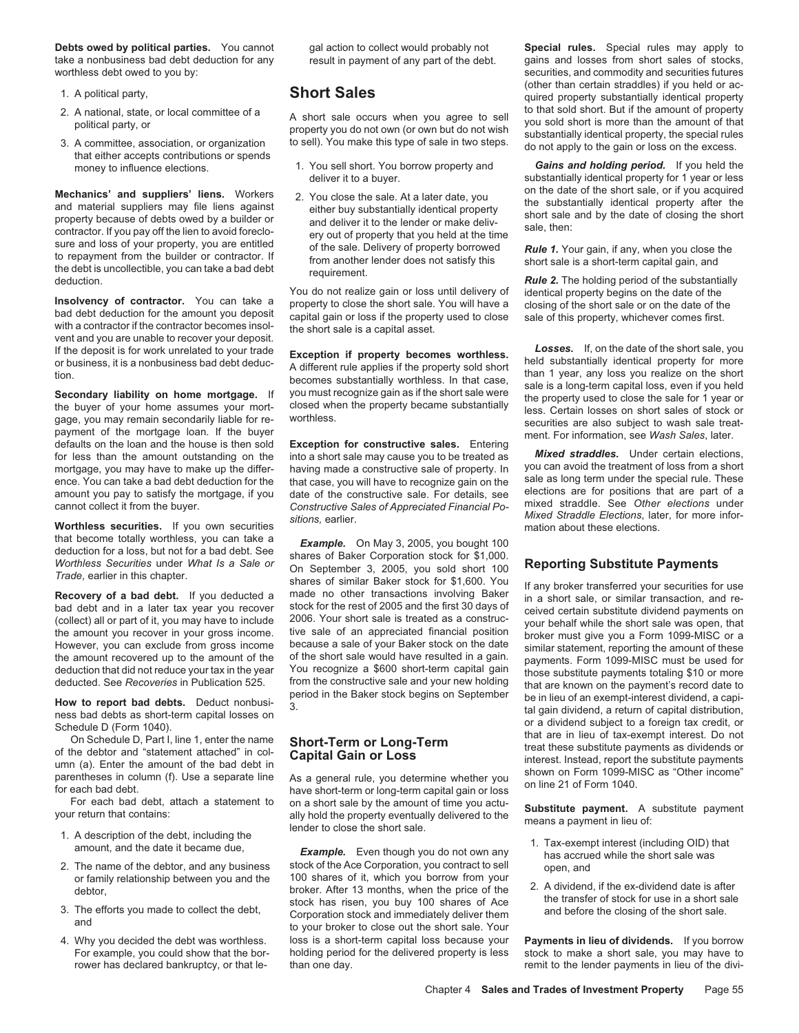**Debts owed by political parties.** You cannot take a nonbusiness bad debt deduction for any worthless debt owed to you by:

1. A political party,
2. A national, state, or local committee of a political party, or
3. A committee, association, or organization that either accepts contributions or spends money to influence elections.

**Mechanics' and suppliers' liens.** Workers and material suppliers may file liens against property because of debts owed by a builder or contractor. If you pay off the lien to avoid foreclosure and loss of your property, you are entitled to repayment from the builder or contractor. If the debt is uncollectible, you can take a bad debt deduction.

**Insolvency of contractor.** You can take a bad debt deduction for the amount you deposit with a contractor if the contractor becomes insolvent and you are unable to recover your deposit. If the deposit is for work unrelated to your trade or business, it is a nonbusiness bad debt deduction.

**Secondary liability on home mortgage.** If the buyer of your home assumes your mortgage, you may remain secondarily liable for repayment of the mortgage loan. If the buyer defaults on the loan and the house is then sold for less than the amount outstanding on the mortgage, you may have to make up the difference. You can take a bad debt deduction for the amount you pay to satisfy the mortgage, if you cannot collect it from the buyer.

**Worthless securities.** If you own securities that become totally worthless, you can take a deduction for a loss, but not for a bad debt. See *Worthless Securities* under *What Is a Sale or Trade*, earlier in this chapter.

**Recovery of a bad debt.** If you deducted a bad debt and in a later tax year you recover (collect) all or part of it, you may have to include the amount you recover in your gross income. However, you can exclude from gross income the amount recovered up to the amount of the deduction that did not reduce your tax in the year deducted. See *Recoveries* in Publication 525.

**How to report bad debts.** Deduct nonbusiness bad debts as short-term capital losses on Schedule D (Form 1040).

On Schedule D, Part I, line 1, enter the name of the debtor and "statement attached" in column (a). Enter the amount of the bad debt in parentheses in column (f). Use a separate line for each bad debt.

For each bad debt, attach a statement to your return that contains:

1. A description of the debt, including the amount, and the date it became due,
2. The name of the debtor, and any business or family relationship between you and the debtor,
3. The efforts you made to collect the debt, and
4. Why you decided the debt was worthless. For example, you could show that the borrower has declared bankruptcy, or that legal action to collect would probably not result in payment of any part of the debt.

## Short Sales

A short sale occurs when you agree to sell property you do not own (or own but do not wish to sell). You make this type of sale in two steps.

1. You sell short. You borrow property and deliver it to a buyer.
2. You close the sale. At a later date, you either buy substantially identical property and deliver it to the lender or make delivery out of property that you held at the time of the sale. Delivery of property borrowed from another lender does not satisfy this requirement.

You do not realize gain or loss until delivery of property to close the short sale. You will have a capital gain or loss if the property used to close the short sale is a capital asset.

**Exception if property becomes worthless.** A different rule applies if the property sold short becomes substantially worthless. In that case, you must recognize gain as if the short sale were closed when the property became substantially worthless.

**Exception for constructive sales.** Entering into a short sale may cause you to be treated as having made a constructive sale of property. In that case, you will have to recognize gain on the date of the constructive sale. For details, see *Constructive Sales of Appreciated Financial Positions,* earlier.

***Example.*** On May 3, 2005, you bought 100 shares of Baker Corporation stock for $1,000. On September 3, 2005, you sold short 100 shares of similar Baker stock for $1,600. You made no other transactions involving Baker stock for the rest of 2005 and the first 30 days of 2006. Your short sale is treated as a constructive sale of an appreciated financial position because a sale of your Baker stock on the date of the short sale would have resulted in a gain. You recognize a $600 short-term capital gain from the constructive sale and your new holding period in the Baker stock begins on September 3.

## Short-Term or Long-Term Capital Gain or Loss

As a general rule, you determine whether you have short-term or long-term capital gain or loss on a short sale by the amount of time you actually hold the property eventually delivered to the lender to close the short sale.

***Example.*** Even though you do not own any stock of the Ace Corporation, you contract to sell 100 shares of it, which you borrow from your broker. After 13 months, when the price of the stock has risen, you buy 100 shares of Ace Corporation stock and immediately deliver them to your broker to close out the short sale. Your loss is a short-term capital loss because your holding period for the delivered property is less than one day.

**Special rules.** Special rules may apply to gains and losses from short sales of stocks, securities, and commodity and securities futures (other than certain straddles) if you held or acquired property substantially identical property to that sold short. But if the amount of property you sold short is more than the amount of that substantially identical property, the special rules do not apply to the gain or loss on the excess.

***Gains and holding period.*** If you held the substantially identical property for 1 year or less on the date of the short sale, or if you acquired the substantially identical property after the short sale and by the date of closing the short sale, then:

***Rule 1.*** Your gain, if any, when you close the short sale is a short-term capital gain, and

***Rule 2.*** The holding period of the substantially identical property begins on the date of the closing of the short sale or on the date of the sale of this property, whichever comes first.

***Losses.*** If, on the date of the short sale, you held substantially identical property for more than 1 year, any loss you realize on the short sale is a long-term capital loss, even if you held the property used to close the sale for 1 year or less. Certain losses on short sales of stock or securities are also subject to wash sale treatment. For information, see *Wash Sales*, later.

***Mixed straddles.*** Under certain elections, you can avoid the treatment of loss from a short sale as long term under the special rule. These elections are for positions that are part of a mixed straddle. See *Other elections* under *Mixed Straddle Elections*, later, for more information about these elections.

## Reporting Substitute Payments

If any broker transferred your securities for use in a short sale, or similar transaction, and received certain substitute dividend payments on your behalf while the short sale was open, that broker must give you a Form 1099-MISC or a similar statement, reporting the amount of these payments. Form 1099-MISC must be used for those substitute payments totaling $10 or more that are known on the payment's record date to be in lieu of an exempt-interest dividend, a capital gain dividend, a return of capital distribution, or a dividend subject to a foreign tax credit, or that are in lieu of tax-exempt interest. Do not treat these substitute payments as dividends or interest. Instead, report the substitute payments shown on Form 1099-MISC as "Other income" on line 21 of Form 1040.

**Substitute payment.** A substitute payment means a payment in lieu of:

1. Tax-exempt interest (including OID) that has accrued while the short sale was open, and
2. A dividend, if the ex-dividend date is after the transfer of stock for use in a short sale and before the closing of the short sale.

**Payments in lieu of dividends.** If you borrow stock to make a short sale, you may have to remit to the lender payments in lieu of the divi-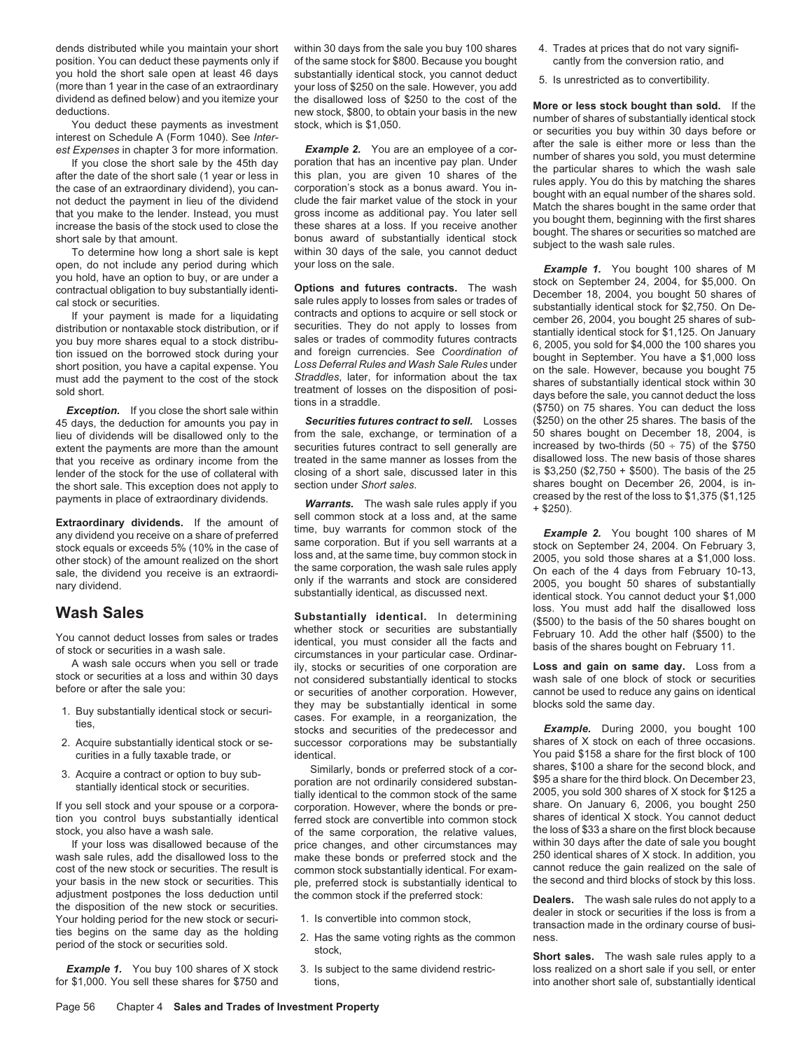dends distributed while you maintain your short position. You can deduct these payments only if you hold the short sale open at least 46 days (more than 1 year in the case of an extraordinary dividend as defined below) and you itemize your deductions.

You deduct these payments as investment interest on Schedule A (Form 1040). See *Interest Expenses* in chapter 3 for more information.

If you close the short sale by the 45th day after the date of the short sale (1 year or less in the case of an extraordinary dividend), you cannot deduct the payment in lieu of the dividend that you make to the lender. Instead, you must increase the basis of the stock used to close the short sale by that amount.

To determine how long a short sale is kept open, do not include any period during which you hold, have an option to buy, or are under a contractual obligation to buy substantially identical stock or securities.

If your payment is made for a liquidating distribution or nontaxable stock distribution, or if you buy more shares equal to a stock distribution issued on the borrowed stock during your short position, you have a capital expense. You must add the payment to the cost of the stock sold short.

***Exception.*** If you close the short sale within 45 days, the deduction for amounts you pay in lieu of dividends will be disallowed only to the extent the payments are more than the amount that you receive as ordinary income from the lender of the stock for the use of collateral with the short sale. This exception does not apply to payments in place of extraordinary dividends.

**Extraordinary dividends.** If the amount of any dividend you receive on a share of preferred stock equals or exceeds 5% (10% in the case of other stock) of the amount realized on the short sale, the dividend you receive is an extraordinary dividend.

## Wash Sales

You cannot deduct losses from sales or trades of stock or securities in a wash sale.

A wash sale occurs when you sell or trade stock or securities at a loss and within 30 days before or after the sale you:

1. Buy substantially identical stock or securities,
2. Acquire substantially identical stock or securities in a fully taxable trade, or
3. Acquire a contract or option to buy substantially identical stock or securities.

If you sell stock and your spouse or a corporation you control buys substantially identical stock, you also have a wash sale.

If your loss was disallowed because of the wash sale rules, add the disallowed loss to the cost of the new stock or securities. The result is your basis in the new stock or securities. This adjustment postpones the loss deduction until the disposition of the new stock or securities. Your holding period for the new stock or securities begins on the same day as the holding period of the stock or securities sold.

***Example 1.*** You buy 100 shares of X stock for $1,000. You sell these shares for $750 and within 30 days from the sale you buy 100 shares of the same stock for $800. Because you bought substantially identical stock, you cannot deduct your loss of $250 on the sale. However, you add the disallowed loss of $250 to the cost of the new stock, $800, to obtain your basis in the new stock, which is $1,050.

***Example 2.*** You are an employee of a corporation that has an incentive pay plan. Under this plan, you are given 10 shares of the corporation's stock as a bonus award. You include the fair market value of the stock in your gross income as additional pay. You later sell these shares at a loss. If you receive another bonus award of substantially identical stock within 30 days of the sale, you cannot deduct your loss on the sale.

**Options and futures contracts.** The wash sale rules apply to losses from sales or trades of contracts and options to acquire or sell stock or securities. They do not apply to losses from sales or trades of commodity futures contracts and foreign currencies. See *Coordination of Loss Deferral Rules and Wash Sale Rules* under *Straddles*, later, for information about the tax treatment of losses on the disposition of positions in a straddle.

***Securities futures contract to sell.*** Losses from the sale, exchange, or termination of a securities futures contract to sell generally are treated in the same manner as losses from the closing of a short sale, discussed later in this section under *Short sales*.

***Warrants.*** The wash sale rules apply if you sell common stock at a loss and, at the same time, buy warrants for common stock of the same corporation. But if you sell warrants at a loss and, at the same time, buy common stock in the same corporation, the wash sale rules apply only if the warrants and stock are considered substantially identical, as discussed next.

**Substantially identical.** In determining whether stock or securities are substantially identical, you must consider all the facts and circumstances in your particular case. Ordinarily, stocks or securities of one corporation are not considered substantially identical to stocks or securities of another corporation. However, they may be substantially identical in some cases. For example, in a reorganization, the stocks and securities of the predecessor and successor corporations may be substantially identical.

Similarly, bonds or preferred stock of a corporation are not ordinarily considered substantially identical to the common stock of the same corporation. However, where the bonds or preferred stock are convertible into common stock of the same corporation, the relative values, price changes, and other circumstances may make these bonds or preferred stock and the common stock substantially identical. For example, preferred stock is substantially identical to the common stock if the preferred stock:

1. Is convertible into common stock,
2. Has the same voting rights as the common stock,
3. Is subject to the same dividend restrictions,
4. Trades at prices that do not vary significantly from the conversion ratio, and
5. Is unrestricted as to convertibility.

**More or less stock bought than sold.** If the number of shares of substantially identical stock or securities you buy within 30 days before or after the sale is either more or less than the number of shares you sold, you must determine the particular shares to which the wash sale rules apply. You do this by matching the shares bought with an equal number of the shares sold. Match the shares bought in the same order that you bought them, beginning with the first shares bought. The shares or securities so matched are subject to the wash sale rules.

***Example 1.*** You bought 100 shares of M stock on September 24, 2004, for $5,000. On December 18, 2004, you bought 50 shares of substantially identical stock for $2,750. On December 26, 2004, you bought 25 shares of substantially identical stock for $1,125. On January 6, 2005, you sold for $4,000 the 100 shares you bought in September. You have a $1,000 loss on the sale. However, because you bought 75 shares of substantially identical stock within 30 days before the sale, you cannot deduct the loss ($750) on 75 shares. You can deduct the loss ($250) on the other 25 shares. The basis of the 50 shares bought on December 18, 2004, is increased by two-thirds (50 ÷ 75) of the $750 disallowed loss. The new basis of those shares is $3,250 ($2,750 + $500). The basis of the 25 shares bought on December 26, 2004, is increased by the rest of the loss to $1,375 ($1,125 + $250).

***Example 2.*** You bought 100 shares of M stock on September 24, 2004. On February 3, 2005, you sold those shares at a $1,000 loss. On each of the 4 days from February 10-13, 2005, you bought 50 shares of substantially identical stock. You cannot deduct your $1,000 loss. You must add half the disallowed loss ($500) to the basis of the 50 shares bought on February 10. Add the other half ($500) to the basis of the shares bought on February 11.

**Loss and gain on same day.** Loss from a wash sale of one block of stock or securities cannot be used to reduce any gains on identical blocks sold the same day.

***Example.*** During 2000, you bought 100 shares of X stock on each of three occasions. You paid $158 a share for the first block of 100 shares, $100 a share for the second block, and $95 a share for the third block. On December 23, 2005, you sold 300 shares of X stock for $125 a share. On January 6, 2006, you bought 250 shares of identical X stock. You cannot deduct the loss of $33 a share on the first block because within 30 days after the date of sale you bought 250 identical shares of X stock. In addition, you cannot reduce the gain realized on the sale of the second and third blocks of stock by this loss.

**Dealers.** The wash sale rules do not apply to a dealer in stock or securities if the loss is from a transaction made in the ordinary course of business.

**Short sales.** The wash sale rules apply to a loss realized on a short sale if you sell, or enter into another short sale of, substantially identical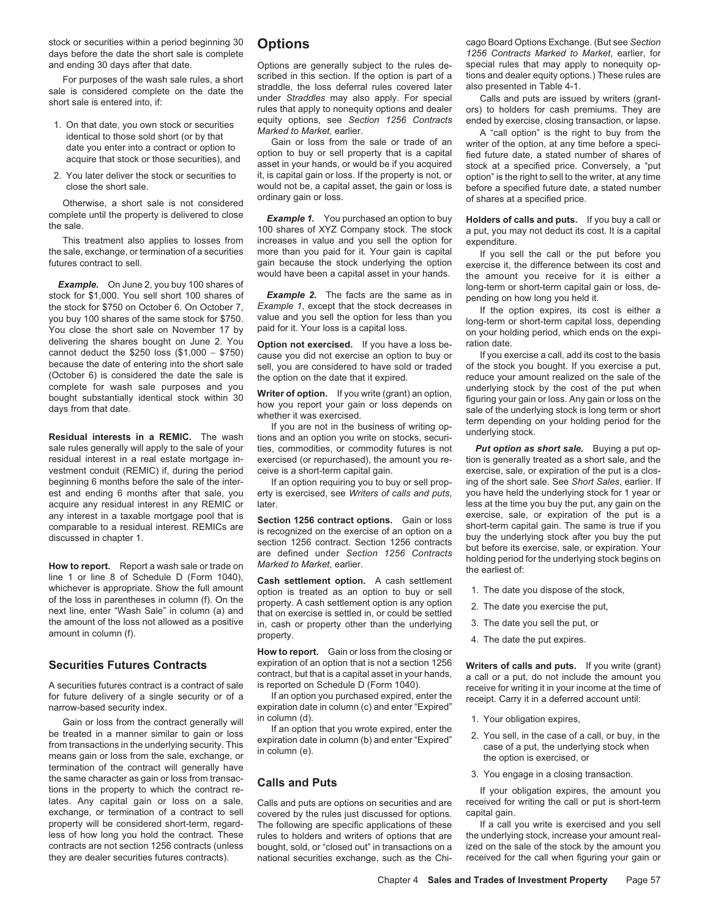stock or securities within a period beginning 30 days before the date the short sale is complete and ending 30 days after that date.

For purposes of the wash sale rules, a short sale is considered complete on the date the short sale is entered into, if:

1. On that date, you own stock or securities identical to those sold short (or by that date you enter into a contract or option to acquire that stock or those securities), and
2. You later deliver the stock or securities to close the short sale.

Otherwise, a short sale is not considered complete until the property is delivered to close the sale.

This treatment also applies to losses from the sale, exchange, or termination of a securities futures contract to sell.

***Example.*** On June 2, you buy 100 shares of stock for $1,000. You sell short 100 shares of the stock for $750 on October 6. On October 7, you buy 100 shares of the same stock for $750. You close the short sale on November 17 by delivering the shares bought on June 2. You cannot deduct the $250 loss ($1,000 − $750) because the date of entering into the short sale (October 6) is considered the date the sale is complete for wash sale purposes and you bought substantially identical stock within 30 days from that date.

**Residual interests in a REMIC.** The wash sale rules generally will apply to the sale of your residual interest in a real estate mortgage investment conduit (REMIC) if, during the period beginning 6 months before the sale of the interest and ending 6 months after that sale, you acquire any residual interest in any REMIC or any interest in a taxable mortgage pool that is comparable to a residual interest. REMICs are discussed in chapter 1.

**How to report.** Report a wash sale or trade on line 1 or line 8 of Schedule D (Form 1040), whichever is appropriate. Show the full amount of the loss in parentheses in column (f). On the next line, enter "Wash Sale" in column (a) and the amount of the loss not allowed as a positive amount in column (f).

## Securities Futures Contracts

A securities futures contract is a contract of sale for future delivery of a single security or of a narrow-based security index.

Gain or loss from the contract generally will be treated in a manner similar to gain or loss from transactions in the underlying security. This means gain or loss from the sale, exchange, or termination of the contract will generally have the same character as gain or loss from transactions in the property to which the contract relates. Any capital gain or loss on a sale, exchange, or termination of a contract to sell property will be considered short-term, regardless of how long you hold the contract. These contracts are not section 1256 contracts (unless they are dealer securities futures contracts).

## Options

Options are generally subject to the rules described in this section. If the option is part of a straddle, the loss deferral rules covered later under *Straddles* may also apply. For special rules that apply to nonequity options and dealer equity options, see *Section 1256 Contracts Marked to Market*, earlier.

Gain or loss from the sale or trade of an option to buy or sell property that is a capital asset in your hands, or would be if you acquired it, is capital gain or loss. If the property is not, or would not be, a capital asset, the gain or loss is ordinary gain or loss.

***Example 1.*** You purchased an option to buy 100 shares of XYZ Company stock. The stock increases in value and you sell the option for more than you paid for it. Your gain is capital gain because the stock underlying the option would have been a capital asset in your hands.

***Example 2.*** The facts are the same as in *Example 1*, except that the stock decreases in value and you sell the option for less than you paid for it. Your loss is a capital loss.

**Option not exercised.** If you have a loss because you did not exercise an option to buy or sell, you are considered to have sold or traded the option on the date that it expired.

**Writer of option.** If you write (grant) an option, how you report your gain or loss depends on whether it was exercised.

If you are not in the business of writing options and an option you write on stocks, securities, commodities, or commodity futures is not exercised (or repurchased), the amount you receive is a short-term capital gain.

If an option requiring you to buy or sell property is exercised, see *Writers of calls and puts*, later.

**Section 1256 contract options.** Gain or loss is recognized on the exercise of an option on a section 1256 contract. Section 1256 contracts are defined under *Section 1256 Contracts Marked to Market*, earlier.

**Cash settlement option.** A cash settlement option is treated as an option to buy or sell property. A cash settlement option is any option that on exercise is settled in, or could be settled in, cash or property other than the underlying property.

**How to report.** Gain or loss from the closing or expiration of an option that is not a section 1256 contract, but that is a capital asset in your hands, is reported on Schedule D (Form 1040).

If an option you purchased expired, enter the expiration date in column (c) and enter "Expired" in column (d).

If an option that you wrote expired, enter the expiration date in column (b) and enter "Expired" in column (e).

## Calls and Puts

Calls and puts are options on securities and are covered by the rules just discussed for options. The following are specific applications of these rules to holders and writers of options that are bought, sold, or "closed out" in transactions on a national securities exchange, such as the Chicago Board Options Exchange. (But see *Section 1256 Contracts Marked to Market*, earlier, for special rules that may apply to nonequity options and dealer equity options.) These rules are also presented in Table 4-1.

Calls and puts are issued by writers (grantors) to holders for cash premiums. They are ended by exercise, closing transaction, or lapse.

A "call option" is the right to buy from the writer of the option, at any time before a specified future date, a stated number of shares of stock at a specified price. Conversely, a "put option" is the right to sell to the writer, at any time before a specified future date, a stated number of shares at a specified price.

**Holders of calls and puts.** If you buy a call or a put, you may not deduct its cost. It is a capital expenditure.

If you sell the call or the put before you exercise it, the difference between its cost and the amount you receive for it is either a long-term or short-term capital gain or loss, depending on how long you held it.

If the option expires, its cost is either a long-term or short-term capital loss, depending on your holding period, which ends on the expiration date.

If you exercise a call, add its cost to the basis of the stock you bought. If you exercise a put, reduce your amount realized on the sale of the underlying stock by the cost of the put when figuring your gain or loss. Any gain or loss on the sale of the underlying stock is long term or short term depending on your holding period for the underlying stock.

***Put option as short sale.*** Buying a put option is generally treated as a short sale, and the exercise, sale, or expiration of the put is a closing of the short sale. See *Short Sales*, earlier. If you have held the underlying stock for 1 year or less at the time you buy the put, any gain on the exercise, sale, or expiration of the put is a short-term capital gain. The same is true if you buy the underlying stock after you buy the put but before its exercise, sale, or expiration. Your holding period for the underlying stock begins on the earliest of:

1. The date you dispose of the stock,
2. The date you exercise the put,
3. The date you sell the put, or
4. The date the put expires.

**Writers of calls and puts.** If you write (grant) a call or a put, do not include the amount you receive for writing it in your income at the time of receipt. Carry it in a deferred account until:

1. Your obligation expires,
2. You sell, in the case of a call, or buy, in the case of a put, the underlying stock when the option is exercised, or
3. You engage in a closing transaction.

If your obligation expires, the amount you received for writing the call or put is short-term capital gain.

If a call you write is exercised and you sell the underlying stock, increase your amount realized on the sale of the stock by the amount you received for the call when figuring your gain or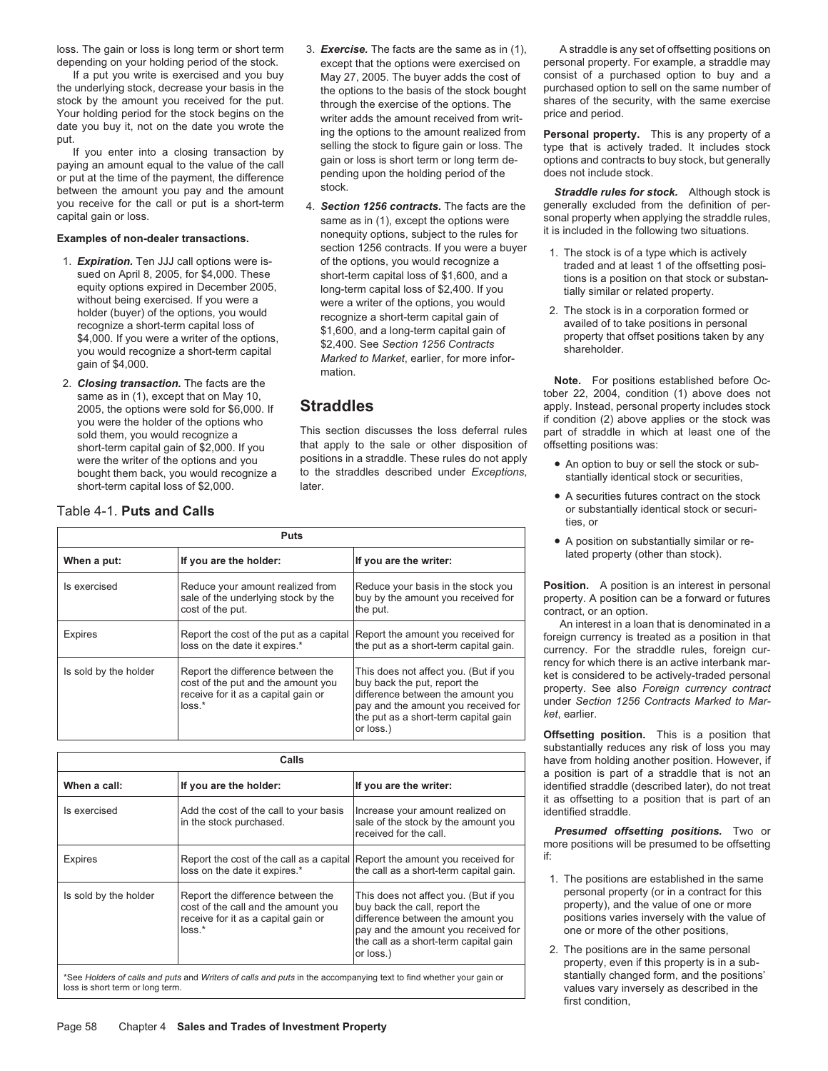loss. The gain or loss is long term or short term depending on your holding period of the stock.

If a put you write is exercised and you buy the underlying stock, decrease your basis in the stock by the amount you received for the put. Your holding period for the stock begins on the date you buy it, not on the date you wrote the put.

If you enter into a closing transaction by paying an amount equal to the value of the call or put at the time of the payment, the difference between the amount you pay and the amount you receive for the call or put is a short-term capital gain or loss.

**Examples of non-dealer transactions.**

1. ***Expiration.*** Ten JJJ call options were issued on April 8, 2005, for $4,000. These equity options expired in December 2005, without being exercised. If you were a holder (buyer) of the options, you would recognize a short-term capital loss of $4,000. If you were a writer of the options, you would recognize a short-term capital gain of $4,000.

2. ***Closing transaction.*** The facts are the same as in (1), except that on May 10, 2005, the options were sold for $6,000. If you were the holder of the options who sold them, you would recognize a short-term capital gain of $2,000. If you were the writer of the options and you bought them back, you would recognize a short-term capital loss of $2,000.

3. ***Exercise.*** The facts are the same as in (1), except that the options were exercised on May 27, 2005. The buyer adds the cost of the options to the basis of the stock bought through the exercise of the options. The writer adds the amount received from writing the options to the amount realized from selling the stock to figure gain or loss. The gain or loss is short term or long term depending upon the holding period of the stock.

4. ***Section 1256 contracts.*** The facts are the same as in (1), except the options were nonequity options, subject to the rules for section 1256 contracts. If you were a buyer of the options, you would recognize a short-term capital loss of $1,600, and a long-term capital loss of $2,400. If you were a writer of the options, you would recognize a short-term capital gain of $1,600, and a long-term capital gain of $2,400. See *Section 1256 Contracts Marked to Market*, earlier, for more information.

Table 4-1. **Puts and Calls**

| Puts | | |
|---|---|---|
| **When a put:** | **If you are the holder:** | **If you are the writer:** |
| Is exercised | Reduce your amount realized from sale of the underlying stock by the cost of the put. | Reduce your basis in the stock you buy by the amount you received for the put. |
| Expires | Report the cost of the put as a capital loss on the date it expires.* | Report the amount you received for the put as a short-term capital gain. |
| Is sold by the holder | Report the difference between the cost of the put and the amount you receive for it as a capital gain or loss.* | This does not affect you. (But if you buy back the put, report the difference between the amount you pay and the amount you received for the put as a short-term capital gain or loss.) |

| Calls | | |
|---|---|---|
| **When a call:** | **If you are the holder:** | **If you are the writer:** |
| Is exercised | Add the cost of the call to your basis in the stock purchased. | Increase your amount realized on sale of the stock by the amount you received for the call. |
| Expires | Report the cost of the call as a capital loss on the date it expires.* | Report the amount you received for the call as a short-term capital gain. |
| Is sold by the holder | Report the difference between the cost of the call and the amount you receive for it as a capital gain or loss.* | This does not affect you. (But if you buy back the call, report the difference between the amount you pay and the amount you received for the call as a short-term capital gain or loss.) |

*See *Holders of calls and puts* and *Writers of calls and puts* in the accompanying text to find whether your gain or loss is short term or long term.

## Straddles

This section discusses the loss deferral rules that apply to the sale or other disposition of positions in a straddle. These rules do not apply to the straddles described under *Exceptions*, later.

A straddle is any set of offsetting positions on personal property. For example, a straddle may consist of a purchased option to buy and a purchased option to sell on the same number of shares of the security, with the same exercise price and period.

**Personal property.** This is any property of a type that is actively traded. It includes stock options and contracts to buy stock, but generally does not include stock.

***Straddle rules for stock.*** Although stock is generally excluded from the definition of personal property when applying the straddle rules, it is included in the following two situations.

1. The stock is of a type which is actively traded and at least 1 of the offsetting positions is a position on that stock or substantially similar or related property.

2. The stock is in a corporation formed or availed of to take positions in personal property that offset positions taken by any shareholder.

**Note.** For positions established before October 22, 2004, condition (1) above does not apply. Instead, personal property includes stock if condition (2) above applies or the stock was part of straddle in which at least one of the offsetting positions was:

- An option to buy or sell the stock or substantially identical stock or securities,
- A securities futures contract on the stock or substantially identical stock or securities, or
- A position on substantially similar or related property (other than stock).

**Position.** A position is an interest in personal property. A position can be a forward or futures contract, or an option.

An interest in a loan that is denominated in a foreign currency is treated as a position in that currency. For the straddle rules, foreign currency for which there is an active interbank market is considered to be actively-traded personal property. See also *Foreign currency contract* under *Section 1256 Contracts Marked to Market*, earlier.

**Offsetting position.** This is a position that substantially reduces any risk of loss you may have from holding another position. However, if a position is part of a straddle that is not an identified straddle (described later), do not treat it as offsetting to a position that is part of an identified straddle.

***Presumed offsetting positions.*** Two or more positions will be presumed to be offsetting if:

1. The positions are established in the same personal property (or in a contract for this property), and the value of one or more positions varies inversely with the value of one or more of the other positions,

2. The positions are in the same personal property, even if this property is in a substantially changed form, and the positions' values vary inversely as described in the first condition,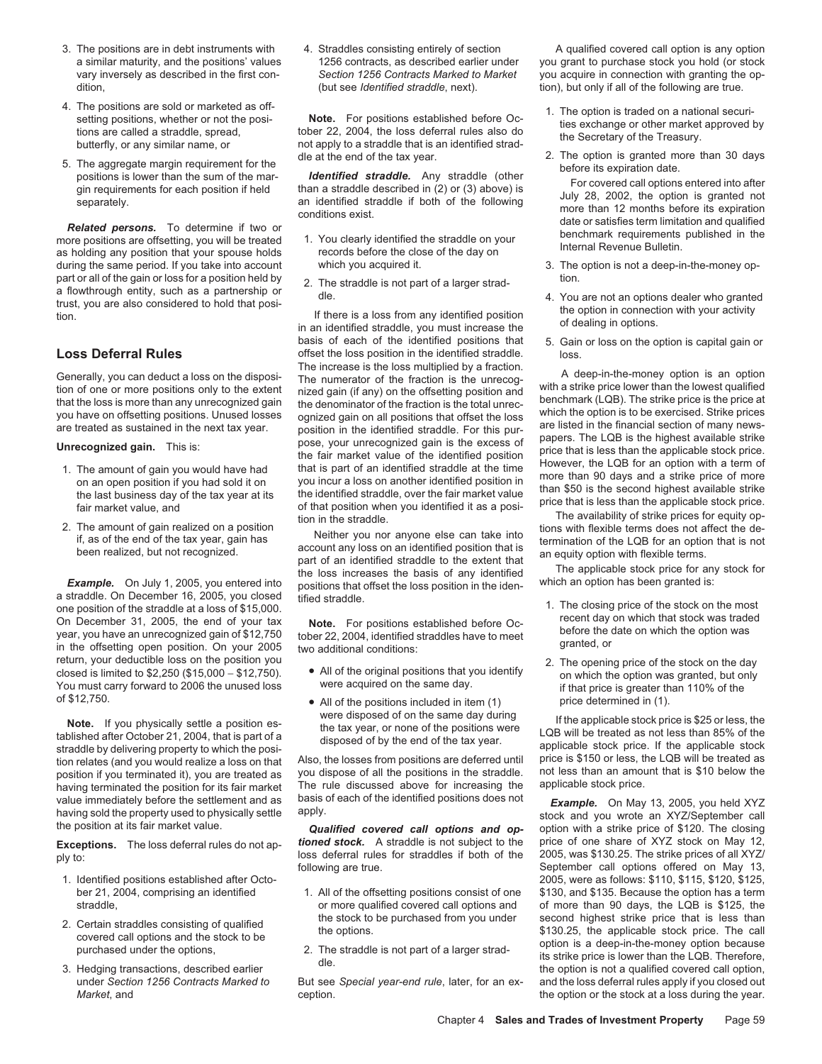3. The positions are in debt instruments with a similar maturity, and the positions' values vary inversely as described in the first condition,

4. The positions are sold or marketed as offsetting positions, whether or not the positions are called a straddle, spread, butterfly, or any similar name, or

5. The aggregate margin requirement for the positions is lower than the sum of the margin requirements for each position if held separately.

***Related persons.*** To determine if two or more positions are offsetting, you will be treated as holding any position that your spouse holds during the same period. If you take into account part or all of the gain or loss for a position held by a flowthrough entity, such as a partnership or trust, you are also considered to hold that position.

## Loss Deferral Rules

Generally, you can deduct a loss on the disposition of one or more positions only to the extent that the loss is more than any unrecognized gain you have on offsetting positions. Unused losses are treated as sustained in the next tax year.

**Unrecognized gain.** This is:

1. The amount of gain you would have had on an open position if you had sold it on the last business day of the tax year at its fair market value, and

2. The amount of gain realized on a position if, as of the end of the tax year, gain has been realized, but not recognized.

***Example.*** On July 1, 2005, you entered into a straddle. On December 16, 2005, you closed one position of the straddle at a loss of $15,000. On December 31, 2005, the end of your tax year, you have an unrecognized gain of $12,750 in the offsetting open position. On your 2005 return, your deductible loss on the position you closed is limited to $2,250 ($15,000 − $12,750). You must carry forward to 2006 the unused loss of $12,750.

**Note.** If you physically settle a position established after October 21, 2004, that is part of a straddle by delivering property to which the position relates (and you would realize a loss on that position if you terminated it), you are treated as having terminated the position for its fair market value immediately before the settlement and as having sold the property used to physically settle the position at its fair market value.

**Exceptions.** The loss deferral rules do not apply to:

1. Identified positions established after October 21, 2004, comprising an identified straddle,

2. Certain straddles consisting of qualified covered call options and the stock to be purchased under the options,

3. Hedging transactions, described earlier under *Section 1256 Contracts Marked to Market*, and

4. Straddles consisting entirely of section 1256 contracts, as described earlier under *Section 1256 Contracts Marked to Market* (but see *Identified straddle*, next).

**Note.** For positions established before October 22, 2004, the loss deferral rules also do not apply to a straddle that is an identified straddle at the end of the tax year.

***Identified straddle.*** Any straddle (other than a straddle described in (2) or (3) above) is an identified straddle if both of the following conditions exist.

1. You clearly identified the straddle on your records before the close of the day on which you acquired it.

2. The straddle is not part of a larger straddle.

If there is a loss from any identified position in an identified straddle, you must increase the basis of each of the identified positions that offset the loss position in the identified straddle. The increase is the loss multiplied by a fraction. The numerator of the fraction is the unrecognized gain (if any) on the offsetting position and the denominator of the fraction is the total unrecognized gain on all positions that offset the loss position in the identified straddle. For this purpose, your unrecognized gain is the excess of the fair market value of the identified position that is part of an identified straddle at the time you incur a loss on another identified position in the identified straddle, over the fair market value of that position when you identified it as a position in the straddle.

Neither you nor anyone else can take into account any loss on an identified position that is part of an identified straddle to the extent that the loss increases the basis of any identified positions that offset the loss position in the identified straddle.

**Note.** For positions established before October 22, 2004, identified straddles have to meet two additional conditions:

- All of the original positions that you identify were acquired on the same day.
- All of the positions included in item (1) were disposed of on the same day during the tax year, or none of the positions were disposed of by the end of the tax year.

Also, the losses from positions are deferred until you dispose of all the positions in the straddle. The rule discussed above for increasing the basis of each of the identified positions does not apply.

***Qualified covered call options and optioned stock.*** A straddle is not subject to the loss deferral rules for straddles if both of the following are true.

1. All of the offsetting positions consist of one or more qualified covered call options and the stock to be purchased from you under the options.

2. The straddle is not part of a larger straddle.

But see *Special year-end rule*, later, for an exception.

A qualified covered call option is any option you grant to purchase stock you hold (or stock you acquire in connection with granting the option), but only if all of the following are true.

1. The option is traded on a national securities exchange or other market approved by the Secretary of the Treasury.

2. The option is granted more than 30 days before its expiration date.

   For covered call options entered into after July 28, 2002, the option is granted not more than 12 months before its expiration date or satisfies term limitation and qualified benchmark requirements published in the Internal Revenue Bulletin.

3. The option is not a deep-in-the-money option.

4. You are not an options dealer who granted the option in connection with your activity of dealing in options.

5. Gain or loss on the option is capital gain or loss.

A deep-in-the-money option is an option with a strike price lower than the lowest qualified benchmark (LQB). The strike price is the price at which the option is to be exercised. Strike prices are listed in the financial section of many newspapers. The LQB is the highest available strike price that is less than the applicable stock price. However, the LQB for an option with a term of more than 90 days and a strike price of more than $50 is the second highest available strike price that is less than the applicable stock price.

The availability of strike prices for equity options with flexible terms does not affect the determination of the LQB for an option that is not an equity option with flexible terms.

The applicable stock price for any stock for which an option has been granted is:

1. The closing price of the stock on the most recent day on which that stock was traded before the date on which the option was granted, or

2. The opening price of the stock on the day on which the option was granted, but only if that price is greater than 110% of the price determined in (1).

If the applicable stock price is $25 or less, the LQB will be treated as not less than 85% of the applicable stock price. If the applicable stock price is $150 or less, the LQB will be treated as not less than an amount that is $10 below the applicable stock price.

***Example.*** On May 13, 2005, you held XYZ stock and you wrote an XYZ/September call option with a strike price of $120. The closing price of one share of XYZ stock on May 12, 2005, was $130.25. The strike prices of all XYZ/September call options offered on May 13, 2005, were as follows: $110, $115, $120, $125, $130, and $135. Because the option has a term of more than 90 days, the LQB is $125, the second highest strike price that is less than $130.25, the applicable stock price. The call option is a deep-in-the-money option because its strike price is lower than the LQB. Therefore, the option is not a qualified covered call option, and the loss deferral rules apply if you closed out the option or the stock at a loss during the year.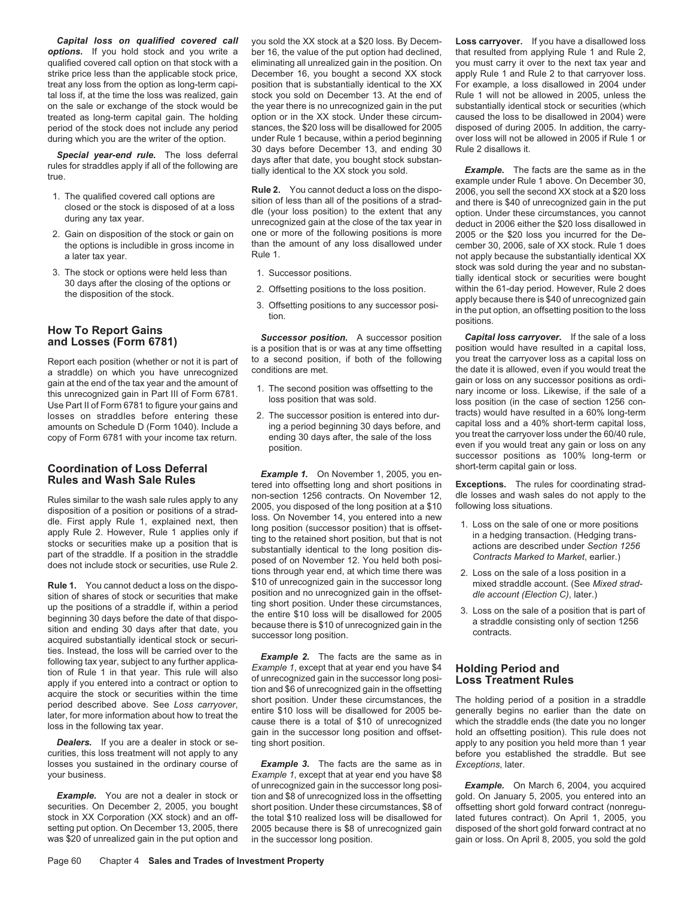***Capital loss on qualified covered call options.*** If you hold stock and you write a qualified covered call option on that stock with a strike price less than the applicable stock price, treat any loss from the option as long-term capital loss if, at the time the loss was realized, gain on the sale or exchange of the stock would be treated as long-term capital gain. The holding period of the stock does not include any period during which you are the writer of the option.

***Special year-end rule.*** The loss deferral rules for straddles apply if all of the following are true.

1. The qualified covered call options are closed or the stock is disposed of at a loss during any tax year.
2. Gain on disposition of the stock or gain on the options is includible in gross income in a later tax year.
3. The stock or options were held less than 30 days after the closing of the options or the disposition of the stock.

## How To Report Gains and Losses (Form 6781)

Report each position (whether or not it is part of a straddle) on which you have unrecognized gain at the end of the tax year and the amount of this unrecognized gain in Part III of Form 6781. Use Part II of Form 6781 to figure your gains and losses on straddles before entering these amounts on Schedule D (Form 1040). Include a copy of Form 6781 with your income tax return.

## Coordination of Loss Deferral Rules and Wash Sale Rules

Rules similar to the wash sale rules apply to any disposition of a position or positions of a straddle. First apply Rule 1, explained next, then apply Rule 2. However, Rule 1 applies only if stocks or securities make up a position that is part of the straddle. If a position in the straddle does not include stock or securities, use Rule 2.

**Rule 1.** You cannot deduct a loss on the disposition of shares of stock or securities that make up the positions of a straddle if, within a period beginning 30 days before the date of that disposition and ending 30 days after that date, you acquired substantially identical stock or securities. Instead, the loss will be carried over to the following tax year, subject to any further application of Rule 1 in that year. This rule will also apply if you entered into a contract or option to acquire the stock or securities within the time period described above. See *Loss carryover*, later, for more information about how to treat the loss in the following tax year.

***Dealers.*** If you are a dealer in stock or securities, this loss treatment will not apply to any losses you sustained in the ordinary course of your business.

***Example.*** You are not a dealer in stock or securities. On December 2, 2005, you bought stock in XX Corporation (XX stock) and an offsetting put option. On December 13, 2005, there was $20 of unrealized gain in the put option and you sold the XX stock at a $20 loss. By December 16, the value of the put option had declined, eliminating all unrealized gain in the position. On December 16, you bought a second XX stock position that is substantially identical to the XX stock you sold on December 13. At the end of the year there is no unrecognized gain in the put option or in the XX stock. Under these circumstances, the $20 loss will be disallowed for 2005 under Rule 1 because, within a period beginning 30 days before December 13, and ending 30 days after that date, you bought stock substantially identical to the XX stock you sold.

**Rule 2.** You cannot deduct a loss on the disposition of less than all of the positions of a straddle (your loss position) to the extent that any unrecognized gain at the close of the tax year in one or more of the following positions is more than the amount of any loss disallowed under Rule 1.

1. Successor positions.
2. Offsetting positions to the loss position.
3. Offsetting positions to any successor position.

***Successor position.*** A successor position is a position that is or was at any time offsetting to a second position, if both of the following conditions are met.

1. The second position was offsetting to the loss position that was sold.
2. The successor position is entered into during a period beginning 30 days before, and ending 30 days after, the sale of the loss position.

***Example 1.*** On November 1, 2005, you entered into offsetting long and short positions in non-section 1256 contracts. On November 12, 2005, you disposed of the long position at a $10 loss. On November 14, you entered into a new long position (successor position) that is offsetting to the retained short position, but that is not substantially identical to the long position disposed of on November 12. You held both positions through year end, at which time there was $10 of unrecognized gain in the successor long position and no unrecognized gain in the offsetting short position. Under these circumstances, the entire $10 loss will be disallowed for 2005 because there is $10 of unrecognized gain in the successor long position.

***Example 2.*** The facts are the same as in *Example 1*, except that at year end you have $4 of unrecognized gain in the successor long position and $6 of unrecognized gain in the offsetting short position. Under these circumstances, the entire $10 loss will be disallowed for 2005 because there is a total of $10 of unrecognized gain in the successor long position and offsetting short position.

***Example 3.*** The facts are the same as in *Example 1*, except that at year end you have $8 of unrecognized gain in the successor long position and $8 of unrecognized loss in the offsetting short position. Under these circumstances, $8 of the total $10 realized loss will be disallowed for 2005 because there is $8 of unrecognized gain in the successor long position.

**Loss carryover.** If you have a disallowed loss that resulted from applying Rule 1 and Rule 2, you must carry it over to the next tax year and apply Rule 1 and Rule 2 to that carryover loss. For example, a loss disallowed in 2004 under Rule 1 will not be allowed in 2005, unless the substantially identical stock or securities (which caused the loss to be disallowed in 2004) were disposed of during 2005. In addition, the carryover loss will not be allowed in 2005 if Rule 1 or Rule 2 disallows it.

***Example.*** The facts are the same as in the example under Rule 1 above. On December 30, 2006, you sell the second XX stock at a $20 loss and there is $40 of unrecognized gain in the put option. Under these circumstances, you cannot deduct in 2006 either the $20 loss disallowed in 2005 or the $20 loss you incurred for the December 30, 2006, sale of XX stock. Rule 1 does not apply because the substantially identical XX stock was sold during the year and no substantially identical stock or securities were bought within the 61-day period. However, Rule 2 does apply because there is $40 of unrecognized gain in the put option, an offsetting position to the loss positions.

***Capital loss carryover.*** If the sale of a loss position would have resulted in a capital loss, you treat the carryover loss as a capital loss on the date it is allowed, even if you would treat the gain or loss on any successor positions as ordinary income or loss. Likewise, if the sale of a loss position (in the case of section 1256 contracts) would have resulted in a 60% long-term capital loss and a 40% short-term capital loss, you treat the carryover loss under the 60/40 rule, even if you would treat any gain or loss on any successor positions as 100% long-term or short-term capital gain or loss.

**Exceptions.** The rules for coordinating straddle losses and wash sales do not apply to the following loss situations.

1. Loss on the sale of one or more positions in a hedging transaction. (Hedging transactions are described under *Section 1256 Contracts Marked to Market*, earlier.)
2. Loss on the sale of a loss position in a mixed straddle account. (See *Mixed straddle account (Election C)*, later.)
3. Loss on the sale of a position that is part of a straddle consisting only of section 1256 contracts.

## Holding Period and Loss Treatment Rules

The holding period of a position in a straddle generally begins no earlier than the date on which the straddle ends (the date you no longer hold an offsetting position). This rule does not apply to any position you held more than 1 year before you established the straddle. But see *Exceptions*, later.

***Example.*** On March 6, 2004, you acquired gold. On January 5, 2005, you entered into an offsetting short gold forward contract (nonregulated futures contract). On April 1, 2005, you disposed of the short gold forward contract at no gain or loss. On April 8, 2005, you sold the gold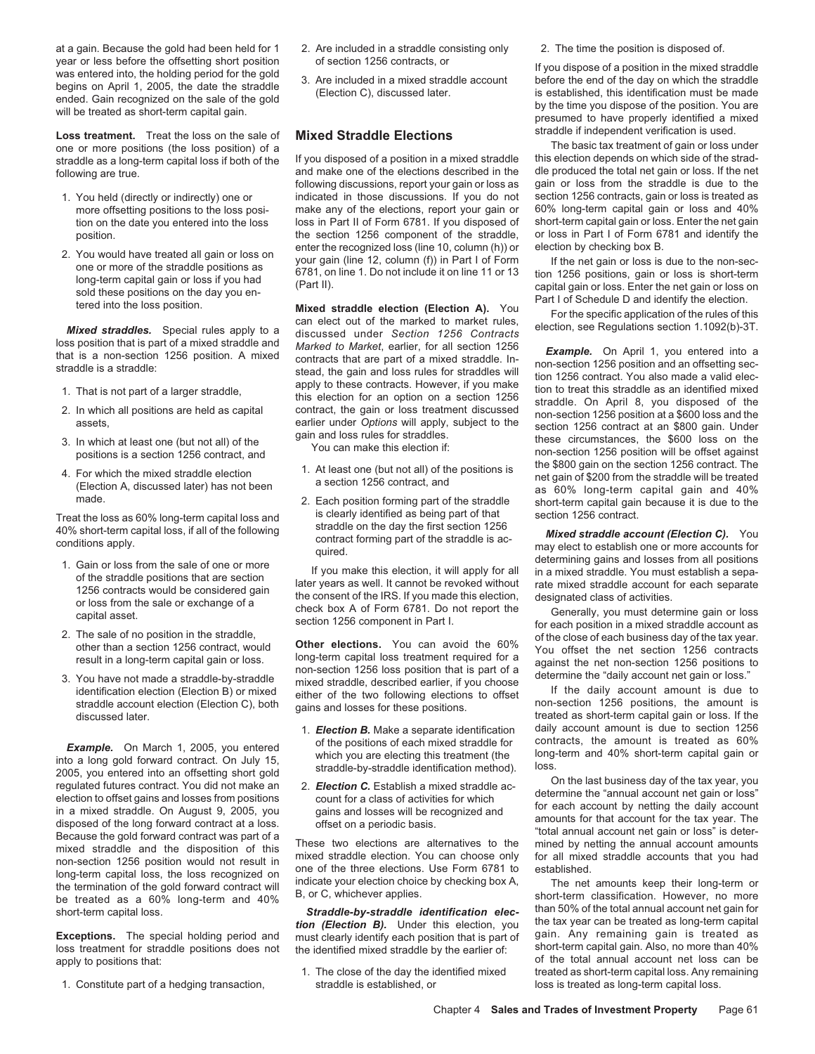at a gain. Because the gold had been held for 1 year or less before the offsetting short position was entered into, the holding period for the gold begins on April 1, 2005, the date the straddle ended. Gain recognized on the sale of the gold will be treated as short-term capital gain.

**Loss treatment.** Treat the loss on the sale of one or more positions (the loss position) of a straddle as a long-term capital loss if both of the following are true.

1. You held (directly or indirectly) one or more offsetting positions to the loss position on the date you entered into the loss position.
2. You would have treated all gain or loss on one or more of the straddle positions as long-term capital gain or loss if you had sold these positions on the day you entered into the loss position.

***Mixed straddles.*** Special rules apply to a loss position that is part of a mixed straddle and that is a non-section 1256 position. A mixed straddle is a straddle:

1. That is not part of a larger straddle,
2. In which all positions are held as capital assets,
3. In which at least one (but not all) of the positions is a section 1256 contract, and
4. For which the mixed straddle election (Election A, discussed later) has not been made.

Treat the loss as 60% long-term capital loss and 40% short-term capital loss, if all of the following conditions apply.

1. Gain or loss from the sale of one or more of the straddle positions that are section 1256 contracts would be considered gain or loss from the sale or exchange of a capital asset.
2. The sale of no position in the straddle, other than a section 1256 contract, would result in a long-term capital gain or loss.
3. You have not made a straddle-by-straddle identification election (Election B) or mixed straddle account election (Election C), both discussed later.

***Example.*** On March 1, 2005, you entered into a long gold forward contract. On July 15, 2005, you entered into an offsetting short gold regulated futures contract. You did not make an election to offset gains and losses from positions in a mixed straddle. On August 9, 2005, you disposed of the long forward contract at a loss. Because the gold forward contract was part of a mixed straddle and the disposition of this non-section 1256 position would not result in long-term capital loss, the loss recognized on the termination of the gold forward contract will be treated as a 60% long-term and 40% short-term capital loss.

**Exceptions.** The special holding period and loss treatment for straddle positions does not apply to positions that:

1. Constitute part of a hedging transaction,
2. Are included in a straddle consisting only of section 1256 contracts, or
3. Are included in a mixed straddle account (Election C), discussed later.

## Mixed Straddle Elections

If you disposed of a position in a mixed straddle and make one of the elections described in the following discussions, report your gain or loss as indicated in those discussions. If you do not make any of the elections, report your gain or loss in Part II of Form 6781. If you disposed of the section 1256 component of the straddle, enter the recognized loss (line 10, column (h)) or your gain (line 12, column (f)) in Part I of Form 6781, on line 1. Do not include it on line 11 or 13 (Part II).

**Mixed straddle election (Election A).** You can elect out of the marked to market rules, discussed under *Section 1256 Contracts Marked to Market*, earlier, for all section 1256 contracts that are part of a mixed straddle. Instead, the gain and loss rules for straddles will apply to these contracts. However, if you make this election for an option on a section 1256 contract, the gain or loss treatment discussed earlier under *Options* will apply, subject to the gain and loss rules for straddles.

You can make this election if:

1. At least one (but not all) of the positions is a section 1256 contract, and
2. Each position forming part of the straddle is clearly identified as being part of that straddle on the day the first section 1256 contract forming part of the straddle is acquired.

If you make this election, it will apply for all later years as well. It cannot be revoked without the consent of the IRS. If you made this election, check box A of Form 6781. Do not report the section 1256 component in Part I.

**Other elections.** You can avoid the 60% long-term capital loss treatment required for a non-section 1256 loss position that is part of a mixed straddle, described earlier, if you choose either of the two following elections to offset gains and losses for these positions.

1. ***Election B.*** Make a separate identification of the positions of each mixed straddle for which you are electing this treatment (the straddle-by-straddle identification method).
2. ***Election C.*** Establish a mixed straddle account for a class of activities for which gains and losses will be recognized and offset on a periodic basis.

These two elections are alternatives to the mixed straddle election. You can choose only one of the three elections. Use Form 6781 to indicate your election choice by checking box A, B, or C, whichever applies.

***Straddle-by-straddle identification election (Election B).*** Under this election, you must clearly identify each position that is part of the identified mixed straddle by the earlier of:

1. The close of the day the identified mixed straddle is established, or
2. The time the position is disposed of.

If you dispose of a position in the mixed straddle before the end of the day on which the straddle is established, this identification must be made by the time you dispose of the position. You are presumed to have properly identified a mixed straddle if independent verification is used.

The basic tax treatment of gain or loss under this election depends on which side of the straddle produced the total net gain or loss. If the net gain or loss from the straddle is due to the section 1256 contracts, gain or loss is treated as 60% long-term capital gain or loss and 40% short-term capital gain or loss. Enter the net gain or loss in Part I of Form 6781 and identify the election by checking box B.

If the net gain or loss is due to the non-section 1256 positions, gain or loss is short-term capital gain or loss. Enter the net gain or loss on Part I of Schedule D and identify the election.

For the specific application of the rules of this election, see Regulations section 1.1092(b)-3T.

***Example.*** On April 1, you entered into a non-section 1256 position and an offsetting section 1256 contract. You also made a valid election to treat this straddle as an identified mixed straddle. On April 8, you disposed of the non-section 1256 position at a $600 loss and the section 1256 contract at an $800 gain. Under these circumstances, the $600 loss on the non-section 1256 position will be offset against the $800 gain on the section 1256 contract. The net gain of $200 from the straddle will be treated as 60% long-term capital gain and 40% short-term capital gain because it is due to the section 1256 contract.

***Mixed straddle account (Election C).*** You may elect to establish one or more accounts for determining gains and losses from all positions in a mixed straddle. You must establish a separate mixed straddle account for each separate designated class of activities.

Generally, you must determine gain or loss for each position in a mixed straddle account as of the close of each business day of the tax year. You offset the net section 1256 contracts against the net non-section 1256 positions to determine the "daily account net gain or loss."

If the daily account amount is due to non-section 1256 positions, the amount is treated as short-term capital gain or loss. If the daily account amount is due to section 1256 contracts, the amount is treated as 60% long-term and 40% short-term capital gain or loss.

On the last business day of the tax year, you determine the "annual account net gain or loss" for each account by netting the daily account amounts for that account for the tax year. The "total annual account net gain or loss" is determined by netting the annual account amounts for all mixed straddle accounts that you had established.

The net amounts keep their long-term or short-term classification. However, no more than 50% of the total annual account net gain for the tax year can be treated as long-term capital gain. Any remaining gain is treated as short-term capital gain. Also, no more than 40% of the total annual account net loss can be treated as short-term capital loss. Any remaining loss is treated as long-term capital loss.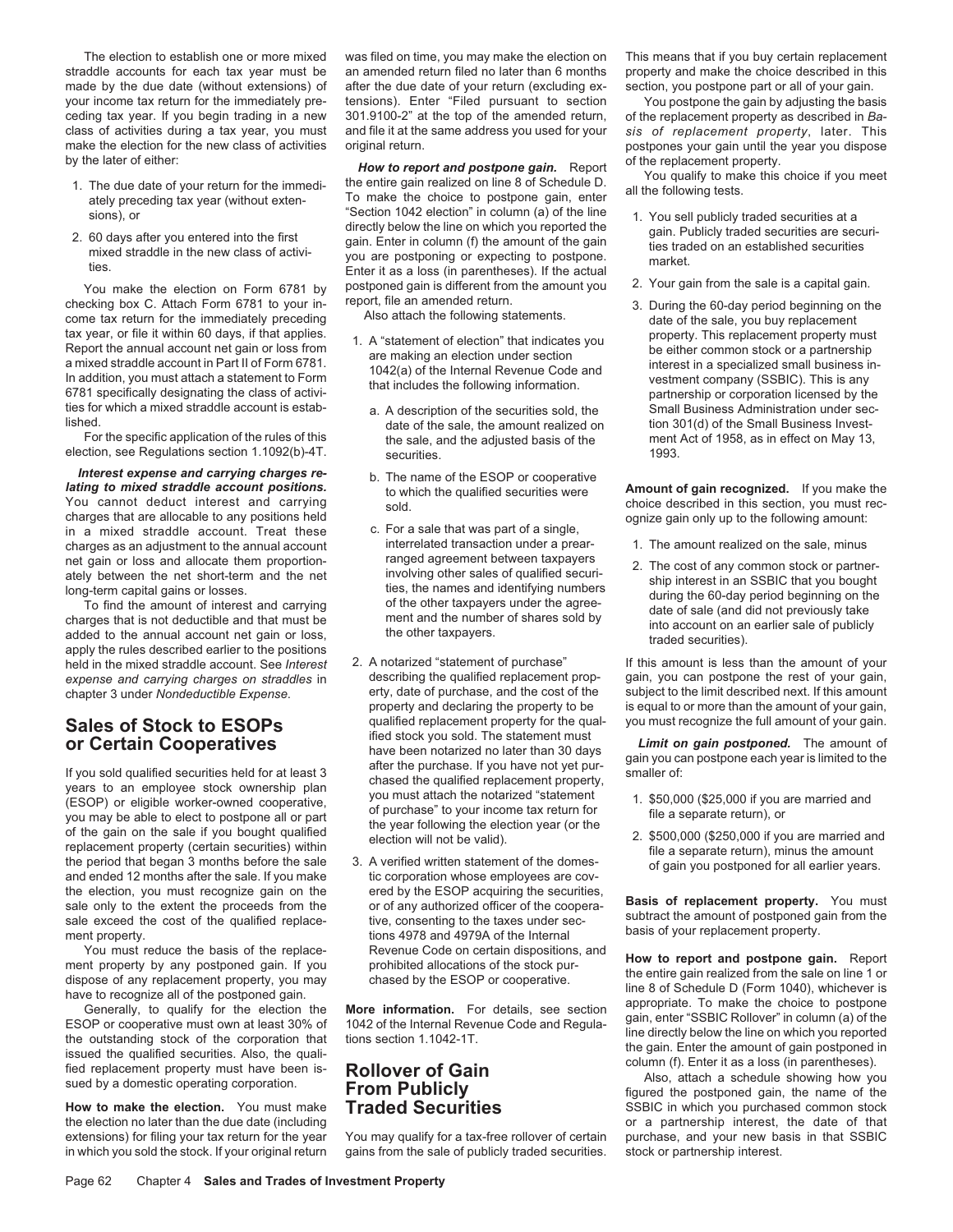The election to establish one or more mixed straddle accounts for each tax year must be made by the due date (without extensions) of your income tax return for the immediately preceding tax year. If you begin trading in a new class of activities during a tax year, you must make the election for the new class of activities by the later of either:

1. The due date of your return for the immediately preceding tax year (without extensions), or
2. 60 days after you entered into the first mixed straddle in the new class of activities.

You make the election on Form 6781 by checking box C. Attach Form 6781 to your income tax return for the immediately preceding tax year, or file it within 60 days, if that applies. Report the annual account net gain or loss from a mixed straddle account in Part II of Form 6781. In addition, you must attach a statement to Form 6781 specifically designating the class of activities for which a mixed straddle account is established.

For the specific application of the rules of this election, see Regulations section 1.1092(b)-4T.

***Interest expense and carrying charges relating to mixed straddle account positions.*** You cannot deduct interest and carrying charges that are allocable to any positions held in a mixed straddle account. Treat these charges as an adjustment to the annual account net gain or loss and allocate them proportionately between the net short-term and the net long-term capital gains or losses.

To find the amount of interest and carrying charges that is not deductible and that must be added to the annual account net gain or loss, apply the rules described earlier to the positions held in the mixed straddle account. See *Interest expense and carrying charges on straddles* in chapter 3 under *Nondeductible Expense*.

## Sales of Stock to ESOPs or Certain Cooperatives

If you sold qualified securities held for at least 3 years to an employee stock ownership plan (ESOP) or eligible worker-owned cooperative, you may be able to elect to postpone all or part of the gain on the sale if you bought qualified replacement property (certain securities) within the period that began 3 months before the sale and ended 12 months after the sale. If you make the election, you must recognize gain on the sale only to the extent the proceeds from the sale exceed the cost of the qualified replacement property.

You must reduce the basis of the replacement property by any postponed gain. If you dispose of any replacement property, you may have to recognize all of the postponed gain.

Generally, to qualify for the election the ESOP or cooperative must own at least 30% of the outstanding stock of the corporation that issued the qualified securities. Also, the qualified replacement property must have been issued by a domestic operating corporation.

**How to make the election.** You must make the election no later than the due date (including extensions) for filing your tax return for the year in which you sold the stock. If your original return was filed on time, you may make the election on an amended return filed no later than 6 months after the due date of your return (excluding extensions). Enter "Filed pursuant to section 301.9100-2" at the top of the amended return, and file it at the same address you used for your original return.

***How to report and postpone gain.*** Report the entire gain realized on line 8 of Schedule D. To make the choice to postpone gain, enter "Section 1042 election" in column (a) of the line directly below the line on which you reported the gain. Enter in column (f) the amount of the gain you are postponing or expecting to postpone. Enter it as a loss (in parentheses). If the actual postponed gain is different from the amount you report, file an amended return.

Also attach the following statements.

1. A "statement of election" that indicates you are making an election under section 1042(a) of the Internal Revenue Code and that includes the following information.
   a. A description of the securities sold, the date of the sale, the amount realized on the sale, and the adjusted basis of the securities.
   b. The name of the ESOP or cooperative to which the qualified securities were sold.
   c. For a sale that was part of a single, interrelated transaction under a prearranged agreement between taxpayers involving other sales of qualified securities, the names and identifying numbers of the other taxpayers under the agreement and the number of shares sold by the other taxpayers.
2. A notarized "statement of purchase" describing the qualified replacement property, date of purchase, and the cost of the property and declaring the property to be qualified replacement property for the qualified stock you sold. The statement must have been notarized no later than 30 days after the purchase. If you have not yet purchased the qualified replacement property, you must attach the notarized "statement of purchase" to your income tax return for the year following the election year (or the election will not be valid).
3. A verified written statement of the domestic corporation whose employees are covered by the ESOP acquiring the securities, or of any authorized officer of the cooperative, consenting to the taxes under sections 4978 and 4979A of the Internal Revenue Code on certain dispositions, and prohibited allocations of the stock purchased by the ESOP or cooperative.

**More information.** For details, see section 1042 of the Internal Revenue Code and Regulations section 1.1042-1T.

## Rollover of Gain From Publicly Traded Securities

You may qualify for a tax-free rollover of certain gains from the sale of publicly traded securities. This means that if you buy certain replacement property and make the choice described in this section, you postpone part or all of your gain.

You postpone the gain by adjusting the basis of the replacement property as described in *Basis of replacement property*, later. This postpones your gain until the year you dispose of the replacement property.

You qualify to make this choice if you meet all the following tests.

1. You sell publicly traded securities at a gain. Publicly traded securities are securities traded on an established securities market.
2. Your gain from the sale is a capital gain.
3. During the 60-day period beginning on the date of the sale, you buy replacement property. This replacement property must be either common stock or a partnership interest in a specialized small business investment company (SSBIC). This is any partnership or corporation licensed by the Small Business Administration under section 301(d) of the Small Business Investment Act of 1958, as in effect on May 13, 1993.

**Amount of gain recognized.** If you make the choice described in this section, you must recognize gain only up to the following amount:

1. The amount realized on the sale, minus
2. The cost of any common stock or partnership interest in an SSBIC that you bought during the 60-day period beginning on the date of sale (and did not previously take into account on an earlier sale of publicly traded securities).

If this amount is less than the amount of your gain, you can postpone the rest of your gain, subject to the limit described next. If this amount is equal to or more than the amount of your gain, you must recognize the full amount of your gain.

***Limit on gain postponed.*** The amount of gain you can postpone each year is limited to the smaller of:

1. $50,000 ($25,000 if you are married and file a separate return), or
2. $500,000 ($250,000 if you are married and file a separate return), minus the amount of gain you postponed for all earlier years.

**Basis of replacement property.** You must subtract the amount of postponed gain from the basis of your replacement property.

**How to report and postpone gain.** Report the entire gain realized from the sale on line 1 or line 8 of Schedule D (Form 1040), whichever is appropriate. To make the choice to postpone gain, enter "SSBIC Rollover" in column (a) of the line directly below the line on which you reported the gain. Enter the amount of gain postponed in column (f). Enter it as a loss (in parentheses).

Also, attach a schedule showing how you figured the postponed gain, the name of the SSBIC in which you purchased common stock or a partnership interest, the date of that purchase, and your new basis in that SSBIC stock or partnership interest.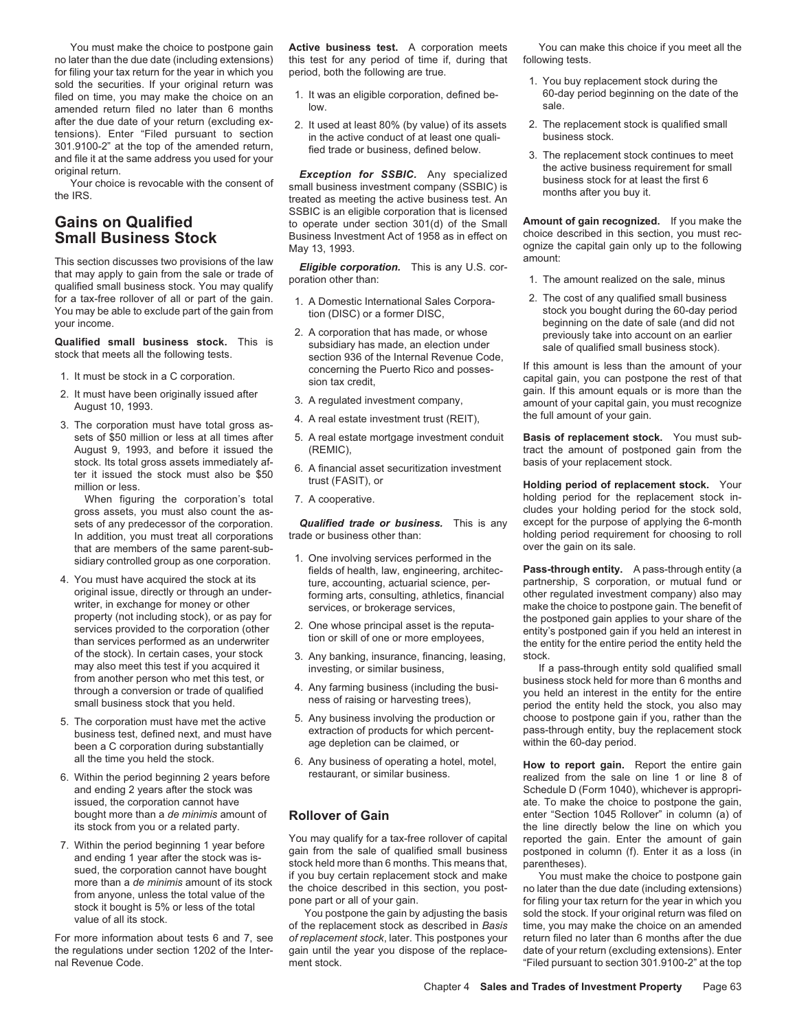You must make the choice to postpone gain no later than the due date (including extensions) for filing your tax return for the year in which you sold the securities. If your original return was filed on time, you may make the choice on an amended return filed no later than 6 months after the due date of your return (excluding extensions). Enter "Filed pursuant to section 301.9100-2" at the top of the amended return, and file it at the same address you used for your original return.

Your choice is revocable with the consent of the IRS.

## Gains on Qualified Small Business Stock

This section discusses two provisions of the law that may apply to gain from the sale or trade of qualified small business stock. You may qualify for a tax-free rollover of all or part of the gain. You may be able to exclude part of the gain from your income.

**Qualified small business stock.** This is stock that meets all the following tests.

1. It must be stock in a C corporation.
2. It must have been originally issued after August 10, 1993.
3. The corporation must have total gross assets of $50 million or less at all times after August 9, 1993, and before it issued the stock. Its total gross assets immediately after it issued the stock must also be $50 million or less.

   When figuring the corporation's total gross assets, you must also count the assets of any predecessor of the corporation. In addition, you must treat all corporations that are members of the same parent-subsidiary controlled group as one corporation.
4. You must have acquired the stock at its original issue, directly or through an underwriter, in exchange for money or other property (not including stock), or as pay for services provided to the corporation (other than services performed as an underwriter of the stock). In certain cases, your stock may also meet this test if you acquired it from another person who met this test, or through a conversion or trade of qualified small business stock that you held.
5. The corporation must have met the active business test, defined next, and must have been a C corporation during substantially all the time you held the stock.
6. Within the period beginning 2 years before and ending 2 years after the stock was issued, the corporation cannot have bought more than a *de minimis* amount of its stock from you or a related party.
7. Within the period beginning 1 year before and ending 1 year after the stock was issued, the corporation cannot have bought more than a *de minimis* amount of its stock from anyone, unless the total value of the stock it bought is 5% or less of the total value of all its stock.

For more information about tests 6 and 7, see the regulations under section 1202 of the Internal Revenue Code.

**Active business test.** A corporation meets this test for any period of time if, during that period, both the following are true.

1. It was an eligible corporation, defined below.
2. It used at least 80% (by value) of its assets in the active conduct of at least one qualified trade or business, defined below.

***Exception for SSBIC.*** Any specialized small business investment company (SSBIC) is treated as meeting the active business test. An SSBIC is an eligible corporation that is licensed to operate under section 301(d) of the Small Business Investment Act of 1958 as in effect on May 13, 1993.

***Eligible corporation.*** This is any U.S. corporation other than:

1. A Domestic International Sales Corporation (DISC) or a former DISC,
2. A corporation that has made, or whose subsidiary has made, an election under section 936 of the Internal Revenue Code, concerning the Puerto Rico and possession tax credit,
3. A regulated investment company,
4. A real estate investment trust (REIT),
5. A real estate mortgage investment conduit (REMIC),
6. A financial asset securitization investment trust (FASIT), or
7. A cooperative.

***Qualified trade or business.*** This is any trade or business other than:

1. One involving services performed in the fields of health, law, engineering, architecture, accounting, actuarial science, performing arts, consulting, athletics, financial services, or brokerage services,
2. One whose principal asset is the reputation or skill of one or more employees,
3. Any banking, insurance, financing, leasing, investing, or similar business,
4. Any farming business (including the business of raising or harvesting trees),
5. Any business involving the production or extraction of products for which percentage depletion can be claimed, or
6. Any business of operating a hotel, motel, restaurant, or similar business.

## Rollover of Gain

You may qualify for a tax-free rollover of capital gain from the sale of qualified small business stock held more than 6 months. This means that, if you buy certain replacement stock and make the choice described in this section, you postpone part or all of your gain.

You postpone the gain by adjusting the basis of the replacement stock as described in *Basis of replacement stock*, later. This postpones your gain until the year you dispose of the replacement stock.

You can make this choice if you meet all the following tests.

1. You buy replacement stock during the 60-day period beginning on the date of the sale.
2. The replacement stock is qualified small business stock.
3. The replacement stock continues to meet the active business requirement for small business stock for at least the first 6 months after you buy it.

**Amount of gain recognized.** If you make the choice described in this section, you must recognize the capital gain only up to the following amount:

1. The amount realized on the sale, minus
2. The cost of any qualified small business stock you bought during the 60-day period beginning on the date of sale (and did not previously take into account on an earlier sale of qualified small business stock).

If this amount is less than the amount of your capital gain, you can postpone the rest of that gain. If this amount equals or is more than the amount of your capital gain, you must recognize the full amount of your gain.

**Basis of replacement stock.** You must subtract the amount of postponed gain from the basis of your replacement stock.

**Holding period of replacement stock.** Your holding period for the replacement stock includes your holding period for the stock sold, except for the purpose of applying the 6-month holding period requirement for choosing to roll over the gain on its sale.

**Pass-through entity.** A pass-through entity (a partnership, S corporation, or mutual fund or other regulated investment company) also may make the choice to postpone gain. The benefit of the postponed gain applies to your share of the entity's postponed gain if you held an interest in the entity for the entire period the entity held the stock.

If a pass-through entity sold qualified small business stock held for more than 6 months and you held an interest in the entity for the entire period the entity held the stock, you also may choose to postpone gain if you, rather than the pass-through entity, buy the replacement stock within the 60-day period.

**How to report gain.** Report the entire gain realized from the sale on line 1 or line 8 of Schedule D (Form 1040), whichever is appropriate. To make the choice to postpone the gain, enter "Section 1045 Rollover" in column (a) of the line directly below the line on which you reported the gain. Enter the amount of gain postponed in column (f). Enter it as a loss (in parentheses).

You must make the choice to postpone gain no later than the due date (including extensions) for filing your tax return for the year in which you sold the stock. If your original return was filed on time, you may make the choice on an amended return filed no later than 6 months after the due date of your return (excluding extensions). Enter "Filed pursuant to section 301.9100-2" at the top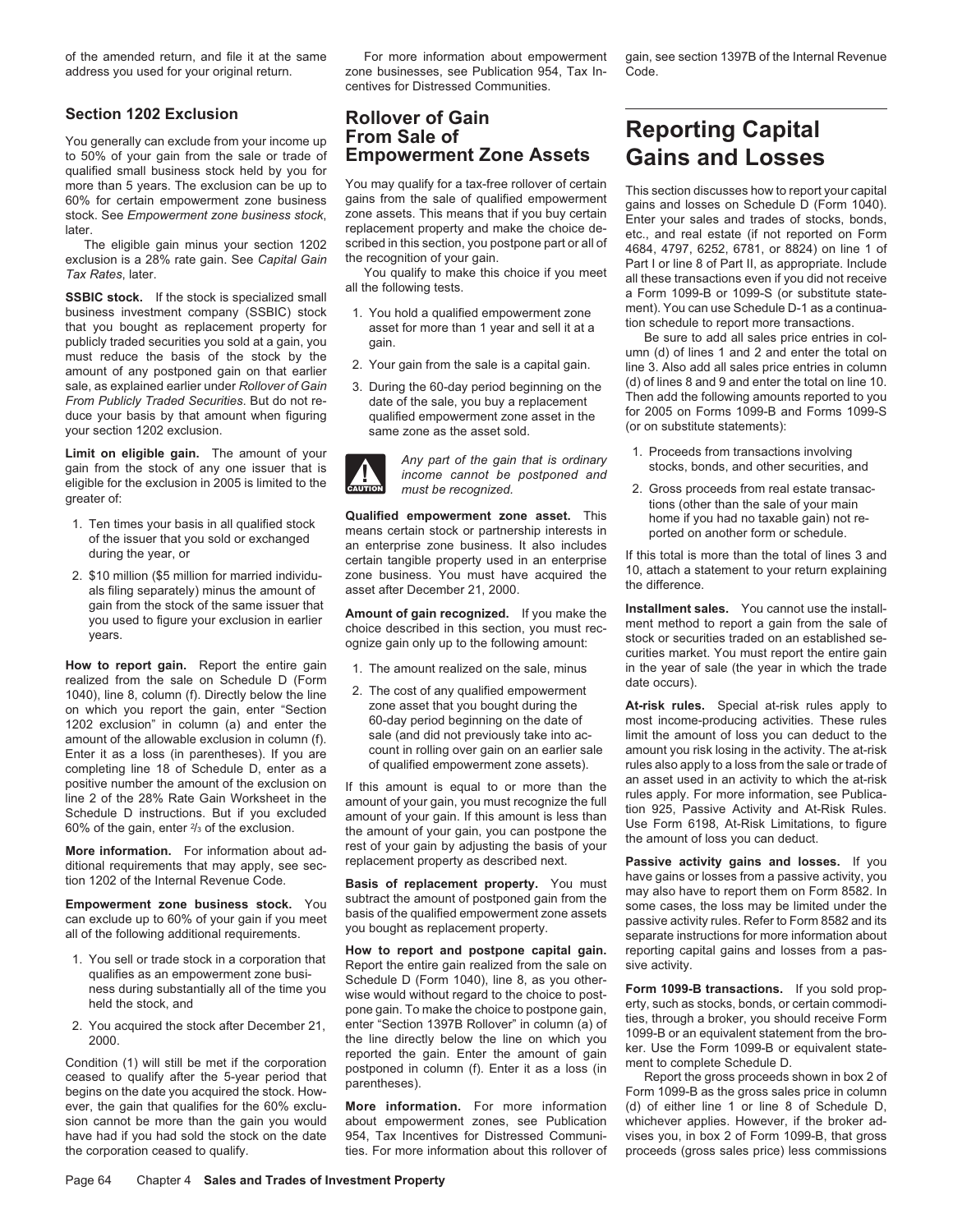of the amended return, and file it at the same address you used for your original return.

## Section 1202 Exclusion

You generally can exclude from your income up to 50% of your gain from the sale or trade of qualified small business stock held by you for more than 5 years. The exclusion can be up to 60% for certain empowerment zone business stock. See *Empowerment zone business stock*, later.

The eligible gain minus your section 1202 exclusion is a 28% rate gain. See *Capital Gain Tax Rates*, later.

**SSBIC stock.** If the stock is specialized small business investment company (SSBIC) stock that you bought as replacement property for publicly traded securities you sold at a gain, you must reduce the basis of the stock by the amount of any postponed gain on that earlier sale, as explained earlier under *Rollover of Gain From Publicly Traded Securities*. But do not reduce your basis by that amount when figuring your section 1202 exclusion.

**Limit on eligible gain.** The amount of your gain from the stock of any one issuer that is eligible for the exclusion in 2005 is limited to the greater of:

1. Ten times your basis in all qualified stock of the issuer that you sold or exchanged during the year, or
2. $10 million ($5 million for married individuals filing separately) minus the amount of gain from the stock of the same issuer that you used to figure your exclusion in earlier years.

**How to report gain.** Report the entire gain realized from the sale on Schedule D (Form 1040), line 8, column (f). Directly below the line on which you report the gain, enter "Section 1202 exclusion" in column (a) and enter the amount of the allowable exclusion in column (f). Enter it as a loss (in parentheses). If you are completing line 18 of Schedule D, enter as a positive number the amount of the exclusion on line 2 of the 28% Rate Gain Worksheet in the Schedule D instructions. But if you excluded 60% of the gain, enter ²/₃ of the exclusion.

**More information.** For information about additional requirements that may apply, see section 1202 of the Internal Revenue Code.

**Empowerment zone business stock.** You can exclude up to 60% of your gain if you meet all of the following additional requirements.

1. You sell or trade stock in a corporation that qualifies as an empowerment zone business during substantially all of the time you held the stock, and
2. You acquired the stock after December 21, 2000.

Condition (1) will still be met if the corporation ceased to qualify after the 5-year period that begins on the date you acquired the stock. However, the gain that qualifies for the 60% exclusion cannot be more than the gain you would have had if you had sold the stock on the date the corporation ceased to qualify.

For more information about empowerment zone businesses, see Publication 954, Tax Incentives for Distressed Communities.

## Rollover of Gain From Sale of Empowerment Zone Assets

You may qualify for a tax-free rollover of certain gains from the sale of qualified empowerment zone assets. This means that if you buy certain replacement property and make the choice described in this section, you postpone part or all of the recognition of your gain.

You qualify to make this choice if you meet all the following tests.

1. You hold a qualified empowerment zone asset for more than 1 year and sell it at a gain.
2. Your gain from the sale is a capital gain.
3. During the 60-day period beginning on the date of the sale, you buy a replacement qualified empowerment zone asset in the same zone as the asset sold.

**CAUTION:** *Any part of the gain that is ordinary income cannot be postponed and must be recognized.*

**Qualified empowerment zone asset.** This means certain stock or partnership interests in an enterprise zone business. It also includes certain tangible property used in an enterprise zone business. You must have acquired the asset after December 21, 2000.

**Amount of gain recognized.** If you make the choice described in this section, you must recognize gain only up to the following amount:

1. The amount realized on the sale, minus
2. The cost of any qualified empowerment zone asset that you bought during the 60-day period beginning on the date of sale (and did not previously take into account in rolling over gain on an earlier sale of qualified empowerment zone assets).

If this amount is equal to or more than the amount of your gain, you must recognize the full amount of your gain. If this amount is less than the amount of your gain, you can postpone the rest of your gain by adjusting the basis of your replacement property as described next.

**Basis of replacement property.** You must subtract the amount of postponed gain from the basis of the qualified empowerment zone assets you bought as replacement property.

**How to report and postpone capital gain.** Report the entire gain realized from the sale on Schedule D (Form 1040), line 8, as you otherwise would without regard to the choice to postpone gain. To make the choice to postpone gain, enter "Section 1397B Rollover" in column (a) of the line directly below the line on which you reported the gain. Enter the amount of gain postponed in column (f). Enter it as a loss (in parentheses).

**More information.** For more information about empowerment zones, see Publication 954, Tax Incentives for Distressed Communities. For more information about this rollover of gain, see section 1397B of the Internal Revenue Code.

# Reporting Capital Gains and Losses

This section discusses how to report your capital gains and losses on Schedule D (Form 1040). Enter your sales and trades of stocks, bonds, etc., and real estate (if not reported on Form 4684, 4797, 6252, 6781, or 8824) on line 1 of Part I or line 8 of Part II, as appropriate. Include all these transactions even if you did not receive a Form 1099-B or 1099-S (or substitute statement). You can use Schedule D-1 as a continuation schedule to report more transactions.

Be sure to add all sales price entries in column (d) of lines 1 and 2 and enter the total on line 3. Also add all sales price entries in column (d) of lines 8 and 9 and enter the total on line 10. Then add the following amounts reported to you for 2005 on Forms 1099-B and Forms 1099-S (or on substitute statements):

1. Proceeds from transactions involving stocks, bonds, and other securities, and
2. Gross proceeds from real estate transactions (other than the sale of your main home if you had no taxable gain) not reported on another form or schedule.

If this total is more than the total of lines 3 and 10, attach a statement to your return explaining the difference.

**Installment sales.** You cannot use the installment method to report a gain from the sale of stock or securities traded on an established securities market. You must report the entire gain in the year of sale (the year in which the trade date occurs).

**At-risk rules.** Special at-risk rules apply to most income-producing activities. These rules limit the amount of loss you can deduct to the amount you risk losing in the activity. The at-risk rules also apply to a loss from the sale or trade of an asset used in an activity to which the at-risk rules apply. For more information, see Publication 925, Passive Activity and At-Risk Rules. Use Form 6198, At-Risk Limitations, to figure the amount of loss you can deduct.

**Passive activity gains and losses.** If you have gains or losses from a passive activity, you may also have to report them on Form 8582. In some cases, the loss may be limited under the passive activity rules. Refer to Form 8582 and its separate instructions for more information about reporting capital gains and losses from a passive activity.

**Form 1099-B transactions.** If you sold property, such as stocks, bonds, or certain commodities, through a broker, you should receive Form 1099-B or an equivalent statement from the broker. Use the Form 1099-B or equivalent statement to complete Schedule D.

Report the gross proceeds shown in box 2 of Form 1099-B as the gross sales price in column (d) of either line 1 or line 8 of Schedule D, whichever applies. However, if the broker advises you, in box 2 of Form 1099-B, that gross proceeds (gross sales price) less commissions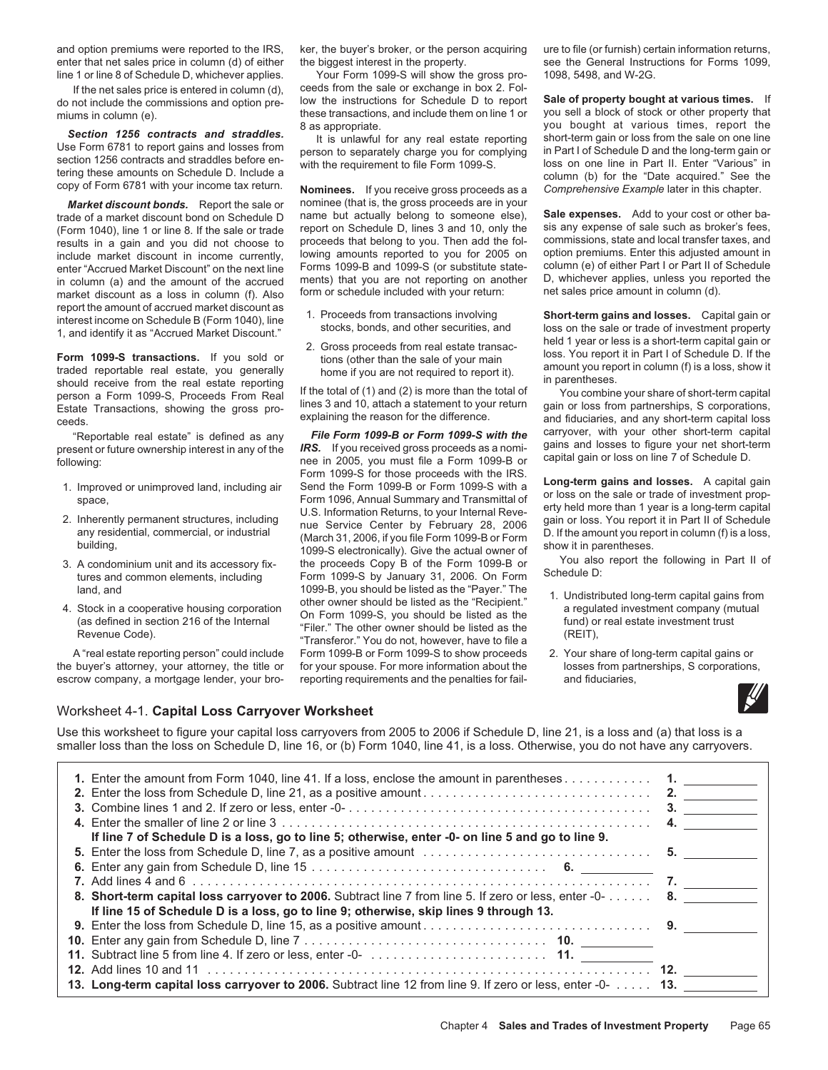and option premiums were reported to the IRS, enter that net sales price in column (d) of either line 1 or line 8 of Schedule D, whichever applies.

If the net sales price is entered in column (d), do not include the commissions and option premiums in column (e).

***Section 1256 contracts and straddles.*** Use Form 6781 to report gains and losses from section 1256 contracts and straddles before entering these amounts on Schedule D. Include a copy of Form 6781 with your income tax return.

***Market discount bonds.*** Report the sale or trade of a market discount bond on Schedule D (Form 1040), line 1 or line 8. If the sale or trade results in a gain and you did not choose to include market discount in income currently, enter "Accrued Market Discount" on the next line in column (a) and the amount of the accrued market discount as a loss in column (f). Also report the amount of accrued market discount as interest income on Schedule B (Form 1040), line 1, and identify it as "Accrued Market Discount."

**Form 1099-S transactions.** If you sold or traded reportable real estate, you generally should receive from the real estate reporting person a Form 1099-S, Proceeds From Real Estate Transactions, showing the gross proceeds.

"Reportable real estate" is defined as any present or future ownership interest in any of the following:

1. Improved or unimproved land, including air space,
2. Inherently permanent structures, including any residential, commercial, or industrial building,
3. A condominium unit and its accessory fixtures and common elements, including land, and
4. Stock in a cooperative housing corporation (as defined in section 216 of the Internal Revenue Code).

A "real estate reporting person" could include the buyer's attorney, your attorney, the title or escrow company, a mortgage lender, your broker, the buyer's broker, or the person acquiring the biggest interest in the property.

Your Form 1099-S will show the gross proceeds from the sale or exchange in box 2. Follow the instructions for Schedule D to report these transactions, and include them on line 1 or 8 as appropriate.

It is unlawful for any real estate reporting person to separately charge you for complying with the requirement to file Form 1099-S.

**Nominees.** If you receive gross proceeds as a nominee (that is, the gross proceeds are in your name but actually belong to someone else), report on Schedule D, lines 3 and 10, only the proceeds that belong to you. Then add the following amounts reported to you for 2005 on Forms 1099-B and 1099-S (or substitute statements) that you are not reporting on another form or schedule included with your return:

1. Proceeds from transactions involving stocks, bonds, and other securities, and
2. Gross proceeds from real estate transactions (other than the sale of your main home if you are not required to report it).

If the total of (1) and (2) is more than the total of lines 3 and 10, attach a statement to your return explaining the reason for the difference.

***File Form 1099-B or Form 1099-S with the IRS.*** If you received gross proceeds as a nominee in 2005, you must file a Form 1099-B or Form 1099-S for those proceeds with the IRS. Send the Form 1099-B or Form 1099-S with a Form 1096, Annual Summary and Transmittal of U.S. Information Returns, to your Internal Revenue Service Center by February 28, 2006 (March 31, 2006, if you file Form 1099-B or Form 1099-S electronically). Give the actual owner of the proceeds Copy B of the Form 1099-B or Form 1099-S by January 31, 2006. On Form 1099-B, you should be listed as the "Payer." The other owner should be listed as the "Recipient." On Form 1099-S, you should be listed as the "Filer." The other owner should be listed as the "Transferor." You do not, however, have to file a Form 1099-B or Form 1099-S to show proceeds for your spouse. For more information about the reporting requirements and the penalties for failure to file (or furnish) certain information returns, see the General Instructions for Forms 1099, 1098, 5498, and W-2G.

**Sale of property bought at various times.** If you sell a block of stock or other property that you bought at various times, report the short-term gain or loss from the sale on one line in Part I of Schedule D and the long-term gain or loss on one line in Part II. Enter "Various" in column (b) for the "Date acquired." See the *Comprehensive Example* later in this chapter.

**Sale expenses.** Add to your cost or other basis any expense of sale such as broker's fees, commissions, state and local transfer taxes, and option premiums. Enter this adjusted amount in column (e) of either Part I or Part II of Schedule D, whichever applies, unless you reported the net sales price amount in column (d).

**Short-term gains and losses.** Capital gain or loss on the sale or trade of investment property held 1 year or less is a short-term capital gain or loss. You report it in Part I of Schedule D. If the amount you report in column (f) is a loss, show it in parentheses.

You combine your share of short-term capital gain or loss from partnerships, S corporations, and fiduciaries, and any short-term capital loss carryover, with your other short-term capital gains and losses to figure your net short-term capital gain or loss on line 7 of Schedule D.

**Long-term gains and losses.** A capital gain or loss on the sale or trade of investment property held more than 1 year is a long-term capital gain or loss. You report it in Part II of Schedule D. If the amount you report in column (f) is a loss, show it in parentheses.

You also report the following in Part II of Schedule D:

1. Undistributed long-term capital gains from a regulated investment company (mutual fund) or real estate investment trust (REIT),
2. Your share of long-term capital gains or losses from partnerships, S corporations, and fiduciaries,

## Worksheet 4-1. Capital Loss Carryover Worksheet

Use this worksheet to figure your capital loss carryovers from 2005 to 2006 if Schedule D, line 21, is a loss and (a) that loss is a smaller loss than the loss on Schedule D, line 16, or (b) Form 1040, line 41, is a loss. Otherwise, you do not have any carryovers.

| | | |
|---|---|---|
| **1.** Enter the amount from Form 1040, line 41. If a loss, enclose the amount in parentheses | | 1. ______ |
| **2.** Enter the loss from Schedule D, line 21, as a positive amount | | 2. ______ |
| **3.** Combine lines 1 and 2. If zero or less, enter -0- | | 3. ______ |
| **4.** Enter the smaller of line 2 or line 3 | | 4. ______ |
| **If line 7 of Schedule D is a loss, go to line 5; otherwise, enter -0- on line 5 and go to line 9.** | | |
| **5.** Enter the loss from Schedule D, line 7, as a positive amount | | 5. ______ |
| **6.** Enter any gain from Schedule D, line 15 | 6. ______ | |
| **7.** Add lines 4 and 6 | | 7. ______ |
| **8. Short-term capital loss carryover to 2006.** Subtract line 7 from line 5. If zero or less, enter -0- | | 8. ______ |
| **If line 15 of Schedule D is a loss, go to line 9; otherwise, skip lines 9 through 13.** | | |
| **9.** Enter the loss from Schedule D, line 15, as a positive amount | | 9. ______ |
| **10.** Enter any gain from Schedule D, line 7 | 10. ______ | |
| **11.** Subtract line 5 from line 4. If zero or less, enter -0- | 11. ______ | |
| **12.** Add lines 10 and 11 | | 12. ______ |
| **13. Long-term capital loss carryover to 2006.** Subtract line 12 from line 9. If zero or less, enter -0- | | 13. ______ |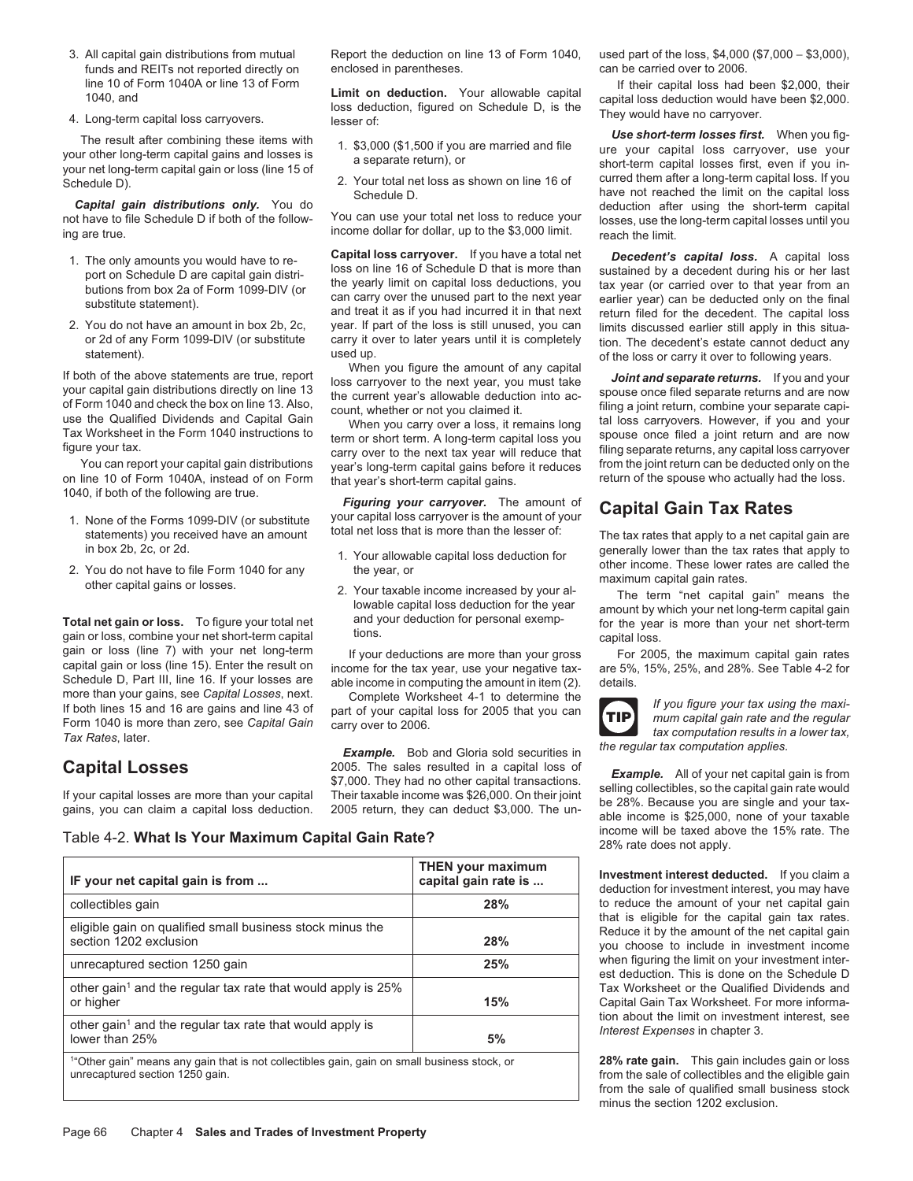3. All capital gain distributions from mutual funds and REITs not reported directly on line 10 of Form 1040A or line 13 of Form 1040, and
4. Long-term capital loss carryovers.

The result after combining these items with your other long-term capital gains and losses is your net long-term capital gain or loss (line 15 of Schedule D).

***Capital gain distributions only.*** You do not have to file Schedule D if both of the following are true.

1. The only amounts you would have to report on Schedule D are capital gain distributions from box 2a of Form 1099-DIV (or substitute statement).
2. You do not have an amount in box 2b, 2c, or 2d of any Form 1099-DIV (or substitute statement).

If both of the above statements are true, report your capital gain distributions directly on line 13 of Form 1040 and check the box on line 13. Also, use the Qualified Dividends and Capital Gain Tax Worksheet in the Form 1040 instructions to figure your tax.

You can report your capital gain distributions on line 10 of Form 1040A, instead of on Form 1040, if both of the following are true.

1. None of the Forms 1099-DIV (or substitute statements) you received have an amount in box 2b, 2c, or 2d.
2. You do not have to file Form 1040 for any other capital gains or losses.

**Total net gain or loss.** To figure your total net gain or loss, combine your net short-term capital gain or loss (line 7) with your net long-term capital gain or loss (line 15). Enter the result on Schedule D, Part III, line 16. If your losses are more than your gains, see *Capital Losses*, next. If both lines 15 and 16 are gains and line 43 of Form 1040 is more than zero, see *Capital Gain Tax Rates*, later.

## Capital Losses

If your capital losses are more than your capital gains, you can claim a capital loss deduction. Report the deduction on line 13 of Form 1040, enclosed in parentheses.

**Limit on deduction.** Your allowable capital loss deduction, figured on Schedule D, is the lesser of:

1. $3,000 ($1,500 if you are married and file a separate return), or
2. Your total net loss as shown on line 16 of Schedule D.

You can use your total net loss to reduce your income dollar for dollar, up to the $3,000 limit.

**Capital loss carryover.** If you have a total net loss on line 16 of Schedule D that is more than the yearly limit on capital loss deductions, you can carry over the unused part to the next year and treat it as if you had incurred it in that next year. If part of the loss is still unused, you can carry it over to later years until it is completely used up.

When you figure the amount of any capital loss carryover to the next year, you must take the current year's allowable deduction into account, whether or not you claimed it.

When you carry over a loss, it remains long term or short term. A long-term capital loss you carry over to the next tax year will reduce that year's long-term capital gains before it reduces that year's short-term capital gains.

***Figuring your carryover.*** The amount of your capital loss carryover is the amount of your total net loss that is more than the lesser of:

1. Your allowable capital loss deduction for the year, or
2. Your taxable income increased by your allowable capital loss deduction for the year and your deduction for personal exemptions.

If your deductions are more than your gross income for the tax year, use your negative taxable income in computing the amount in item (2).

Complete Worksheet 4-1 to determine the part of your capital loss for 2005 that you can carry over to 2006.

***Example.*** Bob and Gloria sold securities in 2005. The sales resulted in a capital loss of $7,000. They had no other capital transactions. Their taxable income was $26,000. On their joint 2005 return, they can deduct $3,000. The unused part of the loss, $4,000 ($7,000 − $3,000), can be carried over to 2006.

If their capital loss had been $2,000, their capital loss deduction would have been $2,000. They would have no carryover.

***Use short-term losses first.*** When you figure your capital loss carryover, use your short-term capital losses first, even if you incurred them after a long-term capital loss. If you have not reached the limit on the capital loss deduction after using the short-term capital losses, use the long-term capital losses until you reach the limit.

***Decedent's capital loss.*** A capital loss sustained by a decedent during his or her last tax year (or carried over to that year from an earlier year) can be deducted only on the final return filed for the decedent. The capital loss limits discussed earlier still apply in this situation. The decedent's estate cannot deduct any of the loss or carry it over to following years.

***Joint and separate returns.*** If you and your spouse once filed separate returns and are now filing a joint return, combine your separate capital loss carryovers. However, if you and your spouse once filed a joint return and are now filing separate returns, any capital loss carryover from the joint return can be deducted only on the return of the spouse who actually had the loss.

## Capital Gain Tax Rates

The tax rates that apply to a net capital gain are generally lower than the tax rates that apply to other income. These lower rates are called the maximum capital gain rates.

The term "net capital gain" means the amount by which your net long-term capital gain for the year is more than your net short-term capital loss.

For 2005, the maximum capital gain rates are 5%, 15%, 25%, and 28%. See Table 4-2 for details.

**TIP** *If you figure your tax using the maximum capital gain rate and the regular tax computation results in a lower tax, the regular tax computation applies.*

***Example.*** All of your net capital gain is from selling collectibles, so the capital gain rate would be 28%. Because you are single and your taxable income is $25,000, none of your taxable income will be taxed above the 15% rate. The 28% rate does not apply.

**Investment interest deducted.** If you claim a deduction for investment interest, you may have to reduce the amount of your net capital gain that is eligible for the capital gain tax rates. Reduce it by the amount of the net capital gain you choose to include in investment income when figuring the limit on your investment interest deduction. This is done on the Schedule D Tax Worksheet or the Qualified Dividends and Capital Gain Tax Worksheet. For more information about the limit on investment interest, see *Interest Expenses* in chapter 3.

**28% rate gain.** This gain includes gain or loss from the sale of collectibles and the eligible gain from the sale of qualified small business stock minus the section 1202 exclusion.

### Table 4-2. What Is Your Maximum Capital Gain Rate?

| IF your net capital gain is from ... | THEN your maximum capital gain rate is ... |
|---|---|
| collectibles gain | 28% |
| eligible gain on qualified small business stock minus the section 1202 exclusion | 28% |
| unrecaptured section 1250 gain | 25% |
| other gain[1] and the regular tax rate that would apply is 25% or higher | 15% |
| other gain[1] and the regular tax rate that would apply is lower than 25% | 5% |

[1]"Other gain" means any gain that is not collectibles gain, gain on small business stock, or unrecaptured section 1250 gain.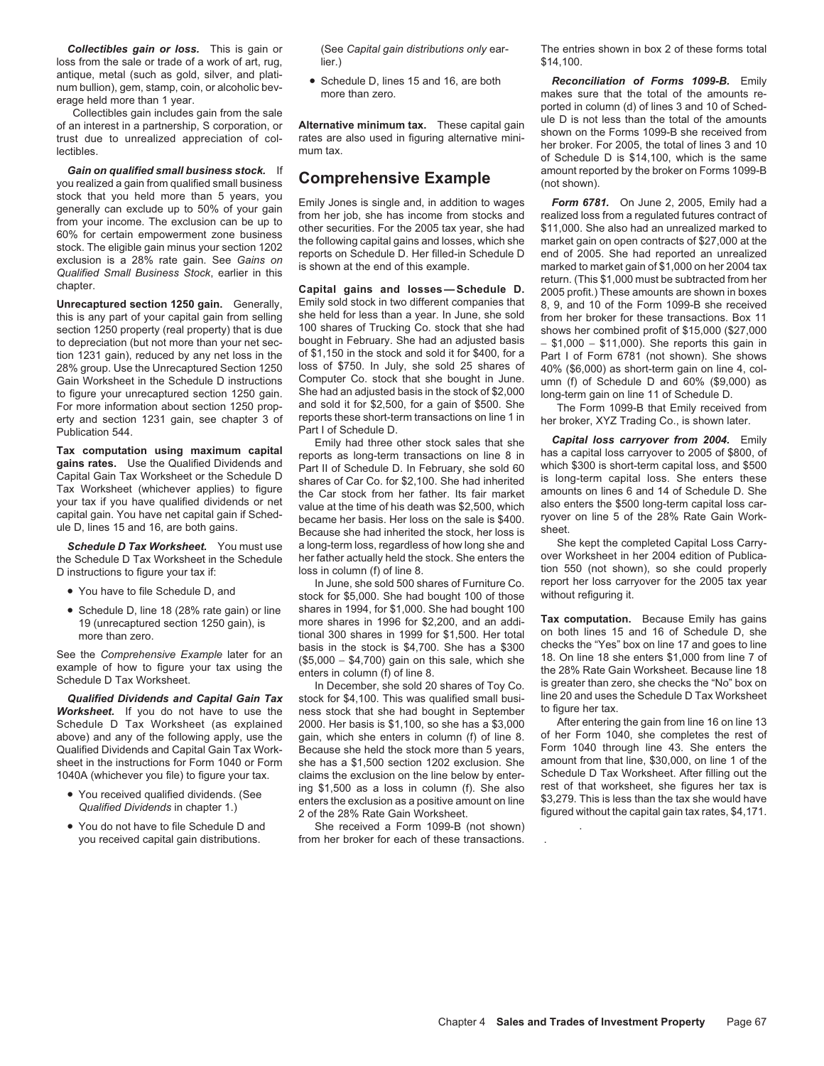***Collectibles gain or loss.*** This is gain or loss from the sale or trade of a work of art, rug, antique, metal (such as gold, silver, and platinum bullion), gem, stamp, coin, or alcoholic beverage held more than 1 year.

Collectibles gain includes gain from the sale of an interest in a partnership, S corporation, or trust due to unrealized appreciation of collectibles.

***Gain on qualified small business stock.*** If you realized a gain from qualified small business stock that you held more than 5 years, you generally can exclude up to 50% of your gain from your income. The exclusion can be up to 60% for certain empowerment zone business stock. The eligible gain minus your section 1202 exclusion is a 28% rate gain. See *Gains on Qualified Small Business Stock*, earlier in this chapter.

**Unrecaptured section 1250 gain.** Generally, this is any part of your capital gain from selling section 1250 property (real property) that is due to depreciation (but not more than your net section 1231 gain), reduced by any net loss in the 28% group. Use the Unrecaptured Section 1250 Gain Worksheet in the Schedule D instructions to figure your unrecaptured section 1250 gain. For more information about section 1250 property and section 1231 gain, see chapter 3 of Publication 544.

**Tax computation using maximum capital gains rates.** Use the Qualified Dividends and Capital Gain Tax Worksheet or the Schedule D Tax Worksheet (whichever applies) to figure your tax if you have qualified dividends or net capital gain. You have net capital gain if Schedule D, lines 15 and 16, are both gains.

***Schedule D Tax Worksheet.*** You must use the Schedule D Tax Worksheet in the Schedule D instructions to figure your tax if:

- You have to file Schedule D, and
- Schedule D, line 18 (28% rate gain) or line 19 (unrecaptured section 1250 gain), is more than zero.

See the *Comprehensive Example* later for an example of how to figure your tax using the Schedule D Tax Worksheet.

***Qualified Dividends and Capital Gain Tax Worksheet.*** If you do not have to use the Schedule D Tax Worksheet (as explained above) and any of the following apply, use the Qualified Dividends and Capital Gain Tax Worksheet in the instructions for Form 1040 or Form 1040A (whichever you file) to figure your tax.

- You received qualified dividends. (See *Qualified Dividends* in chapter 1.)
- You do not have to file Schedule D and you received capital gain distributions. (See *Capital gain distributions only* earlier.)
- Schedule D, lines 15 and 16, are both more than zero.

**Alternative minimum tax.** These capital gain rates are also used in figuring alternative minimum tax.

## Comprehensive Example

Emily Jones is single and, in addition to wages from her job, she has income from stocks and other securities. For the 2005 tax year, she had the following capital gains and losses, which she reports on Schedule D. Her filled-in Schedule D is shown at the end of this example.

**Capital gains and losses — Schedule D.** Emily sold stock in two different companies that she held for less than a year. In June, she sold 100 shares of Trucking Co. stock that she had bought in February. She had an adjusted basis of $1,150 in the stock and sold it for $400, for a loss of $750. In July, she sold 25 shares of Computer Co. stock that she bought in June. She had an adjusted basis in the stock of $2,000 and sold it for $2,500, for a gain of $500. She reports these short-term transactions on line 1 in Part I of Schedule D.

Emily had three other stock sales that she reports as long-term transactions on line 8 in Part II of Schedule D. In February, she sold 60 shares of Car Co. for $2,100. She had inherited the Car stock from her father. Its fair market value at the time of his death was $2,500, which became her basis. Her loss on the sale is $400. Because she had inherited the stock, her loss is a long-term loss, regardless of how long she and her father actually held the stock. She enters the loss in column (f) of line 8.

In June, she sold 500 shares of Furniture Co. stock for $5,000. She had bought 100 of those shares in 1994, for $1,000. She had bought 100 more shares in 1996 for $2,200, and an additional 300 shares in 1999 for $1,500. Her total basis in the stock is $4,700. She has a $300 ($5,000 − $4,700) gain on this sale, which she enters in column (f) of line 8.

In December, she sold 20 shares of Toy Co. stock for $4,100. This was qualified small business stock that she had bought in September 2000. Her basis is $1,100, so she has a $3,000 gain, which she enters in column (f) of line 8. Because she held the stock more than 5 years, she has a $1,500 section 1202 exclusion. She claims the exclusion on the line below by entering $1,500 as a loss in column (f). She also enters the exclusion as a positive amount on line 2 of the 28% Rate Gain Worksheet.

She received a Form 1099-B (not shown) from her broker for each of these transactions. The entries shown in box 2 of these forms total $14,100.

***Reconciliation of Forms 1099-B.*** Emily makes sure that the total of the amounts reported in column (d) of lines 3 and 10 of Schedule D is not less than the total of the amounts shown on the Forms 1099-B she received from her broker. For 2005, the total of lines 3 and 10 of Schedule D is $14,100, which is the same amount reported by the broker on Forms 1099-B (not shown).

***Form 6781.*** On June 2, 2005, Emily had a realized loss from a regulated futures contract of $11,000. She also had an unrealized marked to market gain on open contracts of $27,000 at the end of 2005. She had reported an unrealized marked to market gain of $1,000 on her 2004 tax return. (This $1,000 must be subtracted from her 2005 profit.) These amounts are shown in boxes 8, 9, and 10 of the Form 1099-B she received from her broker for these transactions. Box 11 shows her combined profit of $15,000 ($27,000 − $1,000 − $11,000). She reports this gain in Part I of Form 6781 (not shown). She shows 40% ($6,000) as short-term gain on line 4, column (f) of Schedule D and 60% ($9,000) as long-term gain on line 11 of Schedule D.

The Form 1099-B that Emily received from her broker, XYZ Trading Co., is shown later.

***Capital loss carryover from 2004.*** Emily has a capital loss carryover to 2005 of $800, of which $300 is short-term capital loss, and $500 is long-term capital loss. She enters these amounts on lines 6 and 14 of Schedule D. She also enters the $500 long-term capital loss carryover on line 5 of the 28% Rate Gain Worksheet.

She kept the completed Capital Loss Carryover Worksheet in her 2004 edition of Publication 550 (not shown), so she could properly report her loss carryover for the 2005 tax year without refiguring it.

**Tax computation.** Because Emily has gains on both lines 15 and 16 of Schedule D, she checks the "Yes" box on line 17 and goes to line 18. On line 18 she enters $1,000 from line 7 of the 28% Rate Gain Worksheet. Because line 18 is greater than zero, she checks the "No" box on line 20 and uses the Schedule D Tax Worksheet to figure her tax.

After entering the gain from line 16 on line 13 of her Form 1040, she completes the rest of Form 1040 through line 43. She enters the amount from that line, $30,000, on line 1 of the Schedule D Tax Worksheet. After filling out the rest of that worksheet, she figures her tax is $3,279. This is less than the tax she would have figured without the capital gain tax rates, $4,171.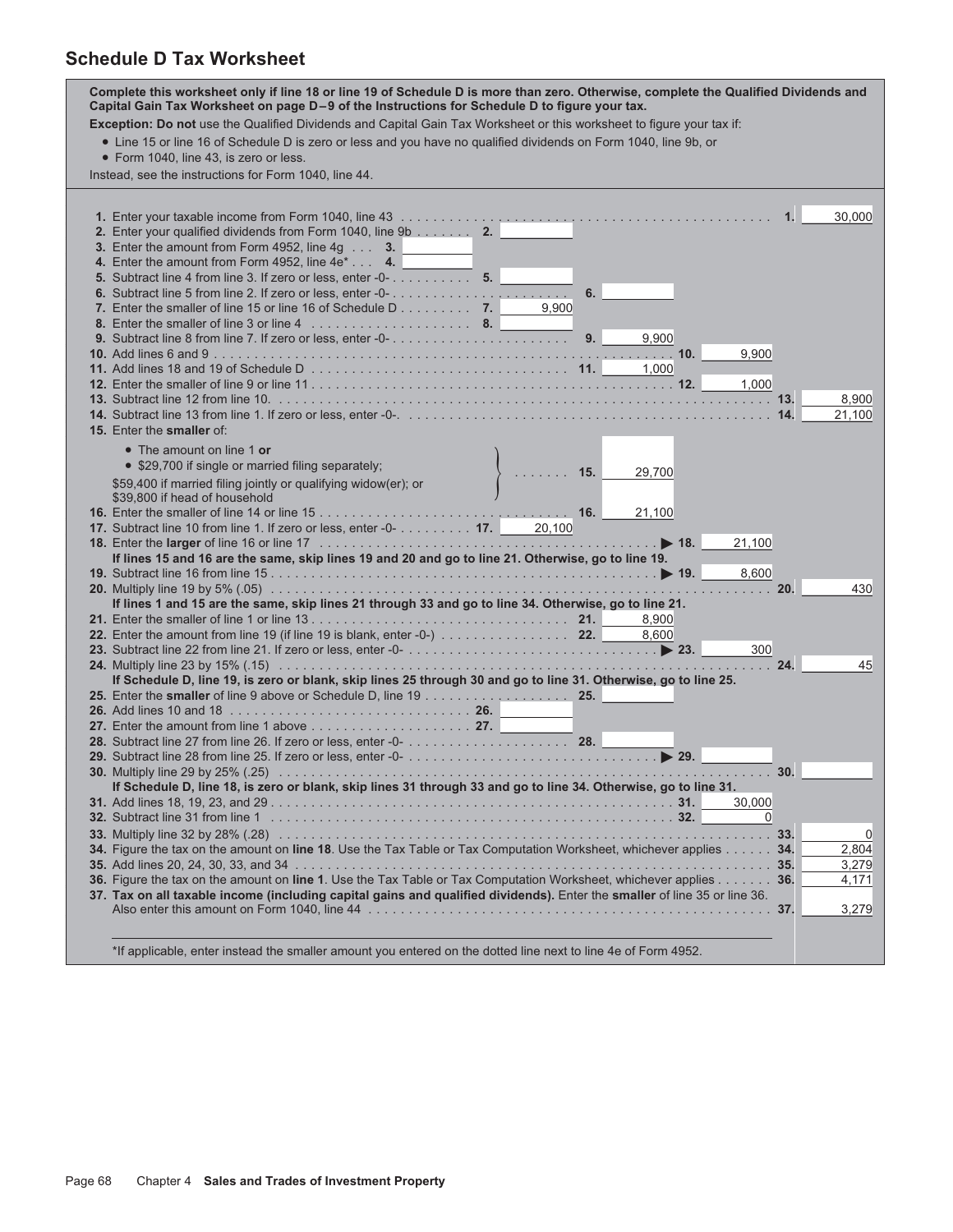## Schedule D Tax Worksheet

**Complete this worksheet only if line 18 or line 19 of Schedule D is more than zero. Otherwise, complete the Qualified Dividends and Capital Gain Tax Worksheet on page D–9 of the Instructions for Schedule D to figure your tax.**

**Exception: Do not** use the Qualified Dividends and Capital Gain Tax Worksheet or this worksheet to figure your tax if:

- Line 15 or line 16 of Schedule D is zero or less and you have no qualified dividends on Form 1040, line 9b, or
- Form 1040, line 43, is zero or less.

Instead, see the instructions for Form 1040, line 44.

| Line | Description | Amount |
|---|---|---|
| **1.** | Enter your taxable income from Form 1040, line 43 | 30,000 |
| **2.** | Enter your qualified dividends from Form 1040, line 9b | |
| **3.** | Enter the amount from Form 4952, line 4g | |
| **4.** | Enter the amount from Form 4952, line 4e* | |
| **5.** | Subtract line 4 from line 3. If zero or less, enter -0- | |
| **6.** | Subtract line 5 from line 2. If zero or less, enter -0- | |
| **7.** | Enter the smaller of line 15 or line 16 of Schedule D | 9,900 |
| **8.** | Enter the smaller of line 3 or line 4 | |
| **9.** | Subtract line 8 from line 7. If zero or less, enter -0- | 9,900 |
| **10.** | Add lines 6 and 9 | 9,900 |
| **11.** | Add lines 18 and 19 of Schedule D | 1,000 |
| **12.** | Enter the smaller of line 9 or line 11 | 1,000 |
| **13.** | Subtract line 12 from line 10. | 8,900 |
| **14.** | Subtract line 13 from line 1. If zero or less, enter -0-. | 21,100 |
| **15.** | Enter the **smaller** of: • The amount on line 1 **or** • $29,700 if single or married filing separately; $59,400 if married filing jointly or qualifying widow(er); or $39,800 if head of household | 29,700 |
| **16.** | Enter the smaller of line 14 or line 15 | 21,100 |
| **17.** | Subtract line 10 from line 1. If zero or less, enter -0- | 20,100 |
| **18.** | Enter the **larger** of line 16 or line 17 | 21,100 |
| | **If lines 15 and 16 are the same, skip lines 19 and 20 and go to line 21. Otherwise, go to line 19.** | |
| **19.** | Subtract line 16 from line 15 | 8,600 |
| **20.** | Multiply line 19 by 5% (.05) | 430 |
| | **If lines 1 and 15 are the same, skip lines 21 through 33 and go to line 34. Otherwise, go to line 21.** | |
| **21.** | Enter the smaller of line 1 or line 13 | 8,900 |
| **22.** | Enter the amount from line 19 (if line 19 is blank, enter -0-) | 8,600 |
| **23.** | Subtract line 22 from line 21. If zero or less, enter -0- | 300 |
| **24.** | Multiply line 23 by 15% (.15) | 45 |
| | **If Schedule D, line 19, is zero or blank, skip lines 25 through 30 and go to line 31. Otherwise, go to line 25.** | |
| **25.** | Enter the **smaller** of line 9 above or Schedule D, line 19 | |
| **26.** | Add lines 10 and 18 | |
| **27.** | Enter the amount from line 1 above | |
| **28.** | Subtract line 27 from line 26. If zero or less, enter -0- | |
| **29.** | Subtract line 28 from line 25. If zero or less, enter -0- | |
| **30.** | Multiply line 29 by 25% (.25) | |
| | **If Schedule D, line 18, is zero or blank, skip lines 31 through 33 and go to line 34. Otherwise, go to line 31.** | |
| **31.** | Add lines 18, 19, 23, and 29 | 30,000 |
| **32.** | Subtract line 31 from line 1 | 0 |
| **33.** | Multiply line 32 by 28% (.28) | 0 |
| **34.** | Figure the tax on the amount on **line 18**. Use the Tax Table or Tax Computation Worksheet, whichever applies | 2,804 |
| **35.** | Add lines 20, 24, 30, 33, and 34 | 3,279 |
| **36.** | Figure the tax on the amount on **line 1**. Use the Tax Table or Tax Computation Worksheet, whichever applies | 4,171 |
| **37.** | **Tax on all taxable income (including capital gains and qualified dividends).** Enter the **smaller** of line 35 or line 36. Also enter this amount on Form 1040, line 44 | 3,279 |

*If applicable, enter instead the smaller amount you entered on the dotted line next to line 4e of Form 4952.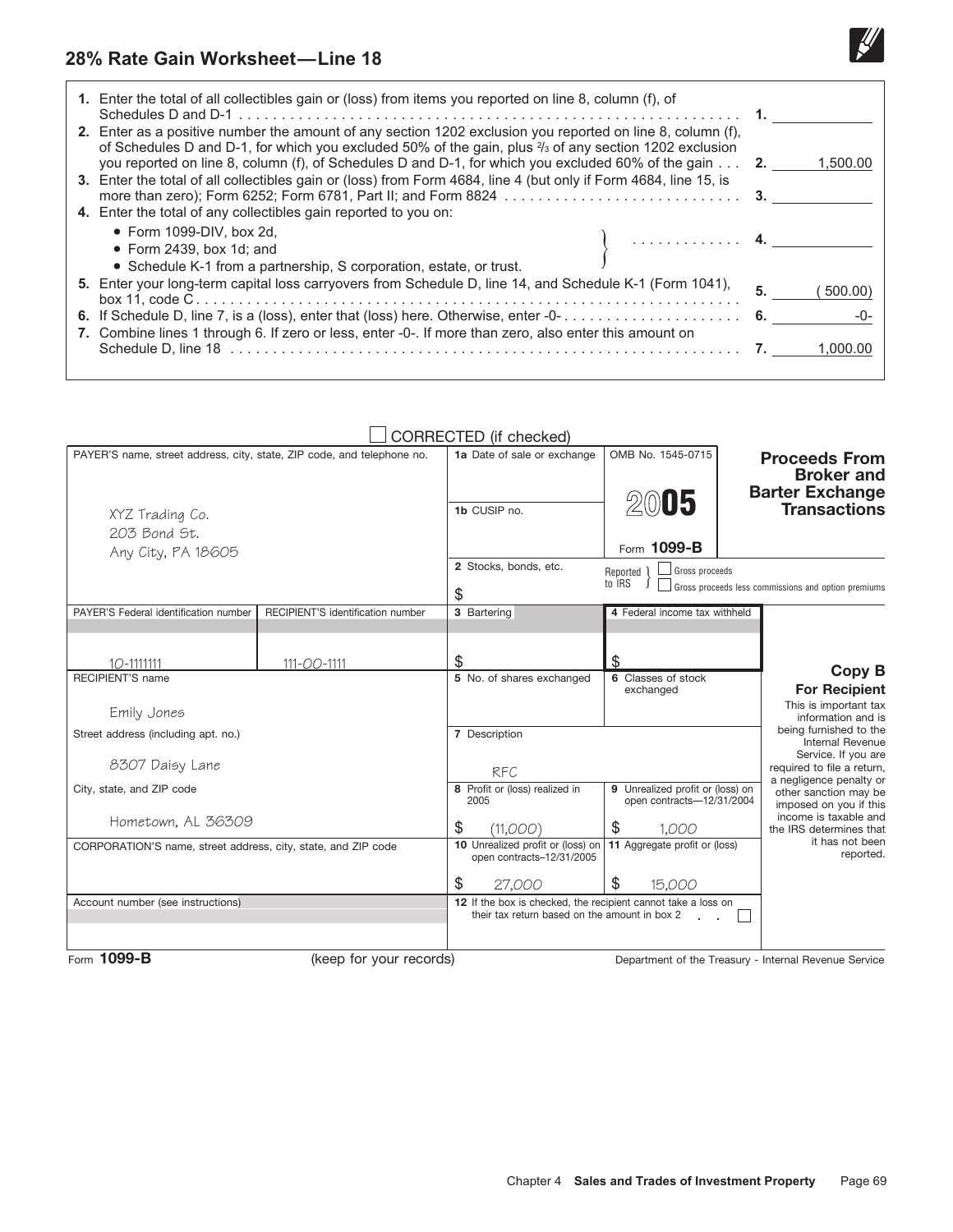## 28% Rate Gain Worksheet—Line 18

| | | |
|---|---|---|
| **1.** Enter the total of all collectibles gain or (loss) from items you reported on line 8, column (f), of Schedules D and D-1 | **1.** | |
| **2.** Enter as a positive number the amount of any section 1202 exclusion you reported on line 8, column (f), of Schedules D and D-1, for which you excluded 50% of the gain, plus ⅔ of any section 1202 exclusion you reported on line 8, column (f), of Schedules D and D-1, for which you excluded 60% of the gain | **2.** | 1,500.00 |
| **3.** Enter the total of all collectibles gain or (loss) from Form 4684, line 4 (but only if Form 4684, line 15, is more than zero); Form 6252; Form 6781, Part II; and Form 8824 | **3.** | |
| **4.** Enter the total of any collectibles gain reported to you on: • Form 1099-DIV, box 2d, • Form 2439, box 1d; and • Schedule K-1 from a partnership, S corporation, estate, or trust. | **4.** | |
| **5.** Enter your long-term capital loss carryovers from Schedule D, line 14, and Schedule K-1 (Form 1041), box 11, code C | **5.** | ( 500.00) |
| **6.** If Schedule D, line 7, is a (loss), enter that (loss) here. Otherwise, enter -0- | **6.** | -0- |
| **7.** Combine lines 1 through 6. If zero or less, enter -0-. If more than zero, also enter this amount on Schedule D, line 18 | **7.** | 1,000.00 |

☐ CORRECTED (if checked)

| | | | | |
|---|---|---|---|---|
| PAYER'S name, street address, city, state, ZIP code, and telephone no. XYZ Trading Co. 203 Bond St. Any City, PA 18605 | | 1a Date of sale or exchange | OMB No. 1545-0715 | **Proceeds From Broker and Barter Exchange Transactions** |
| | | 1b CUSIP no. | **2005** Form **1099-B** | |
| | | 2 Stocks, bonds, etc. $ | Reported to IRS ☐ Gross proceeds ☐ Gross proceeds less commissions and option premiums | |
| PAYER'S Federal identification number 10-1111111 | RECIPIENT'S identification number 111-00-1111 | 3 Bartering $ | 4 Federal income tax withheld $ | **Copy B For Recipient** |
| RECIPIENT'S name Emily Jones | | 5 No. of shares exchanged | 6 Classes of stock exchanged | This is important tax information and is being furnished to the Internal Revenue Service. If you are required to file a return, a negligence penalty or other sanction may be imposed on you if this income is taxable and the IRS determines that it has not been reported. |
| Street address (including apt. no.) 8307 Daisy Lane | | 7 Description RFC | | |
| City, state, and ZIP code Hometown, AL 36309 | | 8 Profit or (loss) realized in 2005 $ (11,000) | 9 Unrealized profit or (loss) on open contracts—12/31/2004 $ 1,000 | |
| CORPORATION'S name, street address, city, state, and ZIP code | | 10 Unrealized profit or (loss) on open contracts–12/31/2005 $ 27,000 | 11 Aggregate profit or (loss) $ 15,000 | |
| Account number (see instructions) | | 12 If the box is checked, the recipient cannot take a loss on their tax return based on the amount in box 2 ☐ | | |

Form **1099-B** (keep for your records) Department of the Treasury - Internal Revenue Service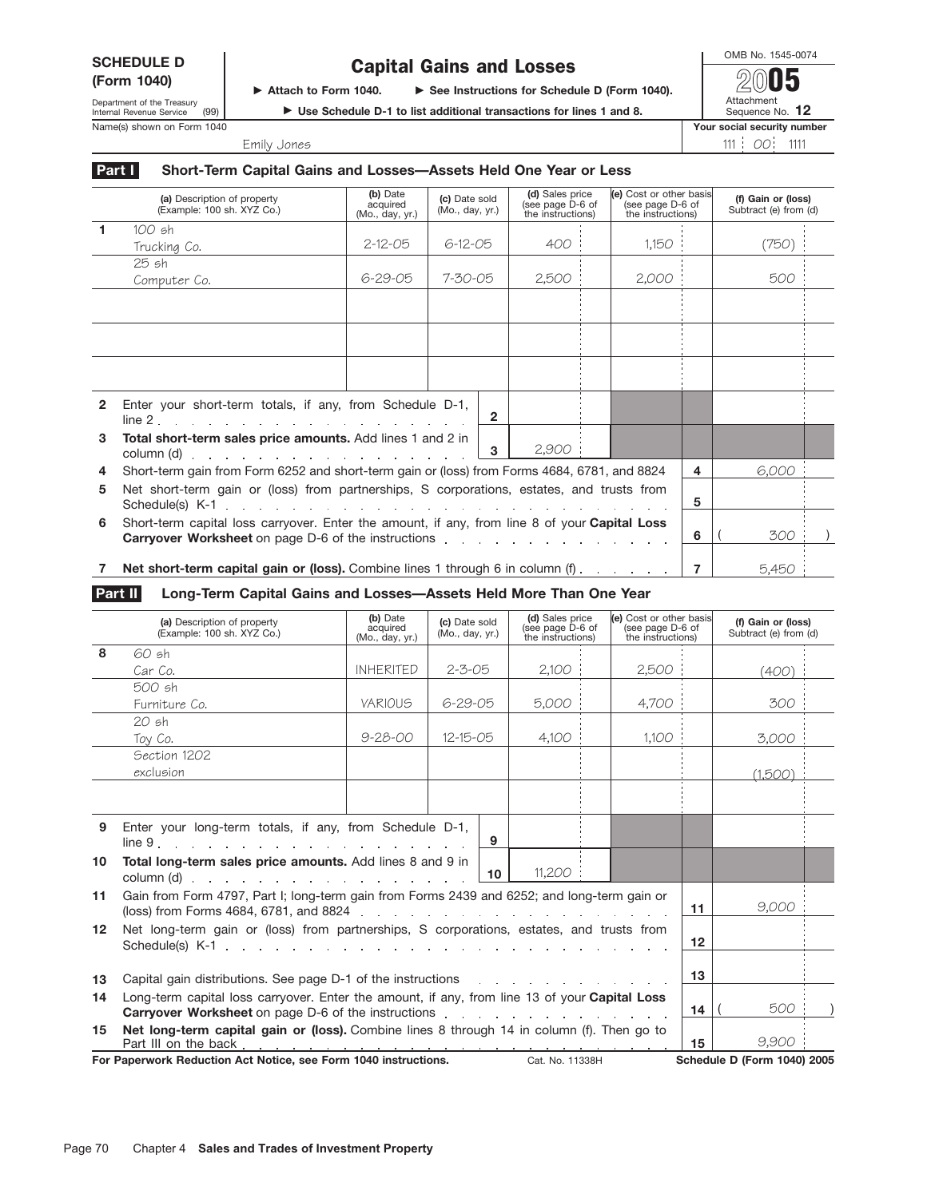**SCHEDULE D (Form 1040)**

Department of the Treasury
Internal Revenue Service (99)

# Capital Gains and Losses

► Attach to Form 1040. ► See Instructions for Schedule D (Form 1040).

► Use Schedule D-1 to list additional transactions for lines 1 and 8.

OMB No. 1545-0074

2005

Attachment Sequence No. **12**

Name(s) shown on Form 1040: Emily Jones

Your social security number: 111 00 1111

## Part I Short-Term Capital Gains and Losses—Assets Held One Year or Less

| | (a) Description of property (Example: 100 sh. XYZ Co.) | (b) Date acquired (Mo., day, yr.) | (c) Date sold (Mo., day, yr.) | (d) Sales price (see page D-6 of the instructions) | (e) Cost or other basis (see page D-6 of the instructions) | (f) Gain or (loss) Subtract (e) from (d) |
|---|---|---|---|---|---|---|
| **1** | 100 sh Trucking Co. | 2-12-05 | 6-12-05 | 400 | 1,150 | (750) |
| | 25 sh Computer Co. | 6-29-05 | 7-30-05 | 2,500 | 2,000 | 500 |
| | | | | | | |
| | | | | | | |
| | | | | | | |
| **2** | Enter your short-term totals, if any, from Schedule D-1, line 2 | | **2** | | | |
| **3** | **Total short-term sales price amounts.** Add lines 1 and 2 in column (d) | | **3** | 2,900 | | |
| **4** | Short-term gain from Form 6252 and short-term gain or (loss) from Forms 4684, 6781, and 8824 | | | | **4** | 6,000 |
| **5** | Net short-term gain or (loss) from partnerships, S corporations, estates, and trusts from Schedule(s) K-1 | | | | **5** | |
| **6** | Short-term capital loss carryover. Enter the amount, if any, from line 8 of your **Capital Loss Carryover Worksheet** on page D-6 of the instructions | | | | **6** | ( 300 ) |
| **7** | **Net short-term capital gain or (loss).** Combine lines 1 through 6 in column (f) | | | | **7** | 5,450 |

## Part II Long-Term Capital Gains and Losses—Assets Held More Than One Year

| | (a) Description of property (Example: 100 sh. XYZ Co.) | (b) Date acquired (Mo., day, yr.) | (c) Date sold (Mo., day, yr.) | (d) Sales price (see page D-6 of the instructions) | (e) Cost or other basis (see page D-6 of the instructions) | (f) Gain or (loss) Subtract (e) from (d) |
|---|---|---|---|---|---|---|
| **8** | 60 sh Car Co. | INHERITED | 2-3-05 | 2,100 | 2,500 | (400) |
| | 500 sh Furniture Co. | VARIOUS | 6-29-05 | 5,000 | 4,700 | 300 |
| | 20 sh Toy Co. | 9-28-00 | 12-15-05 | 4,100 | 1,100 | 3,000 |
| | Section 1202 exclusion | | | | | (1,500) |
| | | | | | | |
| **9** | Enter your long-term totals, if any, from Schedule D-1, line 9 | | **9** | | | |
| **10** | **Total long-term sales price amounts.** Add lines 8 and 9 in column (d) | | **10** | 11,200 | | |
| **11** | Gain from Form 4797, Part I; long-term gain from Forms 2439 and 6252; and long-term gain or (loss) from Forms 4684, 6781, and 8824 | | | | **11** | 9,000 |
| **12** | Net long-term gain or (loss) from partnerships, S corporations, estates, and trusts from Schedule(s) K-1 | | | | **12** | |
| **13** | Capital gain distributions. See page D-1 of the instructions | | | | **13** | |
| **14** | Long-term capital loss carryover. Enter the amount, if any, from line 13 of your **Capital Loss Carryover Worksheet** on page D-6 of the instructions | | | | **14** | ( 500 ) |
| **15** | **Net long-term capital gain or (loss).** Combine lines 8 through 14 in column (f). Then go to Part III on the back | | | | **15** | 9,900 |

**For Paperwork Reduction Act Notice, see Form 1040 instructions.** Cat. No. 11338H **Schedule D (Form 1040) 2005**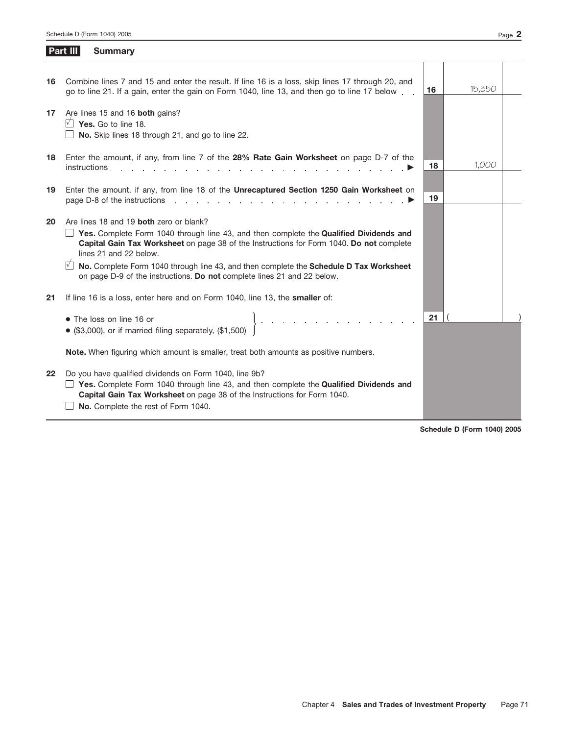Schedule D (Form 1040) 2005 Page **2**

## Part III Summary

| | | | |
|---|---|---|---|
| **16** | Combine lines 7 and 15 and enter the result. If line 16 is a loss, skip lines 17 through 20, and go to line 21. If a gain, enter the gain on Form 1040, line 13, and then go to line 17 below . . | **16** | 15,350 |
| **17** | Are lines 15 and 16 **both** gains?<br>☑ **Yes.** Go to line 18.<br>☐ **No.** Skip lines 18 through 21, and go to line 22. | | |
| **18** | Enter the amount, if any, from line 7 of the **28% Rate Gain Worksheet** on page D-7 of the instructions . . . . . . . . . . ▶ | **18** | 1,000 |
| **19** | Enter the amount, if any, from line 18 of the **Unrecaptured Section 1250 Gain Worksheet** on page D-8 of the instructions . . . . . . . . . . ▶ | **19** | |
| **20** | Are lines 18 and 19 **both** zero or blank?<br>☐ **Yes.** Complete Form 1040 through line 43, and then complete the **Qualified Dividends and Capital Gain Tax Worksheet** on page 38 of the Instructions for Form 1040. **Do not** complete lines 21 and 22 below.<br>☑ **No.** Complete Form 1040 through line 43, and then complete the **Schedule D Tax Worksheet** on page D-9 of the instructions. **Do not** complete lines 21 and 22 below. | | |
| **21** | If line 16 is a loss, enter here and on Form 1040, line 13, the **smaller** of:<br>• The loss on line 16 or<br>• ($3,000), or if married filing separately, ($1,500) . . . . . . . .<br><br>**Note.** When figuring which amount is smaller, treat both amounts as positive numbers. | **21** | ( ) |
| **22** | Do you have qualified dividends on Form 1040, line 9b?<br>☐ **Yes.** Complete Form 1040 through line 43, and then complete the **Qualified Dividends and Capital Gain Tax Worksheet** on page 38 of the Instructions for Form 1040.<br>☐ **No.** Complete the rest of Form 1040. | | |

**Schedule D (Form 1040) 2005**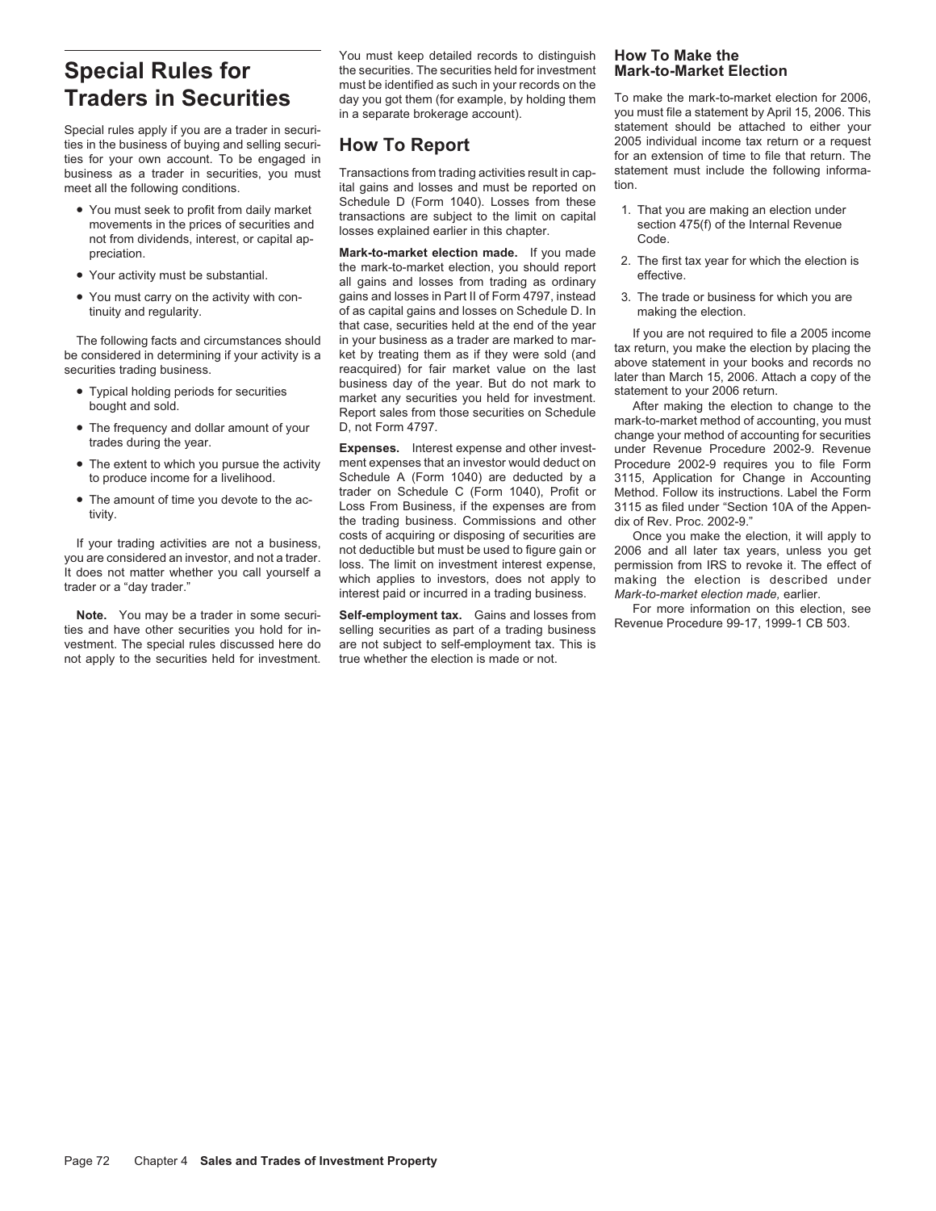# Special Rules for Traders in Securities

Special rules apply if you are a trader in securities in the business of buying and selling securities for your own account. To be engaged in business as a trader in securities, you must meet all the following conditions.

- You must seek to profit from daily market movements in the prices of securities and not from dividends, interest, or capital appreciation.
- Your activity must be substantial.
- You must carry on the activity with continuity and regularity.

The following facts and circumstances should be considered in determining if your activity is a securities trading business.

- Typical holding periods for securities bought and sold.
- The frequency and dollar amount of your trades during the year.
- The extent to which you pursue the activity to produce income for a livelihood.
- The amount of time you devote to the activity.

If your trading activities are not a business, you are considered an investor, and not a trader. It does not matter whether you call yourself a trader or a "day trader."

**Note.** You may be a trader in some securities and have other securities you hold for investment. The special rules discussed here do not apply to the securities held for investment. You must keep detailed records to distinguish the securities. The securities held for investment must be identified as such in your records on the day you got them (for example, by holding them in a separate brokerage account).

## How To Report

Transactions from trading activities result in capital gains and losses and must be reported on Schedule D (Form 1040). Losses from these transactions are subject to the limit on capital losses explained earlier in this chapter.

**Mark-to-market election made.** If you made the mark-to-market election, you should report all gains and losses from trading as ordinary gains and losses in Part II of Form 4797, instead of as capital gains and losses on Schedule D. In that case, securities held at the end of the year in your business as a trader are marked to market by treating them as if they were sold (and reacquired) for fair market value on the last business day of the year. But do not mark to market any securities you held for investment. Report sales from those securities on Schedule D, not Form 4797.

**Expenses.** Interest expense and other investment expenses that an investor would deduct on Schedule A (Form 1040) are deducted by a trader on Schedule C (Form 1040), Profit or Loss From Business, if the expenses are from the trading business. Commissions and other costs of acquiring or disposing of securities are not deductible but must be used to figure gain or loss. The limit on investment interest expense, which applies to investors, does not apply to interest paid or incurred in a trading business.

**Self-employment tax.** Gains and losses from selling securities as part of a trading business are not subject to self-employment tax. This is true whether the election is made or not.

## How To Make the Mark-to-Market Election

To make the mark-to-market election for 2006, you must file a statement by April 15, 2006. This statement should be attached to either your 2005 individual income tax return or a request for an extension of time to file that return. The statement must include the following information.

1. That you are making an election under section 475(f) of the Internal Revenue Code.
2. The first tax year for which the election is effective.
3. The trade or business for which you are making the election.

If you are not required to file a 2005 income tax return, you make the election by placing the above statement in your books and records no later than March 15, 2006. Attach a copy of the statement to your 2006 return.

After making the election to change to the mark-to-market method of accounting, you must change your method of accounting for securities under Revenue Procedure 2002-9. Revenue Procedure 2002-9 requires you to file Form 3115, Application for Change in Accounting Method. Follow its instructions. Label the Form 3115 as filed under "Section 10A of the Appendix of Rev. Proc. 2002-9."

Once you make the election, it will apply to 2006 and all later tax years, unless you get permission from IRS to revoke it. The effect of making the election is described under *Mark-to-market election made,* earlier.

For more information on this election, see Revenue Procedure 99-17, 1999-1 CB 503.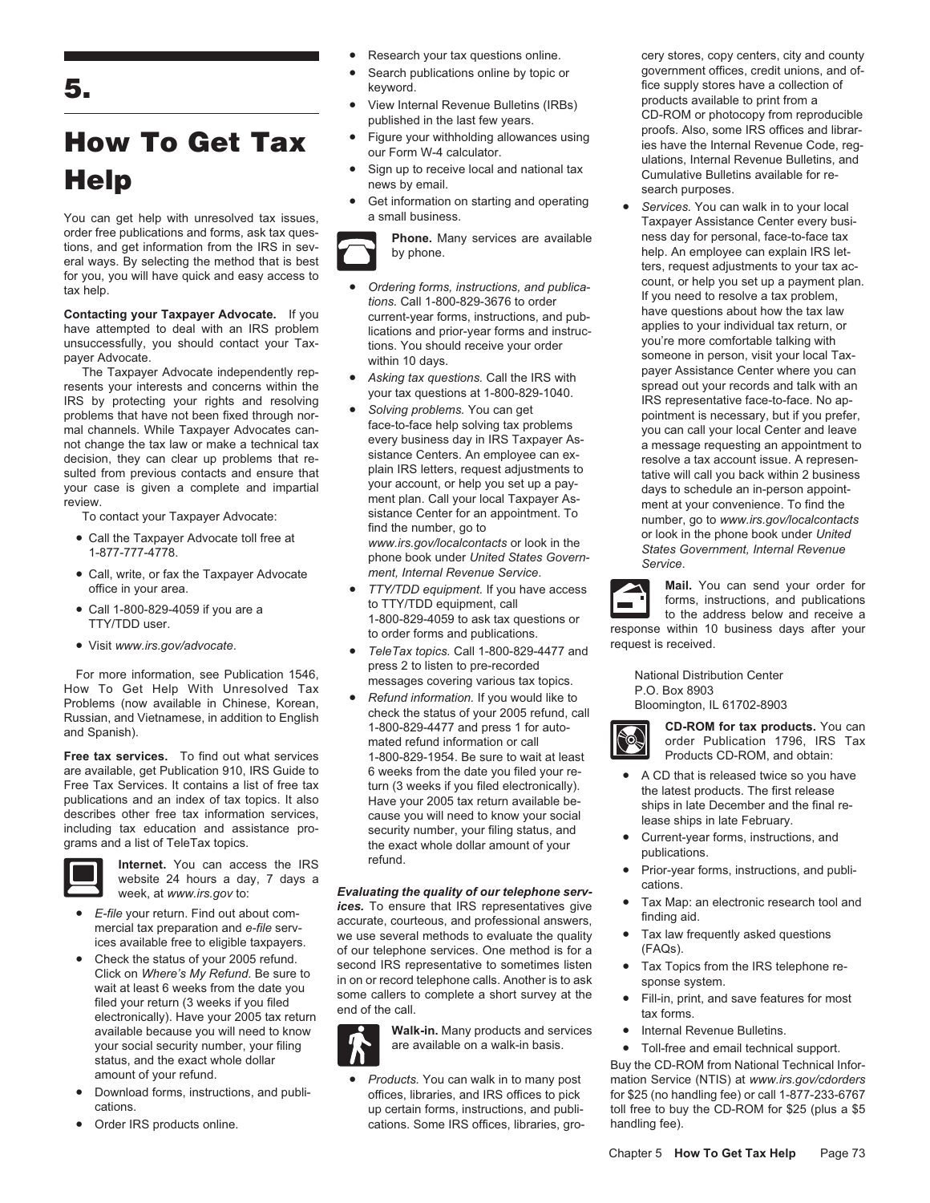# 5. How To Get Tax Help

You can get help with unresolved tax issues, order free publications and forms, ask tax questions, and get information from the IRS in several ways. By selecting the method that is best for you, you will have quick and easy access to tax help.

**Contacting your Taxpayer Advocate.** If you have attempted to deal with an IRS problem unsuccessfully, you should contact your Taxpayer Advocate.

The Taxpayer Advocate independently represents your interests and concerns within the IRS by protecting your rights and resolving problems that have not been fixed through normal channels. While Taxpayer Advocates cannot change the tax law or make a technical tax decision, they can clear up problems that resulted from previous contacts and ensure that your case is given a complete and impartial review.

To contact your Taxpayer Advocate:

- Call the Taxpayer Advocate toll free at 1-877-777-4778.
- Call, write, or fax the Taxpayer Advocate office in your area.
- Call 1-800-829-4059 if you are a TTY/TDD user.
- Visit *www.irs.gov/advocate*.

For more information, see Publication 1546, How To Get Help With Unresolved Tax Problems (now available in Chinese, Korean, Russian, and Vietnamese, in addition to English and Spanish).

**Free tax services.** To find out what services are available, get Publication 910, IRS Guide to Free Tax Services. It contains a list of free tax publications and an index of tax topics. It also describes other free tax information services, including tax education and assistance programs and a list of TeleTax topics.

**Internet.** You can access the IRS website 24 hours a day, 7 days a week, at *www.irs.gov* to:

- *E-file* your return. Find out about commercial tax preparation and *e-file* services available free to eligible taxpayers.
- Check the status of your 2005 refund. Click on *Where's My Refund.* Be sure to wait at least 6 weeks from the date you filed your return (3 weeks if you filed electronically). Have your 2005 tax return available because you will need to know your social security number, your filing status, and the exact whole dollar amount of your refund.
- Download forms, instructions, and publications.
- Order IRS products online.
- Research your tax questions online.
- Search publications online by topic or keyword.
- View Internal Revenue Bulletins (IRBs) published in the last few years.
- Figure your withholding allowances using our Form W-4 calculator.
- Sign up to receive local and national tax news by email.
- Get information on starting and operating a small business.

**Phone.** Many services are available by phone.

- *Ordering forms, instructions, and publications.* Call 1-800-829-3676 to order current-year forms, instructions, and publications and prior-year forms and instructions. You should receive your order within 10 days.
- *Asking tax questions.* Call the IRS with your tax questions at 1-800-829-1040.
- *Solving problems.* You can get face-to-face help solving tax problems every business day in IRS Taxpayer Assistance Centers. An employee can explain IRS letters, request adjustments to your account, or help you set up a payment plan. Call your local Taxpayer Assistance Center for an appointment. To find the number, go to *www.irs.gov/localcontacts* or look in the phone book under *United States Government, Internal Revenue Service*.
- *TTY/TDD equipment.* If you have access to TTY/TDD equipment, call 1-800-829-4059 to ask tax questions or to order forms and publications.
- *TeleTax topics.* Call 1-800-829-4477 and press 2 to listen to pre-recorded messages covering various tax topics.
- *Refund information.* If you would like to check the status of your 2005 refund, call 1-800-829-4477 and press 1 for automated refund information or call 1-800-829-1954. Be sure to wait at least 6 weeks from the date you filed your return (3 weeks if you filed electronically). Have your 2005 tax return available because you will need to know your social security number, your filing status, and the exact whole dollar amount of your refund.

***Evaluating the quality of our telephone services.*** To ensure that IRS representatives give accurate, courteous, and professional answers, we use several methods to evaluate the quality of our telephone services. One method is for a second IRS representative to sometimes listen in on or record telephone calls. Another is to ask some callers to complete a short survey at the end of the call.

**Walk-in.** Many products and services are available on a walk-in basis.

- *Products.* You can walk in to many post offices, libraries, and IRS offices to pick up certain forms, instructions, and publications. Some IRS offices, libraries, grocery stores, copy centers, city and county government offices, credit unions, and office supply stores have a collection of products available to print from a CD-ROM or photocopy from reproducible proofs. Also, some IRS offices and libraries have the Internal Revenue Code, regulations, Internal Revenue Bulletins, and Cumulative Bulletins available for research purposes.
- *Services.* You can walk in to your local Taxpayer Assistance Center every business day for personal, face-to-face tax help. An employee can explain IRS letters, request adjustments to your tax account, or help you set up a payment plan. If you need to resolve a tax problem, have questions about how the tax law applies to your individual tax return, or you're more comfortable talking with someone in person, visit your local Taxpayer Assistance Center where you can spread out your records and talk with an IRS representative face-to-face. No appointment is necessary, but if you prefer, you can call your local Center and leave a message requesting an appointment to resolve a tax account issue. A representative will call you back within 2 business days to schedule an in-person appointment at your convenience. To find the number, go to *www.irs.gov/localcontacts* or look in the phone book under *United States Government, Internal Revenue Service*.

**Mail.** You can send your order for forms, instructions, and publications to the address below and receive a response within 10 business days after your request is received.

National Distribution Center
P.O. Box 8903
Bloomington, IL 61702-8903

**CD-ROM for tax products.** You can order Publication 1796, IRS Tax Products CD-ROM, and obtain:

- A CD that is released twice so you have the latest products. The first release ships in late December and the final release ships in late February.
- Current-year forms, instructions, and publications.
- Prior-year forms, instructions, and publications.
- Tax Map: an electronic research tool and finding aid.
- Tax law frequently asked questions (FAQs).
- Tax Topics from the IRS telephone response system.
- Fill-in, print, and save features for most tax forms.
- Internal Revenue Bulletins.
- Toll-free and email technical support.

Buy the CD-ROM from National Technical Information Service (NTIS) at *www.irs.gov/cdorders* for $25 (no handling fee) or call 1-877-233-6767 toll free to buy the CD-ROM for $25 (plus a $5 handling fee).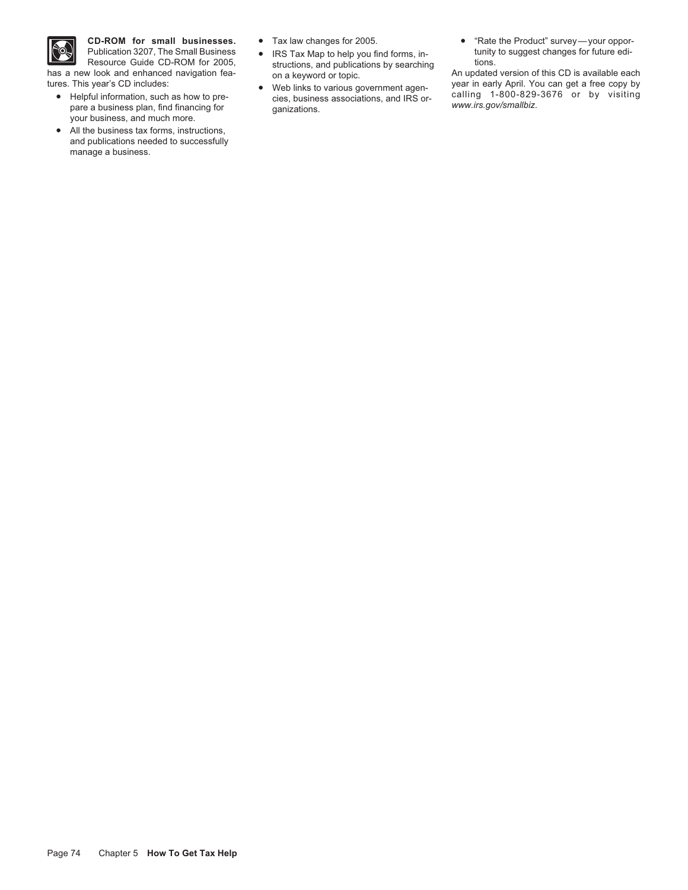**CD-ROM for small businesses.** Publication 3207, The Small Business Resource Guide CD-ROM for 2005, has a new look and enhanced navigation features. This year's CD includes:

- Helpful information, such as how to prepare a business plan, find financing for your business, and much more.
- All the business tax forms, instructions, and publications needed to successfully manage a business.
- Tax law changes for 2005.
- IRS Tax Map to help you find forms, instructions, and publications by searching on a keyword or topic.
- Web links to various government agencies, business associations, and IRS organizations.
- "Rate the Product" survey — your opportunity to suggest changes for future editions.

An updated version of this CD is available each year in early April. You can get a free copy by calling 1-800-829-3676 or by visiting *www.irs.gov/smallbiz.*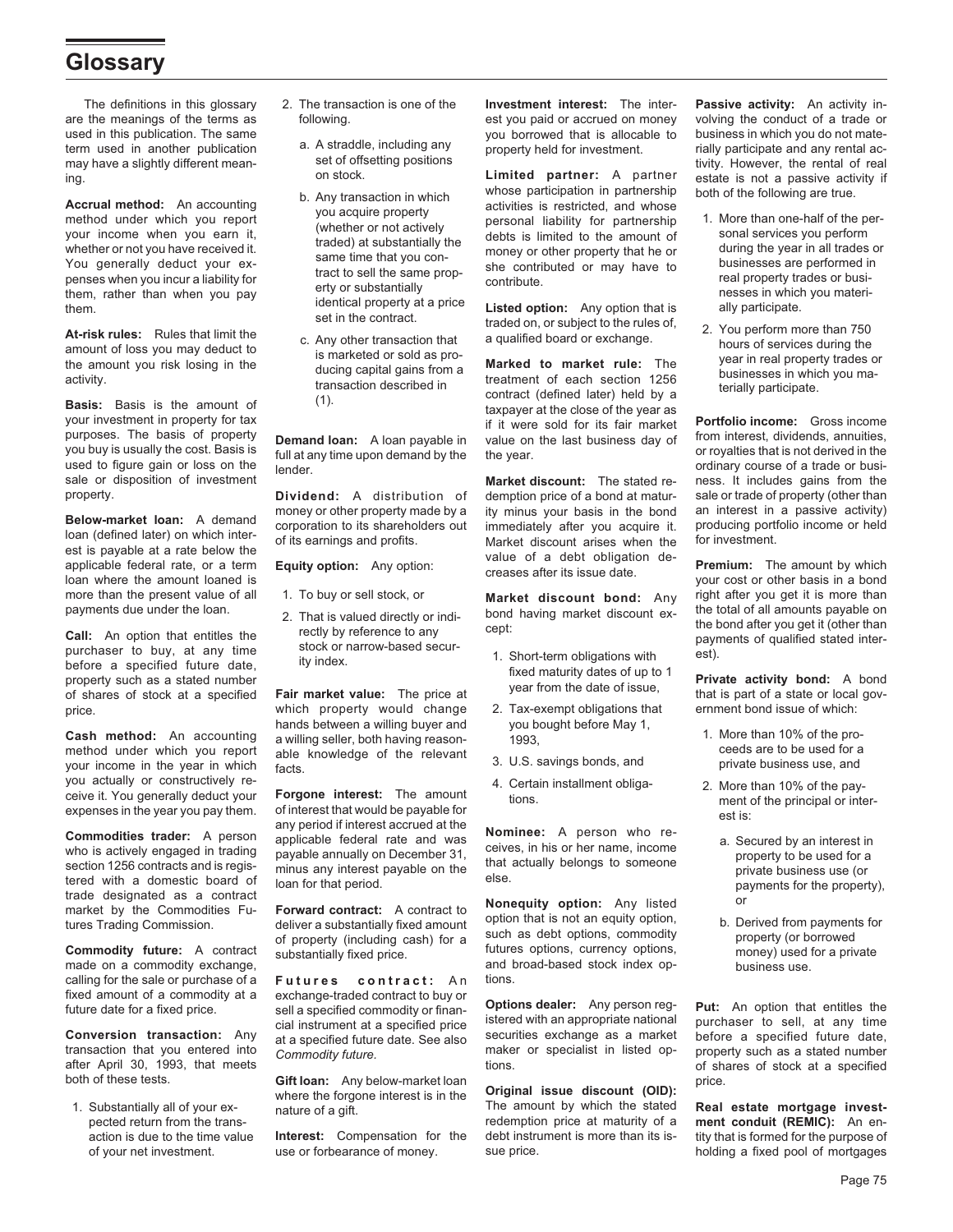# Glossary

The definitions in this glossary are the meanings of the terms as used in this publication. The same term used in another publication may have a slightly different meaning.

**Accrual method:** An accounting method under which you report your income when you earn it, whether or not you have received it. You generally deduct your expenses when you incur a liability for them, rather than when you pay them.

**At-risk rules:** Rules that limit the amount of loss you may deduct to the amount you risk losing in the activity.

**Basis:** Basis is the amount of your investment in property for tax purposes. The basis of property you buy is usually the cost. Basis is used to figure gain or loss on the sale or disposition of investment property.

**Below-market loan:** A demand loan (defined later) on which interest is payable at a rate below the applicable federal rate, or a term loan where the amount loaned is more than the present value of all payments due under the loan.

**Call:** An option that entitles the purchaser to buy, at any time before a specified future date, property such as a stated number of shares of stock at a specified price.

**Cash method:** An accounting method under which you report your income in the year in which you actually or constructively receive it. You generally deduct your expenses in the year you pay them.

**Commodities trader:** A person who is actively engaged in trading section 1256 contracts and is registered with a domestic board of trade designated as a contract market by the Commodities Futures Trading Commission.

**Commodity future:** A contract made on a commodity exchange, calling for the sale or purchase of a fixed amount of a commodity at a future date for a fixed price.

**Conversion transaction:** Any transaction that you entered into after April 30, 1993, that meets both of these tests.

1. Substantially all of your expected return from the transaction is due to the time value of your net investment.
2. The transaction is one of the following.
   a. A straddle, including any set of offsetting positions on stock.
   b. Any transaction in which you acquire property (whether or not actively traded) at substantially the same time that you contract to sell the same property or substantially identical property at a price set in the contract.
   c. Any other transaction that is marketed or sold as producing capital gains from a transaction described in (1).

**Demand loan:** A loan payable in full at any time upon demand by the lender.

**Dividend:** A distribution of money or other property made by a corporation to its shareholders out of its earnings and profits.

**Equity option:** Any option:

1. To buy or sell stock, or
2. That is valued directly or indirectly by reference to any stock or narrow-based security index.

**Fair market value:** The price at which property would change hands between a willing buyer and a willing seller, both having reasonable knowledge of the relevant facts.

**Forgone interest:** The amount of interest that would be payable for any period if interest accrued at the applicable federal rate and was payable annually on December 31, minus any interest payable on the loan for that period.

**Forward contract:** A contract to deliver a substantially fixed amount of property (including cash) for a substantially fixed price.

**Futures contract:** An exchange-traded contract to buy or sell a specified commodity or financial instrument at a specified price at a specified future date. See also *Commodity future.*

**Gift loan:** Any below-market loan where the forgone interest is in the nature of a gift.

**Interest:** Compensation for the use or forbearance of money.

**Investment interest:** The interest you paid or accrued on money you borrowed that is allocable to property held for investment.

**Limited partner:** A partner whose participation in partnership activities is restricted, and whose personal liability for partnership debts is limited to the amount of money or other property that he or she contributed or may have to contribute.

**Listed option:** Any option that is traded on, or subject to the rules of, a qualified board or exchange.

**Marked to market rule:** The treatment of each section 1256 contract (defined later) held by a taxpayer at the close of the year as if it were sold for its fair market value on the last business day of the year.

**Market discount:** The stated redemption price of a bond at maturity minus your basis in the bond immediately after you acquire it. Market discount arises when the value of a debt obligation decreases after its issue date.

**Market discount bond:** Any bond having market discount except:

1. Short-term obligations with fixed maturity dates of up to 1 year from the date of issue,
2. Tax-exempt obligations that you bought before May 1, 1993,
3. U.S. savings bonds, and
4. Certain installment obligations.

**Nominee:** A person who receives, in his or her name, income that actually belongs to someone else.

**Nonequity option:** Any listed option that is not an equity option, such as debt options, commodity futures options, currency options, and broad-based stock index options.

**Options dealer:** Any person registered with an appropriate national securities exchange as a market maker or specialist in listed options.

**Original issue discount (OID):** The amount by which the stated redemption price at maturity of a debt instrument is more than its issue price.

**Passive activity:** An activity involving the conduct of a trade or business in which you do not materially participate and any rental activity. However, the rental of real estate is not a passive activity if both of the following are true.

1. More than one-half of the personal services you perform during the year in all trades or businesses are performed in real property trades or businesses in which you materially participate.
2. You perform more than 750 hours of services during the year in real property trades or businesses in which you materially participate.

**Portfolio income:** Gross income from interest, dividends, annuities, or royalties that is not derived in the ordinary course of a trade or business. It includes gains from the sale or trade of property (other than an interest in a passive activity) producing portfolio income or held for investment.

**Premium:** The amount by which your cost or other basis in a bond right after you get it is more than the total of all amounts payable on the bond after you get it (other than payments of qualified stated interest).

**Private activity bond:** A bond that is part of a state or local government bond issue of which:

1. More than 10% of the proceeds are to be used for a private business use, and
2. More than 10% of the payment of the principal or interest is:
   a. Secured by an interest in property to be used for a private business use (or payments for the property), or
   b. Derived from payments for property (or borrowed money) used for a private business use.

**Put:** An option that entitles the purchaser to sell, at any time before a specified future date, property such as a stated number of shares of stock at a specified price.

**Real estate mortgage investment conduit (REMIC):** An entity that is formed for the purpose of holding a fixed pool of mortgages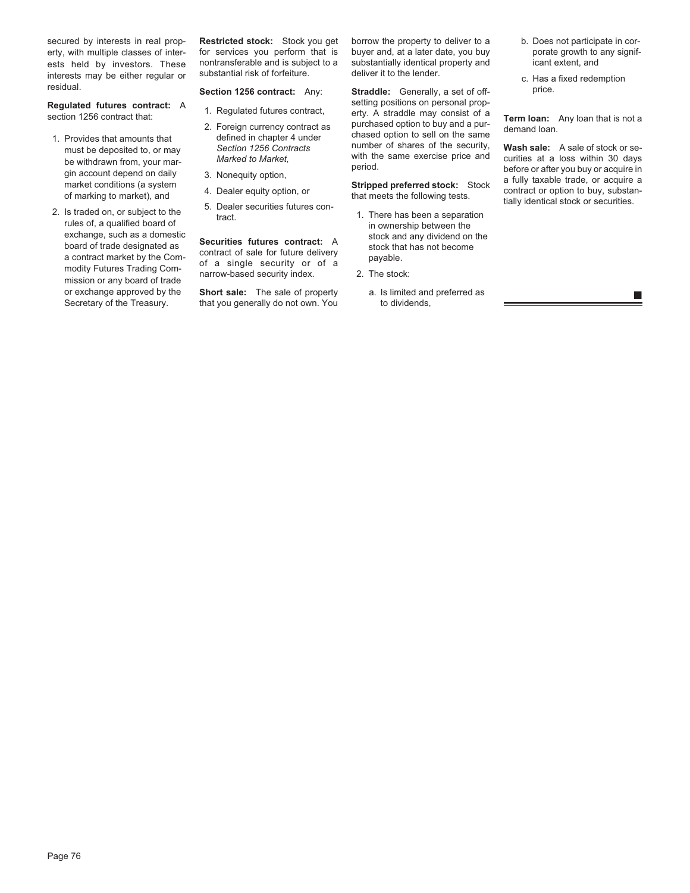secured by interests in real property, with multiple classes of interests held by investors. These interests may be either regular or residual.

**Regulated futures contract:** A section 1256 contract that:

1. Provides that amounts that must be deposited to, or may be withdrawn from, your margin account depend on daily market conditions (a system of marking to market), and
2. Is traded on, or subject to the rules of, a qualified board of exchange, such as a domestic board of trade designated as a contract market by the Commodity Futures Trading Commission or any board of trade or exchange approved by the Secretary of the Treasury.

**Restricted stock:** Stock you get for services you perform that is nontransferable and is subject to a substantial risk of forfeiture.

**Section 1256 contract:** Any:

1. Regulated futures contract,
2. Foreign currency contract as defined in chapter 4 under *Section 1256 Contracts Marked to Market,*
3. Nonequity option,
4. Dealer equity option, or
5. Dealer securities futures contract.

**Securities futures contract:** A contract of sale for future delivery of a single security or of a narrow-based security index.

**Short sale:** The sale of property that you generally do not own. You borrow the property to deliver to a buyer and, at a later date, you buy substantially identical property and deliver it to the lender.

**Straddle:** Generally, a set of offsetting positions on personal property. A straddle may consist of a purchased option to buy and a purchased option to sell on the same number of shares of the security, with the same exercise price and period.

**Stripped preferred stock:** Stock that meets the following tests.

1. There has been a separation in ownership between the stock and any dividend on the stock that has not become payable.
2. The stock:
   a. Is limited and preferred as to dividends,
   b. Does not participate in corporate growth to any significant extent, and
   c. Has a fixed redemption price.

**Term loan:** Any loan that is not a demand loan.

**Wash sale:** A sale of stock or securities at a loss within 30 days before or after you buy or acquire in a fully taxable trade, or acquire a contract or option to buy, substantially identical stock or securities.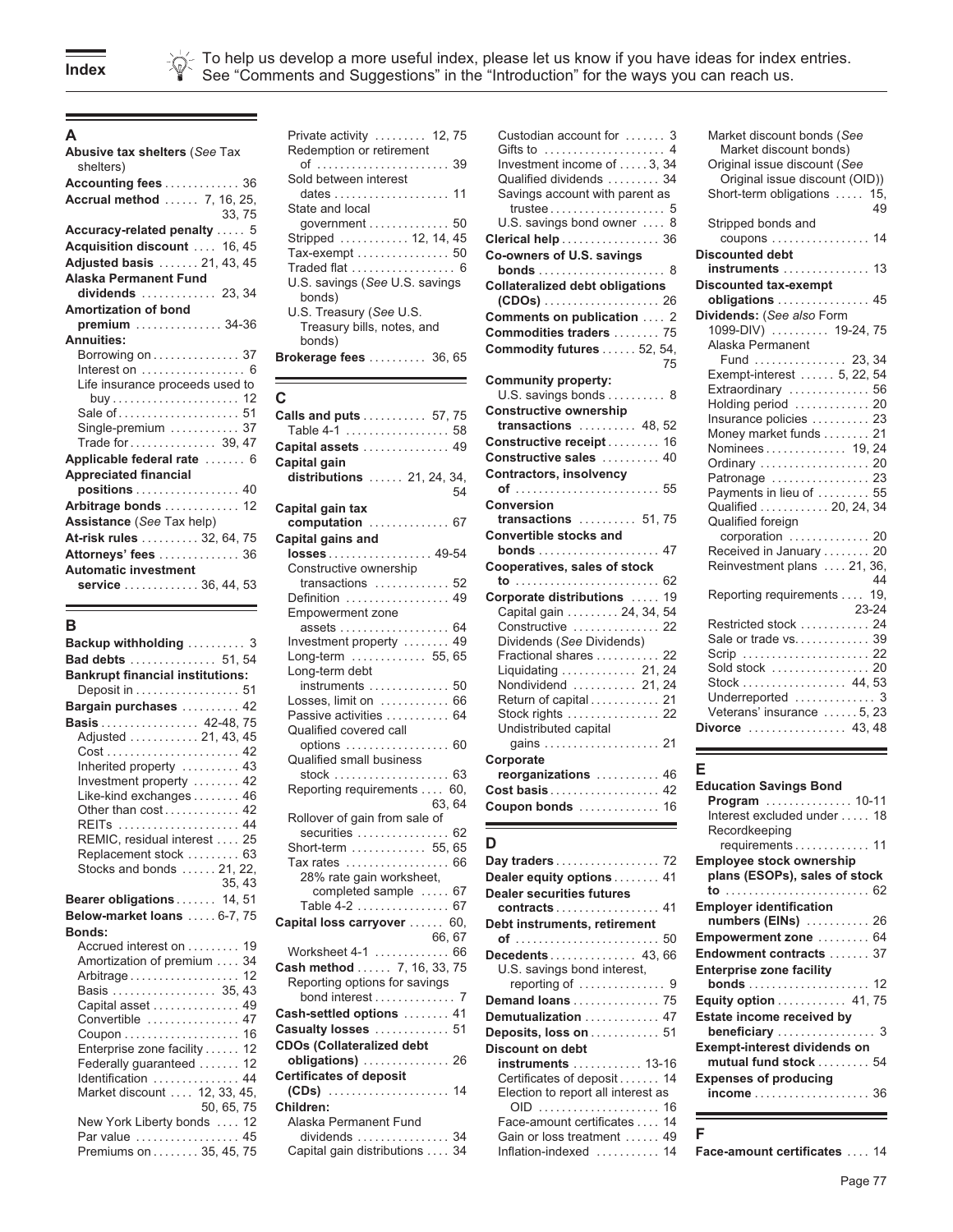# Index

To help us develop a more useful index, please let us know if you have ideas for index entries. See "Comments and Suggestions" in the "Introduction" for the ways you can reach us.

## A

**Abusive tax shelters** (*See* Tax shelters)
**Accounting fees** . . . . . 36
**Accrual method** . . . . . 7, 16, 25, 33, 75
**Accuracy-related penalty** . . . . . 5
**Acquisition discount** . . . . 16, 45
**Adjusted basis** . . . . . 21, 43, 45
**Alaska Permanent Fund dividends** . . . . . 23, 34
**Amortization of bond premium** . . . . . 34-36
**Annuities:**
- Borrowing on . . . . . 37
- Interest on . . . . . 6
- Life insurance proceeds used to buy . . . . . 12
- Sale of . . . . . 51
- Single-premium . . . . . 37
- Trade for . . . . . 39, 47

**Applicable federal rate** . . . . . 6
**Appreciated financial positions** . . . . . 40
**Arbitrage bonds** . . . . . 12
**Assistance** (*See* Tax help)
**At-risk rules** . . . . . 32, 64, 75
**Attorneys' fees** . . . . . 36
**Automatic investment service** . . . . . 36, 44, 53

## B

**Backup withholding** . . . . . 3
**Bad debts** . . . . . 51, 54
**Bankrupt financial institutions:**
- Deposit in . . . . . 51

**Bargain purchases** . . . . . 42
**Basis** . . . . . 42-48, 75
- Adjusted . . . . . 21, 43, 45
- Cost . . . . . 42
- Inherited property . . . . . 43
- Investment property . . . . . 42
- Like-kind exchanges . . . . . 46
- Other than cost . . . . . 42
- REITs . . . . . 44
- REMIC, residual interest . . . . 25
- Replacement stock . . . . . 63
- Stocks and bonds . . . . . 21, 22, 35, 43

**Bearer obligations** . . . . . 14, 51
**Below-market loans** . . . . . 6-7, 75
**Bonds:**
- Accrued interest on . . . . . 19
- Amortization of premium . . . . 34
- Arbitrage . . . . . 12
- Basis . . . . . 35, 43
- Capital asset . . . . . 49
- Convertible . . . . . 47
- Coupon . . . . . 16
- Enterprise zone facility . . . . . 12
- Federally guaranteed . . . . . 12
- Identification . . . . . 44
- Market discount . . . . 12, 33, 45, 50, 65, 75
- New York Liberty bonds . . . . 12
- Par value . . . . . 45
- Premiums on . . . . . 35, 45, 75
- Private activity . . . . . 12, 75
- Redemption or retirement of . . . . . 39
- Sold between interest dates . . . . . 11
- State and local government . . . . . 50
- Stripped . . . . . 12, 14, 45
- Tax-exempt . . . . . 50
- Traded flat . . . . . 6
- U.S. savings (*See* U.S. savings bonds)
- U.S. Treasury (*See* U.S. Treasury bills, notes, and bonds)

**Brokerage fees** . . . . . 36, 65

## C

**Calls and puts** . . . . . 57, 75
- Table 4-1 . . . . . 58

**Capital assets** . . . . . 49
**Capital gain distributions** . . . . . 21, 24, 34, 54
**Capital gain tax computation** . . . . . 67
**Capital gains and losses** . . . . . 49-54
- Constructive ownership transactions . . . . . 52
- Definition . . . . . 49
- Empowerment zone assets . . . . . 64
- Investment property . . . . . 49
- Long-term . . . . . 55, 65
- Long-term debt instruments . . . . . 50
- Losses, limit on . . . . . 66
- Passive activities . . . . . 64
- Qualified covered call options . . . . . 60
- Qualified small business stock . . . . . 63
- Reporting requirements . . . . 60, 63, 64
- Rollover of gain from sale of securities . . . . . 62
- Short-term . . . . . 55, 65
- Tax rates . . . . . 66
- 28% rate gain worksheet, completed sample . . . . . 67
- Table 4-2 . . . . . 67

**Capital loss carryover** . . . . . 60, 66, 67
- Worksheet 4-1 . . . . . 66

**Cash method** . . . . . 7, 16, 33, 75
- Reporting options for savings bond interest . . . . . 7

**Cash-settled options** . . . . . 41
**Casualty losses** . . . . . 51
**CDOs (Collateralized debt obligations)** . . . . . 26
**Certificates of deposit (CDs)** . . . . . 14
**Children:**
- Alaska Permanent Fund dividends . . . . . 34
- Capital gain distributions . . . . 34
- Custodian account for . . . . . 3
- Gifts to . . . . . 4
- Investment income of . . . . . 3, 34
- Qualified dividends . . . . . 34
- Savings account with parent as trustee . . . . . 5
- U.S. savings bond owner . . . . 8

**Clerical help** . . . . . 36
**Co-owners of U.S. savings bonds** . . . . . 8
**Collateralized debt obligations (CDOs)** . . . . . 26
**Comments on publication** . . . . 2
**Commodities traders** . . . . . 75
**Commodity futures** . . . . . 52, 54, 75
**Community property:**
- U.S. savings bonds . . . . . 8

**Constructive ownership transactions** . . . . . 48, 52
**Constructive receipt** . . . . . 16
**Constructive sales** . . . . . 40
**Contractors, insolvency of** . . . . . 55
**Conversion transactions** . . . . . 51, 75
**Convertible stocks and bonds** . . . . . 47
**Cooperatives, sales of stock to** . . . . . 62
**Corporate distributions** . . . . . 19
- Capital gain . . . . . 24, 34, 54
- Constructive . . . . . 22
- Dividends (*See* Dividends)
- Fractional shares . . . . . 22
- Liquidating . . . . . 21, 24
- Nondividend . . . . . 21, 24
- Return of capital . . . . . 21
- Stock rights . . . . . 22
- Undistributed capital gains . . . . . 21

**Corporate reorganizations** . . . . . 46
**Cost basis** . . . . . 42
**Coupon bonds** . . . . . 16

## D

**Day traders** . . . . . 72
**Dealer equity options** . . . . . 41
**Dealer securities futures contracts** . . . . . 41
**Debt instruments, retirement of** . . . . . 50
**Decedents** . . . . . 43, 66
- U.S. savings bond interest, reporting of . . . . . 9

**Demand loans** . . . . . 75
**Demutualization** . . . . . 47
**Deposits, loss on** . . . . . 51
**Discount on debt instruments** . . . . . 13-16
- Certificates of deposit . . . . . 14
- Election to report all interest as OID . . . . . 16
- Face-amount certificates . . . . 14
- Gain or loss treatment . . . . . 49
- Inflation-indexed . . . . . 14
- Market discount bonds (*See* Market discount bonds)
- Original issue discount (*See* Original issue discount (OID))
- Short-term obligations . . . . . 15, 49
- Stripped bonds and coupons . . . . . 14

**Discounted debt instruments** . . . . . 13
**Discounted tax-exempt obligations** . . . . . 45
**Dividends:** (*See also* Form 1099-DIV) . . . . . 19-24, 75
- Alaska Permanent Fund . . . . . 23, 34
- Exempt-interest . . . . . 5, 22, 54
- Extraordinary . . . . . 56
- Holding period . . . . . 20
- Insurance policies . . . . . 23
- Money market funds . . . . . 21
- Nominees . . . . . 19, 24
- Ordinary . . . . . 20
- Patronage . . . . . 23
- Payments in lieu of . . . . . 55
- Qualified . . . . . 20, 24, 34
- Qualified foreign corporation . . . . . 20
- Received in January . . . . . 20
- Reinvestment plans . . . . 21, 36, 44
- Reporting requirements . . . . 19, 23-24
- Restricted stock . . . . . 24
- Sale or trade vs. . . . . . 39
- Scrip . . . . . 22
- Sold stock . . . . . 20
- Stock . . . . . 44, 53
- Underreported . . . . . 3
- Veterans' insurance . . . . . 5, 23

**Divorce** . . . . . 43, 48

## E

**Education Savings Bond Program** . . . . . 10-11
- Interest excluded under . . . . . 18
- Recordkeeping requirements . . . . . 11

**Employee stock ownership plans (ESOPs), sales of stock to** . . . . . 62
**Employer identification numbers (EINs)** . . . . . 26
**Empowerment zone** . . . . . 64
**Endowment contracts** . . . . . 37
**Enterprise zone facility bonds** . . . . . 12
**Equity option** . . . . . 41, 75
**Estate income received by beneficiary** . . . . . 3
**Exempt-interest dividends on mutual fund stock** . . . . . 54
**Expenses of producing income** . . . . . 36

## F

**Face-amount certificates** . . . . 14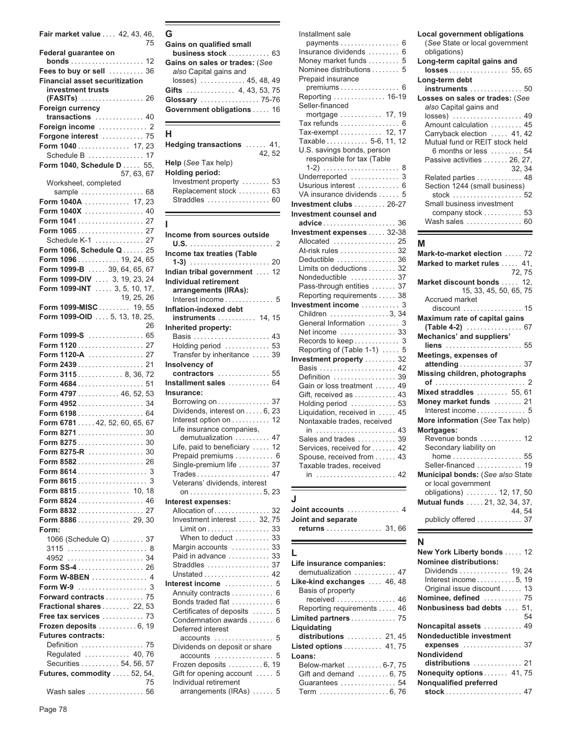**Fair market value** .... 42, 43, 46, 75
**Federal guarantee on bonds** .................... 12
**Fees to buy or sell** .......... 36
**Financial asset securitization investment trusts (FASITs)** .................. 26
**Foreign currency transactions** .............. 40
**Foreign income** .............. 2
**Forgone interest** ............ 75
**Form 1040** ............... 17, 23
  Schedule B ................ 17
**Form 1040, Schedule D** ..... 55, 57, 63, 67
  Worksheet, completed sample .................. 68
**Form 1040A** ............. 17, 23
**Form 1040X** ................. 40
**Form 1041** .................. 27
**Form 1065** .................. 27
  Schedule K-1 ............. 27
**Form 1066, Schedule Q** ...... 25
**Form 1096** ............ 19, 24, 65
**Form 1099-B** ..... 39, 64, 65, 67
**Form 1099-DIV** .... 3, 19, 23, 24
**Form 1099-INT** ..... 3, 5, 10, 17, 19, 25, 26
**Form 1099-MISC** ......... 19, 55
**Form 1099-OID** .... 5, 13, 18, 25, 26
**Form 1099-S** ................ 65
**Form 1120** .................. 27
**Form 1120-A** ................ 27
**Form 2439** .................. 21
**Form 3115** ............. 8, 36, 72
**Form 4684** .................. 51
**Form 4797** ............ 46, 52, 53
**Form 4952** .................. 34
**Form 6198** .................. 64
**Form 6781** ..... 42, 52, 60, 65, 67
**Form 8271** .................. 30
**Form 8275** .................. 30
**Form 8275-R** ................ 30
**Form 8582** .................. 26
**Form 8614** .................. 3
**Form 8615** .................. 3
**Form 8815** ............... 10, 18
**Form 8824** .................. 46
**Form 8832** .................. 27
**Form 8886** ............... 29, 30
**Form:**
  1066 (Schedule Q) ......... 37
  3115 ....................... 8
  4952 ....................... 34
**Form SS-4** .................. 26
**Form W-8BEN** ................ 4
**Form W-9** ................... 3
**Forward contracts** ........... 75
**Fractional shares** ........ 22, 53
**Free tax services** ............ 73
**Frozen deposits** ........... 6, 19
**Futures contracts:**
  Definition .................. 75
  Regulated ............. 40, 76
  Securities ........... 54, 56, 57
**Futures, commodity** ..... 52, 54, 75
  Wash sales ................ 56

## G

**Gains on qualified small business stock** ............ 63
**Gains on sales or trades:** (*See also* Capital gains and losses) ............. 45, 48, 49
**Gifts** .............. 4, 43, 53, 75
**Glossary** ................. 75-76
**Government obligations** ..... 16

## H

**Hedging transactions** ...... 41, 42, 52
**Help** (*See* Tax help)
**Holding period:**
  Investment property ........ 53
  Replacement stock ......... 63
  Straddles .................. 60

## I

**Income from sources outside U.S.** ......................... 2
**Income tax treaties (Table 1-3)** ....................... 20
**Indian tribal government** .... 12
**Individual retirement arrangements (IRAs):**
  Interest income .............. 5
**Inflation-indexed debt instruments** ........... 14, 15
**Inherited property:**
  Basis ...................... 43
  Holding period ............ 53
  Transfer by inheritance ..... 39
**Insolvency of contractors** .............. 55
**Installment sales** ............ 64
**Insurance:**
  Borrowing on ............... 37
  Dividends, interest on ..... 6, 23
  Interest option on ........... 12
  Life insurance companies, demutualization .......... 47
  Life, paid to beneficiary ..... 12
  Prepaid premiums ........... 6
  Single-premium life ......... 37
  Trades ..................... 47
  Veterans' dividends, interest on ...................... 5, 23
**Interest expenses:**
  Allocation of ................ 32
  Investment interest ..... 32, 75
  Limit on .................. 33
  When to deduct .......... 33
  Margin accounts .......... 33
  Paid in advance ........... 33
  Straddles .................. 37
  Unstated .................. 42
**Interest income** ............. 5
  Annuity contracts ............ 6
  Bonds traded flat ............ 6
  Certificates of deposits ...... 5
  Condemnation awards ....... 6
  Deferred interest accounts ................. 5
  Dividends on deposit or share accounts ................. 5
  Frozen deposits .......... 6, 19
  Gift for opening account ..... 5
  Individual retirement arrangements (IRAs) ...... 5
  Installment sale payments ................. 6
  Insurance dividends ......... 6
  Money market funds ......... 5
  Nominee distributions ........ 5
  Prepaid insurance premiums ................. 6
  Reporting ............... 16-19
  Seller-financed mortgage ............ 17, 19
  Tax refunds ................. 6
  Tax-exempt ............ 12, 17
  Taxable ............ 5-6, 11, 12
  U.S. savings bonds, person responsible for tax (Table 1-2) ...................... 8
  Underreported .............. 3
  Usurious interest ............ 6
  VA insurance dividends ...... 5
**Investment clubs** ......... 26-27
**Investment counsel and advice** ...................... 36
**Investment expenses** ..... 32-38
  Allocated .................. 25
  At-risk rules ................ 32
  Deductible ................. 36
  Limits on deductions ........ 32
  Nondeductible ............. 37
  Pass-through entities ....... 37
  Reporting requirements ..... 38
**Investment income** ........... 3
  Children ................. 3, 34
  General Information ......... 3
  Net income ................ 33
  Records to keep ............. 3
  Reporting of (Table 1-1) ..... 5
**Investment property** ......... 32
  Basis ...................... 42
  Definition .................. 39
  Gain or loss treatment ...... 49
  Gift, received as ............ 43
  Holding period ............. 53
  Liquidation, received in ..... 45
  Nontaxable trades, received in ....................... 43
  Sales and trades ........... 39
  Services, received for ....... 42
  Spouse, received from ...... 43
  Taxable trades, received in ....................... 42

## J

**Joint accounts** .............. 4
**Joint and separate returns** ................ 31, 66

## L

**Life insurance companies:**
  demutualization ............ 47
**Like-kind exchanges** .... 46, 48
  Basis of property received ................. 46
  Reporting requirements ..... 46
**Limited partners** ............. 75
**Liquidating distributions** .......... 21, 45
**Listed options** ........... 41, 75
**Loans:**
  Below-market .......... 6-7, 75
  Gift and demand ......... 6, 75
  Guarantees ................ 54
  Term .................... 6, 76
**Local government obligations** (*See* State or local government obligations)
**Long-term capital gains and losses** ................ 55, 65
**Long-term debt instruments** ............... 50
**Losses on sales or trades:** (*See also* Capital gains and losses) .................... 49
  Amount calculation ......... 45
  Carryback election ..... 41, 42
  Mutual fund or REIT stock held 6 months or less ......... 54
  Passive activities ....... 26, 27, 32, 34
  Related parties ............. 48
  Section 1244 (small business) stock .................... 52
  Small business investment company stock ........... 53
  Wash sales ................ 60

## M

**Mark-to-market election** ..... 72
**Marked to market rules** ..... 41, 72, 75
**Market discount bonds** ..... 12, 15, 33, 45, 50, 65, 75
  Accrued market discount ................. 15
**Maximum rate of capital gains (Table 4-2)** ................ 67
**Mechanics' and suppliers' liens** ...................... 55
**Meetings, expenses of attending** .................. 37
**Missing children, photographs of** .......................... 2
**Mixed straddles** ......... 55, 61
**Money market funds** ........ 21
  Interest income .............. 5
**More information** (*See* Tax help)
**Mortgages:**
  Revenue bonds ............ 12
  Secondary liability on home .................... 55
  Seller-financed ............. 19
**Municipal bonds:** (*See also* State or local government obligations) ......... 12, 17, 50
**Mutual funds** ..... 21, 32, 34, 37, 44, 54
  publicly offered ............. 37

## N

**New York Liberty bonds** ..... 12
**Nominee distributions:**
  Dividends .............. 19, 24
  Interest income ........... 5, 19
  Original issue discount ...... 13
**Nominee, defined** ........... 75
**Nonbusiness bad debts** .... 51, 54
**Noncapital assets** ........... 49
**Nondeductible investment expenses** ................. 37
**Nondividend distributions** .............. 21
**Nonequity options** ....... 41, 75
**Nonqualified preferred stock** ...................... 47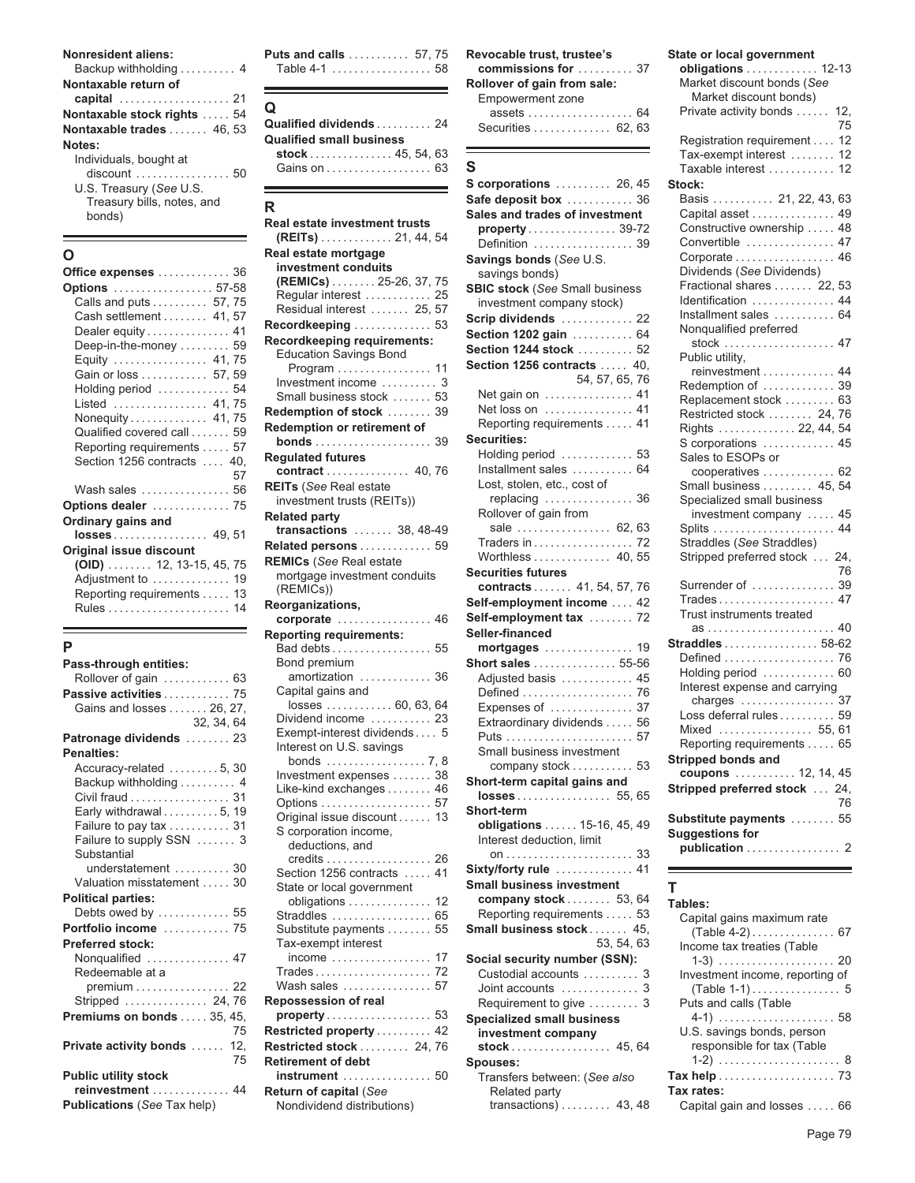**Nonresident aliens:**
- Backup withholding . . . . . . . . . . 4

**Nontaxable return of capital** . . . . . . . . . . . . . . . . . . . . 21

**Nontaxable stock rights** . . . . . 54

**Nontaxable trades** . . . . . . . 46, 53

**Notes:**
- Individuals, bought at discount . . . . . . . . . . . . . . . . . 50
- U.S. Treasury (*See* U.S. Treasury bills, notes, and bonds)

## O

**Office expenses** . . . . . . . . . . . . . 36

**Options** . . . . . . . . . . . . . . . . . . 57-58
- Calls and puts . . . . . . . . . . 57, 75
- Cash settlement . . . . . . . . 41, 57
- Dealer equity . . . . . . . . . . . . . . 41
- Deep-in-the-money . . . . . . . . . 59
- Equity . . . . . . . . . . . . . . . . . 41, 75
- Gain or loss . . . . . . . . . . . . 57, 59
- Holding period . . . . . . . . . . . . . 54
- Listed . . . . . . . . . . . . . . . . . 41, 75
- Nonequity . . . . . . . . . . . . . . 41, 75
- Qualified covered call . . . . . . . 59
- Reporting requirements . . . . . 57
- Section 1256 contracts . . . . 40, 57
- Wash sales . . . . . . . . . . . . . . . 56

**Options dealer** . . . . . . . . . . . . . . 75

**Ordinary gains and losses** . . . . . . . . . . . . . . . . . 49, 51

**Original issue discount (OID)** . . . . . . . . 12, 13-15, 45, 75
- Adjustment to . . . . . . . . . . . . . . 19
- Reporting requirements . . . . . 13
- Rules . . . . . . . . . . . . . . . . . . . . . . 14

## P

**Pass-through entities:**
- Rollover of gain . . . . . . . . . . . . 63

**Passive activities** . . . . . . . . . . . . 75
- Gains and losses . . . . . . . 26, 27, 32, 34, 64

**Patronage dividends** . . . . . . . . 23

**Penalties:**
- Accuracy-related . . . . . . . . . 5, 30
- Backup withholding . . . . . . . . . . 4
- Civil fraud . . . . . . . . . . . . . . . . . . 31
- Early withdrawal . . . . . . . . . . 5, 19
- Failure to pay tax . . . . . . . . . . . 31
- Failure to supply SSN . . . . . . . 3
- Substantial understatement . . . . . . . . . . 30
- Valuation misstatement . . . . . 30

**Political parties:**
- Debts owed by . . . . . . . . . . . . . 55

**Portfolio income** . . . . . . . . . . . . 75

**Preferred stock:**
- Nonqualified . . . . . . . . . . . . . . . 47
- Redeemable at a premium . . . . . . . . . . . . . . . . . 22
- Stripped . . . . . . . . . . . . . . . 24, 76

**Premiums on bonds** . . . . . 35, 45, 75

**Private activity bonds** . . . . . . 12, 75

**Public utility stock reinvestment** . . . . . . . . . . . . . . 44

**Publications** (*See* Tax help)

**Puts and calls** . . . . . . . . . . . 57, 75
- Table 4-1 . . . . . . . . . . . . . . . . . 58

## Q

**Qualified dividends** . . . . . . . . . . 24

**Qualified small business stock** . . . . . . . . . . . . . . . 45, 54, 63
- Gains on . . . . . . . . . . . . . . . . . . 63

## R

**Real estate investment trusts (REITs)** . . . . . . . . . . . . . 21, 44, 54

**Real estate mortgage investment conduits (REMICs)** . . . . . . . . 25-26, 37, 75
- Regular interest . . . . . . . . . . . . 25
- Residual interest . . . . . . . . 25, 57

**Recordkeeping** . . . . . . . . . . . . . . 53

**Recordkeeping requirements:**
- Education Savings Bond Program . . . . . . . . . . . . . . . . 11
- Investment income . . . . . . . . . . 3
- Small business stock . . . . . . . 53

**Redemption of stock** . . . . . . . . 39

**Redemption or retirement of bonds** . . . . . . . . . . . . . . . . . . . . 39

**Regulated futures contract** . . . . . . . . . . . . . . . 40, 76

**REITs** (*See* Real estate investment trusts (REITs))

**Related party transactions** . . . . . . . 38, 48-49

**Related persons** . . . . . . . . . . . . . 59

**REMICs** (*See* Real estate mortgage investment conduits (REMICs))

**Reorganizations, corporate** . . . . . . . . . . . . . . . . 46

**Reporting requirements:**
- Bad debts . . . . . . . . . . . . . . . . . 55
- Bond premium amortization . . . . . . . . . . . . . 36
- Capital gains and losses . . . . . . . . . . . . 60, 63, 64
- Dividend income . . . . . . . . . . . 23
- Exempt-interest dividends . . . . 5
- Interest on U.S. savings bonds . . . . . . . . . . . . . . . . . 7, 8
- Investment expenses . . . . . . . 38
- Like-kind exchanges . . . . . . . . 46
- Options . . . . . . . . . . . . . . . . . . . 57
- Original issue discount . . . . . . 13
- S corporation income, deductions, and credits . . . . . . . . . . . . . . . . . . 26
- Section 1256 contracts . . . . . 41
- State or local government obligations . . . . . . . . . . . . . . 12
- Straddles . . . . . . . . . . . . . . . . . 65
- Substitute payments . . . . . . . . 55
- Tax-exempt interest income . . . . . . . . . . . . . . . . . 17
- Trades . . . . . . . . . . . . . . . . . . . . 72
- Wash sales . . . . . . . . . . . . . . . 57

**Repossession of real property** . . . . . . . . . . . . . . . . . . 53

**Restricted property** . . . . . . . . . . 42

**Restricted stock** . . . . . . . . . 24, 76

**Retirement of debt instrument** . . . . . . . . . . . . . . . . 50

**Return of capital** (*See* Nondividend distributions)

**Revocable trust, trustee's commissions for** . . . . . . . . . . 37

**Rollover of gain from sale:**
- Empowerment zone assets . . . . . . . . . . . . . . . . . . 64
- Securities . . . . . . . . . . . . . . 62, 63

## S

**S corporations** . . . . . . . . . . 26, 45

**Safe deposit box** . . . . . . . . . . . 36

**Sales and trades of investment property** . . . . . . . . . . . . . . . . 39-72
- Definition . . . . . . . . . . . . . . . . . 39

**Savings bonds** (*See* U.S. savings bonds)

**SBIC stock** (*See* Small business investment company stock)

**Scrip dividends** . . . . . . . . . . . . . 22

**Section 1202 gain** . . . . . . . . . . . 64

**Section 1244 stock** . . . . . . . . . . 52

**Section 1256 contracts** . . . . . 40, 54, 57, 65, 76
- Net gain on . . . . . . . . . . . . . . . . 41
- Net loss on . . . . . . . . . . . . . . . . 41
- Reporting requirements . . . . . 41

**Securities:**
- Holding period . . . . . . . . . . . . . 53
- Installment sales . . . . . . . . . . . 64
- Lost, stolen, etc., cost of replacing . . . . . . . . . . . . . . . . 36
- Rollover of gain from sale . . . . . . . . . . . . . . . . . 62, 63
- Traders in . . . . . . . . . . . . . . . . . . 72
- Worthless . . . . . . . . . . . . . . 40, 55

**Securities futures contracts** . . . . . . . 41, 54, 57, 76

**Self-employment income** . . . . 42

**Self-employment tax** . . . . . . . . 72

**Seller-financed mortgages** . . . . . . . . . . . . . . . . 19

**Short sales** . . . . . . . . . . . . . . . 55-56
- Adjusted basis . . . . . . . . . . . . . 45
- Defined . . . . . . . . . . . . . . . . . . . . 76
- Expenses of . . . . . . . . . . . . . . . 37
- Extraordinary dividends . . . . . 56
- Puts . . . . . . . . . . . . . . . . . . . . . . . 57
- Small business investment company stock . . . . . . . . . . . 53

**Short-term capital gains and losses** . . . . . . . . . . . . . . . . . 55, 65

**Short-term obligations** . . . . . . 15-16, 45, 49
- Interest deduction, limit on . . . . . . . . . . . . . . . . . . . . . . . 33

**Sixty/forty rule** . . . . . . . . . . . . . . 41

**Small business investment company stock** . . . . . . . . 53, 64
- Reporting requirements . . . . . 53

**Small business stock** . . . . . . . 45, 53, 54, 63

**Social security number (SSN):**
- Custodial accounts . . . . . . . . . . 3
- Joint accounts . . . . . . . . . . . . . . 3
- Requirement to give . . . . . . . . . 3

**Specialized small business investment company stock** . . . . . . . . . . . . . . . . . . 45, 64

**Spouses:**
- Transfers between: (*See also* Related party transactions) . . . . . . . . . 43, 48

**State or local government obligations** . . . . . . . . . . . . . 12-13
- Market discount bonds (*See* Market discount bonds)
- Private activity bonds . . . . . . 12, 75
- Registration requirement . . . . 12
- Tax-exempt interest . . . . . . . . 12
- Taxable interest . . . . . . . . . . . . 12

**Stock:**
- Basis . . . . . . . . . . . 21, 22, 43, 63
- Capital asset . . . . . . . . . . . . . . . 49
- Constructive ownership . . . . . 48
- Convertible . . . . . . . . . . . . . . . . 47
- Corporate . . . . . . . . . . . . . . . . . . 46
- Dividends (*See* Dividends)
- Fractional shares . . . . . . . 22, 53
- Identification . . . . . . . . . . . . . . . 44
- Installment sales . . . . . . . . . . . 64
- Nonqualified preferred stock . . . . . . . . . . . . . . . . . . . . 47
- Public utility, reinvestment . . . . . . . . . . . . . 44
- Redemption of . . . . . . . . . . . . . 39
- Replacement stock . . . . . . . . . 63
- Restricted stock . . . . . . . . 24, 76
- Rights . . . . . . . . . . . . . . 22, 44, 54
- S corporations . . . . . . . . . . . . . 45
- Sales to ESOPs or cooperatives . . . . . . . . . . . . . 62
- Small business . . . . . . . . . 45, 54
- Specialized small business investment company . . . . . 45
- Splits . . . . . . . . . . . . . . . . . . . . . . 44
- Straddles (*See* Straddles)
- Stripped preferred stock . . . 24, 76
- Surrender of . . . . . . . . . . . . . . . 39
- Trades . . . . . . . . . . . . . . . . . . . . . 47
- Trust instruments treated as . . . . . . . . . . . . . . . . . . . . . . . 40

**Straddles** . . . . . . . . . . . . . . . . . 58-62
- Defined . . . . . . . . . . . . . . . . . . . . 76
- Holding period . . . . . . . . . . . . . 60
- Interest expense and carrying charges . . . . . . . . . . . . . . . . . 37
- Loss deferral rules . . . . . . . . . . 59
- Mixed . . . . . . . . . . . . . . . . . 55, 61
- Reporting requirements . . . . . 65

**Stripped bonds and coupons** . . . . . . . . . . . 12, 14, 45

**Stripped preferred stock** . . . 24, 76

**Substitute payments** . . . . . . . . 55

**Suggestions for publication** . . . . . . . . . . . . . . . . . 2

## T

**Tables:**
- Capital gains maximum rate (Table 4-2) . . . . . . . . . . . . . . . 67
- Income tax treaties (Table 1-3) . . . . . . . . . . . . . . . . . . . . . 20
- Investment income, reporting of (Table 1-1) . . . . . . . . . . . . . . . . 5
- Puts and calls (Table 4-1) . . . . . . . . . . . . . . . . . . . . . 58
- U.S. savings bonds, person responsible for tax (Table 1-2) . . . . . . . . . . . . . . . . . . . . . . 8

**Tax help** . . . . . . . . . . . . . . . . . . . . . 73

**Tax rates:**
- Capital gain and losses . . . . . 66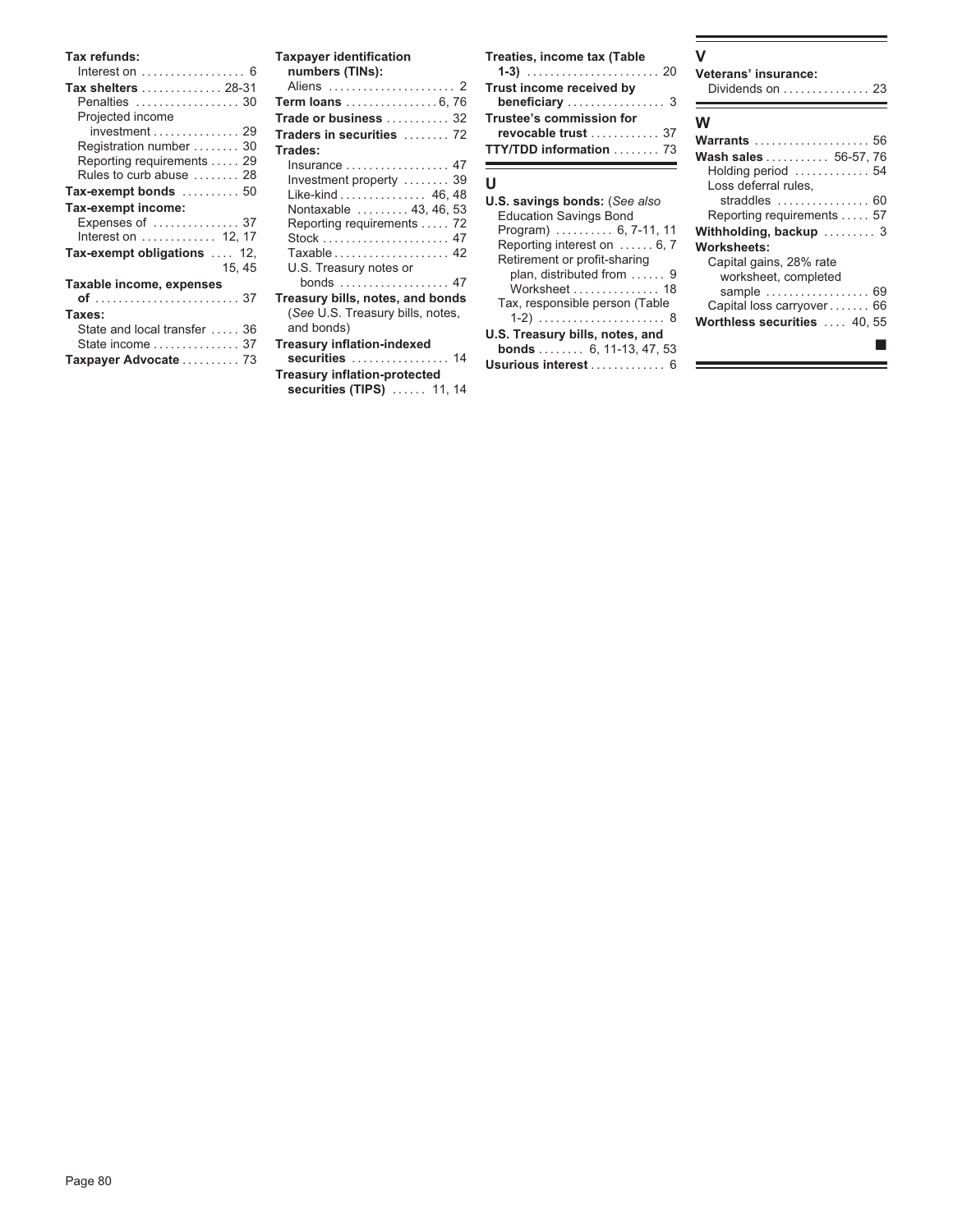**Tax refunds:**
- Interest on .................. 6

**Tax shelters** .............. 28-31
- Penalties .................. 30
- Projected income investment ............... 29
- Registration number ........ 30
- Reporting requirements ..... 29
- Rules to curb abuse ........ 28

**Tax-exempt bonds** .......... 50

**Tax-exempt income:**
- Expenses of ............... 37
- Interest on ............. 12, 17

**Tax-exempt obligations** .... 12, 15, 45

**Taxable income, expenses of** ......................... 37

**Taxes:**
- State and local transfer ..... 36
- State income ............... 37

**Taxpayer Advocate** .......... 73

**Taxpayer identification numbers (TINs):**
- Aliens ...................... 2

**Term loans** ................ 6, 76

**Trade or business** ........... 32

**Traders in securities** ........ 72

**Trades:**
- Insurance .................. 47
- Investment property ........ 39
- Like-kind ............... 46, 48
- Nontaxable ......... 43, 46, 53
- Reporting requirements ..... 72
- Stock ...................... 47
- Taxable .................... 42
- U.S. Treasury notes or bonds ................... 47

**Treasury bills, notes, and bonds** (*See* U.S. Treasury bills, notes, and bonds)

**Treasury inflation-indexed securities** ................. 14

**Treasury inflation-protected securities (TIPS)** ...... 11, 14

**Treaties, income tax (Table 1-3)** ....................... 20

**Trust income received by beneficiary** ................. 3

**Trustee's commission for revocable trust** ............ 37

**TTY/TDD information** ........ 73

## U

**U.S. savings bonds:** (*See also* Education Savings Bond Program) .......... 6, 7-11, 11
- Reporting interest on ...... 6, 7
- Retirement or profit-sharing plan, distributed from ...... 9
- Worksheet ............... 18
- Tax, responsible person (Table 1-2) ...................... 8

**U.S. Treasury bills, notes, and bonds** ........ 6, 11-13, 47, 53

**Usurious interest** ............. 6

## V

**Veterans' insurance:**
- Dividends on ............... 23

## W

**Warrants** .................... 56

**Wash sales** ........... 56-57, 76
- Holding period ............. 54
- Loss deferral rules, straddles ................ 60
- Reporting requirements ..... 57

**Withholding, backup** ......... 3

**Worksheets:**
- Capital gains, 28% rate worksheet, completed sample .................. 69
- Capital loss carryover ....... 66

**Worthless securities** .... 40, 55

■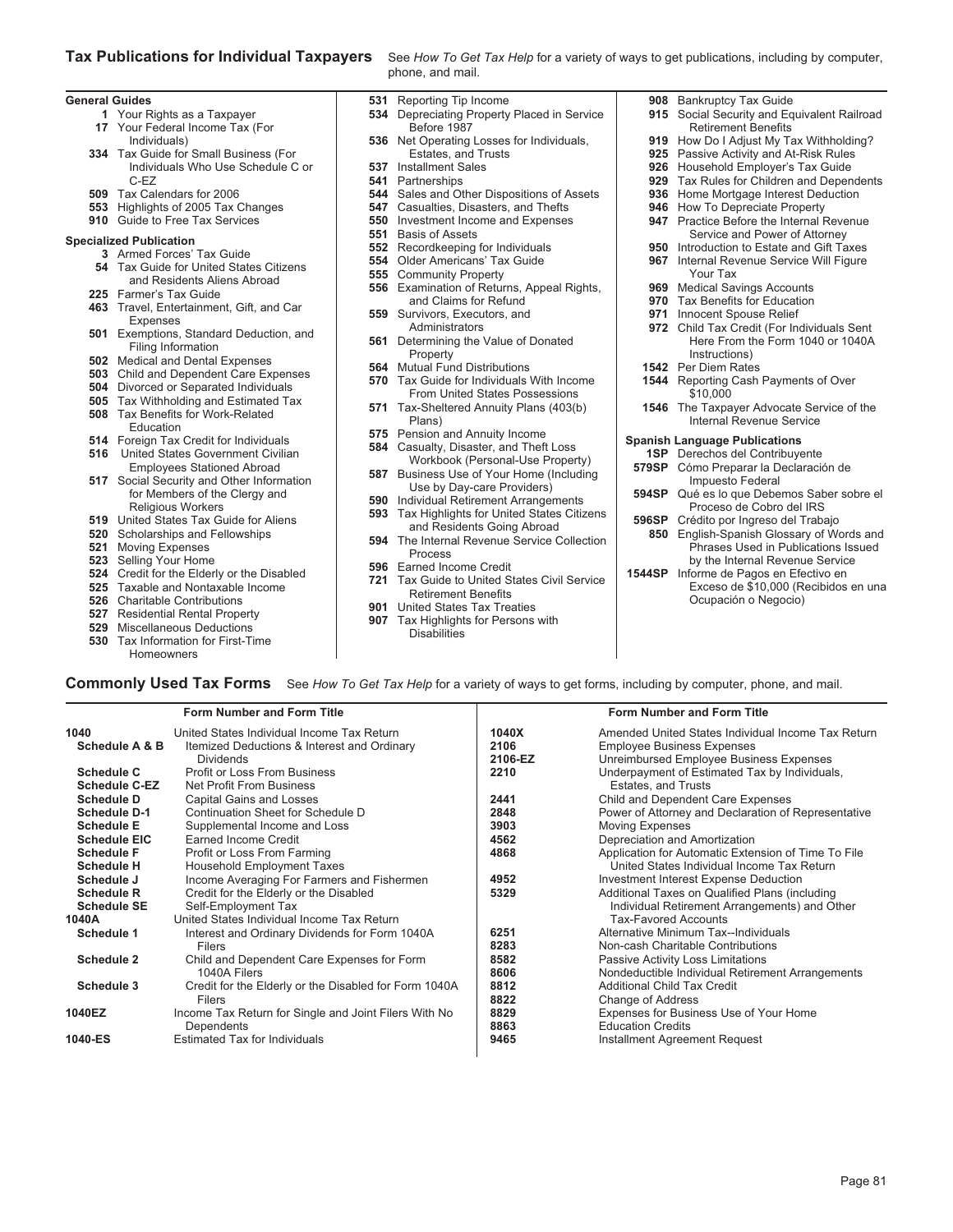## Tax Publications for Individual Taxpayers

See *How To Get Tax Help* for a variety of ways to get publications, including by computer, phone, and mail.

**General Guides**

- **1** Your Rights as a Taxpayer
- **17** Your Federal Income Tax (For Individuals)
- **334** Tax Guide for Small Business (For Individuals Who Use Schedule C or C-EZ
- **509** Tax Calendars for 2006
- **553** Highlights of 2005 Tax Changes
- **910** Guide to Free Tax Services

**Specialized Publication**

- **3** Armed Forces' Tax Guide
- **54** Tax Guide for United States Citizens and Residents Aliens Abroad
- **225** Farmer's Tax Guide
- **463** Travel, Entertainment, Gift, and Car Expenses
- **501** Exemptions, Standard Deduction, and Filing Information
- **502** Medical and Dental Expenses
- **503** Child and Dependent Care Expenses
- **504** Divorced or Separated Individuals
- **505** Tax Withholding and Estimated Tax
- **508** Tax Benefits for Work-Related Education
- **514** Foreign Tax Credit for Individuals
- **516** United States Government Civilian Employees Stationed Abroad
- **517** Social Security and Other Information for Members of the Clergy and Religious Workers
- **519** United States Tax Guide for Aliens
- **520** Scholarships and Fellowships
- **521** Moving Expenses
- **523** Selling Your Home
- **524** Credit for the Elderly or the Disabled
- **525** Taxable and Nontaxable Income
- **526** Charitable Contributions
- **527** Residential Rental Property
- **529** Miscellaneous Deductions
- **530** Tax Information for First-Time Homeowners
- **531** Reporting Tip Income
- **534** Depreciating Property Placed in Service Before 1987
- **536** Net Operating Losses for Individuals, Estates, and Trusts
- **537** Installment Sales
- **541** Partnerships
- **544** Sales and Other Dispositions of Assets
- **547** Casualties, Disasters, and Thefts
- **550** Investment Income and Expenses
- **551** Basis of Assets
- **552** Recordkeeping for Individuals
- **554** Older Americans' Tax Guide
- **555** Community Property
- **556** Examination of Returns, Appeal Rights, and Claims for Refund
- **559** Survivors, Executors, and Administrators
- **561** Determining the Value of Donated Property
- **564** Mutual Fund Distributions
- **570** Tax Guide for Individuals With Income From United States Possessions
- **571** Tax-Sheltered Annuity Plans (403(b) Plans)
- **575** Pension and Annuity Income
- **584** Casualty, Disaster, and Theft Loss Workbook (Personal-Use Property)
- **587** Business Use of Your Home (Including Use by Day-care Providers)
- **590** Individual Retirement Arrangements
- **593** Tax Highlights for United States Citizens and Residents Going Abroad
- **594** The Internal Revenue Service Collection Process
- **596** Earned Income Credit
- **721** Tax Guide to United States Civil Service Retirement Benefits
- **901** United States Tax Treaties
- **907** Tax Highlights for Persons with Disabilities
- **908** Bankruptcy Tax Guide
- **915** Social Security and Equivalent Railroad Retirement Benefits
- **919** How Do I Adjust My Tax Withholding?
- **925** Passive Activity and At-Risk Rules
- **926** Household Employer's Tax Guide
- **929** Tax Rules for Children and Dependents
- **936** Home Mortgage Interest Deduction
- **946** How To Depreciate Property
- **947** Practice Before the Internal Revenue Service and Power of Attorney
- **950** Introduction to Estate and Gift Taxes
- **967** Internal Revenue Service Will Figure Your Tax
- **969** Medical Savings Accounts
- **970** Tax Benefits for Education
- **971** Innocent Spouse Relief
- **972** Child Tax Credit (For Individuals Sent Here From the Form 1040 or 1040A Instructions)
- **1542** Per Diem Rates
- **1544** Reporting Cash Payments of Over $10,000
- **1546** The Taxpayer Advocate Service of the Internal Revenue Service

**Spanish Language Publications**

- **1SP** Derechos del Contribuyente
- **579SP** Cómo Preparar la Declaración de Impuesto Federal
- **594SP** Qué es lo que Debemos Saber sobre el Proceso de Cobro del IRS
- **596SP** Crédito por Ingreso del Trabajo
- **850** English-Spanish Glossary of Words and Phrases Used in Publications Issued by the Internal Revenue Service
- **1544SP** Informe de Pagos en Efectivo en Exceso de $10,000 (Recibidos en una Ocupación o Negocio)

## Commonly Used Tax Forms

See *How To Get Tax Help* for a variety of ways to get forms, including by computer, phone, and mail.

| Form Number | Form Title |
|---|---|
| **1040** | United States Individual Income Tax Return |
| **Schedule A & B** | Itemized Deductions & Interest and Ordinary Dividends |
| **Schedule C** | Profit or Loss From Business |
| **Schedule C-EZ** | Net Profit From Business |
| **Schedule D** | Capital Gains and Losses |
| **Schedule D-1** | Continuation Sheet for Schedule D |
| **Schedule E** | Supplemental Income and Loss |
| **Schedule EIC** | Earned Income Credit |
| **Schedule F** | Profit or Loss From Farming |
| **Schedule H** | Household Employment Taxes |
| **Schedule J** | Income Averaging For Farmers and Fishermen |
| **Schedule R** | Credit for the Elderly or the Disabled |
| **Schedule SE** | Self-Employment Tax |
| **1040A** | United States Individual Income Tax Return |
| **Schedule 1** | Interest and Ordinary Dividends for Form 1040A Filers |
| **Schedule 2** | Child and Dependent Care Expenses for Form 1040A Filers |
| **Schedule 3** | Credit for the Elderly or the Disabled for Form 1040A Filers |
| **1040EZ** | Income Tax Return for Single and Joint Filers With No Dependents |
| **1040-ES** | Estimated Tax for Individuals |
| **1040X** | Amended United States Individual Income Tax Return |
| **2106** | Employee Business Expenses |
| **2106-EZ** | Unreimbursed Employee Business Expenses |
| **2210** | Underpayment of Estimated Tax by Individuals, Estates, and Trusts |
| **2441** | Child and Dependent Care Expenses |
| **2848** | Power of Attorney and Declaration of Representative |
| **3903** | Moving Expenses |
| **4562** | Depreciation and Amortization |
| **4868** | Application for Automatic Extension of Time To File United States Individual Income Tax Return |
| **4952** | Investment Interest Expense Deduction |
| **5329** | Additional Taxes on Qualified Plans (including Individual Retirement Arrangements) and Other Tax-Favored Accounts |
| **6251** | Alternative Minimum Tax--Individuals |
| **8283** | Non-cash Charitable Contributions |
| **8582** | Passive Activity Loss Limitations |
| **8606** | Nondeductible Individual Retirement Arrangements |
| **8812** | Additional Child Tax Credit |
| **8822** | Change of Address |
| **8829** | Expenses for Business Use of Your Home |
| **8863** | Education Credits |
| **9465** | Installment Agreement Request |